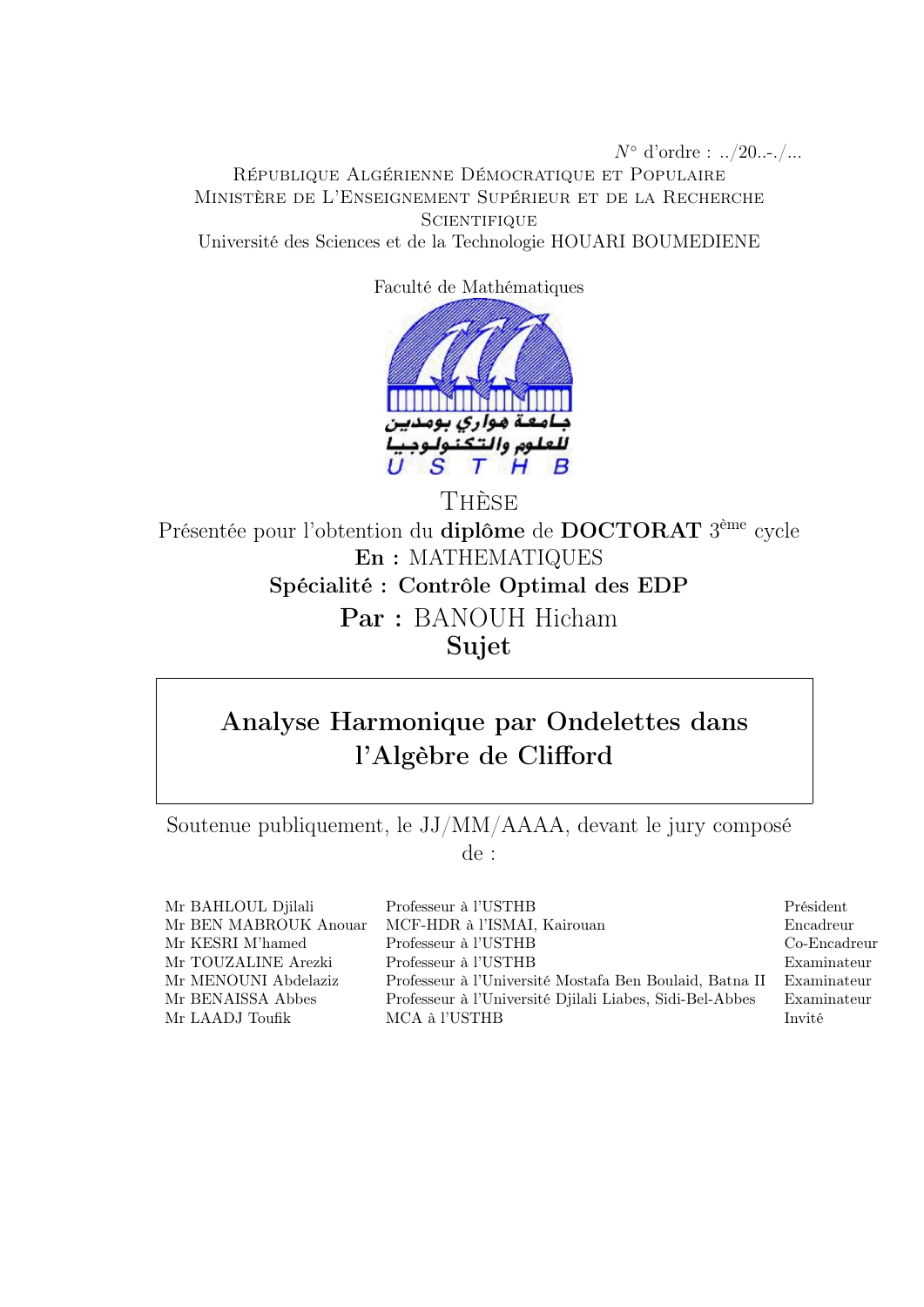$N^\circ$ d'ordre : ../20..-./...

République Algérienne Démocratique et Populaire
Ministère de L'Enseignement Supérieur et de la Recherche Scientifique
Université des Sciences et de la Technologie HOUARI BOUMEDIENE

Faculté de Mathématiques

جامعة هواري بومدين للعلوم والتكنولوجيا
U S T H B

# Thèse

Présentée pour l'obtention du **diplôme** de **DOCTORAT** 3$^{\text{ème}}$ cycle

**En :** MATHEMATIQUES

**Spécialité : Contrôle Optimal des EDP**

**Par :** BANOUH Hicham

**Sujet**

## Analyse Harmonique par Ondelettes dans l'Algèbre de Clifford

Soutenue publiquement, le JJ/MM/AAAA, devant le jury composé de :

| | | |
|---|---|---|
| Mr BAHLOUL Djilali | Professeur à l'USTHB | Président |
| Mr BEN MABROUK Anouar | MCF-HDR à l'ISMAI, Kairouan | Encadreur |
| Mr KESRI M'hamed | Professeur à l'USTHB | Co-Encadreur |
| Mr TOUZALINE Arezki | Professeur à l'USTHB | Examinateur |
| Mr MENOUNI Abdelaziz | Professeur à l'Université Mostafa Ben Boulaid, Batna II | Examinateur |
| Mr BENAISSA Abbes | Professeur à l'Université Djilali Liabes, Sidi-Bel-Abbes | Examinateur |
| Mr LAADJ Toufik | MCA à l'USTHB | Invité |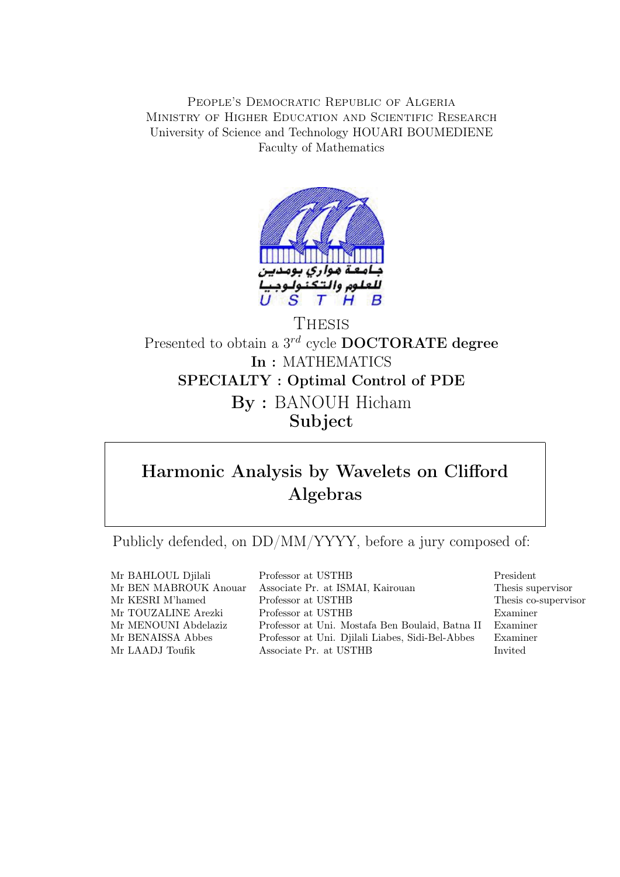People's Democratic Republic of Algeria
Ministry of Higher Education and Scientific Research
University of Science and Technology HOUARI BOUMEDIENE
Faculty of Mathematics

جامعة هواري بومدين
للعلوم والتكنولوجيا
U S T H B

# Thesis

Presented to obtain a $3^{rd}$ cycle **DOCTORATE degree**

**In :** MATHEMATICS

**SPECIALTY : Optimal Control of PDE**

**By :** BANOUH Hicham

**Subject**

## Harmonic Analysis by Wavelets on Clifford Algebras

Publicly defended, on DD/MM/YYYY, before a jury composed of:

| | | |
|---|---|---|
| Mr BAHLOUL Djilali | Professor at USTHB | President |
| Mr BEN MABROUK Anouar | Associate Pr. at ISMAI, Kairouan | Thesis supervisor |
| Mr KESRI M'hamed | Professor at USTHB | Thesis co-supervisor |
| Mr TOUZALINE Arezki | Professor at USTHB | Examiner |
| Mr MENOUNI Abdelaziz | Professor at Uni. Mostafa Ben Boulaid, Batna II | Examiner |
| Mr BENAISSA Abbes | Professor at Uni. Djilali Liabes, Sidi-Bel-Abbes | Examiner |
| Mr LAADJ Toufik | Associate Pr. at USTHB | Invited |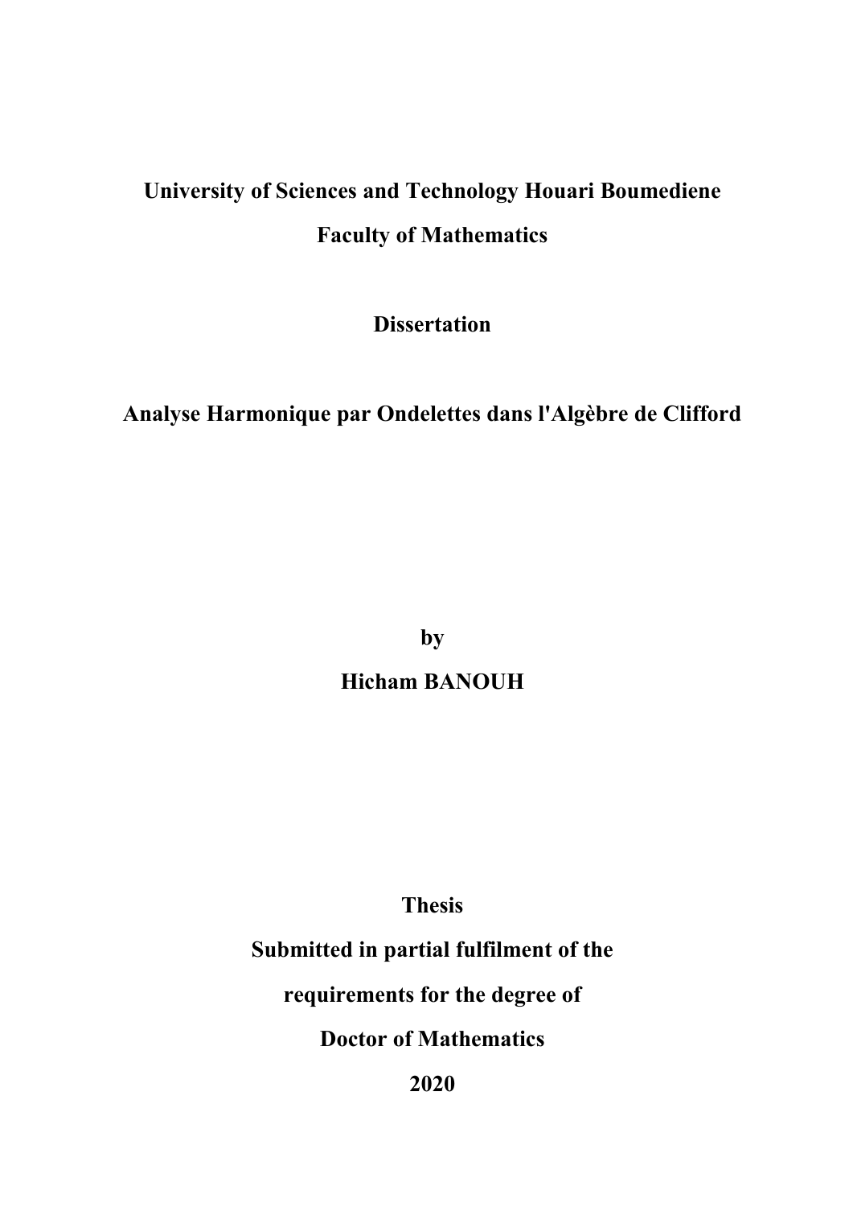**University of Sciences and Technology Houari Boumediene**

**Faculty of Mathematics**

**Dissertation**

# Analyse Harmonique par Ondelettes dans l'Algèbre de Clifford

**by**

**Hicham BANOUH**

**Thesis**

**Submitted in partial fulfilment of the**

**requirements for the degree of**

**Doctor of Mathematics**

**2020**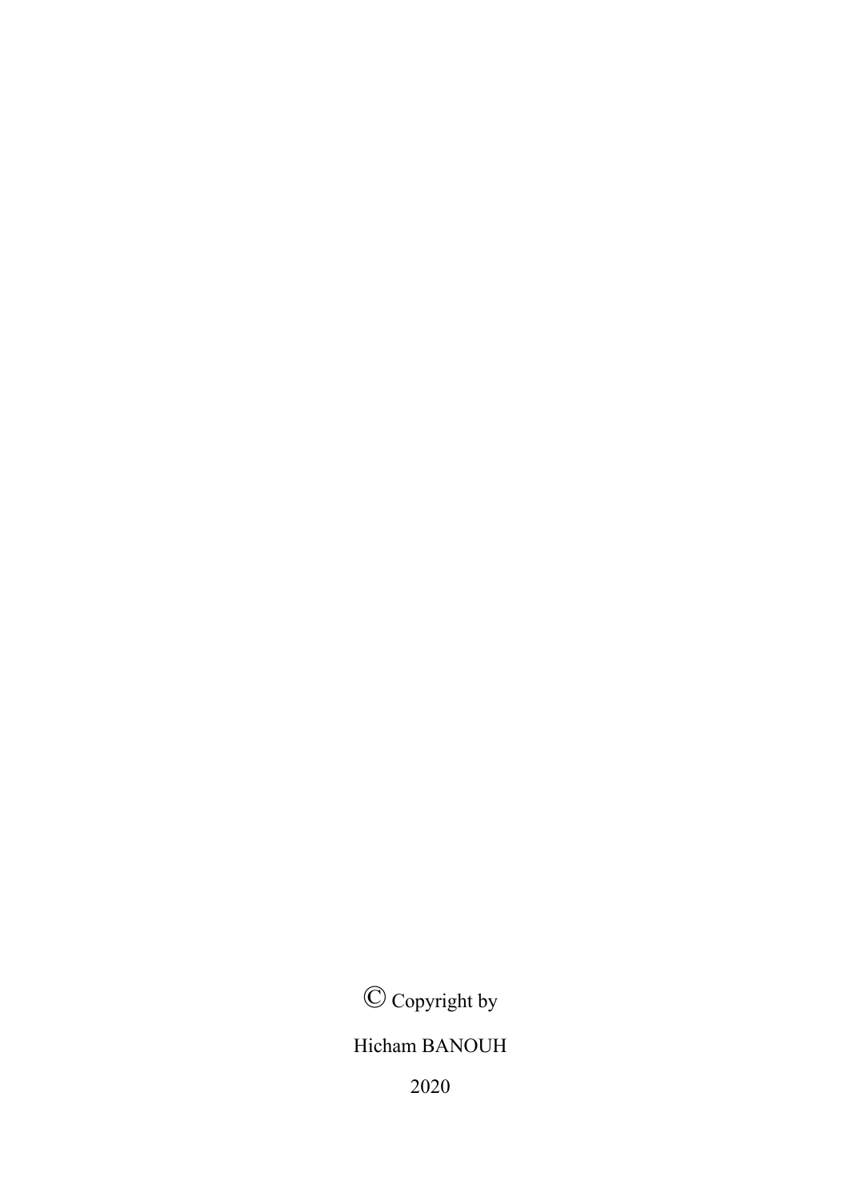© Copyright by

Hicham BANOUH

2020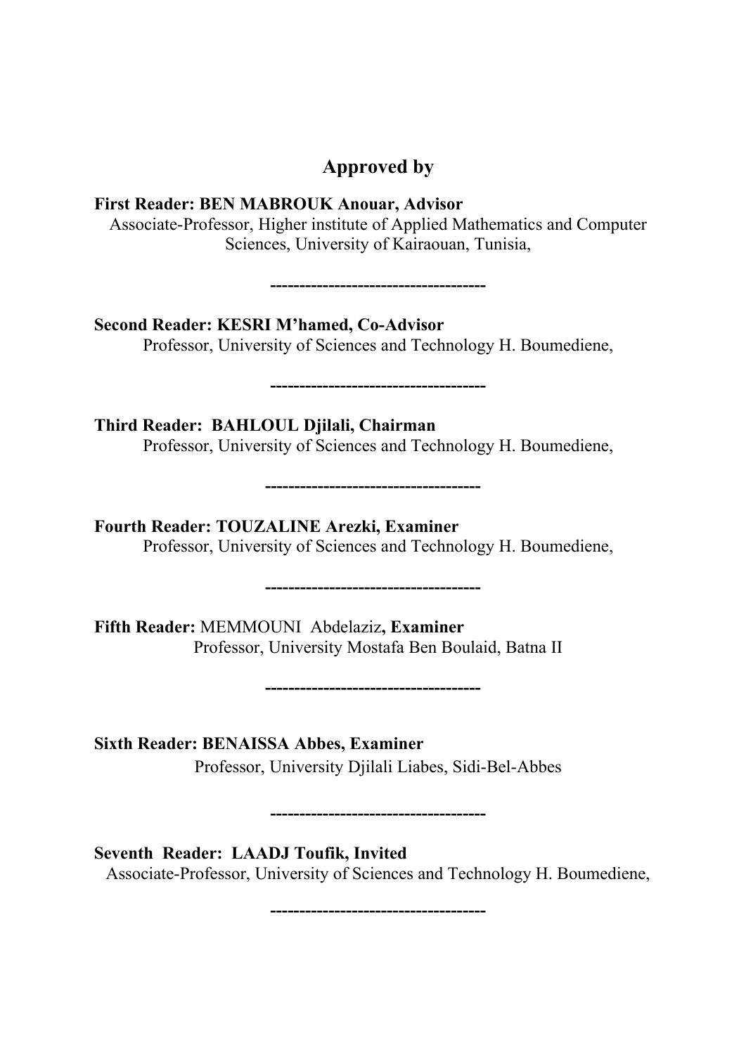## Approved by

**First Reader: BEN MABROUK Anouar, Advisor**
Associate-Professor, Higher institute of Applied Mathematics and Computer Sciences, University of Kairaouan, Tunisia,

**-------------------------------------**

**Second Reader: KESRI M'hamed, Co-Advisor**
Professor, University of Sciences and Technology H. Boumediene,

**-------------------------------------**

**Third Reader: BAHLOUL Djilali, Chairman**
Professor, University of Sciences and Technology H. Boumediene,

**-------------------------------------**

**Fourth Reader: TOUZALINE Arezki, Examiner**
Professor, University of Sciences and Technology H. Boumediene,

**-------------------------------------**

**Fifth Reader:** MEMMOUNI Abdelaziz**, Examiner**
Professor, University Mostafa Ben Boulaid, Batna II

**-------------------------------------**

**Sixth Reader: BENAISSA Abbes, Examiner**
Professor, University Djilali Liabes, Sidi-Bel-Abbes

**-------------------------------------**

**Seventh Reader: LAADJ Toufik, Invited**
Associate-Professor, University of Sciences and Technology H. Boumediene,

**-------------------------------------**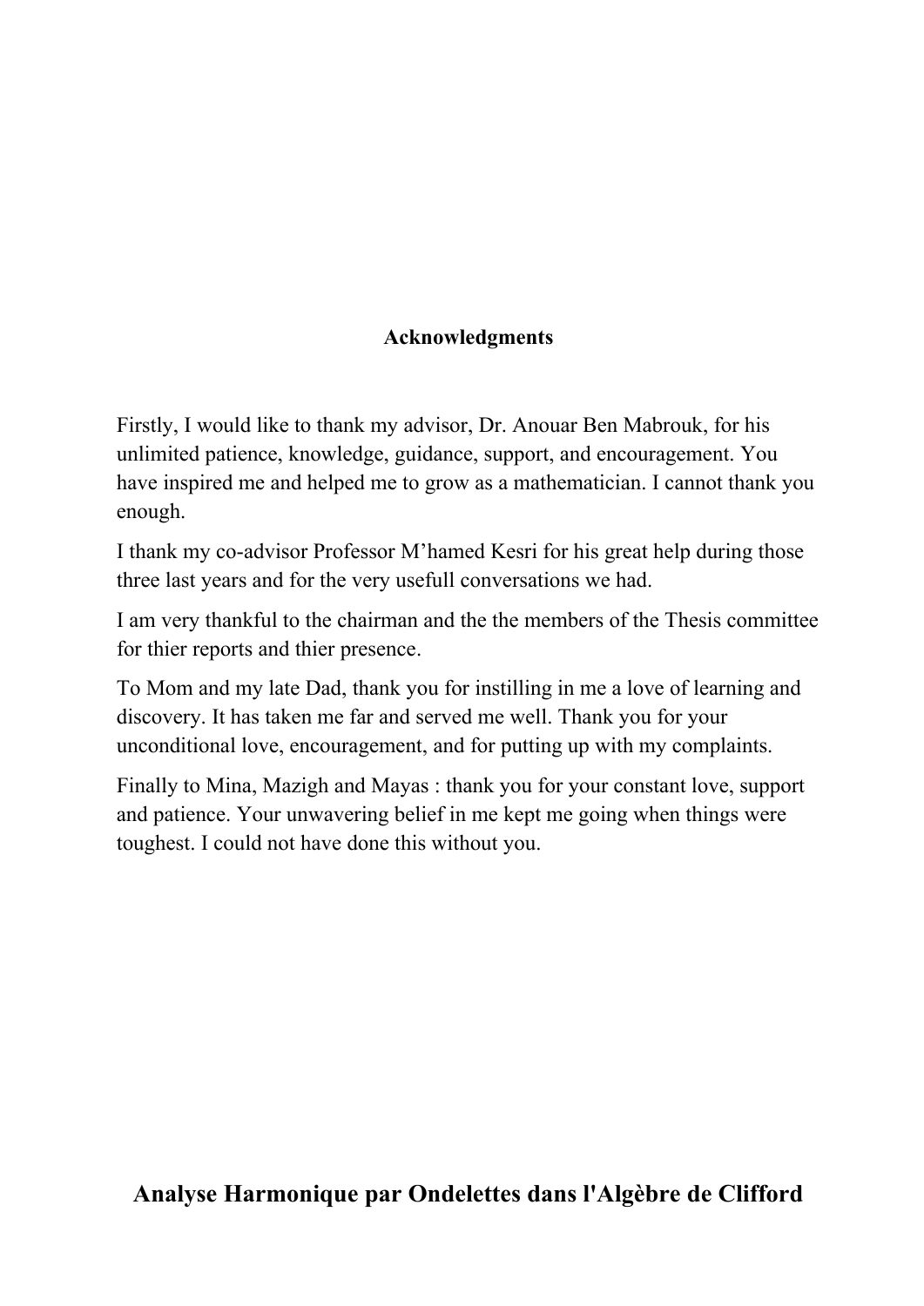**Acknowledgments**

Firstly, I would like to thank my advisor, Dr. Anouar Ben Mabrouk, for his unlimited patience, knowledge, guidance, support, and encouragement. You have inspired me and helped me to grow as a mathematician. I cannot thank you enough.

I thank my co-advisor Professor M'hamed Kesri for his great help during those three last years and for the very usefull conversations we had.

I am very thankful to the chairman and the the members of the Thesis committee for thier reports and thier presence.

To Mom and my late Dad, thank you for instilling in me a love of learning and discovery. It has taken me far and served me well. Thank you for your unconditional love, encouragement, and for putting up with my complaints.

Finally to Mina, Mazigh and Mayas : thank you for your constant love, support and patience. Your unwavering belief in me kept me going when things were toughest. I could not have done this without you.

**Analyse Harmonique par Ondelettes dans l'Algèbre de Clifford**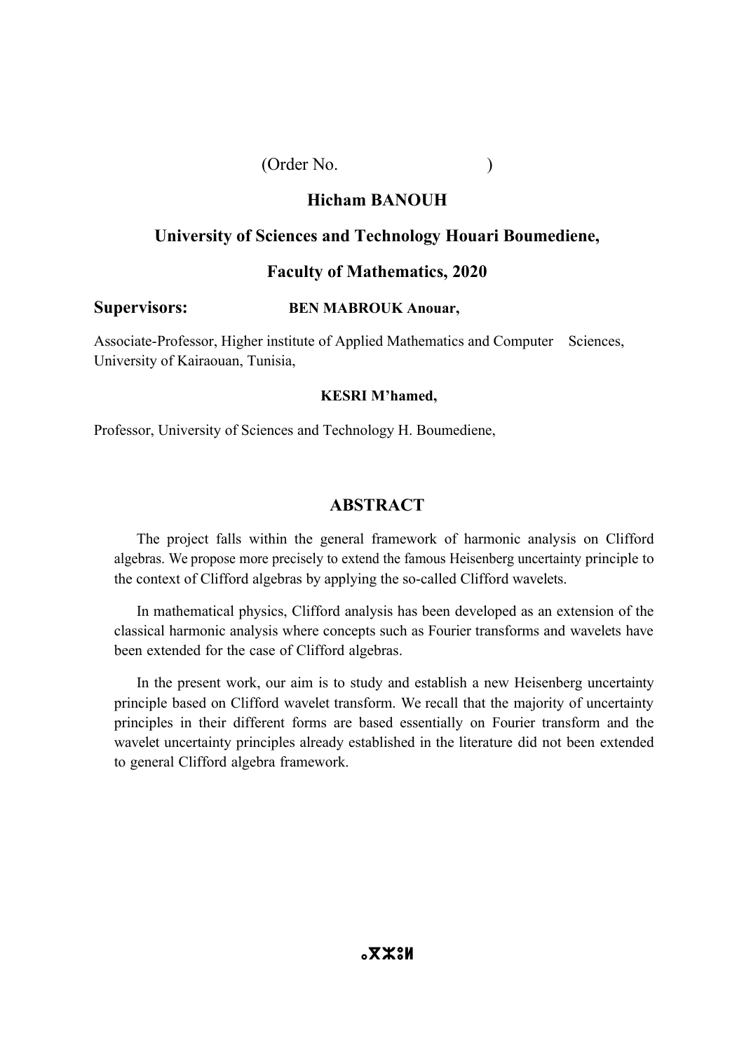(Order No. )

**Hicham BANOUH**

**University of Sciences and Technology Houari Boumediene,**

**Faculty of Mathematics, 2020**

**Supervisors:** **BEN MABROUK Anouar,**

Associate-Professor, Higher institute of Applied Mathematics and Computer Sciences, University of Kairaouan, Tunisia,

**KESRI M'hamed,**

Professor, University of Sciences and Technology H. Boumediene,

## ABSTRACT

The project falls within the general framework of harmonic analysis on Clifford algebras. We propose more precisely to extend the famous Heisenberg uncertainty principle to the context of Clifford algebras by applying the so-called Clifford wavelets.

In mathematical physics, Clifford analysis has been developed as an extension of the classical harmonic analysis where concepts such as Fourier transforms and wavelets have been extended for the case of Clifford algebras.

In the present work, our aim is to study and establish a new Heisenberg uncertainty principle based on Clifford wavelet transform. We recall that the majority of uncertainty principles in their different forms are based essentially on Fourier transform and the wavelet uncertainty principles already established in the literature did not been extended to general Clifford algebra framework.

ⵓⵅⵥⵍ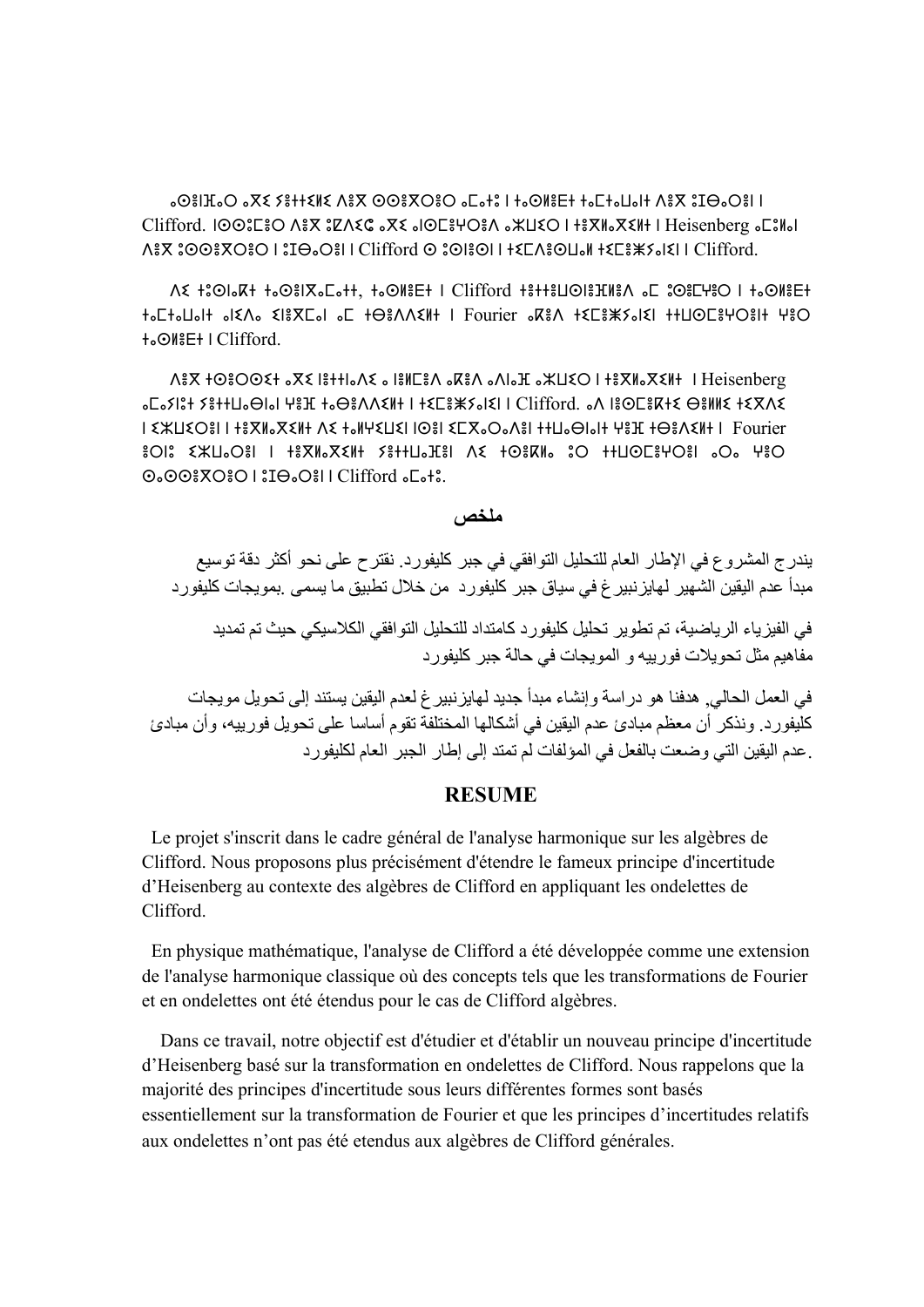ⴰⵙⴻⵏⵊⴰⵔ ⴰⴳⵉ ⵢⴻⵜⵜⴻⵍⵉ ⴷⴻⴳ ⵙⵙⴻⴳⵔⴻⵔ ⴰⵎⴰⵜⴰ ⵏ ⵜⴰⵙⵍⴻⴹⵜ ⵜⴰⵎⵜⴰⵡⴰⵏⵜ ⴷⴻⴳ ⴻⵣⴻⵔⴰⵔ ⵏ Clifford. ⵏⵙⵙⵓⵎⴻⵔ ⴷⴻⴳ ⵓⵥⴷⴻⵛ ⴰⴳⵉ ⴰⵏⵙⵎⴻⵖⵔⴰⴷ ⴰⵣⵡⵉⵔ ⵏ ⵜⴻⴳⵍⴰⴳⴻⵍⵜ ⵏ Heisenberg ⴰⵎⵓⵍⴰⵏ ⴷⴻⴳ ⵓⵙⵙⴻⴳⵔⴻⵔ ⵏ ⵓⵣⴻⵔⴰⵔⴻⵏ ⵏ Clifford ⵙ ⵓⵙⵏⴻⵙⵏ ⵏ ⵜⴻⵎⴷⴰⵙⵡⴰⵍ ⵜⴻⵎⴻⵣⵢⴰⵏⵉⵏ ⵏ Clifford.

ⴷⴻ ⵜⵓⵙⵏⴰⵟⵜ ⵜⴰⵙⵏⵓⵏⴰⵎⵜⵜ, ⵜⴰⵙⵍⴻⴹⵜ ⵏ Clifford ⵜⴻⵜⵜⵓⵙⵏⴻⴼⵍⴻⴷ ⴰⵎ ⵓⵙⴻⵎⵖⴻⵔ ⵏ ⵜⴰⵙⵍⴻⴹⵜ ⵜⴰⵎⵜⴰⵡⴰⵏⵜ ⴰⵏⴻⴷⴰ ⴻⵏⵉⴳⵎⴰⵏ ⴰⵎ ⵜⵓⵖⵓⴷⴷⴻⵍⵜ ⵏ Fourier ⴰⵟⴻⴷ ⵜⴻⵎⴷⴰⵙⵡⴰⵍ ⵜⵜⵓⵙⵎⴻⵖⵔⴻⵏⵜ ⵖⴻⵔ ⵜⴰⵙⵍⴻⴹⵜ ⵏ Clifford.

ⴷⴻⴳ ⵜⵙⵓⵔⵓⵜ ⴰⴳⵉ ⵏⴻⵜⵜⵏⴰⴷⵉ ⴰ ⵏⴻⵎⵎⴻⵍ ⴰⵟⴻⴷ ⴰⴷⵏⴰⵣ ⴰⵣⵡⵉⵔ ⵏ ⵜⴻⴳⵍⴰⴳⴻⵍⵜ ⵏ Heisenberg ⴰⵎⴰⵢⵏⵓⵜ ⵢⴻⵜⵜⵓⵙⵏⴰⵙ ⵖⴻⴼ ⵜⴰⵙⴻⴷⴷⴰⴷⴻⵍⵜ ⵏ ⵜⴻⵎⴻⵣⵢⴰⵏⵉⵏ ⵏ Clifford. ⴰⴷ ⵏⴻⵙⵎⴻⵟⵜⴻ ⵙⴻⵍⵍⴻⴷ ⵜⴻⴳⵍⴰⴳⴻ ⵏ ⴻⵣⵡⵉⵔⴻⵏ ⵏ ⵜⴻⴳⵍⴰⴳⴻⵍⵜ ⴷⴻ ⵜⴰⵍⵖⴰⵡⵉⵏ ⵏⵙⴻⵏ ⴻⵎⴳⴰⵔⴰⴷⴻⵏ ⵜⵜⵓⴱⴰⵙⴰⵏⵜ ⵖⴻⴼ ⵜⵙⴻⴷⴷⴰⴷⴻⵍⵜ ⵏ Fourier ⴻⵏⵏⴻ ⴻⵣⵡⵉⵔⴻⵏ ⵏ ⵜⴻⴳⵍⴰⴳⴻⵍⵜ ⵢⴻⵜⵜⵓⵙⵏⴻⵏ ⴷⴻ ⵜⴰⵙⴻⵟⵍⴰ ⵓⵏ ⵜⵜⵓⵙⵎⴻⵖⵔⴻⵏ ⴰⵔⴰ ⵖⴻⵔ ⵙⴰⵙⵙⴻⴳⵔⴻⵔ ⵏ ⵓⵣⴻⵔⴰⵔⴻⵏ ⵏ Clifford ⴰⵎⴰⵜⴰ.

## ملخص

يندرج المشروع في الإطار العام للتحليل التوافقي في جبر كليفورد. نقترح على نحو أكثر دقة توسيع مبدأ عدم اليقين الشهير لهايزنبيرغ في سياق جبر كليفورد من خلال تطبيق ما يسمى .بمويجات كليفورد

في الفيزياء الرياضية، تم تطوير تحليل كليفورد كامتداد للتحليل التوافقي الكلاسيكي حيث تم تمديد مفاهيم مثل تحويلات فورييه و المويجات في حالة جبر كليفورد

في العمل الحالي, هدفنا هو دراسة وإنشاء مبدأ جديد لهايزنبيرغ لعدم اليقين يستند إلى تحويل مويجات كليفورد. ونذكر أن معظم مبادئ عدم اليقين في أشكالها المختلفة تقوم أساسا على تحويل فورييه، وأن مبادئ عدم اليقين التي وضعت بالفعل في المؤلفات لم تمتد إلى إطار الجبر العام لكليفورد.

## RESUME

Le projet s'inscrit dans le cadre général de l'analyse harmonique sur les algèbres de Clifford. Nous proposons plus précisément d'étendre le fameux principe d'incertitude d'Heisenberg au contexte des algèbres de Clifford en appliquant les ondelettes de Clifford.

En physique mathématique, l'analyse de Clifford a été développée comme une extension de l'analyse harmonique classique où des concepts tels que les transformations de Fourier et en ondelettes ont été étendus pour le cas de Clifford algèbres.

Dans ce travail, notre objectif est d'étudier et d'établir un nouveau principe d'incertitude d'Heisenberg basé sur la transformation en ondelettes de Clifford. Nous rappelons que la majorité des principes d'incertitude sous leurs différentes formes sont basés essentiellement sur la transformation de Fourier et que les principes d'incertitudes relatifs aux ondelettes n'ont pas été etendus aux algèbres de Clifford générales.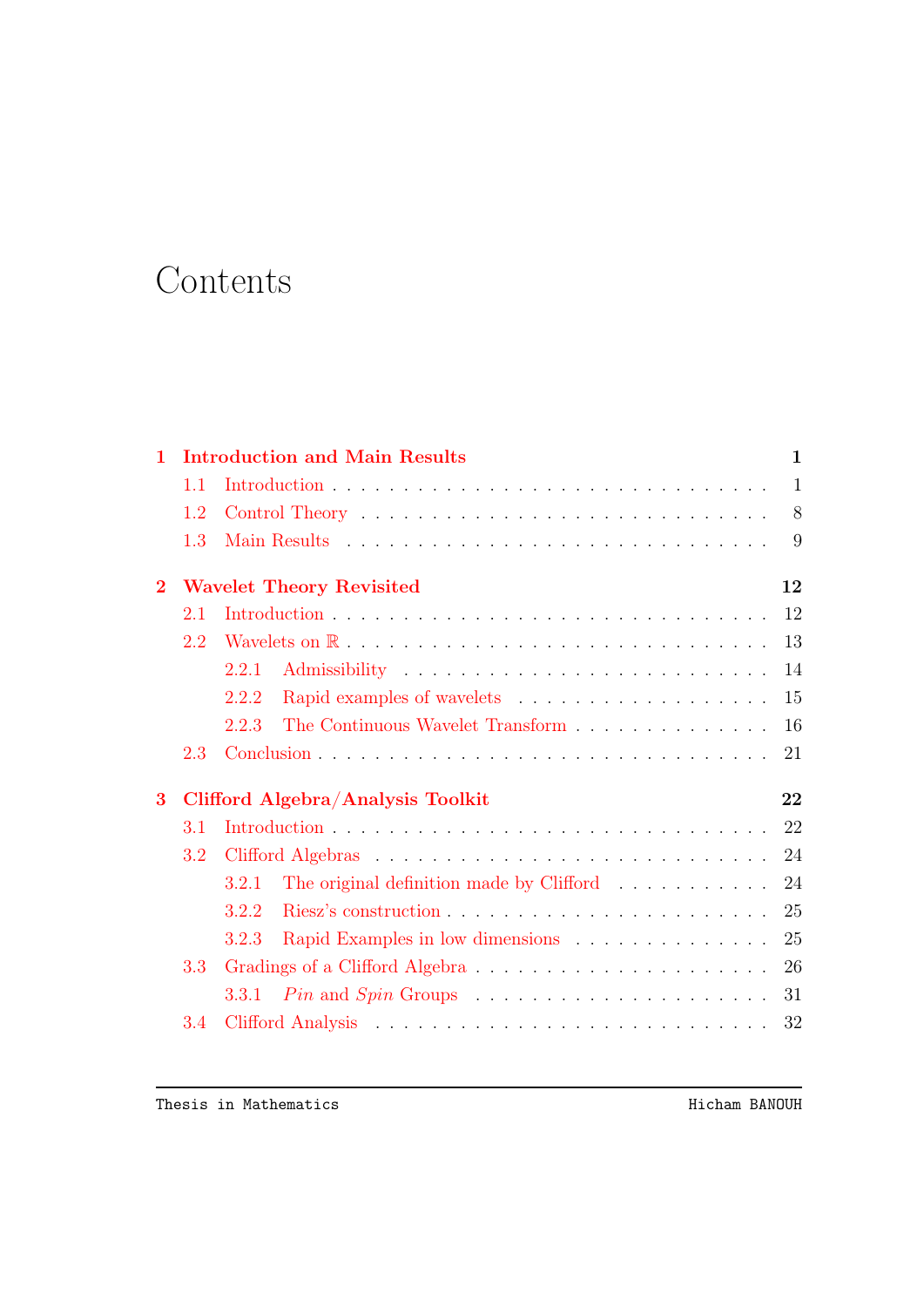# Contents

**1 Introduction and Main Results** **1**

- 1.1 Introduction . . . . . . . . . . . . . . . . . . . . . . . . . . . . . 1
- 1.2 Control Theory . . . . . . . . . . . . . . . . . . . . . . . . . . . . 8
- 1.3 Main Results . . . . . . . . . . . . . . . . . . . . . . . . . . . . . 9

**2 Wavelet Theory Revisited** **12**

- 2.1 Introduction . . . . . . . . . . . . . . . . . . . . . . . . . . . . . 12
- 2.2 Wavelets on $\mathbb{R}$ . . . . . . . . . . . . . . . . . . . . . . . . . . . . 13
  - 2.2.1 Admissibility . . . . . . . . . . . . . . . . . . . . . . . . . . 14
  - 2.2.2 Rapid examples of wavelets . . . . . . . . . . . . . . . . . . 15
  - 2.2.3 The Continuous Wavelet Transform . . . . . . . . . . . . . . 16
- 2.3 Conclusion . . . . . . . . . . . . . . . . . . . . . . . . . . . . . . 21

**3 Clifford Algebra/Analysis Toolkit** **22**

- 3.1 Introduction . . . . . . . . . . . . . . . . . . . . . . . . . . . . . 22
- 3.2 Clifford Algebras . . . . . . . . . . . . . . . . . . . . . . . . . . . 24
  - 3.2.1 The original definition made by Clifford . . . . . . . . . . . 24
  - 3.2.2 Riesz's construction . . . . . . . . . . . . . . . . . . . . . . 25
  - 3.2.3 Rapid Examples in low dimensions . . . . . . . . . . . . . . 25
- 3.3 Gradings of a Clifford Algebra . . . . . . . . . . . . . . . . . . . . 26
  - 3.3.1 *Pin* and *Spin* Groups . . . . . . . . . . . . . . . . . . . . . 31
- 3.4 Clifford Analysis . . . . . . . . . . . . . . . . . . . . . . . . . . . 32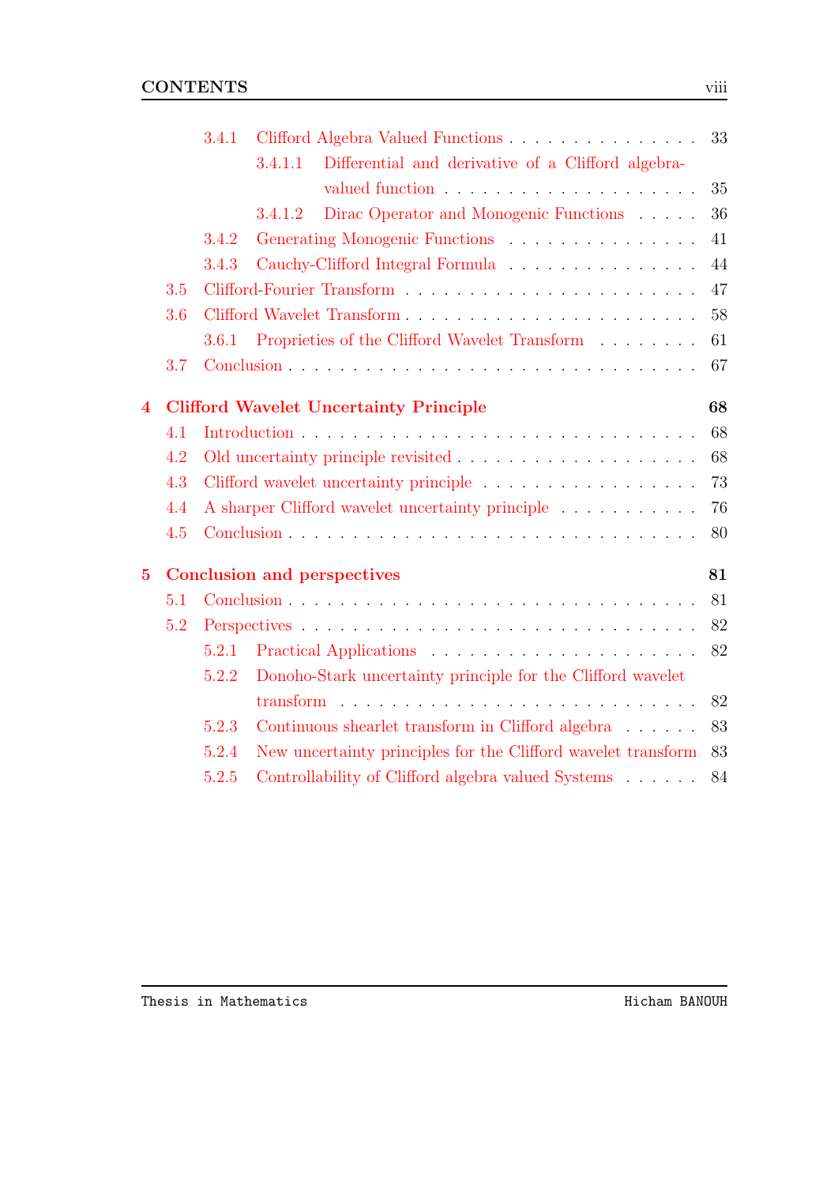3.4.1 Clifford Algebra Valued Functions . . . . . . . . . . . . . . . . 33

3.4.1.1 Differential and derivative of a Clifford algebra-valued function . . . . . . . . . . . . . . . . . . . . 35

3.4.1.2 Dirac Operator and Monogenic Functions . . . . . 36

3.4.2 Generating Monogenic Functions . . . . . . . . . . . . . . . . 41

3.4.3 Cauchy-Clifford Integral Formula . . . . . . . . . . . . . . . . 44

3.5 Clifford-Fourier Transform . . . . . . . . . . . . . . . . . . . . . . . 47

3.6 Clifford Wavelet Transform . . . . . . . . . . . . . . . . . . . . . . . 58

3.6.1 Proprieties of the Clifford Wavelet Transform . . . . . . . . 61

3.7 Conclusion . . . . . . . . . . . . . . . . . . . . . . . . . . . . . . . 67

**4 Clifford Wavelet Uncertainty Principle 68**

4.1 Introduction . . . . . . . . . . . . . . . . . . . . . . . . . . . . . . 68

4.2 Old uncertainty principle revisited . . . . . . . . . . . . . . . . . . 68

4.3 Clifford wavelet uncertainty principle . . . . . . . . . . . . . . . . . 73

4.4 A sharper Clifford wavelet uncertainty principle . . . . . . . . . . . 76

4.5 Conclusion . . . . . . . . . . . . . . . . . . . . . . . . . . . . . . . 80

**5 Conclusion and perspectives 81**

5.1 Conclusion . . . . . . . . . . . . . . . . . . . . . . . . . . . . . . . 81

5.2 Perspectives . . . . . . . . . . . . . . . . . . . . . . . . . . . . . . . 82

5.2.1 Practical Applications . . . . . . . . . . . . . . . . . . . . . 82

5.2.2 Donoho-Stark uncertainty principle for the Clifford wavelet transform . . . . . . . . . . . . . . . . . . . . . . . . . . . 82

5.2.3 Continuous shearlet transform in Clifford algebra . . . . . . 83

5.2.4 New uncertainty principles for the Clifford wavelet transform 83

5.2.5 Controllability of Clifford algebra valued Systems . . . . . . 84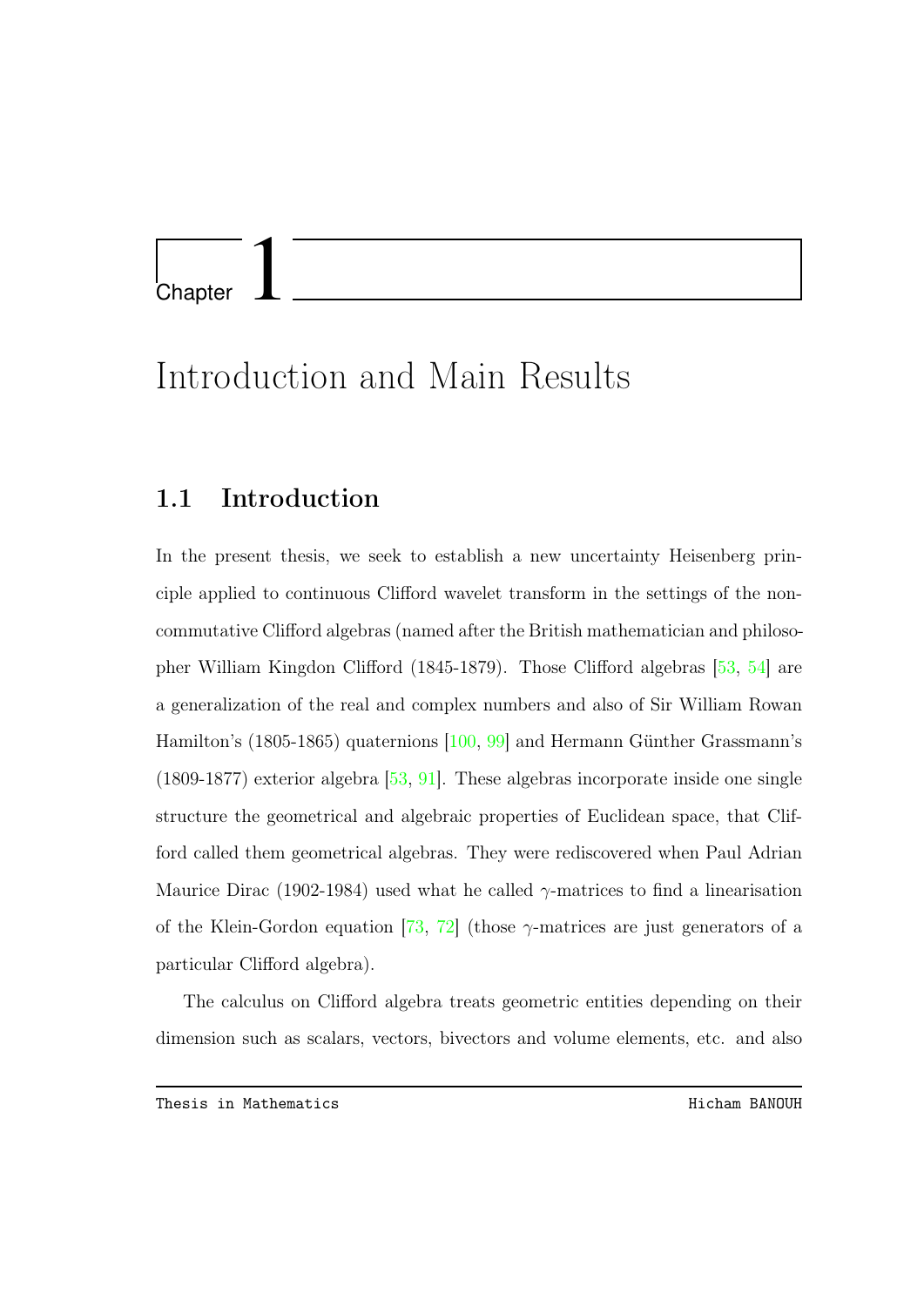# Chapter 1

# Introduction and Main Results

## 1.1 Introduction

In the present thesis, we seek to establish a new uncertainty Heisenberg principle applied to continuous Clifford wavelet transform in the settings of the non-commutative Clifford algebras (named after the British mathematician and philosopher William Kingdon Clifford (1845-1879). Those Clifford algebras [53, 54] are a generalization of the real and complex numbers and also of Sir William Rowan Hamilton's (1805-1865) quaternions [100, 99] and Hermann Günther Grassmann's (1809-1877) exterior algebra [53, 91]. These algebras incorporate inside one single structure the geometrical and algebraic properties of Euclidean space, that Clifford called them geometrical algebras. They were rediscovered when Paul Adrian Maurice Dirac (1902-1984) used what he called $\gamma$-matrices to find a linearisation of the Klein-Gordon equation [73, 72] (those $\gamma$-matrices are just generators of a particular Clifford algebra).

The calculus on Clifford algebra treats geometric entities depending on their dimension such as scalars, vectors, bivectors and volume elements, etc. and also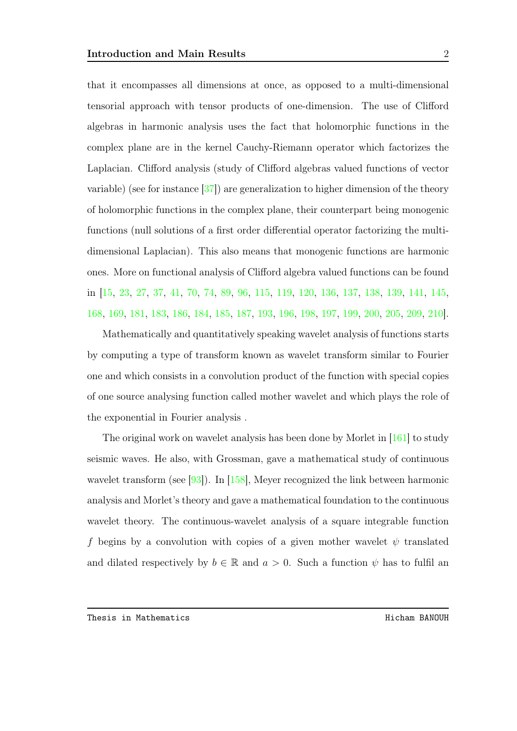that it encompasses all dimensions at once, as opposed to a multi-dimensional tensorial approach with tensor products of one-dimension. The use of Clifford algebras in harmonic analysis uses the fact that holomorphic functions in the complex plane are in the kernel Cauchy-Riemann operator which factorizes the Laplacian. Clifford analysis (study of Clifford algebras valued functions of vector variable) (see for instance [37]) are generalization to higher dimension of the theory of holomorphic functions in the complex plane, their counterpart being monogenic functions (null solutions of a first order differential operator factorizing the multi-dimensional Laplacian). This also means that monogenic functions are harmonic ones. More on functional analysis of Clifford algebra valued functions can be found in [15, 23, 27, 37, 41, 70, 74, 89, 96, 115, 119, 120, 136, 137, 138, 139, 141, 145, 168, 169, 181, 183, 186, 184, 185, 187, 193, 196, 198, 197, 199, 200, 205, 209, 210].

Mathematically and quantitatively speaking wavelet analysis of functions starts by computing a type of transform known as wavelet transform similar to Fourier one and which consists in a convolution product of the function with special copies of one source analysing function called mother wavelet and which plays the role of the exponential in Fourier analysis .

The original work on wavelet analysis has been done by Morlet in [161] to study seismic waves. He also, with Grossman, gave a mathematical study of continuous wavelet transform (see [93]). In [158], Meyer recognized the link between harmonic analysis and Morlet's theory and gave a mathematical foundation to the continuous wavelet theory. The continuous-wavelet analysis of a square integrable function $f$ begins by a convolution with copies of a given mother wavelet $\psi$ translated and dilated respectively by $b \in \mathbb{R}$ and $a > 0$. Such a function $\psi$ has to fulfil an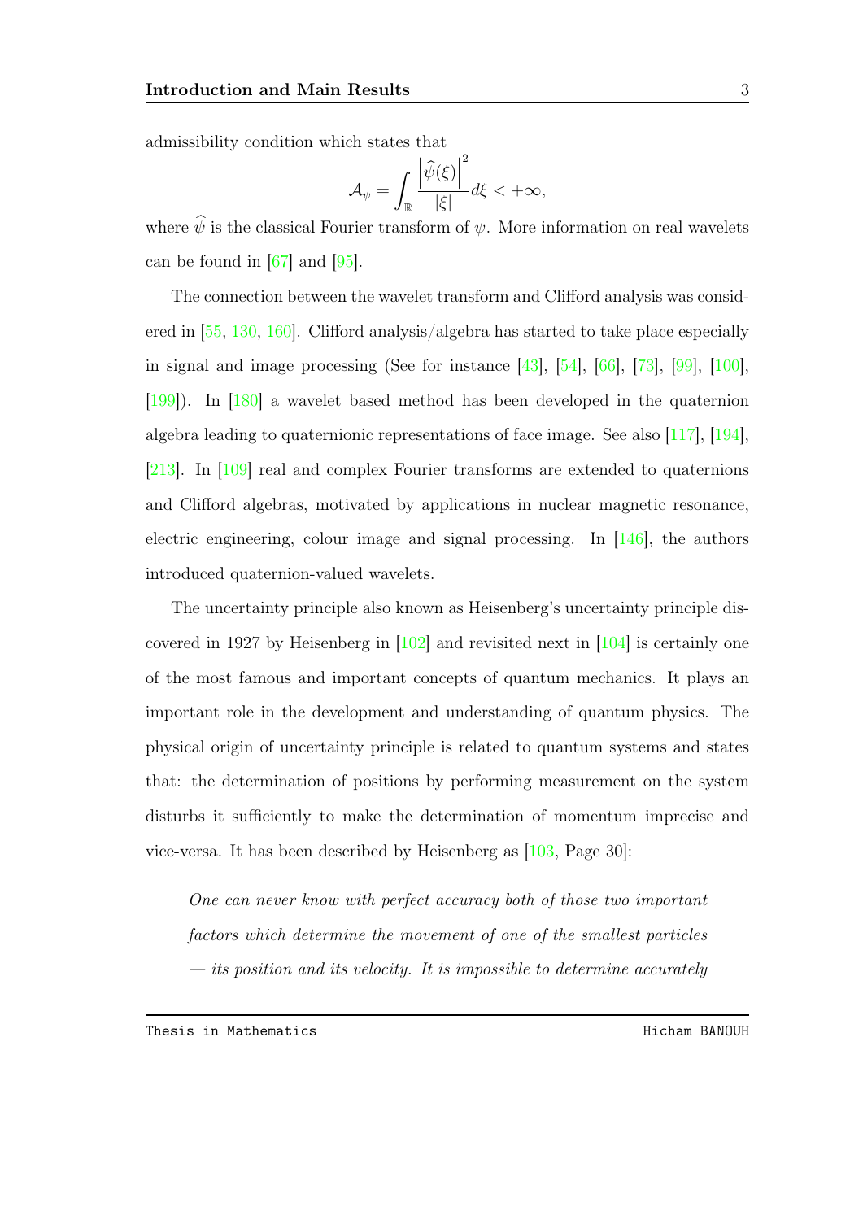admissibility condition which states that

$$\mathcal{A}_\psi = \int_{\mathbb{R}} \frac{\left|\widehat{\psi}(\xi)\right|^2}{|\xi|} d\xi < +\infty,$$

where $\widehat{\psi}$ is the classical Fourier transform of $\psi$. More information on real wavelets can be found in [67] and [95].

The connection between the wavelet transform and Clifford analysis was considered in [55, 130, 160]. Clifford analysis/algebra has started to take place especially in signal and image processing (See for instance [43], [54], [66], [73], [99], [100], [199]). In [180] a wavelet based method has been developed in the quaternion algebra leading to quaternionic representations of face image. See also [117], [194], [213]. In [109] real and complex Fourier transforms are extended to quaternions and Clifford algebras, motivated by applications in nuclear magnetic resonance, electric engineering, colour image and signal processing. In [146], the authors introduced quaternion-valued wavelets.

The uncertainty principle also known as Heisenberg's uncertainty principle discovered in 1927 by Heisenberg in [102] and revisited next in [104] is certainly one of the most famous and important concepts of quantum mechanics. It plays an important role in the development and understanding of quantum physics. The physical origin of uncertainty principle is related to quantum systems and states that: the determination of positions by performing measurement on the system disturbs it sufficiently to make the determination of momentum imprecise and vice-versa. It has been described by Heisenberg as [103, Page 30]:

> *One can never know with perfect accuracy both of those two important factors which determine the movement of one of the smallest particles — its position and its velocity. It is impossible to determine accurately*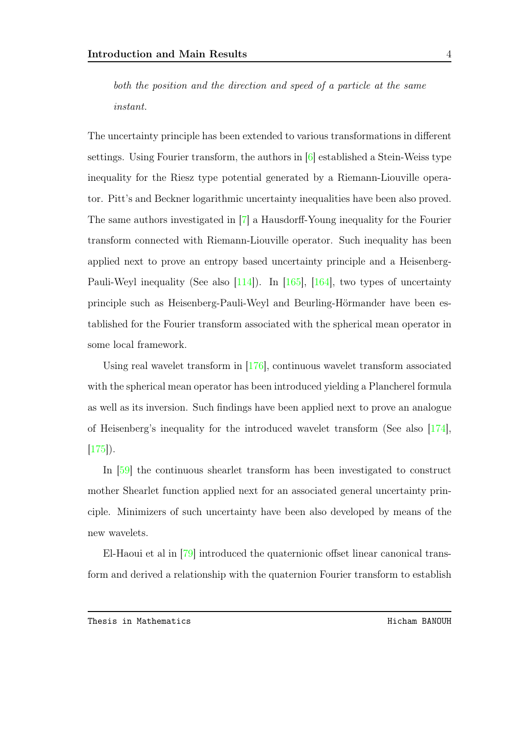*both the position and the direction and speed of a particle at the same instant.*

The uncertainty principle has been extended to various transformations in different settings. Using Fourier transform, the authors in [6] established a Stein-Weiss type inequality for the Riesz type potential generated by a Riemann-Liouville operator. Pitt's and Beckner logarithmic uncertainty inequalities have been also proved. The same authors investigated in [7] a Hausdorff-Young inequality for the Fourier transform connected with Riemann-Liouville operator. Such inequality has been applied next to prove an entropy based uncertainty principle and a Heisenberg-Pauli-Weyl inequality (See also [114]). In [165], [164], two types of uncertainty principle such as Heisenberg-Pauli-Weyl and Beurling-Hörmander have been established for the Fourier transform associated with the spherical mean operator in some local framework.

Using real wavelet transform in [176], continuous wavelet transform associated with the spherical mean operator has been introduced yielding a Plancherel formula as well as its inversion. Such findings have been applied next to prove an analogue of Heisenberg's inequality for the introduced wavelet transform (See also [174], [175]).

In [59] the continuous shearlet transform has been investigated to construct mother Shearlet function applied next for an associated general uncertainty principle. Minimizers of such uncertainty have been also developed by means of the new wavelets.

El-Haoui et al in [79] introduced the quaternionic offset linear canonical transform and derived a relationship with the quaternion Fourier transform to establish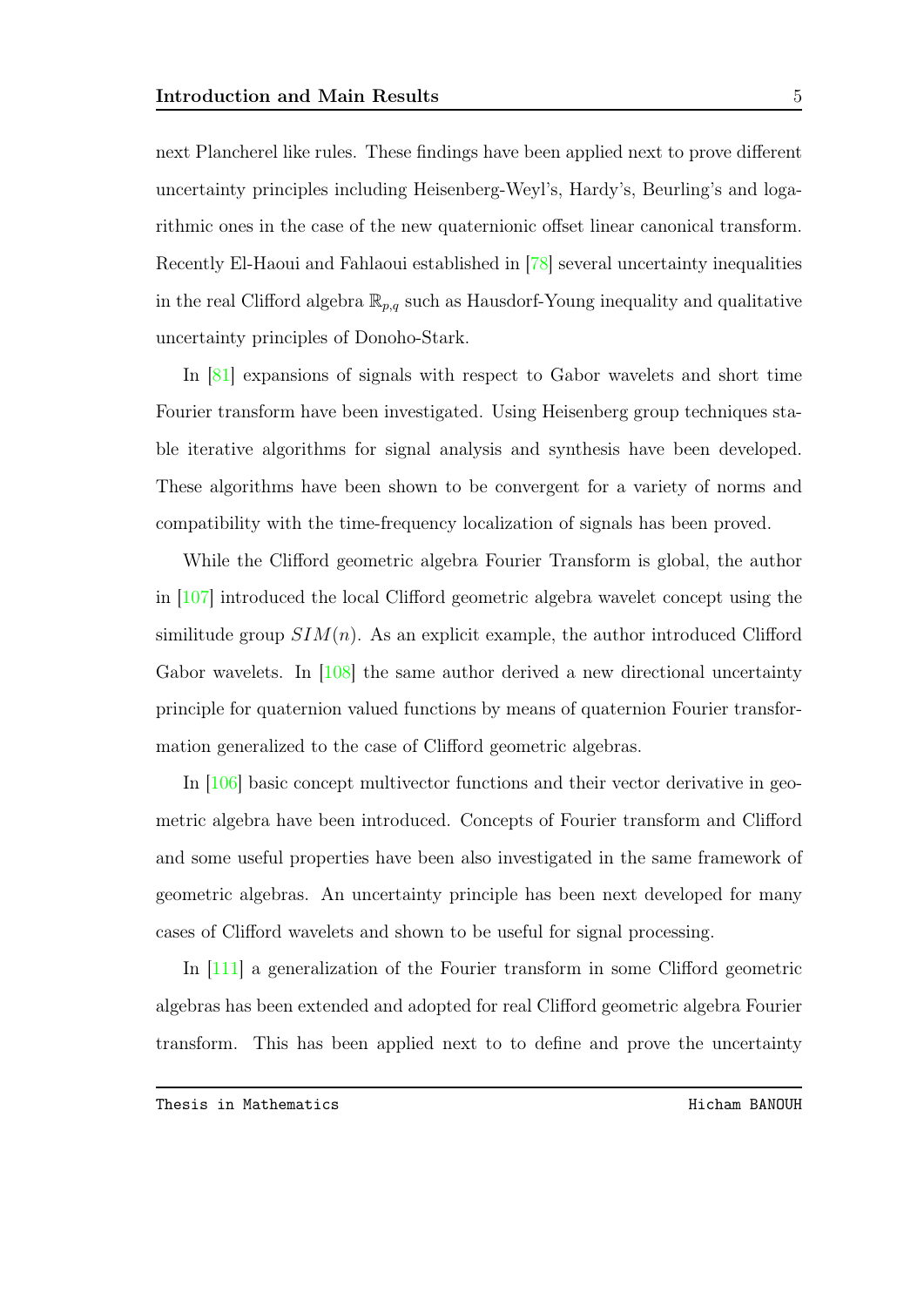next Plancherel like rules. These findings have been applied next to prove different uncertainty principles including Heisenberg-Weyl's, Hardy's, Beurling's and logarithmic ones in the case of the new quaternionic offset linear canonical transform. Recently El-Haoui and Fahlaoui established in [78] several uncertainty inequalities in the real Clifford algebra $\mathbb{R}_{p,q}$ such as Hausdorf-Young inequality and qualitative uncertainty principles of Donoho-Stark.

In [81] expansions of signals with respect to Gabor wavelets and short time Fourier transform have been investigated. Using Heisenberg group techniques stable iterative algorithms for signal analysis and synthesis have been developed. These algorithms have been shown to be convergent for a variety of norms and compatibility with the time-frequency localization of signals has been proved.

While the Clifford geometric algebra Fourier Transform is global, the author in [107] introduced the local Clifford geometric algebra wavelet concept using the similitude group $SIM(n)$. As an explicit example, the author introduced Clifford Gabor wavelets. In [108] the same author derived a new directional uncertainty principle for quaternion valued functions by means of quaternion Fourier transformation generalized to the case of Clifford geometric algebras.

In [106] basic concept multivector functions and their vector derivative in geometric algebra have been introduced. Concepts of Fourier transform and Clifford and some useful properties have been also investigated in the same framework of geometric algebras. An uncertainty principle has been next developed for many cases of Clifford wavelets and shown to be useful for signal processing.

In [111] a generalization of the Fourier transform in some Clifford geometric algebras has been extended and adopted for real Clifford geometric algebra Fourier transform. This has been applied next to to define and prove the uncertainty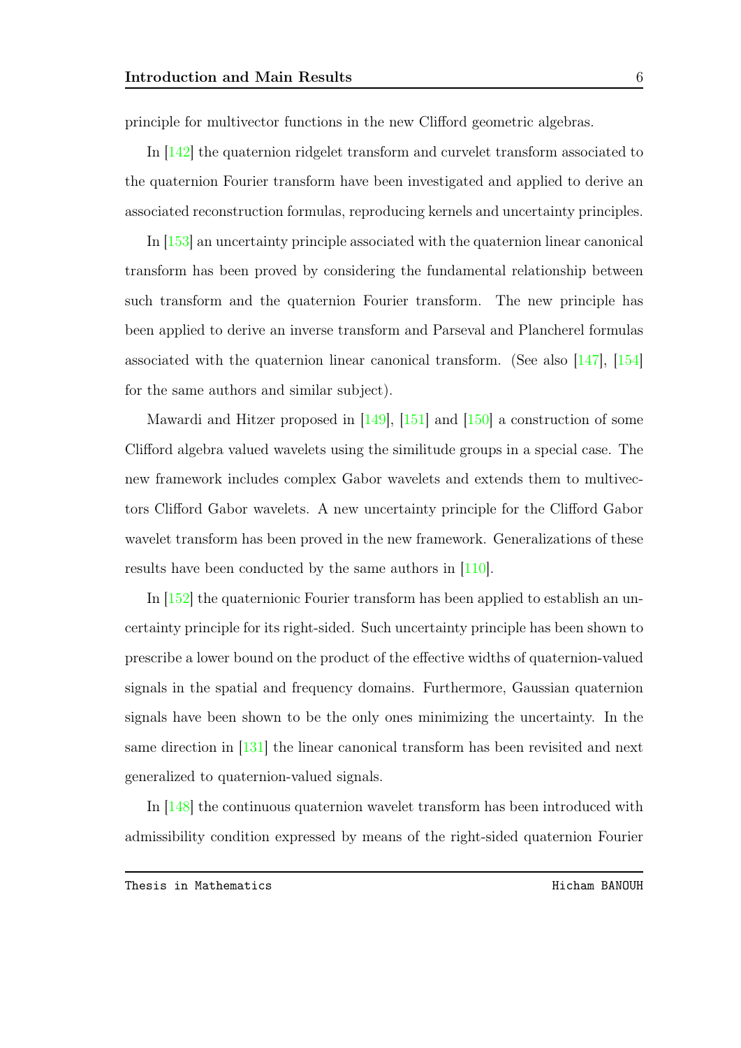principle for multivector functions in the new Clifford geometric algebras.

In [142] the quaternion ridgelet transform and curvelet transform associated to the quaternion Fourier transform have been investigated and applied to derive an associated reconstruction formulas, reproducing kernels and uncertainty principles.

In [153] an uncertainty principle associated with the quaternion linear canonical transform has been proved by considering the fundamental relationship between such transform and the quaternion Fourier transform. The new principle has been applied to derive an inverse transform and Parseval and Plancherel formulas associated with the quaternion linear canonical transform. (See also [147], [154] for the same authors and similar subject).

Mawardi and Hitzer proposed in [149], [151] and [150] a construction of some Clifford algebra valued wavelets using the similitude groups in a special case. The new framework includes complex Gabor wavelets and extends them to multivectors Clifford Gabor wavelets. A new uncertainty principle for the Clifford Gabor wavelet transform has been proved in the new framework. Generalizations of these results have been conducted by the same authors in [110].

In [152] the quaternionic Fourier transform has been applied to establish an uncertainty principle for its right-sided. Such uncertainty principle has been shown to prescribe a lower bound on the product of the effective widths of quaternion-valued signals in the spatial and frequency domains. Furthermore, Gaussian quaternion signals have been shown to be the only ones minimizing the uncertainty. In the same direction in [131] the linear canonical transform has been revisited and next generalized to quaternion-valued signals.

In [148] the continuous quaternion wavelet transform has been introduced with admissibility condition expressed by means of the right-sided quaternion Fourier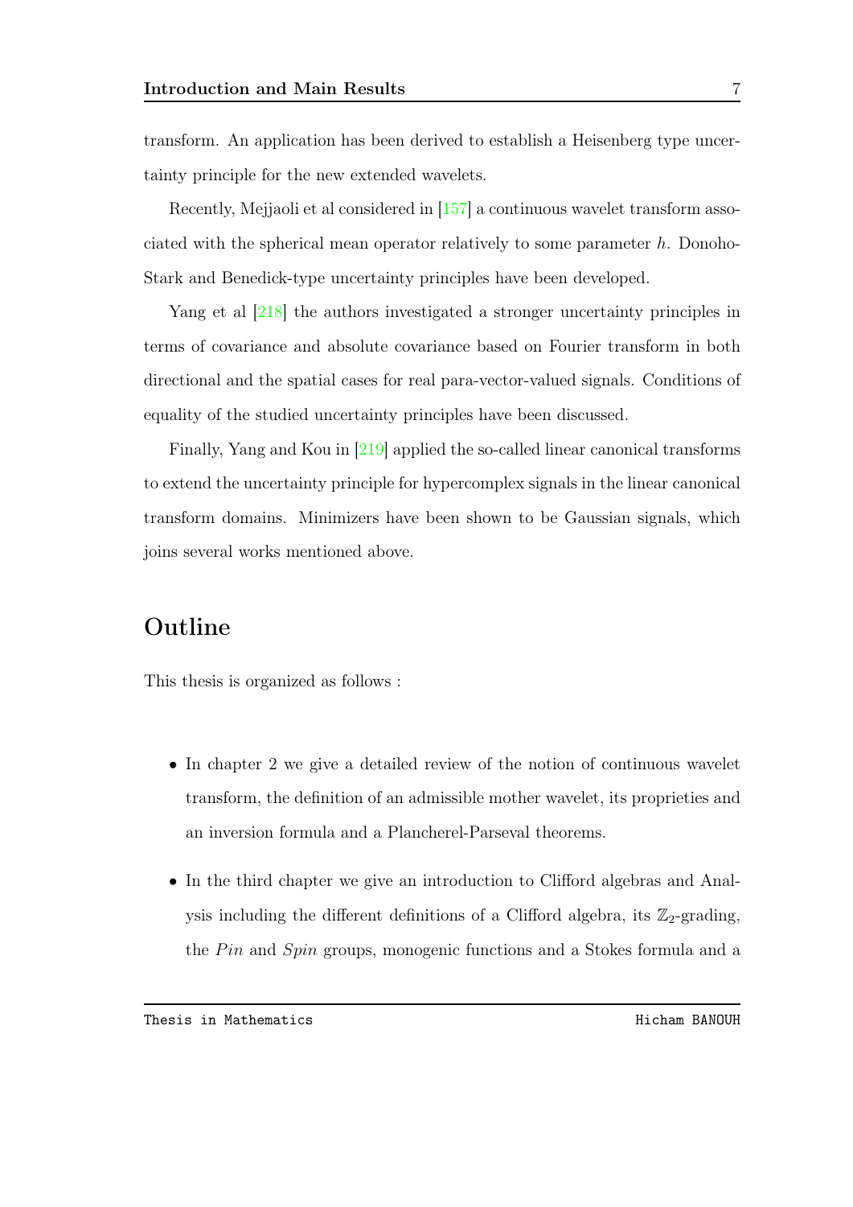transform. An application has been derived to establish a Heisenberg type uncertainty principle for the new extended wavelets.

Recently, Mejjaoli et al considered in [157] a continuous wavelet transform associated with the spherical mean operator relatively to some parameter $h$. Donoho-Stark and Benedick-type uncertainty principles have been developed.

Yang et al [218] the authors investigated a stronger uncertainty principles in terms of covariance and absolute covariance based on Fourier transform in both directional and the spatial cases for real para-vector-valued signals. Conditions of equality of the studied uncertainty principles have been discussed.

Finally, Yang and Kou in [219] applied the so-called linear canonical transforms to extend the uncertainty principle for hypercomplex signals in the linear canonical transform domains. Minimizers have been shown to be Gaussian signals, which joins several works mentioned above.

## Outline

This thesis is organized as follows :

- In chapter 2 we give a detailed review of the notion of continuous wavelet transform, the definition of an admissible mother wavelet, its proprieties and an inversion formula and a Plancherel-Parseval theorems.
- In the third chapter we give an introduction to Clifford algebras and Analysis including the different definitions of a Clifford algebra, its $\mathbb{Z}_2$-grading, the *Pin* and *Spin* groups, monogenic functions and a Stokes formula and a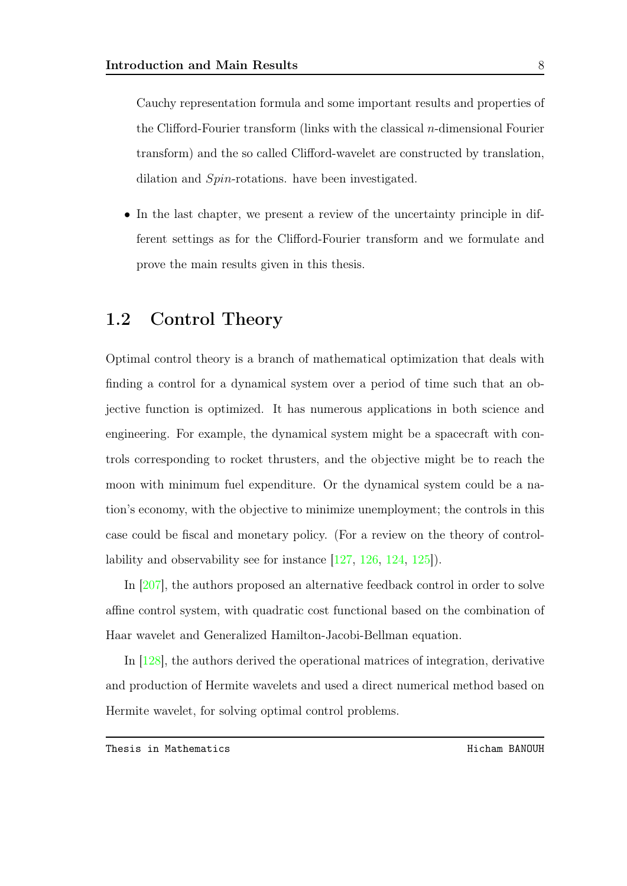Cauchy representation formula and some important results and properties of the Clifford-Fourier transform (links with the classical $n$-dimensional Fourier transform) and the so called Clifford-wavelet are constructed by translation, dilation and *Spin*-rotations. have been investigated.

- In the last chapter, we present a review of the uncertainty principle in different settings as for the Clifford-Fourier transform and we formulate and prove the main results given in this thesis.

## 1.2 Control Theory

Optimal control theory is a branch of mathematical optimization that deals with finding a control for a dynamical system over a period of time such that an objective function is optimized. It has numerous applications in both science and engineering. For example, the dynamical system might be a spacecraft with controls corresponding to rocket thrusters, and the objective might be to reach the moon with minimum fuel expenditure. Or the dynamical system could be a nation's economy, with the objective to minimize unemployment; the controls in this case could be fiscal and monetary policy. (For a review on the theory of controllability and observability see for instance [127, 126, 124, 125]).

In [207], the authors proposed an alternative feedback control in order to solve affine control system, with quadratic cost functional based on the combination of Haar wavelet and Generalized Hamilton-Jacobi-Bellman equation.

In [128], the authors derived the operational matrices of integration, derivative and production of Hermite wavelets and used a direct numerical method based on Hermite wavelet, for solving optimal control problems.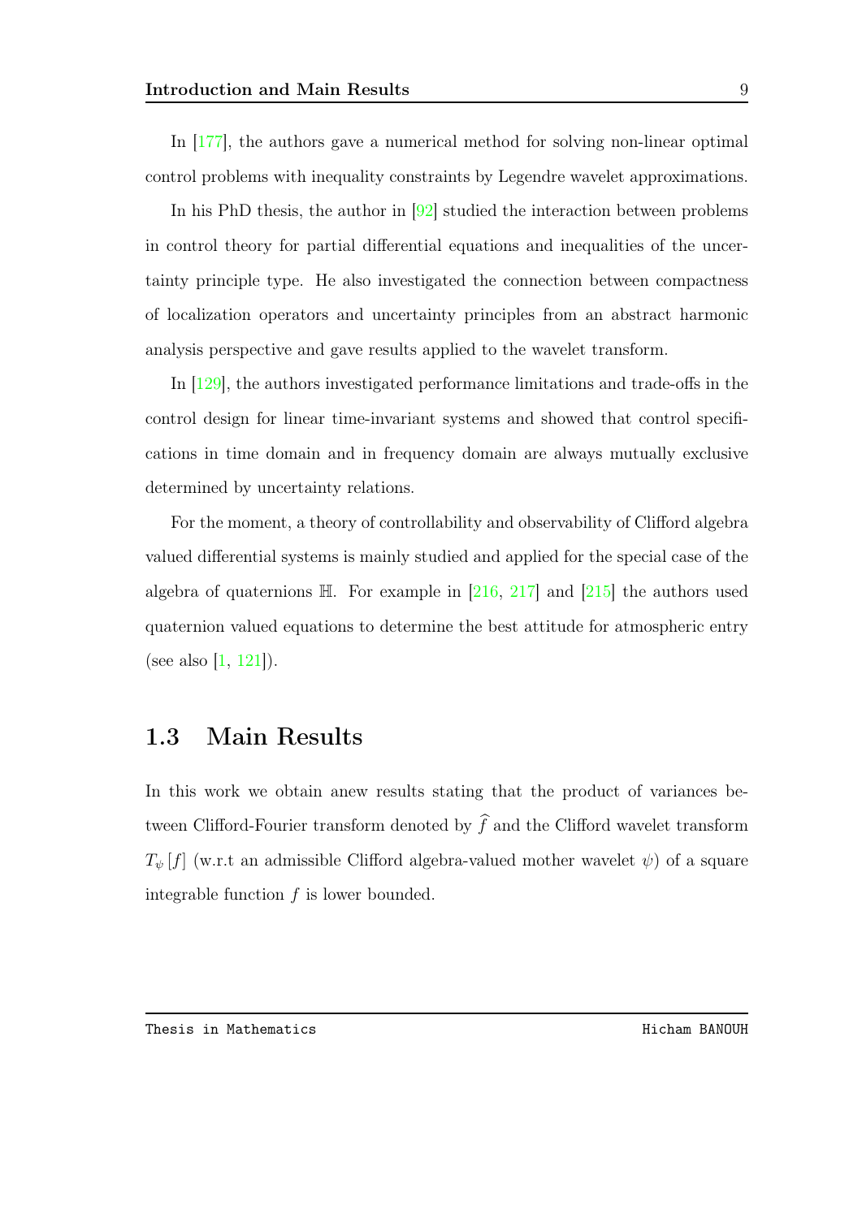In [177], the authors gave a numerical method for solving non-linear optimal control problems with inequality constraints by Legendre wavelet approximations.

In his PhD thesis, the author in [92] studied the interaction between problems in control theory for partial differential equations and inequalities of the uncertainty principle type. He also investigated the connection between compactness of localization operators and uncertainty principles from an abstract harmonic analysis perspective and gave results applied to the wavelet transform.

In [129], the authors investigated performance limitations and trade-offs in the control design for linear time-invariant systems and showed that control specifications in time domain and in frequency domain are always mutually exclusive determined by uncertainty relations.

For the moment, a theory of controllability and observability of Clifford algebra valued differential systems is mainly studied and applied for the special case of the algebra of quaternions $\mathbb{H}$. For example in [216, 217] and [215] the authors used quaternion valued equations to determine the best attitude for atmospheric entry (see also [1, 121]).

## 1.3 Main Results

In this work we obtain anew results stating that the product of variances between Clifford-Fourier transform denoted by $\widehat{f}$ and the Clifford wavelet transform $T_{\psi}[f]$ (w.r.t an admissible Clifford algebra-valued mother wavelet $\psi$) of a square integrable function $f$ is lower bounded.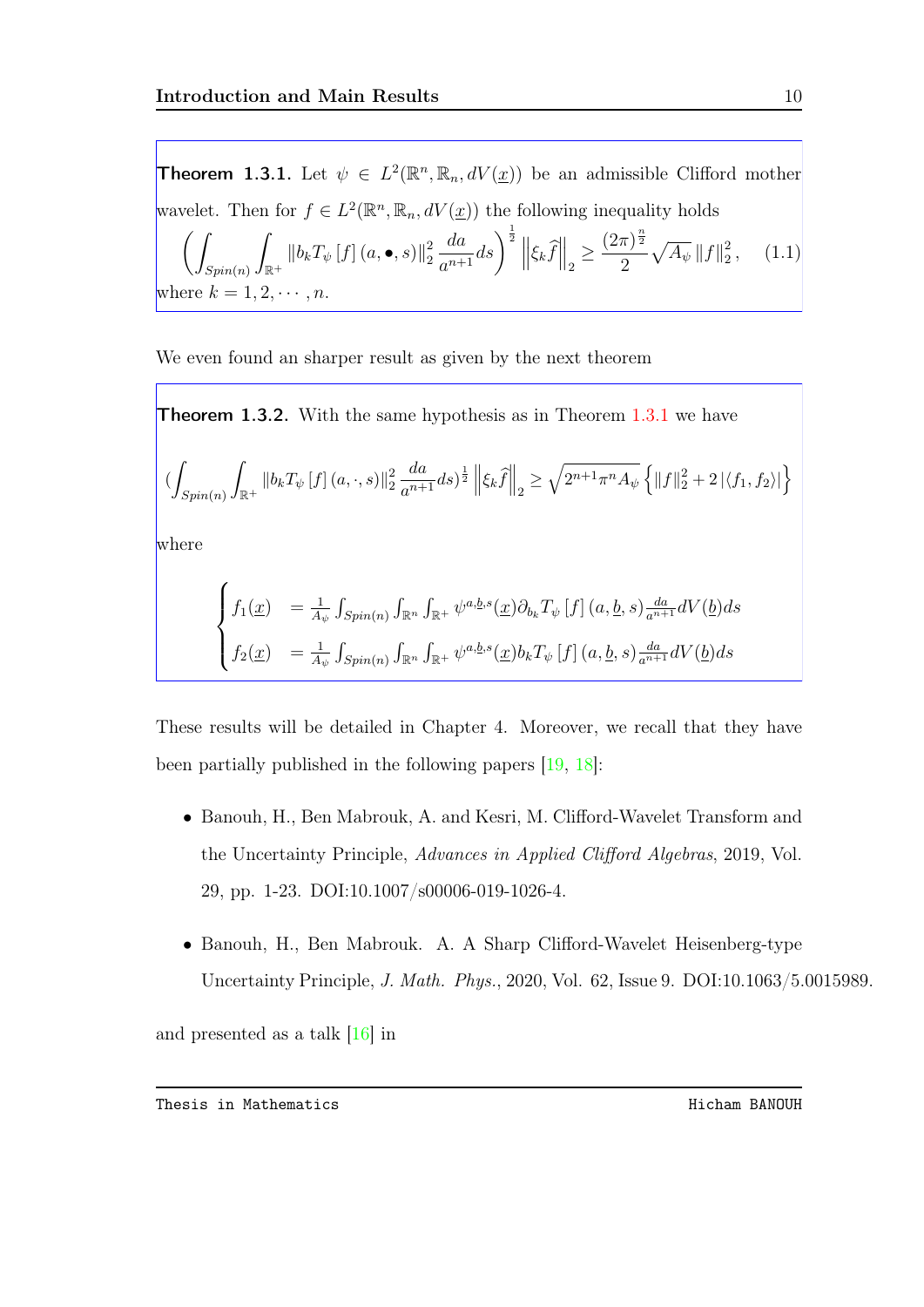**Theorem 1.3.1.** Let $\psi \in L^2(\mathbb{R}^n, \mathbb{R}_n, dV(\underline{x}))$ be an admissible Clifford mother wavelet. Then for $f \in L^2(\mathbb{R}^n, \mathbb{R}_n, dV(\underline{x}))$ the following inequality holds

$$\left(\int_{Spin(n)}\int_{\mathbb{R}^+} \|b_k T_\psi [f](a, \bullet, s)\|_2^2 \frac{da}{a^{n+1}} ds\right)^{\frac{1}{2}} \left\|\xi_k \widehat{f}\right\|_2 \geq \frac{(2\pi)^{\frac{n}{2}}}{2}\sqrt{A_\psi}\,\|f\|_2^2, \quad (1.1)$$

where $k = 1, 2, \cdots, n$.

We even found an sharper result as given by the next theorem

**Theorem 1.3.2.** With the same hypothesis as in Theorem 1.3.1 we have

$$(\int_{Spin(n)}\int_{\mathbb{R}^+} \|b_k T_\psi [f](a, \cdot, s)\|_2^2 \frac{da}{a^{n+1}} ds)^{\frac{1}{2}} \left\|\xi_k \widehat{f}\right\|_2 \geq \sqrt{2^{n+1}\pi^n A_\psi}\left\{\|f\|_2^2 + 2\left|\langle f_1, f_2\rangle\right|\right\}$$

where

$$\begin{cases} f_1(\underline{x}) &= \frac{1}{A_\psi}\int_{Spin(n)}\int_{\mathbb{R}^n}\int_{\mathbb{R}^+} \psi^{a,\underline{b},s}(\underline{x})\partial_{b_k} T_\psi [f](a, \underline{b}, s)\frac{da}{a^{n+1}} dV(\underline{b}) ds \\ f_2(\underline{x}) &= \frac{1}{A_\psi}\int_{Spin(n)}\int_{\mathbb{R}^n}\int_{\mathbb{R}^+} \psi^{a,\underline{b},s}(\underline{x}) b_k T_\psi [f](a, \underline{b}, s)\frac{da}{a^{n+1}} dV(\underline{b}) ds \end{cases}$$

These results will be detailed in Chapter 4. Moreover, we recall that they have been partially published in the following papers [19, 18]:

- Banouh, H., Ben Mabrouk, A. and Kesri, M. Clifford-Wavelet Transform and the Uncertainty Principle, *Advances in Applied Clifford Algebras*, 2019, Vol. 29, pp. 1-23. DOI:10.1007/s00006-019-1026-4.
- Banouh, H., Ben Mabrouk. A. A Sharp Clifford-Wavelet Heisenberg-type Uncertainty Principle, *J. Math. Phys.*, 2020, Vol. 62, Issue 9. DOI:10.1063/5.0015989.

and presented as a talk [16] in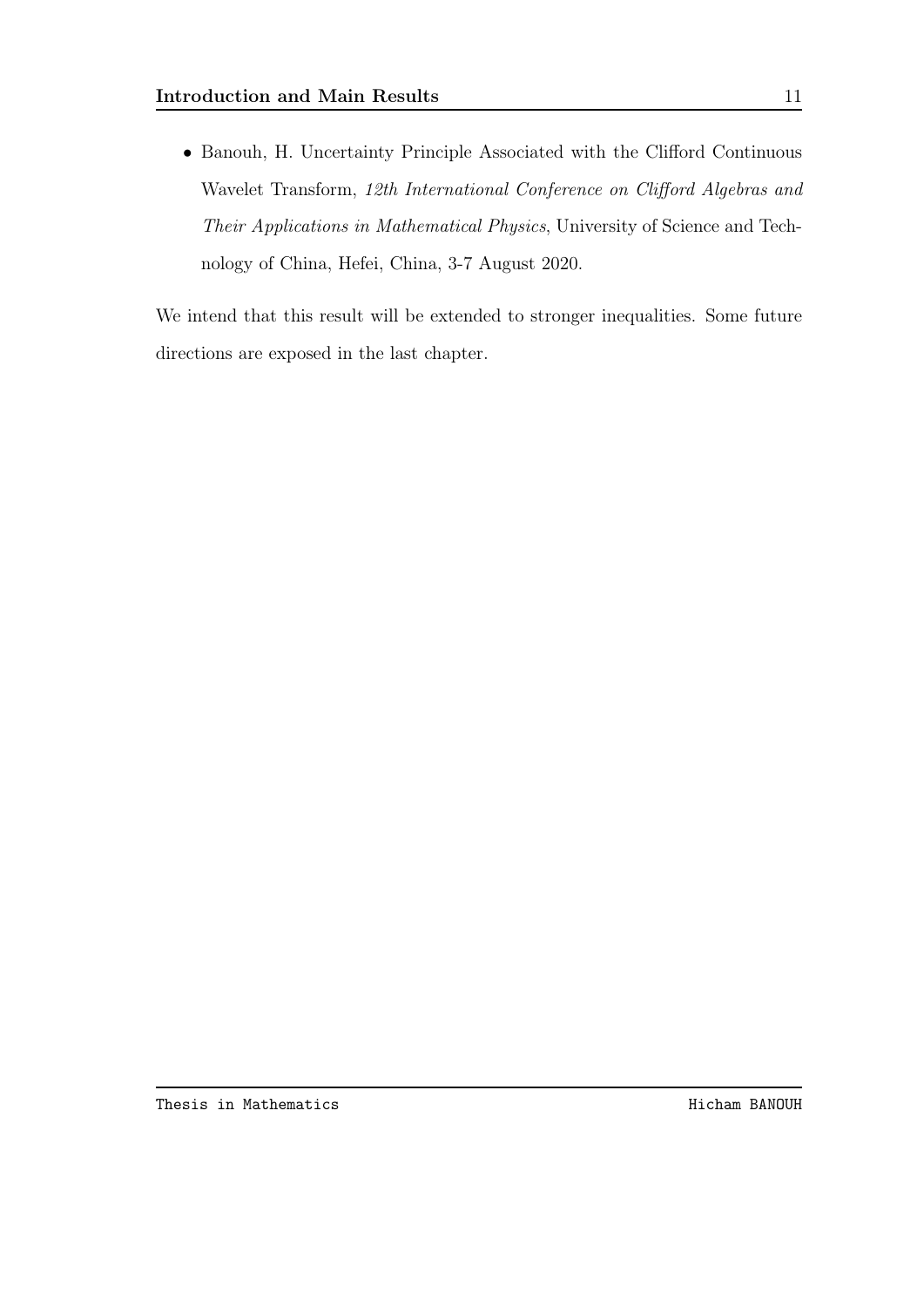- Banouh, H. Uncertainty Principle Associated with the Clifford Continuous Wavelet Transform, *12th International Conference on Clifford Algebras and Their Applications in Mathematical Physics*, University of Science and Technology of China, Hefei, China, 3-7 August 2020.

We intend that this result will be extended to stronger inequalities. Some future directions are exposed in the last chapter.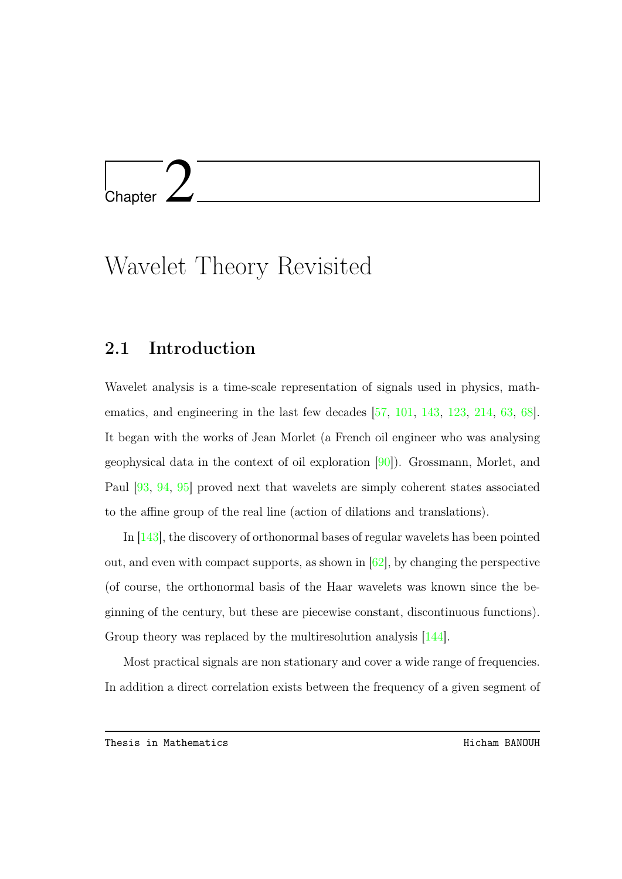# Chapter 2

# Wavelet Theory Revisited

## 2.1 Introduction

Wavelet analysis is a time-scale representation of signals used in physics, mathematics, and engineering in the last few decades [57, 101, 143, 123, 214, 63, 68]. It began with the works of Jean Morlet (a French oil engineer who was analysing geophysical data in the context of oil exploration [90]). Grossmann, Morlet, and Paul [93, 94, 95] proved next that wavelets are simply coherent states associated to the affine group of the real line (action of dilations and translations).

In [143], the discovery of orthonormal bases of regular wavelets has been pointed out, and even with compact supports, as shown in [62], by changing the perspective (of course, the orthonormal basis of the Haar wavelets was known since the beginning of the century, but these are piecewise constant, discontinuous functions). Group theory was replaced by the multiresolution analysis [144].

Most practical signals are non stationary and cover a wide range of frequencies. In addition a direct correlation exists between the frequency of a given segment of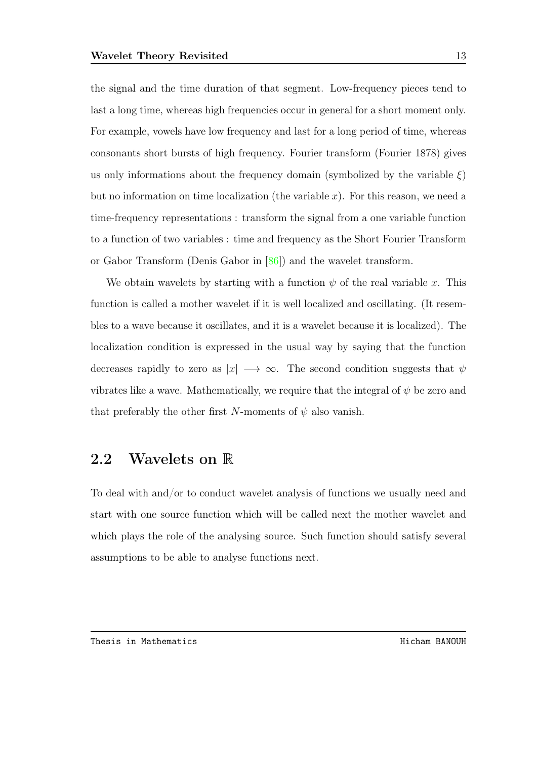the signal and the time duration of that segment. Low-frequency pieces tend to last a long time, whereas high frequencies occur in general for a short moment only. For example, vowels have low frequency and last for a long period of time, whereas consonants short bursts of high frequency. Fourier transform (Fourier 1878) gives us only informations about the frequency domain (symbolized by the variable $\xi$) but no information on time localization (the variable $x$). For this reason, we need a time-frequency representations : transform the signal from a one variable function to a function of two variables : time and frequency as the Short Fourier Transform or Gabor Transform (Denis Gabor in [86]) and the wavelet transform.

We obtain wavelets by starting with a function $\psi$ of the real variable $x$. This function is called a mother wavelet if it is well localized and oscillating. (It resembles to a wave because it oscillates, and it is a wavelet because it is localized). The localization condition is expressed in the usual way by saying that the function decreases rapidly to zero as $|x| \longrightarrow \infty$. The second condition suggests that $\psi$ vibrates like a wave. Mathematically, we require that the integral of $\psi$ be zero and that preferably the other first $N$-moments of $\psi$ also vanish.

## 2.2 Wavelets on $\mathbb{R}$

To deal with and/or to conduct wavelet analysis of functions we usually need and start with one source function which will be called next the mother wavelet and which plays the role of the analysing source. Such function should satisfy several assumptions to be able to analyse functions next.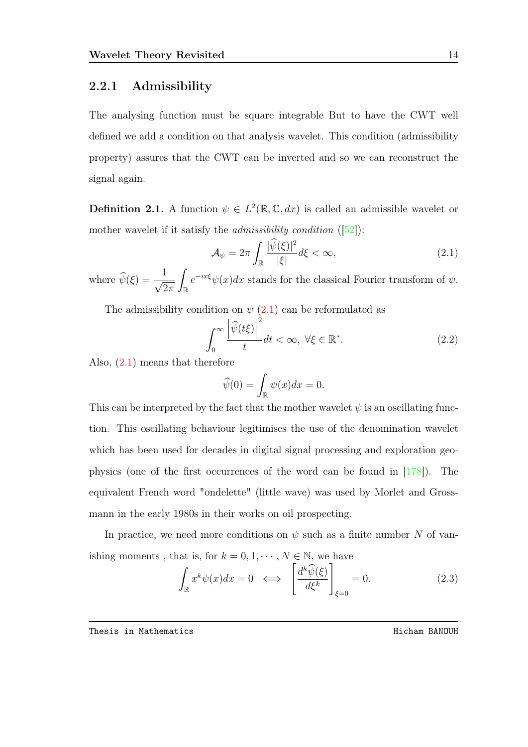### 2.2.1 Admissibility

The analysing function must be square integrable But to have the CWT well defined we add a condition on that analysis wavelet. This condition (admissibility property) assures that the CWT can be inverted and so we can reconstruct the signal again.

**Definition 2.1.** A function $\psi \in L^2(\mathbb{R}, \mathbb{C}, dx)$ is called an admissible wavelet or mother wavelet if it satisfy the *admissibility condition* ([52]):

$$\mathcal{A}_\psi = 2\pi \int_{\mathbb{R}} \frac{|\widehat{\psi}(\xi)|^2}{|\xi|} d\xi < \infty, \tag{2.1}$$

where $\widehat{\psi}(\xi) = \dfrac{1}{\sqrt{2\pi}} \displaystyle\int_{\mathbb{R}} e^{-ix\xi} \psi(x) dx$ stands for the classical Fourier transform of $\psi$.

The admissibility condition on $\psi$ (2.1) can be reformulated as

$$\int_0^\infty \frac{\left|\widehat{\psi}(t\xi)\right|^2}{t} dt < \infty, \ \forall \xi \in \mathbb{R}^*. \tag{2.2}$$

Also, (2.1) means that therefore

$$\widehat{\psi}(0) = \int_{\mathbb{R}} \psi(x) dx = 0.$$

This can be interpreted by the fact that the mother wavelet $\psi$ is an oscillating function. This oscillating behaviour legitimises the use of the denomination wavelet which has been used for decades in digital signal processing and exploration geophysics (one of the first occurrences of the word can be found in [178]). The equivalent French word "ondelette" (little wave) was used by Morlet and Grossmann in the early 1980s in their works on oil prospecting.

In practice, we need more conditions on $\psi$ such as a finite number $N$ of vanishing moments , that is, for $k = 0, 1, \cdots, N \in \mathbb{N}$, we have

$$\int_{\mathbb{R}} x^k \psi(x) dx = 0 \iff \left[\frac{d^k \widehat{\psi}(\xi)}{d\xi^k}\right]_{\xi=0} = 0. \tag{2.3}$$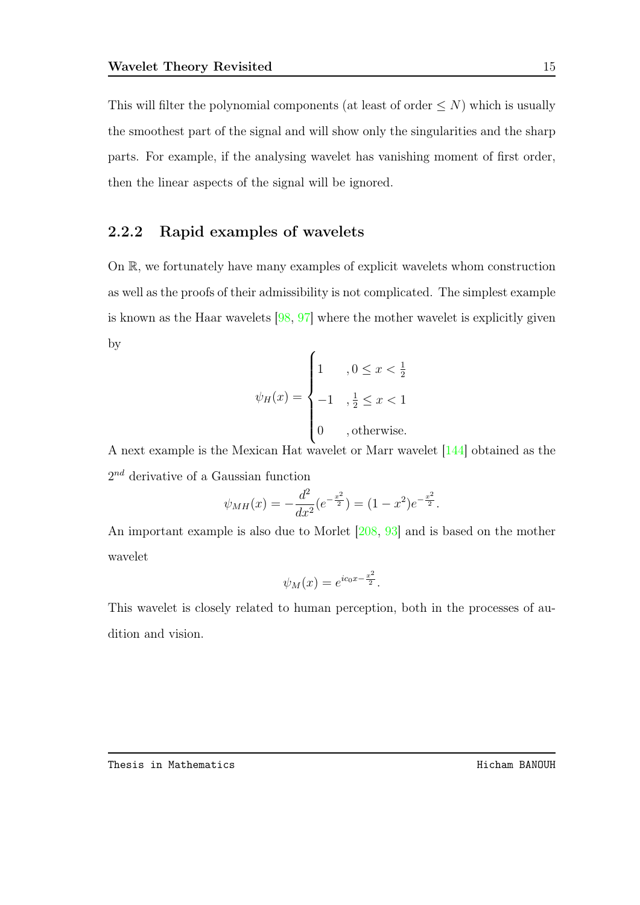This will filter the polynomial components (at least of order $\leq N$) which is usually the smoothest part of the signal and will show only the singularities and the sharp parts. For example, if the analysing wavelet has vanishing moment of first order, then the linear aspects of the signal will be ignored.

### 2.2.2 Rapid examples of wavelets

On $\mathbb{R}$, we fortunately have many examples of explicit wavelets whom construction as well as the proofs of their admissibility is not complicated. The simplest example is known as the Haar wavelets [98, 97] where the mother wavelet is explicitly given by

$$\psi_H(x) = \begin{cases} 1 & , 0 \leq x < \frac{1}{2} \\ -1 & , \frac{1}{2} \leq x < 1 \\ 0 & , \text{otherwise.} \end{cases}$$

A next example is the Mexican Hat wavelet or Marr wavelet [144] obtained as the $2^{nd}$ derivative of a Gaussian function

$$\psi_{MH}(x) = -\frac{d^2}{dx^2}(e^{-\frac{x^2}{2}}) = (1 - x^2)e^{-\frac{x^2}{2}}.$$

An important example is also due to Morlet [208, 93] and is based on the mother wavelet

$$\psi_M(x) = e^{ic_0x - \frac{x^2}{2}}.$$

This wavelet is closely related to human perception, both in the processes of audition and vision.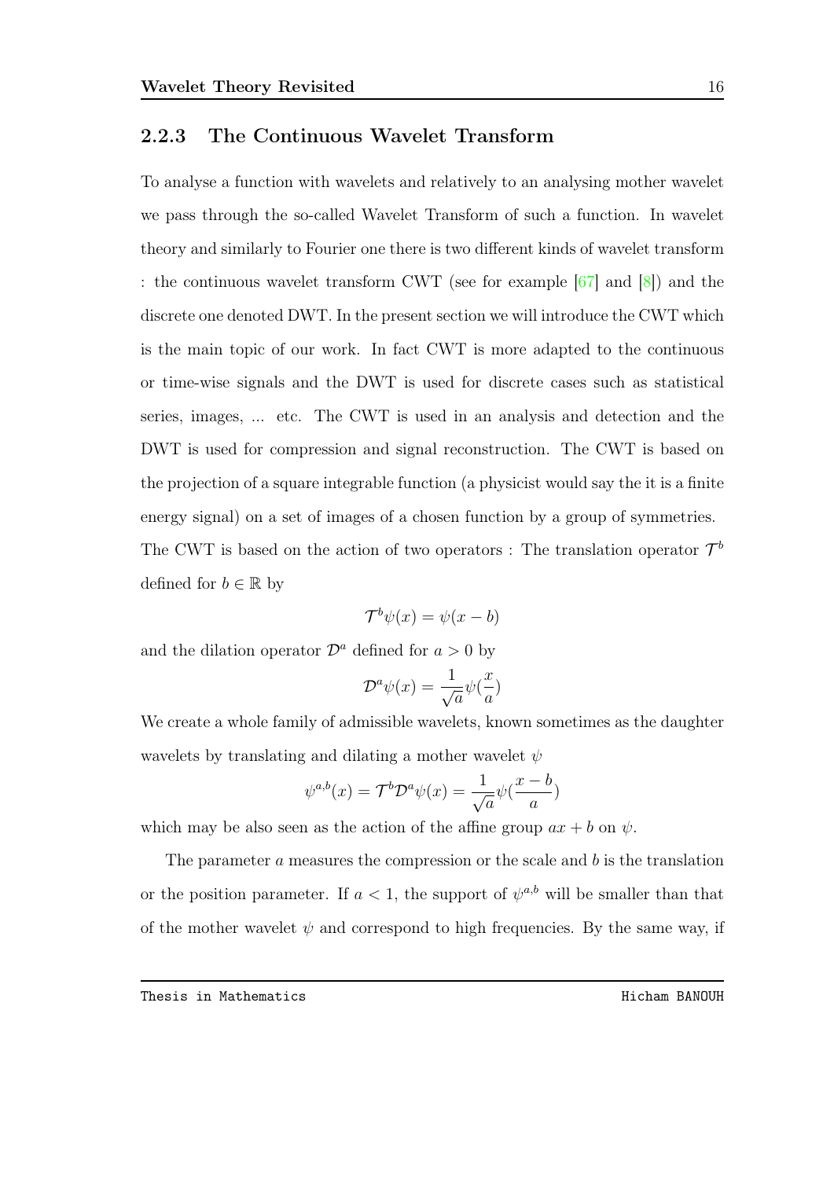### 2.2.3 The Continuous Wavelet Transform

To analyse a function with wavelets and relatively to an analysing mother wavelet we pass through the so-called Wavelet Transform of such a function. In wavelet theory and similarly to Fourier one there is two different kinds of wavelet transform : the continuous wavelet transform CWT (see for example [67] and [8]) and the discrete one denoted DWT. In the present section we will introduce the CWT which is the main topic of our work. In fact CWT is more adapted to the continuous or time-wise signals and the DWT is used for discrete cases such as statistical series, images, ... etc. The CWT is used in an analysis and detection and the DWT is used for compression and signal reconstruction. The CWT is based on the projection of a square integrable function (a physicist would say the it is a finite energy signal) on a set of images of a chosen function by a group of symmetries. The CWT is based on the action of two operators : The translation operator $\mathcal{T}^b$ defined for $b \in \mathbb{R}$ by

$$\mathcal{T}^b\psi(x) = \psi(x - b)$$

and the dilation operator $\mathcal{D}^a$ defined for $a > 0$ by

$$\mathcal{D}^a\psi(x) = \frac{1}{\sqrt{a}}\psi(\frac{x}{a})$$

We create a whole family of admissible wavelets, known sometimes as the daughter wavelets by translating and dilating a mother wavelet $\psi$

$$\psi^{a,b}(x) = \mathcal{T}^b\mathcal{D}^a\psi(x) = \frac{1}{\sqrt{a}}\psi(\frac{x-b}{a})$$

which may be also seen as the action of the affine group $ax + b$ on $\psi$.

The parameter $a$ measures the compression or the scale and $b$ is the translation or the position parameter. If $a < 1$, the support of $\psi^{a,b}$ will be smaller than that of the mother wavelet $\psi$ and correspond to high frequencies. By the same way, if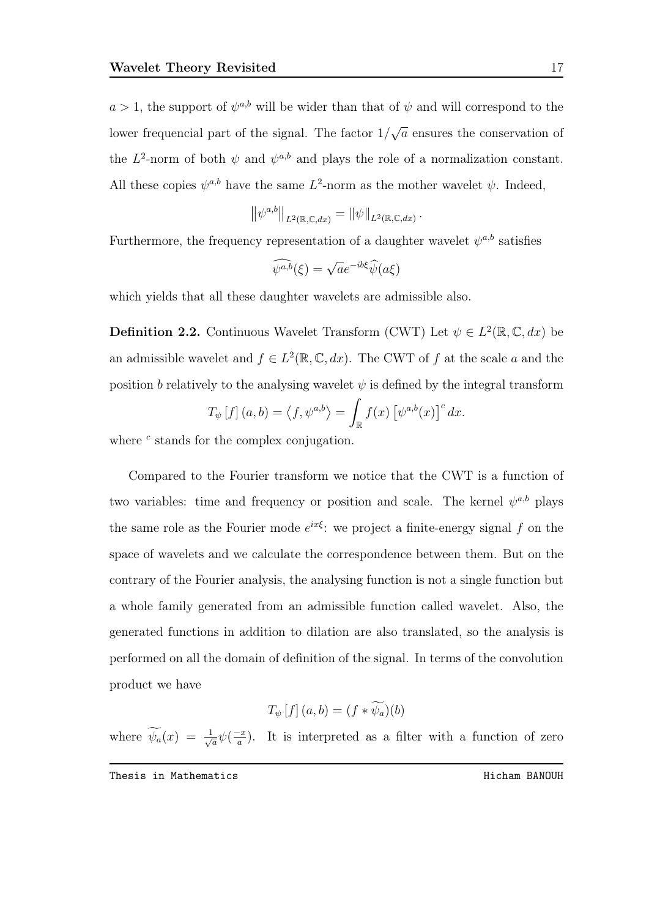$a > 1$, the support of $\psi^{a,b}$ will be wider than that of $\psi$ and will correspond to the lower frequencial part of the signal. The factor $1/\sqrt{a}$ ensures the conservation of the $L^2$-norm of both $\psi$ and $\psi^{a,b}$ and plays the role of a normalization constant. All these copies $\psi^{a,b}$ have the same $L^2$-norm as the mother wavelet $\psi$. Indeed,

$$\left\|\psi^{a,b}\right\|_{L^2(\mathbb{R},\mathbb{C},dx)} = \|\psi\|_{L^2(\mathbb{R},\mathbb{C},dx)}.$$

Furthermore, the frequency representation of a daughter wavelet $\psi^{a,b}$ satisfies

$$\widehat{\psi^{a,b}}(\xi) = \sqrt{a}e^{-ib\xi}\widehat{\psi}(a\xi)$$

which yields that all these daughter wavelets are admissible also.

**Definition 2.2.** Continuous Wavelet Transform (CWT) Let $\psi \in L^2(\mathbb{R},\mathbb{C},dx)$ be an admissible wavelet and $f \in L^2(\mathbb{R},\mathbb{C},dx)$. The CWT of $f$ at the scale $a$ and the position $b$ relatively to the analysing wavelet $\psi$ is defined by the integral transform

$$T_\psi\left[f\right](a,b) = \left\langle f, \psi^{a,b}\right\rangle = \int_{\mathbb{R}} f(x)\left[\psi^{a,b}(x)\right]^c dx.$$

where $^c$ stands for the complex conjugation.

Compared to the Fourier transform we notice that the CWT is a function of two variables: time and frequency or position and scale. The kernel $\psi^{a,b}$ plays the same role as the Fourier mode $e^{ix\xi}$: we project a finite-energy signal $f$ on the space of wavelets and we calculate the correspondence between them. But on the contrary of the Fourier analysis, the analysing function is not a single function but a whole family generated from an admissible function called wavelet. Also, the generated functions in addition to dilation are also translated, so the analysis is performed on all the domain of definition of the signal. In terms of the convolution product we have

$$T_\psi\left[f\right](a,b) = (f * \widetilde{\psi_a})(b)$$

where $\widetilde{\psi_a}(x) = \frac{1}{\sqrt{a}}\psi(\frac{-x}{a})$. It is interpreted as a filter with a function of zero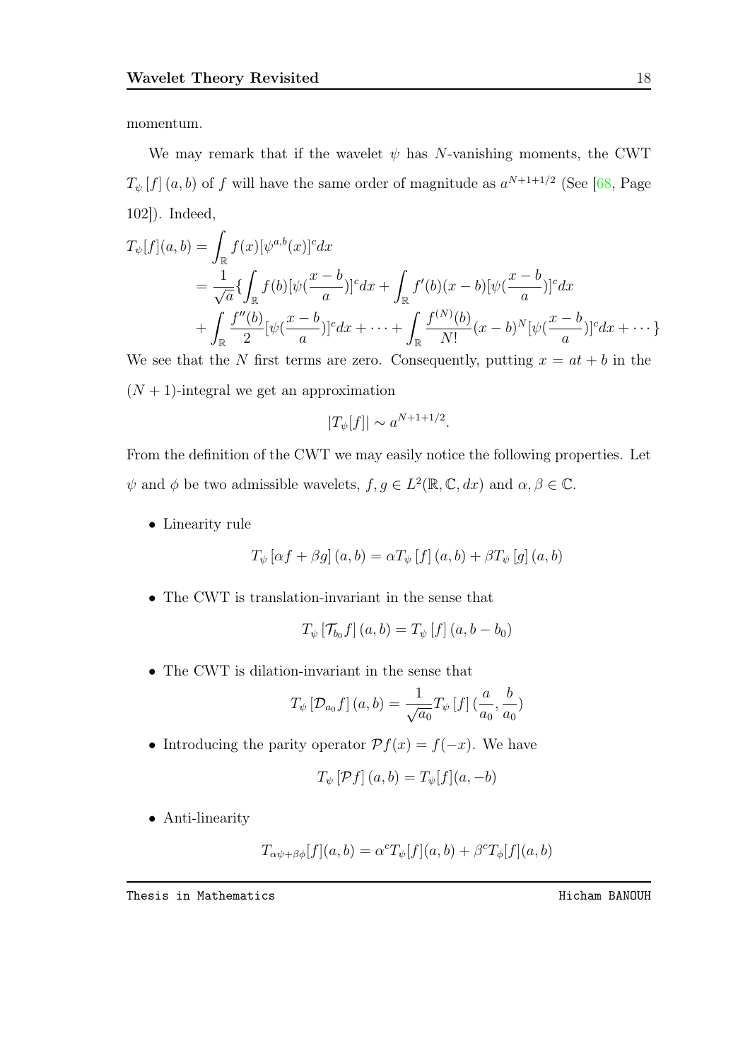momentum.

We may remark that if the wavelet $\psi$ has $N$-vanishing moments, the CWT $T_\psi\left[f\right](a,b)$ of $f$ will have the same order of magnitude as $a^{N+1+1/2}$ (See [68, Page 102]). Indeed,

$$
\begin{aligned}
T_\psi[f](a,b) &= \int_{\mathbb{R}} f(x)[\psi^{a,b}(x)]^c dx \\
&= \frac{1}{\sqrt{a}}\{\int_{\mathbb{R}} f(b)[\psi(\frac{x-b}{a})]^c dx + \int_{\mathbb{R}} f'(b)(x-b)[\psi(\frac{x-b}{a})]^c dx \\
&+ \int_{\mathbb{R}} \frac{f''(b)}{2}[\psi(\frac{x-b}{a})]^c dx + \cdots + \int_{\mathbb{R}} \frac{f^{(N)}(b)}{N!}(x-b)^N[\psi(\frac{x-b}{a})]^c dx + \cdots\}
\end{aligned}
$$

We see that the $N$ first terms are zero. Consequently, putting $x = at + b$ in the $(N+1)$-integral we get an approximation

$$|T_\psi[f]| \sim a^{N+1+1/2}.$$

From the definition of the CWT we may easily notice the following properties. Let $\psi$ and $\phi$ be two admissible wavelets, $f, g \in L^2(\mathbb{R}, \mathbb{C}, dx)$ and $\alpha, \beta \in \mathbb{C}$.

- Linearity rule

$$T_\psi\left[\alpha f + \beta g\right](a,b) = \alpha T_\psi\left[f\right](a,b) + \beta T_\psi\left[g\right](a,b)$$

- The CWT is translation-invariant in the sense that

$$T_\psi\left[\mathcal{T}_{b_0} f\right](a,b) = T_\psi\left[f\right](a, b - b_0)$$

- The CWT is dilation-invariant in the sense that

$$T_\psi\left[\mathcal{D}_{a_0} f\right](a,b) = \frac{1}{\sqrt{a_0}} T_\psi\left[f\right](\frac{a}{a_0}, \frac{b}{a_0})$$

- Introducing the parity operator $\mathcal{P}f(x) = f(-x)$. We have

$$T_\psi\left[\mathcal{P}f\right](a,b) = T_\psi[f](a,-b)$$

- Anti-linearity

$$T_{\alpha\psi+\beta\phi}[f](a,b) = \alpha^c T_\psi[f](a,b) + \beta^c T_\phi[f](a,b)$$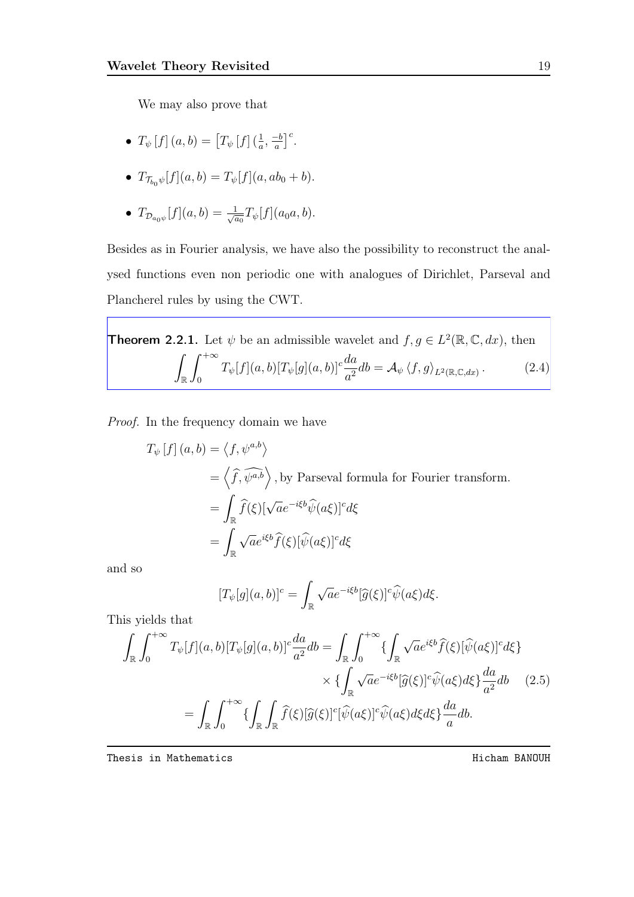We may also prove that

- $T_{\psi}[f](a,b) = \left[T_{\psi}[f](\frac{1}{a}, \frac{-b}{a}\right]^c$.
- $T_{\mathcal{T}_{b_0}\psi}[f](a,b) = T_{\psi}[f](a, ab_0 + b)$.
- $T_{\mathcal{D}_{a_0}\psi}[f](a,b) = \frac{1}{\sqrt{a_0}} T_{\psi}[f](a_0 a, b)$.

Besides as in Fourier analysis, we have also the possibility to reconstruct the analysed functions even non periodic one with analogues of Dirichlet, Parseval and Plancherel rules by using the CWT.

**Theorem 2.2.1.** Let $\psi$ be an admissible wavelet and $f, g \in L^2(\mathbb{R}, \mathbb{C}, dx)$, then

$$\int_{\mathbb{R}} \int_0^{+\infty} T_{\psi}[f](a,b)[T_{\psi}[g](a,b)]^c \frac{da}{a^2} db = \mathcal{A}_{\psi} \langle f, g \rangle_{L^2(\mathbb{R},\mathbb{C},dx)}. \tag{2.4}$$

*Proof.* In the frequency domain we have

$$\begin{aligned}
T_{\psi}[f](a,b) &= \langle f, \psi^{a,b} \rangle \\
&= \left\langle \widehat{f}, \widehat{\psi^{a,b}} \right\rangle, \text{by Parseval formula for Fourier transform.} \\
&= \int_{\mathbb{R}} \widehat{f}(\xi)[\sqrt{a} e^{-i\xi b} \widehat{\psi}(a\xi)]^c d\xi \\
&= \int_{\mathbb{R}} \sqrt{a} e^{i\xi b} \widehat{f}(\xi) [\widehat{\psi}(a\xi)]^c d\xi
\end{aligned}$$

and so

$$[T_{\psi}[g](a,b)]^c = \int_{\mathbb{R}} \sqrt{a} e^{-i\xi b} [\widehat{g}(\xi)]^c \widehat{\psi}(a\xi) d\xi.$$

This yields that

$$\begin{aligned}
\int_{\mathbb{R}} \int_0^{+\infty} T_{\psi}[f](a,b)[T_{\psi}[g](a,b)]^c \frac{da}{a^2} db &= \int_{\mathbb{R}} \int_0^{+\infty} \{ \int_{\mathbb{R}} \sqrt{a} e^{i\xi b} \widehat{f}(\xi) [\widehat{\psi}(a\xi)]^c d\xi \} \\
&\quad \times \{ \int_{\mathbb{R}} \sqrt{a} e^{-i\xi b} [\widehat{g}(\xi)]^c \widehat{\psi}(a\xi) d\xi \} \frac{da}{a^2} db \qquad (2.5) \\
= \int_{\mathbb{R}} \int_0^{+\infty} \{ \int_{\mathbb{R}} \int_{\mathbb{R}} \widehat{f}(\xi) [\widehat{g}(\xi)]^c [\widehat{\psi}(a\xi)]^c \widehat{\psi}(a\xi) d\xi d\xi \} \frac{da}{a} db.
\end{aligned}$$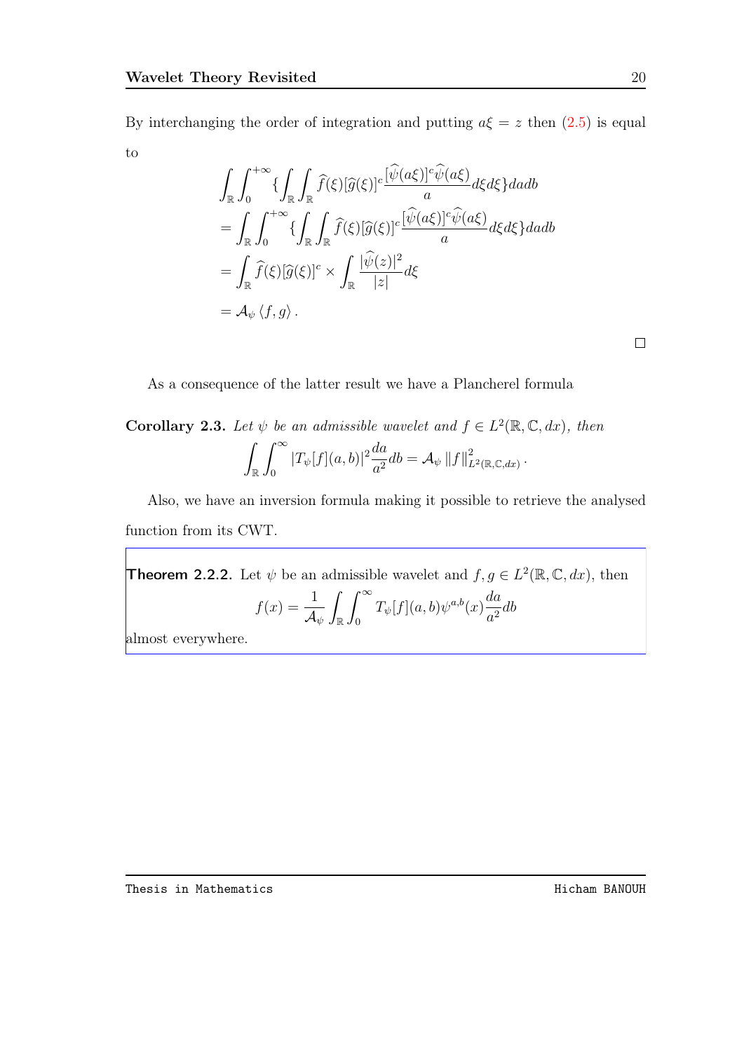By interchanging the order of integration and putting $a\xi = z$ then (2.5) is equal to

$$
\begin{aligned}
&\int_{\mathbb{R}}\int_{0}^{+\infty}\{\int_{\mathbb{R}}\int_{\mathbb{R}}\widehat{f}(\xi)[\widehat{g}(\xi)]^{c}\frac{[\widehat{\psi}(a\xi)]^{c}\widehat{\psi}(a\xi)}{a}d\xi d\xi\}dadb \\
&=\int_{\mathbb{R}}\int_{0}^{+\infty}\{\int_{\mathbb{R}}\int_{\mathbb{R}}\widehat{f}(\xi)[\widehat{g}(\xi)]^{c}\frac{[\widehat{\psi}(a\xi)]^{c}\widehat{\psi}(a\xi)}{a}d\xi d\xi\}dadb \\
&=\int_{\mathbb{R}}\widehat{f}(\xi)[\widehat{g}(\xi)]^{c}\times\int_{\mathbb{R}}\frac{|\widehat{\psi}(z)|^{2}}{|z|}d\xi \\
&=\mathcal{A}_{\psi}\left\langle f,g\right\rangle .
\end{aligned}
$$

□

As a consequence of the latter result we have a Plancherel formula

**Corollary 2.3.** *Let $\psi$ be an admissible wavelet and $f \in L^2(\mathbb{R}, \mathbb{C}, dx)$, then*

$$
\int_{\mathbb{R}}\int_{0}^{\infty}|T_{\psi}[f](a,b)|^{2}\frac{da}{a^{2}}db=\mathcal{A}_{\psi}\left\|f\right\|^{2}_{L^{2}(\mathbb{R},\mathbb{C},dx)}.
$$

Also, we have an inversion formula making it possible to retrieve the analysed function from its CWT.

**Theorem 2.2.2.** Let $\psi$ be an admissible wavelet and $f, g \in L^2(\mathbb{R}, \mathbb{C}, dx)$, then

$$
f(x)=\frac{1}{\mathcal{A}_{\psi}}\int_{\mathbb{R}}\int_{0}^{\infty}T_{\psi}[f](a,b)\psi^{a,b}(x)\frac{da}{a^{2}}db
$$

almost everywhere.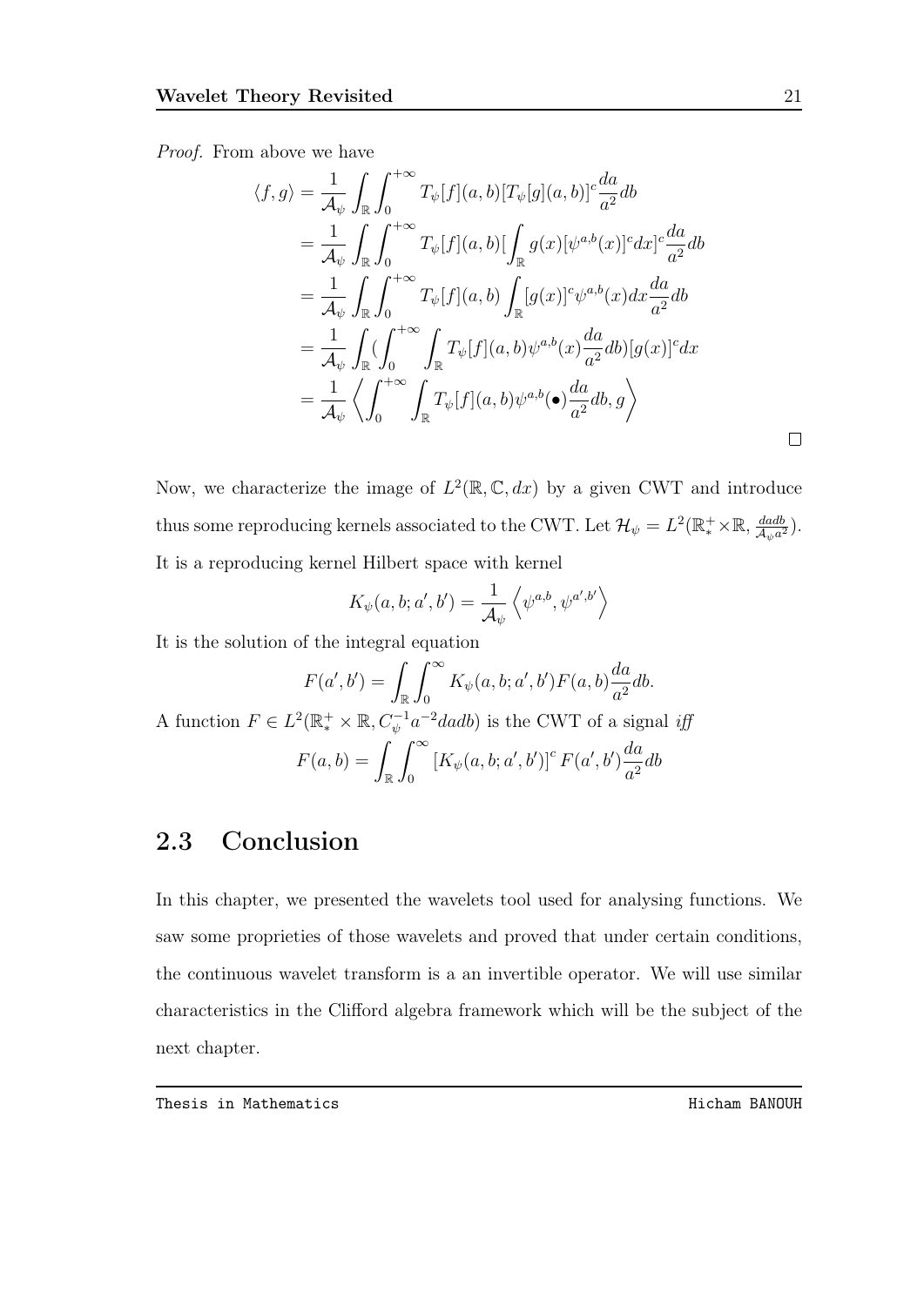*Proof.* From above we have

$$
\begin{aligned}
\langle f, g\rangle &= \frac{1}{\mathcal{A}_\psi}\int_{\mathbb{R}}\int_0^{+\infty} T_\psi[f](a,b)[T_\psi[g](a,b)]^c \frac{da}{a^2}db \\
&= \frac{1}{\mathcal{A}_\psi}\int_{\mathbb{R}}\int_0^{+\infty} T_\psi[f](a,b)[\int_{\mathbb{R}} g(x)[\psi^{a,b}(x)]^c dx]^c \frac{da}{a^2}db \\
&= \frac{1}{\mathcal{A}_\psi}\int_{\mathbb{R}}\int_0^{+\infty} T_\psi[f](a,b)\int_{\mathbb{R}} [g(x)]^c \psi^{a,b}(x) dx \frac{da}{a^2}db \\
&= \frac{1}{\mathcal{A}_\psi}\int_{\mathbb{R}}(\int_0^{+\infty}\int_{\mathbb{R}} T_\psi[f](a,b)\psi^{a,b}(x)\frac{da}{a^2}db)[g(x)]^c dx \\
&= \frac{1}{\mathcal{A}_\psi}\left\langle \int_0^{+\infty}\int_{\mathbb{R}} T_\psi[f](a,b)\psi^{a,b}(\bullet)\frac{da}{a^2}db, g\right\rangle
\end{aligned}
$$

□

Now, we characterize the image of $L^2(\mathbb{R}, \mathbb{C}, dx)$ by a given CWT and introduce thus some reproducing kernels associated to the CWT. Let $\mathcal{H}_\psi = L^2(\mathbb{R}_*^+ \times \mathbb{R}, \frac{dadb}{\mathcal{A}_\psi a^2})$. It is a reproducing kernel Hilbert space with kernel

$$
K_\psi(a,b;a',b') = \frac{1}{\mathcal{A}_\psi}\left\langle \psi^{a,b}, \psi^{a',b'}\right\rangle
$$

It is the solution of the integral equation

$$
F(a',b') = \int_{\mathbb{R}}\int_0^{\infty} K_\psi(a,b;a',b')F(a,b)\frac{da}{a^2}db.
$$

A function $F \in L^2(\mathbb{R}_*^+ \times \mathbb{R}, C_\psi^{-1}a^{-2}dadb)$ is the CWT of a signal *iff*

$$
F(a,b) = \int_{\mathbb{R}}\int_0^{\infty} [K_\psi(a,b;a',b')]^c F(a',b')\frac{da}{a^2}db
$$

## 2.3 Conclusion

In this chapter, we presented the wavelets tool used for analysing functions. We saw some proprieties of those wavelets and proved that under certain conditions, the continuous wavelet transform is a an invertible operator. We will use similar characteristics in the Clifford algebra framework which will be the subject of the next chapter.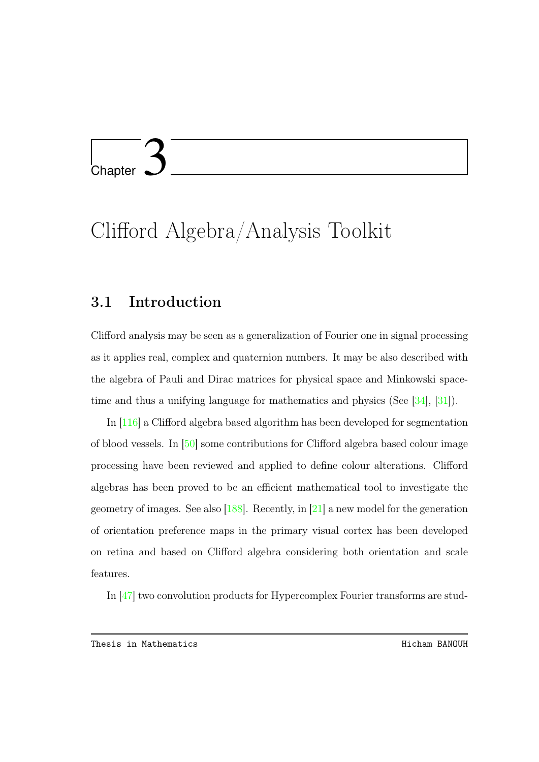# Chapter 3

# Clifford Algebra/Analysis Toolkit

## 3.1 Introduction

Clifford analysis may be seen as a generalization of Fourier one in signal processing as it applies real, complex and quaternion numbers. It may be also described with the algebra of Pauli and Dirac matrices for physical space and Minkowski space-time and thus a unifying language for mathematics and physics (See [34], [31]).

In [116] a Clifford algebra based algorithm has been developed for segmentation of blood vessels. In [50] some contributions for Clifford algebra based colour image processing have been reviewed and applied to define colour alterations. Clifford algebras has been proved to be an efficient mathematical tool to investigate the geometry of images. See also [188]. Recently, in [21] a new model for the generation of orientation preference maps in the primary visual cortex has been developed on retina and based on Clifford algebra considering both orientation and scale features.

In [47] two convolution products for Hypercomplex Fourier transforms are stud-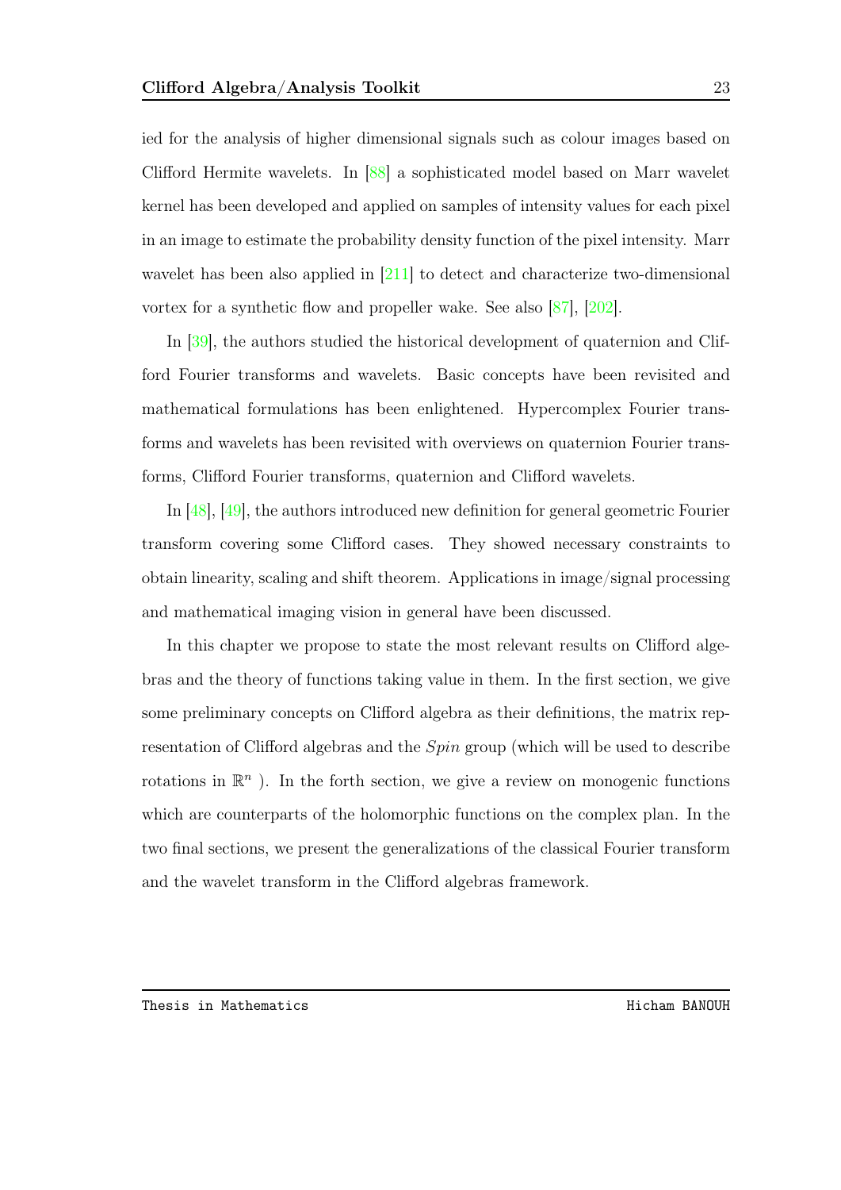ied for the analysis of higher dimensional signals such as colour images based on Clifford Hermite wavelets. In [88] a sophisticated model based on Marr wavelet kernel has been developed and applied on samples of intensity values for each pixel in an image to estimate the probability density function of the pixel intensity. Marr wavelet has been also applied in [211] to detect and characterize two-dimensional vortex for a synthetic flow and propeller wake. See also [87], [202].

In [39], the authors studied the historical development of quaternion and Clifford Fourier transforms and wavelets. Basic concepts have been revisited and mathematical formulations has been enlightened. Hypercomplex Fourier transforms and wavelets has been revisited with overviews on quaternion Fourier transforms, Clifford Fourier transforms, quaternion and Clifford wavelets.

In [48], [49], the authors introduced new definition for general geometric Fourier transform covering some Clifford cases. They showed necessary constraints to obtain linearity, scaling and shift theorem. Applications in image/signal processing and mathematical imaging vision in general have been discussed.

In this chapter we propose to state the most relevant results on Clifford algebras and the theory of functions taking value in them. In the first section, we give some preliminary concepts on Clifford algebra as their definitions, the matrix representation of Clifford algebras and the *Spin* group (which will be used to describe rotations in $\mathbb{R}^n$ ). In the forth section, we give a review on monogenic functions which are counterparts of the holomorphic functions on the complex plan. In the two final sections, we present the generalizations of the classical Fourier transform and the wavelet transform in the Clifford algebras framework.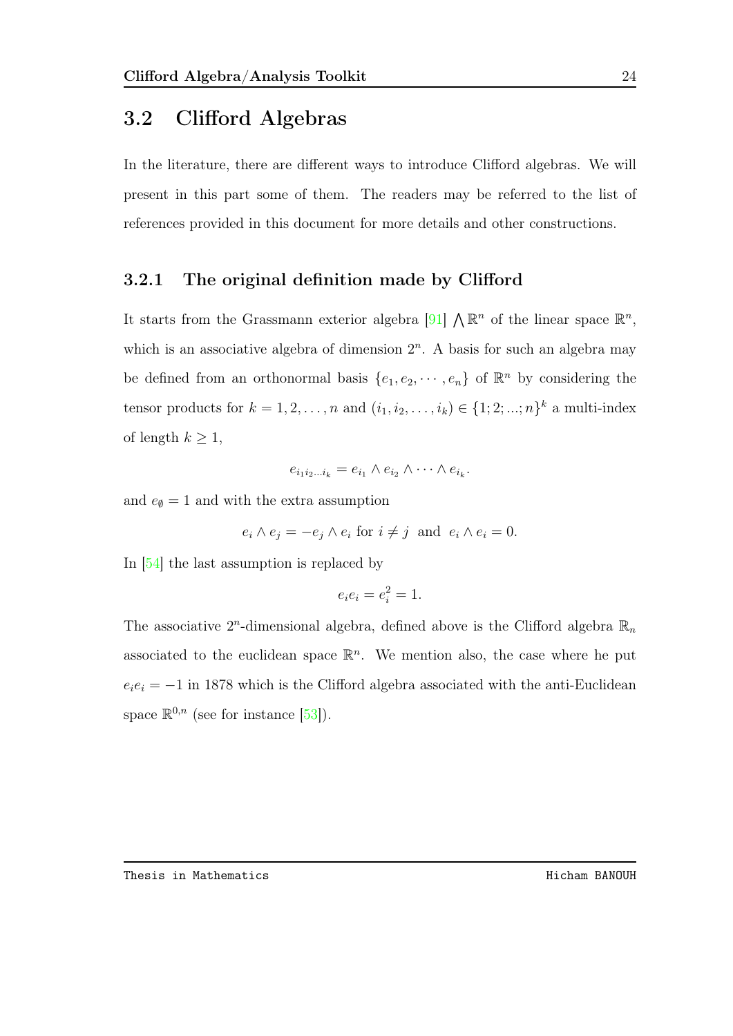## 3.2 Clifford Algebras

In the literature, there are different ways to introduce Clifford algebras. We will present in this part some of them. The readers may be referred to the list of references provided in this document for more details and other constructions.

### 3.2.1 The original definition made by Clifford

It starts from the Grassmann exterior algebra [91] $\bigwedge \mathbb{R}^n$ of the linear space $\mathbb{R}^n$, which is an associative algebra of dimension $2^n$. A basis for such an algebra may be defined from an orthonormal basis $\{e_1, e_2, \cdots, e_n\}$ of $\mathbb{R}^n$ by considering the tensor products for $k = 1, 2, \ldots, n$ and $(i_1, i_2, \ldots, i_k) \in \{1; 2; ...; n\}^k$ a multi-index of length $k \geq 1$,

$$e_{i_1 i_2 \ldots i_k} = e_{i_1} \wedge e_{i_2} \wedge \cdots \wedge e_{i_k}.$$

and $e_\emptyset = 1$ and with the extra assumption

$$e_i \wedge e_j = -e_j \wedge e_i \text{ for } i \neq j \text{ and } e_i \wedge e_i = 0.$$

In [54] the last assumption is replaced by

$$e_i e_i = e_i^2 = 1.$$

The associative $2^n$-dimensional algebra, defined above is the Clifford algebra $\mathbb{R}_n$ associated to the euclidean space $\mathbb{R}^n$. We mention also, the case where he put $e_i e_i = -1$ in 1878 which is the Clifford algebra associated with the anti-Euclidean space $\mathbb{R}^{0,n}$ (see for instance [53]).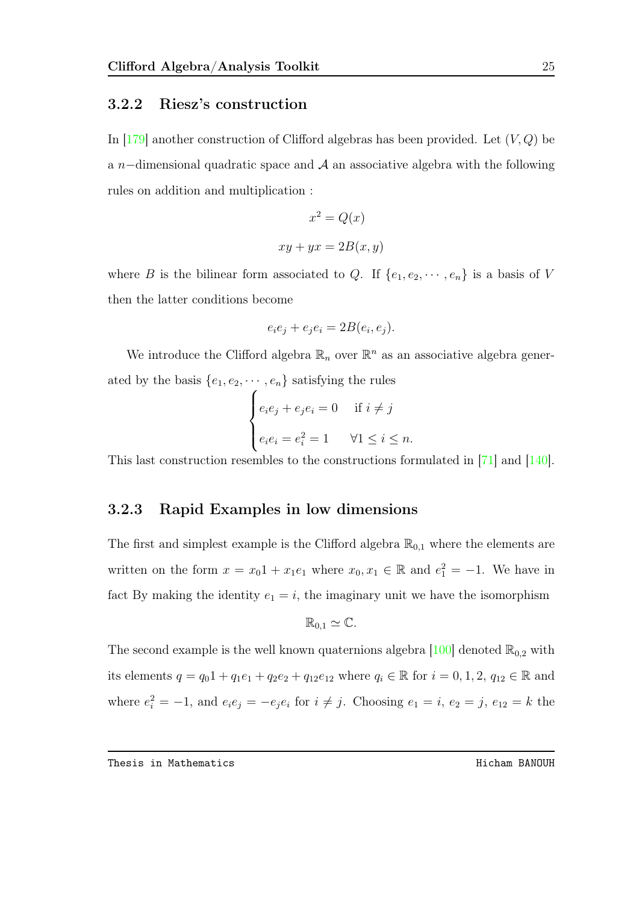### 3.2.2 Riesz's construction

In [179] another construction of Clifford algebras has been provided. Let $(V, Q)$ be a $n-$dimensional quadratic space and $\mathcal{A}$ an associative algebra with the following rules on addition and multiplication :

$$x^2 = Q(x)$$

$$xy + yx = 2B(x, y)$$

where $B$ is the bilinear form associated to $Q$. If $\{e_1, e_2, \cdots, e_n\}$ is a basis of $V$ then the latter conditions become

$$e_i e_j + e_j e_i = 2B(e_i, e_j).$$

We introduce the Clifford algebra $\mathbb{R}_n$ over $\mathbb{R}^n$ as an associative algebra generated by the basis $\{e_1, e_2, \cdots, e_n\}$ satisfying the rules

$$\begin{cases} e_i e_j + e_j e_i = 0 & \text{if } i \neq j \\ e_i e_i = e_i^2 = 1 & \forall 1 \leq i \leq n. \end{cases}$$

This last construction resembles to the constructions formulated in [71] and [140].

### 3.2.3 Rapid Examples in low dimensions

The first and simplest example is the Clifford algebra $\mathbb{R}_{0,1}$ where the elements are written on the form $x = x_0 1 + x_1 e_1$ where $x_0, x_1 \in \mathbb{R}$ and $e_1^2 = -1$. We have in fact By making the identity $e_1 = i$, the imaginary unit we have the isomorphism

$$\mathbb{R}_{0,1} \simeq \mathbb{C}.$$

The second example is the well known quaternions algebra [100] denoted $\mathbb{R}_{0,2}$ with its elements $q = q_0 1 + q_1 e_1 + q_2 e_2 + q_{12} e_{12}$ where $q_i \in \mathbb{R}$ for $i = 0, 1, 2$, $q_{12} \in \mathbb{R}$ and where $e_i^2 = -1$, and $e_i e_j = -e_j e_i$ for $i \neq j$. Choosing $e_1 = i$, $e_2 = j$, $e_{12} = k$ the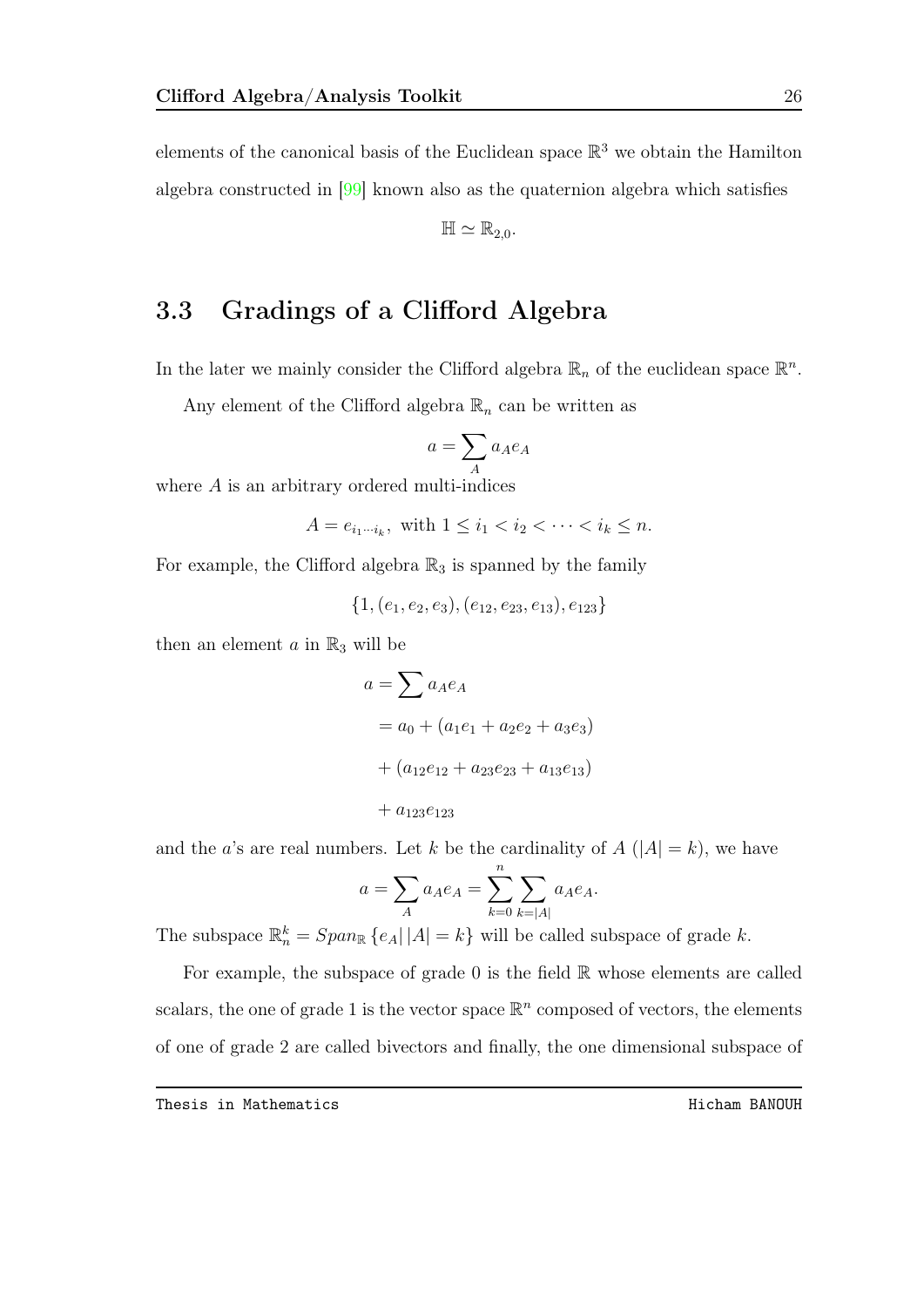elements of the canonical basis of the Euclidean space $\mathbb{R}^3$ we obtain the Hamilton algebra constructed in [99] known also as the quaternion algebra which satisfies

$$\mathbb{H} \simeq \mathbb{R}_{2,0}.$$

## 3.3 Gradings of a Clifford Algebra

In the later we mainly consider the Clifford algebra $\mathbb{R}_n$ of the euclidean space $\mathbb{R}^n$.

Any element of the Clifford algebra $\mathbb{R}_n$ can be written as

$$a = \sum_A a_A e_A$$

where $A$ is an arbitrary ordered multi-indices

$$A = e_{i_1 \cdots i_k}, \text{ with } 1 \leq i_1 < i_2 < \cdots < i_k \leq n.$$

For example, the Clifford algebra $\mathbb{R}_3$ is spanned by the family

$$\{1, (e_1, e_2, e_3), (e_{12}, e_{23}, e_{13}), e_{123}\}$$

then an element $a$ in $\mathbb{R}_3$ will be

$$\begin{aligned} a &= \sum a_A e_A \\ &= a_0 + (a_1 e_1 + a_2 e_2 + a_3 e_3) \\ &+ (a_{12} e_{12} + a_{23} e_{23} + a_{13} e_{13}) \\ &+ a_{123} e_{123} \end{aligned}$$

and the $a$'s are real numbers. Let $k$ be the cardinality of $A$ ($|A| = k$), we have

$$a = \sum_A a_A e_A = \sum_{k=0}^{n} \sum_{k=|A|} a_A e_A.$$

The subspace $\mathbb{R}_n^k = Span_{\mathbb{R}} \{e_A | \, |A| = k\}$ will be called subspace of grade $k$.

For example, the subspace of grade 0 is the field $\mathbb{R}$ whose elements are called scalars, the one of grade 1 is the vector space $\mathbb{R}^n$ composed of vectors, the elements of one of grade 2 are called bivectors and finally, the one dimensional subspace of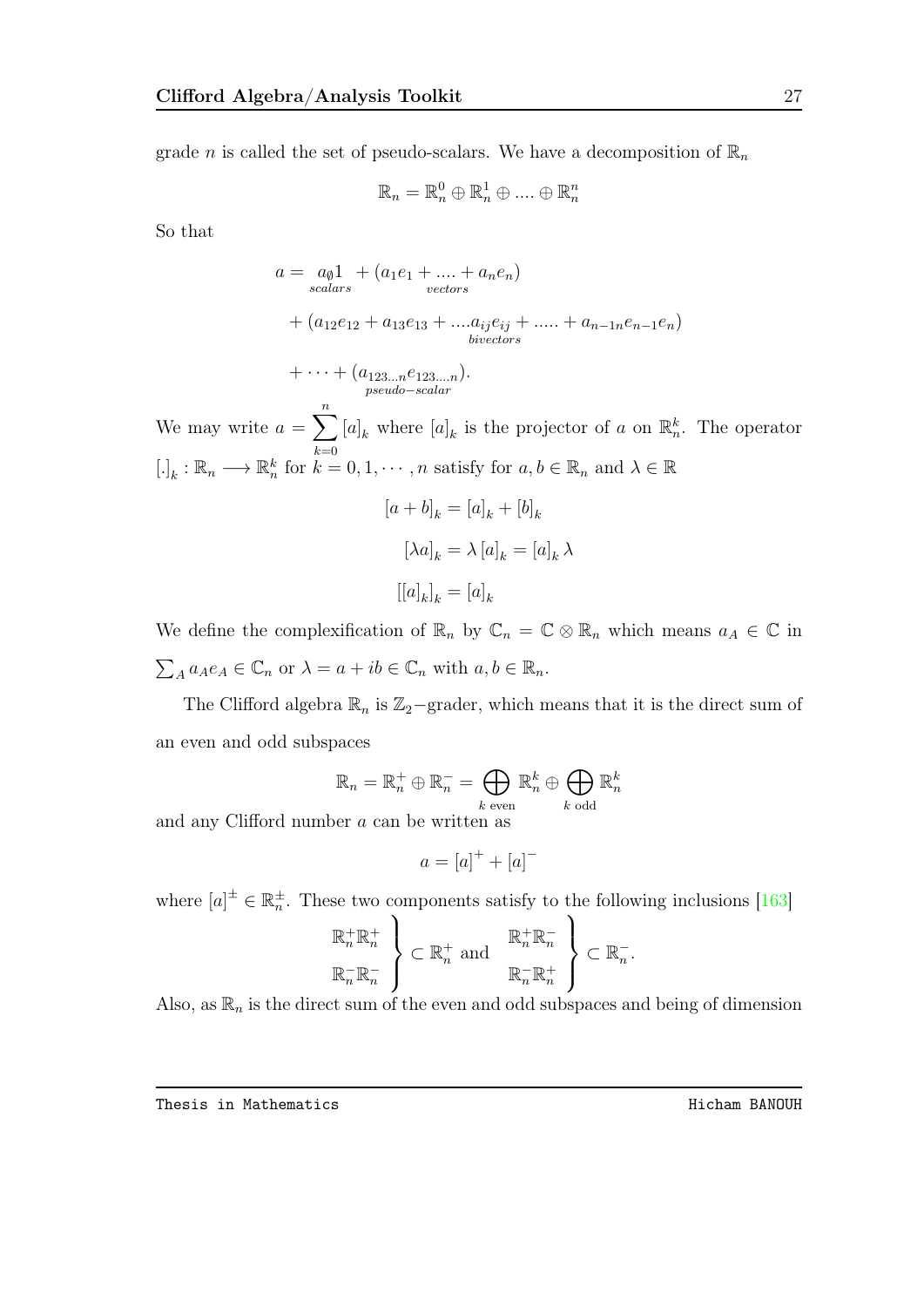grade $n$ is called the set of pseudo-scalars. We have a decomposition of $\mathbb{R}_n$

$$\mathbb{R}_n = \mathbb{R}_n^0 \oplus \mathbb{R}_n^1 \oplus .... \oplus \mathbb{R}_n^n$$

So that

$$\begin{aligned}
a = & \underbrace{a_{\emptyset}1}_{scalars} + \underbrace{(a_1 e_1 + .... + a_n e_n)}_{vectors} \\
& + \underbrace{(a_{12}e_{12} + a_{13}e_{13} + ....a_{ij}e_{ij} + ..... + a_{n-1n}e_{n-1}e_n)}_{bivectors} \\
& + \cdots + \underbrace{(a_{123...n}e_{123....n})}_{pseudo-scalar}.
\end{aligned}$$

We may write $a = \sum_{k=0}^{n} [a]_k$ where $[a]_k$ is the projector of $a$ on $\mathbb{R}_n^k$. The operator $[.]_k : \mathbb{R}_n \longrightarrow \mathbb{R}_n^k$ for $k = 0, 1, \cdots, n$ satisfy for $a, b \in \mathbb{R}_n$ and $\lambda \in \mathbb{R}$

$$[a+b]_k = [a]_k + [b]_k$$

$$[\lambda a]_k = \lambda [a]_k = [a]_k \lambda$$

$$[[a]_k]_k = [a]_k$$

We define the complexification of $\mathbb{R}_n$ by $\mathbb{C}_n = \mathbb{C} \otimes \mathbb{R}_n$ which means $a_A \in \mathbb{C}$ in $\sum_A a_A e_A \in \mathbb{C}_n$ or $\lambda = a + ib \in \mathbb{C}_n$ with $a, b \in \mathbb{R}_n$.

The Clifford algebra $\mathbb{R}_n$ is $\mathbb{Z}_2-$grader, which means that it is the direct sum of an even and odd subspaces

$$\mathbb{R}_n = \mathbb{R}_n^+ \oplus \mathbb{R}_n^- = \bigoplus_{k \text{ even}} \mathbb{R}_n^k \oplus \bigoplus_{k \text{ odd}} \mathbb{R}_n^k$$

and any Clifford number $a$ can be written as

$$a = [a]^+ + [a]^-$$

where $[a]^{\pm} \in \mathbb{R}_n^{\pm}$. These two components satisfy to the following inclusions [163]

$$\left.\begin{array}{c} \mathbb{R}_n^+\mathbb{R}_n^+ \\ \mathbb{R}_n^-\mathbb{R}_n^- \end{array}\right\} \subset \mathbb{R}_n^+ \text{ and } \left.\begin{array}{c} \mathbb{R}_n^+\mathbb{R}_n^- \\ \mathbb{R}_n^-\mathbb{R}_n^+ \end{array}\right\} \subset \mathbb{R}_n^-.$$

Also, as $\mathbb{R}_n$ is the direct sum of the even and odd subspaces and being of dimension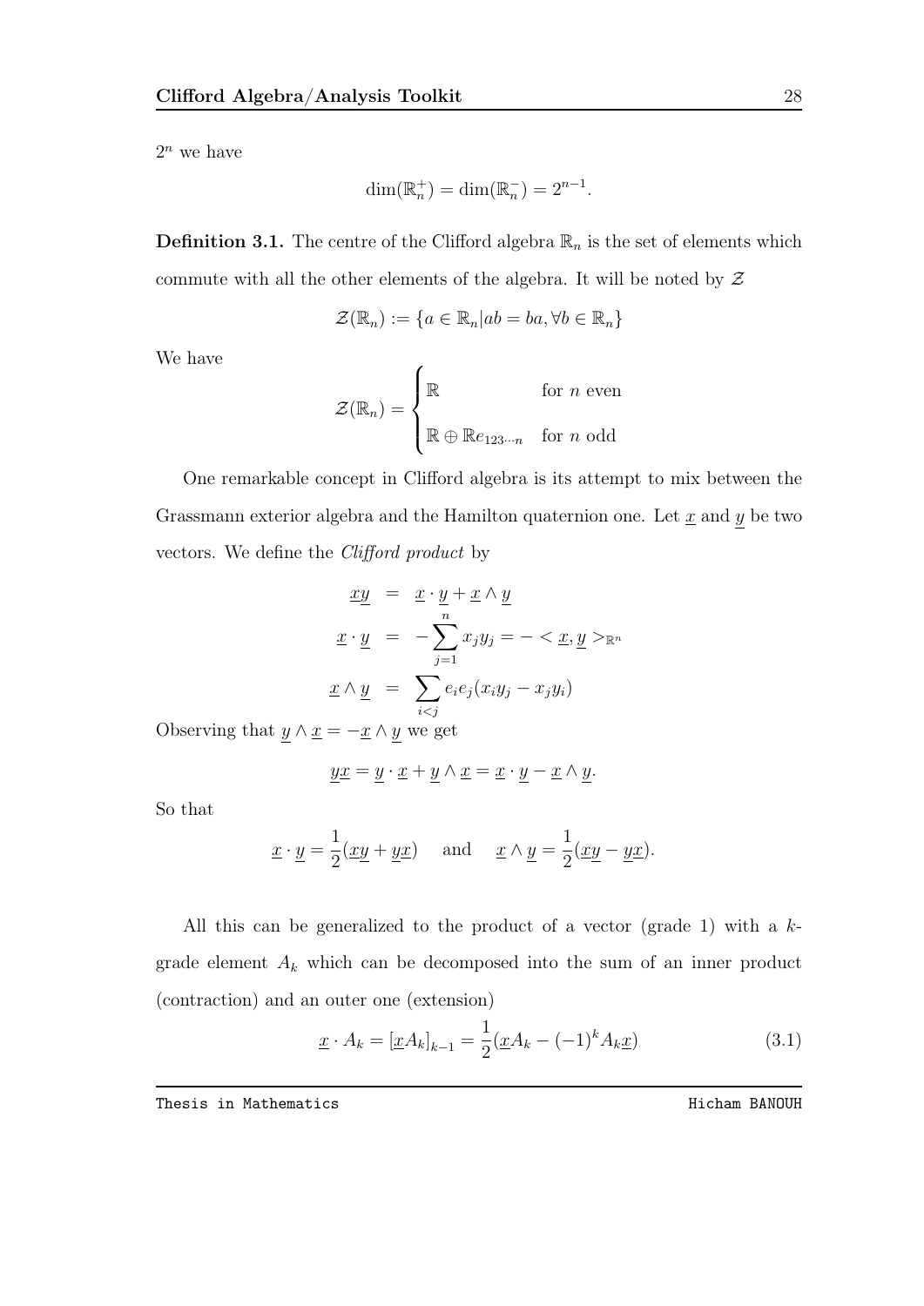$2^n$ we have

$$\dim(\mathbb{R}_n^+) = \dim(\mathbb{R}_n^-) = 2^{n-1}.$$

**Definition 3.1.** The centre of the Clifford algebra $\mathbb{R}_n$ is the set of elements which commute with all the other elements of the algebra. It will be noted by $\mathcal{Z}$

$$\mathcal{Z}(\mathbb{R}_n) := \{a \in \mathbb{R}_n | ab = ba, \forall b \in \mathbb{R}_n\}$$

We have

$$\mathcal{Z}(\mathbb{R}_n) = \begin{cases} \mathbb{R} & \text{for } n \text{ even} \\ \mathbb{R} \oplus \mathbb{R}e_{123\cdots n} & \text{for } n \text{ odd} \end{cases}$$

One remarkable concept in Clifford algebra is its attempt to mix between the Grassmann exterior algebra and the Hamilton quaternion one. Let $\underline{x}$ and $\underline{y}$ be two vectors. We define the *Clifford product* by

$$\begin{aligned} \underline{x}\underline{y} &= \underline{x} \cdot \underline{y} + \underline{x} \wedge \underline{y} \\ \underline{x} \cdot \underline{y} &= -\sum_{j=1}^{n} x_j y_j = - < \underline{x}, \underline{y} >_{\mathbb{R}^n} \\ \underline{x} \wedge \underline{y} &= \sum_{i<j} e_i e_j (x_i y_j - x_j y_i) \end{aligned}$$

Observing that $\underline{y} \wedge \underline{x} = -\underline{x} \wedge \underline{y}$ we get

$$\underline{y}\underline{x} = \underline{y} \cdot \underline{x} + \underline{y} \wedge \underline{x} = \underline{x} \cdot \underline{y} - \underline{x} \wedge \underline{y}.$$

So that

$$\underline{x} \cdot \underline{y} = \frac{1}{2}(\underline{x}\underline{y} + \underline{y}\underline{x}) \quad \text{and} \quad \underline{x} \wedge \underline{y} = \frac{1}{2}(\underline{x}\underline{y} - \underline{y}\underline{x}).$$

All this can be generalized to the product of a vector (grade 1) with a $k$-grade element $A_k$ which can be decomposed into the sum of an inner product (contraction) and an outer one (extension)

$$\underline{x} \cdot A_k = [\underline{x}A_k]_{k-1} = \frac{1}{2}(\underline{x}A_k - (-1)^k A_k \underline{x}) \tag{3.1}$$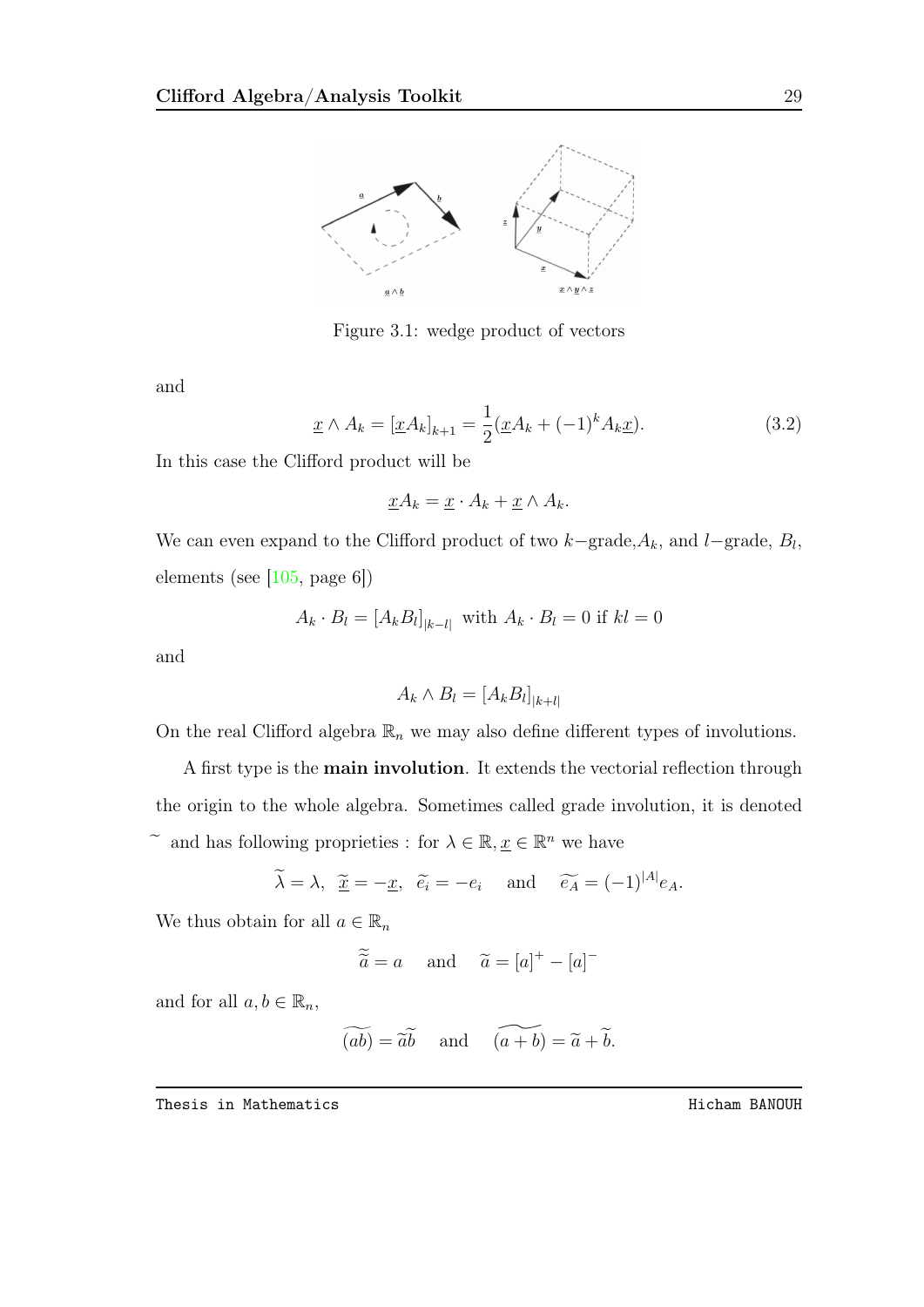Figure 3.1: wedge product of vectors

and

$$\underline{x} \wedge A_k = [\underline{x}A_k]_{k+1} = \frac{1}{2}(\underline{x}A_k + (-1)^k A_k \underline{x}). \tag{3.2}$$

In this case the Clifford product will be

$$\underline{x}A_k = \underline{x} \cdot A_k + \underline{x} \wedge A_k.$$

We can even expand to the Clifford product of two $k-$grade,$A_k$, and $l-$grade, $B_l$, elements (see [105, page 6])

$$A_k \cdot B_l = [A_k B_l]_{|k-l|} \text{ with } A_k \cdot B_l = 0 \text{ if } kl = 0$$

and

$$A_k \wedge B_l = [A_k B_l]_{|k+l|}$$

On the real Clifford algebra $\mathbb{R}_n$ we may also define different types of involutions.

A first type is the **main involution**. It extends the vectorial reflection through the origin to the whole algebra. Sometimes called grade involution, it is denoted $\sim$ and has following proprieties : for $\lambda \in \mathbb{R}, \underline{x} \in \mathbb{R}^n$ we have

$$\widetilde{\lambda} = \lambda, \;\; \widetilde{\underline{x}} = -\underline{x}, \;\; \widetilde{e_i} = -e_i \quad \text{and} \quad \widetilde{e_A} = (-1)^{|A|} e_A.$$

We thus obtain for all $a \in \mathbb{R}_n$

$$\widetilde{\widetilde{a}} = a \quad \text{and} \quad \widetilde{a} = [a]^+ - [a]^-$$

and for all $a, b \in \mathbb{R}_n$,

$$\widetilde{(ab)} = \widetilde{a}\widetilde{b} \quad \text{and} \quad \widetilde{(a+b)} = \widetilde{a} + \widetilde{b}.$$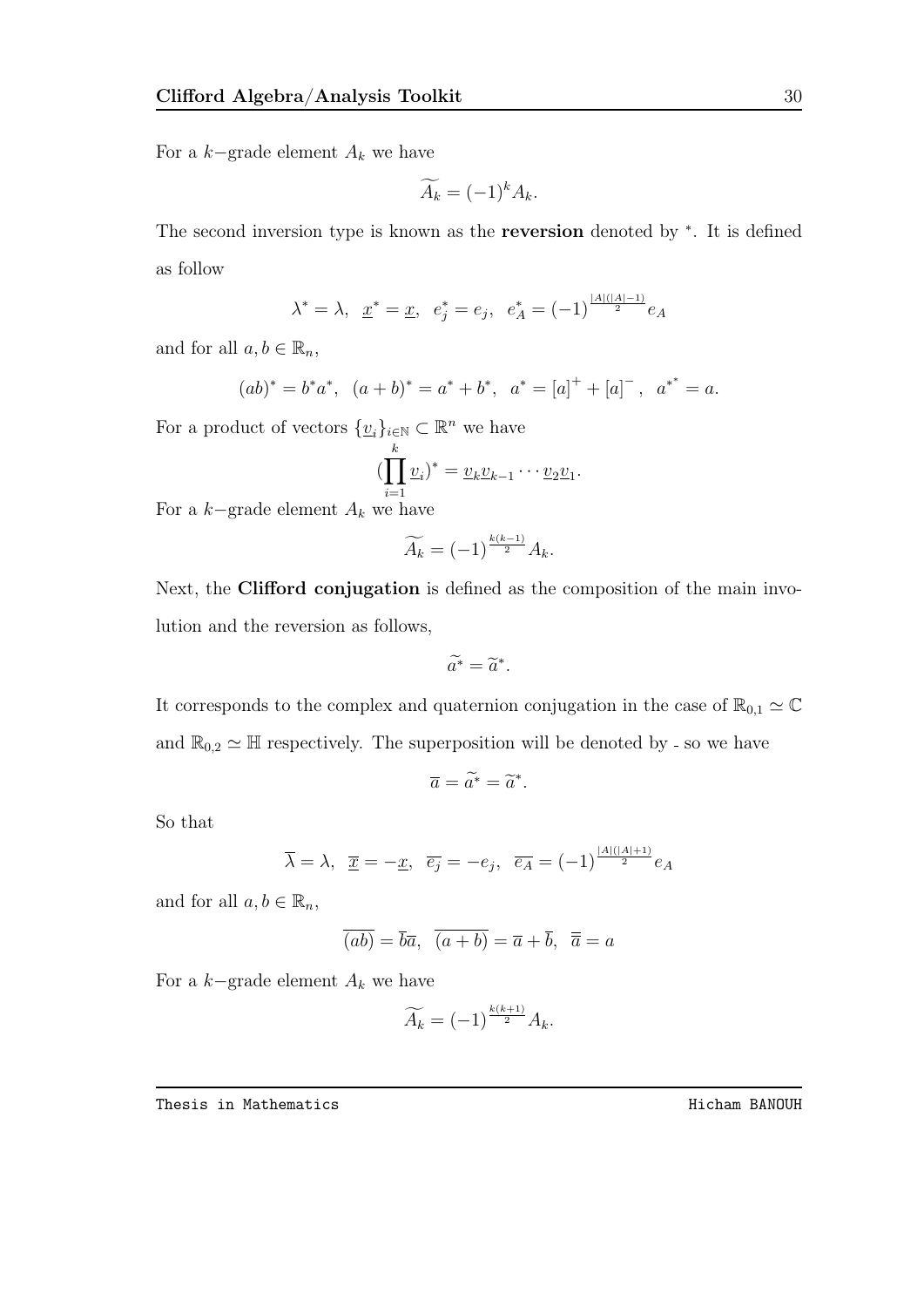For a $k-$grade element $A_k$ we have

$$\widetilde{A_k} = (-1)^k A_k.$$

The second inversion type is known as the **reversion** denoted by $^*$. It is defined as follow

$$\lambda^* = \lambda, \ \ \underline{x}^* = \underline{x}, \ \ e_j^* = e_j, \ \ e_A^* = (-1)^{\frac{|A|(|A|-1)}{2}} e_A$$

and for all $a, b \in \mathbb{R}_n$,

$$(ab)^* = b^* a^*, \ \ (a+b)^* = a^* + b^*, \ \ a^* = [a]^+ + [a]^-, \ \ a^{*^*} = a.$$

For a product of vectors $\{\underline{v}_i\}_{i \in \mathbb{N}} \subset \mathbb{R}^n$ we have

$$(\prod_{i=1}^{k} \underline{v}_i)^* = \underline{v}_k \underline{v}_{k-1} \cdots \underline{v}_2 \underline{v}_1.$$

For a $k-$grade element $A_k$ we have

$$\widetilde{A_k} = (-1)^{\frac{k(k-1)}{2}} A_k.$$

Next, the **Clifford conjugation** is defined as the composition of the main involution and the reversion as follows,

$$\widetilde{a^*} = \widetilde{a}^*.$$

It corresponds to the complex and quaternion conjugation in the case of $\mathbb{R}_{0,1} \simeq \mathbb{C}$ and $\mathbb{R}_{0,2} \simeq \mathbb{H}$ respectively. The superposition will be denoted by $\bar{}$ so we have

$$\overline{a} = \widetilde{a^*} = \widetilde{a}^*.$$

So that

$$\overline{\lambda} = \lambda, \ \ \overline{\underline{x}} = -\underline{x}, \ \ \overline{e_j} = -e_j, \ \ \overline{e_A} = (-1)^{\frac{|A|(|A|+1)}{2}} e_A$$

and for all $a, b \in \mathbb{R}_n$,

$$\overline{(ab)} = \overline{b}\overline{a}, \ \ \overline{(a+b)} = \overline{a} + \overline{b}, \ \ \overline{\overline{a}} = a$$

For a $k-$grade element $A_k$ we have

$$\widetilde{A_k} = (-1)^{\frac{k(k+1)}{2}} A_k.$$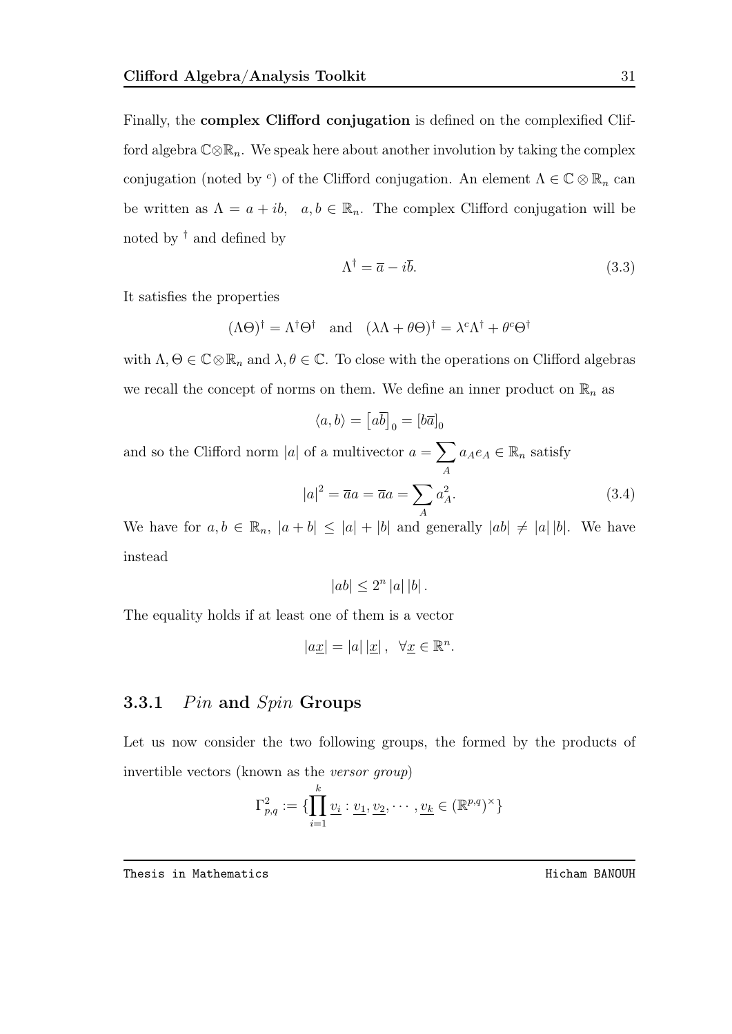Finally, the **complex Clifford conjugation** is defined on the complexified Clifford algebra $\mathbb{C}\otimes\mathbb{R}_n$. We speak here about another involution by taking the complex conjugation (noted by $^c$) of the Clifford conjugation. An element $\Lambda \in \mathbb{C}\otimes\mathbb{R}_n$ can be written as $\Lambda = a + ib, \quad a, b \in \mathbb{R}_n$. The complex Clifford conjugation will be noted by $^\dagger$ and defined by

$$\Lambda^\dagger = \overline{a} - i\overline{b}. \tag{3.3}$$

It satisfies the properties

$$(\Lambda\Theta)^\dagger = \Lambda^\dagger\Theta^\dagger \quad \text{and} \quad (\lambda\Lambda + \theta\Theta)^\dagger = \lambda^c\Lambda^\dagger + \theta^c\Theta^\dagger$$

with $\Lambda, \Theta \in \mathbb{C}\otimes\mathbb{R}_n$ and $\lambda, \theta \in \mathbb{C}$. To close with the operations on Clifford algebras we recall the concept of norms on them. We define an inner product on $\mathbb{R}_n$ as

$$\langle a, b\rangle = \left[a\overline{b}\right]_0 = \left[b\overline{a}\right]_0$$

and so the Clifford norm $|a|$ of a multivector $a = \sum_A a_A e_A \in \mathbb{R}_n$ satisfy

$$|a|^2 = \overline{a}a = \overline{a}a = \sum_A a_A^2. \tag{3.4}$$

We have for $a, b \in \mathbb{R}_n$, $|a + b| \leq |a| + |b|$ and generally $|ab| \neq |a|\,|b|$. We have instead

$$|ab| \leq 2^n\,|a|\,|b|\,.$$

The equality holds if at least one of them is a vector

$$|a\underline{x}| = |a|\,|\underline{x}|\,, \quad \forall \underline{x} \in \mathbb{R}^n.$$

### 3.3.1 *Pin* and *Spin* Groups

Let us now consider the two following groups, the formed by the products of invertible vectors (known as the *versor group*)

$$\Gamma^2_{p,q} := \{\prod_{i=1}^{k} \underline{v_i} : \underline{v_1}, \underline{v_2}, \cdots, \underline{v_k} \in (\mathbb{R}^{p,q})^\times\}$$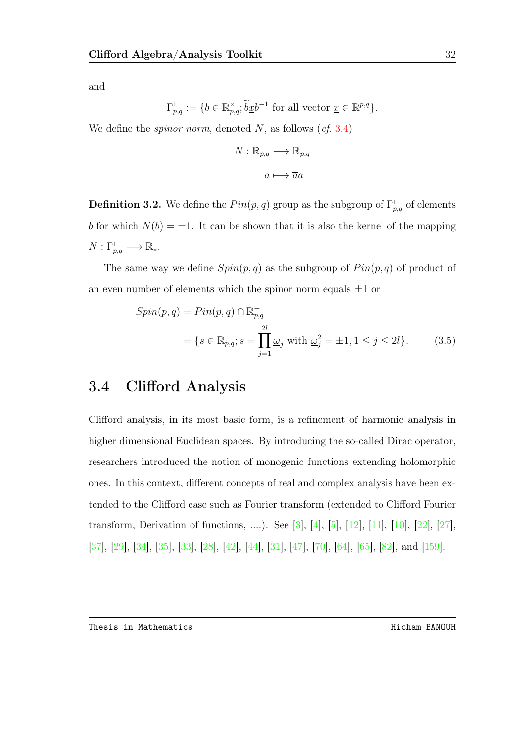and

$$\Gamma^1_{p,q} := \{b \in \mathbb{R}^{\times}_{p,q}; \widetilde{b}\underline{x}b^{-1} \text{ for all vector } \underline{x} \in \mathbb{R}^{p,q}\}.$$

We define the *spinor norm*, denoted $N$, as follows (*cf.* 3.4)

$$N : \mathbb{R}_{p,q} \longrightarrow \mathbb{R}_{p,q}$$

$$a \longmapsto \overline{a}a$$

**Definition 3.2.** We define the $Pin(p,q)$ group as the subgroup of $\Gamma^1_{p,q}$ of elements $b$ for which $N(b) = \pm 1$. It can be shown that it is also the kernel of the mapping $N : \Gamma^1_{p,q} \longrightarrow \mathbb{R}_*$.

The same way we define $Spin(p,q)$ as the subgroup of $Pin(p,q)$ of product of an even number of elements which the spinor norm equals $\pm 1$ or

$$\begin{aligned} Spin(p,q) &= Pin(p,q) \cap \mathbb{R}^+_{p,q} \\ &= \{s \in \mathbb{R}_{p,q}; s = \prod_{j=1}^{2l} \underline{\omega}_j \text{ with } \underline{\omega}_j^2 = \pm 1, 1 \leq j \leq 2l\}. \end{aligned} \tag{3.5}$$

## 3.4 Clifford Analysis

Clifford analysis, in its most basic form, is a refinement of harmonic analysis in higher dimensional Euclidean spaces. By introducing the so-called Dirac operator, researchers introduced the notion of monogenic functions extending holomorphic ones. In this context, different concepts of real and complex analysis have been extended to the Clifford case such as Fourier transform (extended to Clifford Fourier transform, Derivation of functions, ....). See [3], [4], [5], [12], [11], [10], [22], [27], [37], [29], [34], [35], [33], [28], [42], [44], [31], [47], [70], [64], [65], [82], and [159].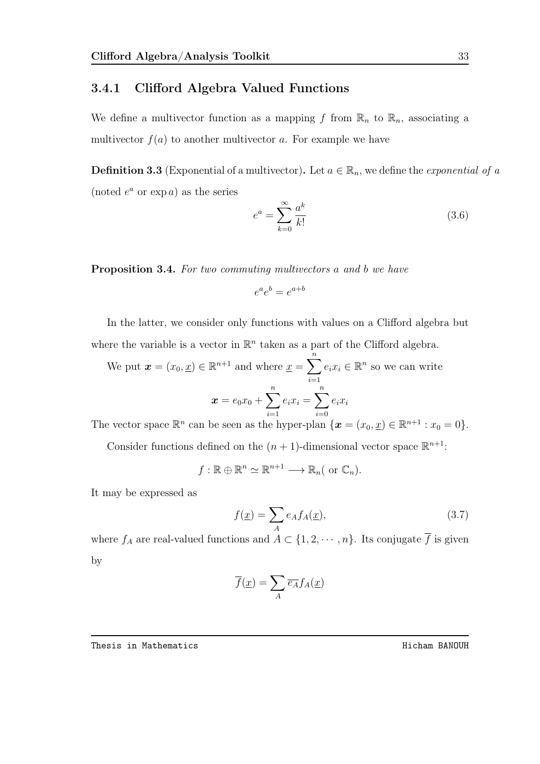### 3.4.1 Clifford Algebra Valued Functions

We define a multivector function as a mapping $f$ from $\mathbb{R}_n$ to $\mathbb{R}_n$, associating a multivector $f(a)$ to another multivector $a$. For example we have

**Definition 3.3** (Exponential of a multivector)**.** Let $a \in \mathbb{R}_n$, we define the *exponential of $a$* (noted $e^a$ or $\exp a$) as the series

$$e^a = \sum_{k=0}^{\infty} \frac{a^k}{k!} \tag{3.6}$$

**Proposition 3.4.** *For two commuting multivectors $a$ and $b$ we have*

$$e^a e^b = e^{a+b}$$

In the latter, we consider only functions with values on a Clifford algebra but where the variable is a vector in $\mathbb{R}^n$ taken as a part of the Clifford algebra.

We put $\boldsymbol{x} = (x_0, \underline{x}) \in \mathbb{R}^{n+1}$ and where $\underline{x} = \sum_{i=1}^{n} e_i x_i \in \mathbb{R}^n$ so we can write

$$\boldsymbol{x} = e_0 x_0 + \sum_{i=1}^{n} e_i x_i = \sum_{i=0}^{n} e_i x_i$$

The vector space $\mathbb{R}^n$ can be seen as the hyper-plan $\{\boldsymbol{x} = (x_0, \underline{x}) \in \mathbb{R}^{n+1} : x_0 = 0\}$.

Consider functions defined on the $(n+1)$-dimensional vector space $\mathbb{R}^{n+1}$:

$$f : \mathbb{R} \oplus \mathbb{R}^n \simeq \mathbb{R}^{n+1} \longrightarrow \mathbb{R}_n(\text{ or } \mathbb{C}_n).$$

It may be expressed as

$$f(\underline{x}) = \sum_A e_A f_A(\underline{x}), \tag{3.7}$$

where $f_A$ are real-valued functions and $A \subset \{1, 2, \cdots, n\}$. Its conjugate $\overline{f}$ is given by

$$\overline{f}(\underline{x}) = \sum_A \overline{e_A} f_A(\underline{x})$$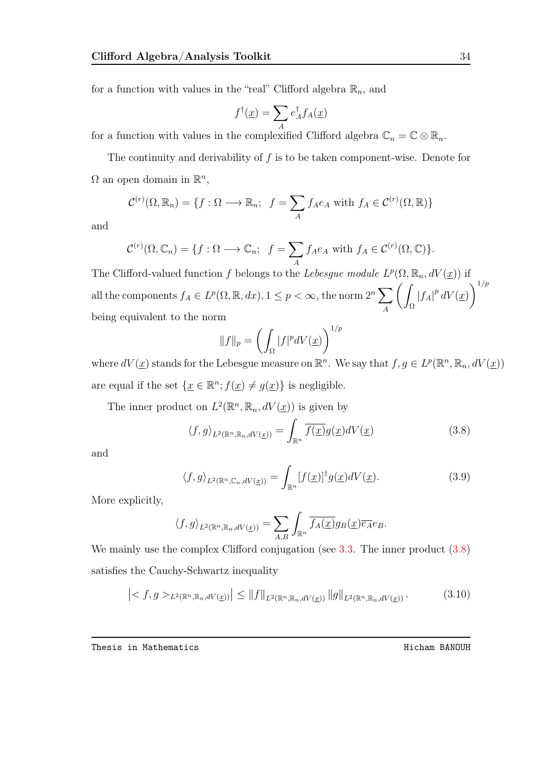for a function with values in the "real" Clifford algebra $\mathbb{R}_n$, and

$$f^{\dagger}(\underline{x}) = \sum_A e_A^{\dagger} f_A(\underline{x})$$

for a function with values in the complexified Clifford algebra $\mathbb{C}_n = \mathbb{C} \otimes \mathbb{R}_n$.

The continuity and derivability of $f$ is to be taken component-wise. Denote for $\Omega$ an open domain in $\mathbb{R}^n$,

$$\mathcal{C}^{(r)}(\Omega, \mathbb{R}_n) = \{f : \Omega \longrightarrow \mathbb{R}_n;\ \ f = \sum_A f_A e_A \text{ with } f_A \in \mathcal{C}^{(r)}(\Omega, \mathbb{R})\}$$

and

$$\mathcal{C}^{(r)}(\Omega, \mathbb{C}_n) = \{f : \Omega \longrightarrow \mathbb{C}_n;\ \ f = \sum_A f_A e_A \text{ with } f_A \in \mathcal{C}^{(r)}(\Omega, \mathbb{C})\}.$$

The Clifford-valued function $f$ belongs to the *Lebesgue module* $L^p(\Omega, \mathbb{R}_n, dV(\underline{x}))$ if all the components $f_A \in L^p(\Omega, \mathbb{R}, dx)$, $1 \leq p < \infty$, the norm $2^n \sum_A \left( \int_\Omega |f_A|^p \, dV(\underline{x}) \right)^{1/p}$ being equivalent to the norm

$$\|f\|_p = \left( \int_\Omega |f|^p dV(\underline{x}) \right)^{1/p}$$

where $dV(\underline{x})$ stands for the Lebesgue measure on $\mathbb{R}^n$. We say that $f, g \in L^p(\mathbb{R}^n, \mathbb{R}_n, dV(\underline{x}))$ are equal if the set $\{\underline{x} \in \mathbb{R}^n; f(\underline{x}) \neq g(\underline{x})\}$ is negligible.

The inner product on $L^2(\mathbb{R}^n, \mathbb{R}_n, dV(\underline{x}))$ is given by

$$\langle f, g \rangle_{L^2(\mathbb{R}^n, \mathbb{R}_n, dV(\underline{x}))} = \int_{\mathbb{R}^n} \overline{f(\underline{x})} g(\underline{x}) dV(\underline{x}) \tag{3.8}$$

and

$$\langle f, g \rangle_{L^2(\mathbb{R}^n, \mathbb{C}_n, dV(\underline{x}))} = \int_{\mathbb{R}^n} [f(\underline{x})]^{\dagger} g(\underline{x}) dV(\underline{x}). \tag{3.9}$$

More explicitly,

$$\langle f, g \rangle_{L^2(\mathbb{R}^n, \mathbb{R}_n, dV(\underline{x}))} = \sum_{A,B} \int_{\mathbb{R}^n} \overline{f_A(\underline{x})} g_B(\underline{x}) \overline{e_A} e_B.$$

We mainly use the complex Clifford conjugation (see 3.3. The inner product (3.8) satisfies the Cauchy-Schwartz inequality

$$\left| < f, g >_{L^2(\mathbb{R}^n, \mathbb{R}_n, dV(\underline{x}))} \right| \leq \|f\|_{L^2(\mathbb{R}^n, \mathbb{R}_n, dV(\underline{x}))} \|g\|_{L^2(\mathbb{R}^n, \mathbb{R}_n, dV(\underline{x}))}. \tag{3.10}$$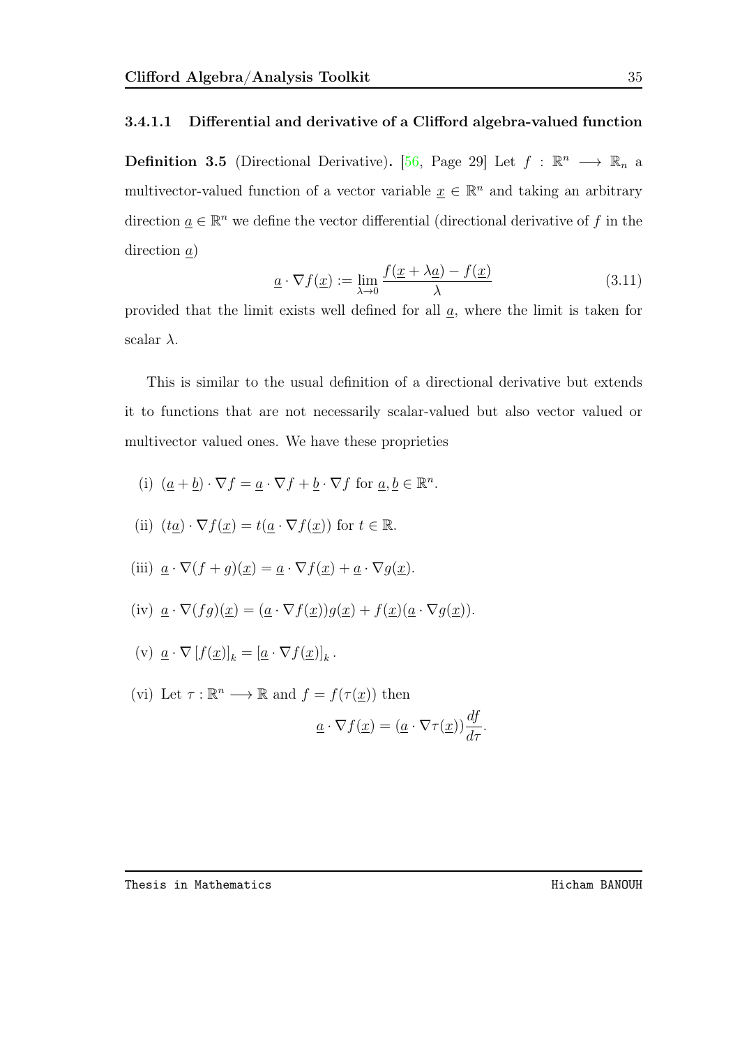#### 3.4.1.1 Differential and derivative of a Clifford algebra-valued function

**Definition 3.5** (Directional Derivative)**.** [56, Page 29] Let $f : \mathbb{R}^n \longrightarrow \mathbb{R}_n$ a multivector-valued function of a vector variable $\underline{x} \in \mathbb{R}^n$ and taking an arbitrary direction $\underline{a} \in \mathbb{R}^n$ we define the vector differential (directional derivative of $f$ in the direction $\underline{a}$)

$$\underline{a} \cdot \nabla f(\underline{x}) := \lim_{\lambda \to 0} \frac{f(\underline{x} + \lambda \underline{a}) - f(\underline{x})}{\lambda} \tag{3.11}$$

provided that the limit exists well defined for all $\underline{a}$, where the limit is taken for scalar $\lambda$.

This is similar to the usual definition of a directional derivative but extends it to functions that are not necessarily scalar-valued but also vector valued or multivector valued ones. We have these proprieties

(i) $(\underline{a} + \underline{b}) \cdot \nabla f = \underline{a} \cdot \nabla f + \underline{b} \cdot \nabla f$ for $\underline{a}, \underline{b} \in \mathbb{R}^n$.

(ii) $(t\underline{a}) \cdot \nabla f(\underline{x}) = t(\underline{a} \cdot \nabla f(\underline{x}))$ for $t \in \mathbb{R}$.

(iii) $\underline{a} \cdot \nabla (f + g)(\underline{x}) = \underline{a} \cdot \nabla f(\underline{x}) + \underline{a} \cdot \nabla g(\underline{x})$.

(iv) $\underline{a} \cdot \nabla (fg)(\underline{x}) = (\underline{a} \cdot \nabla f(\underline{x}))g(\underline{x}) + f(\underline{x})(\underline{a} \cdot \nabla g(\underline{x}))$.

(v) $\underline{a} \cdot \nabla \left[f(\underline{x})\right]_k = \left[\underline{a} \cdot \nabla f(\underline{x})\right]_k$.

(vi) Let $\tau : \mathbb{R}^n \longrightarrow \mathbb{R}$ and $f = f(\tau(\underline{x}))$ then

$$\underline{a} \cdot \nabla f(\underline{x}) = (\underline{a} \cdot \nabla \tau(\underline{x}))\frac{df}{d\tau}.$$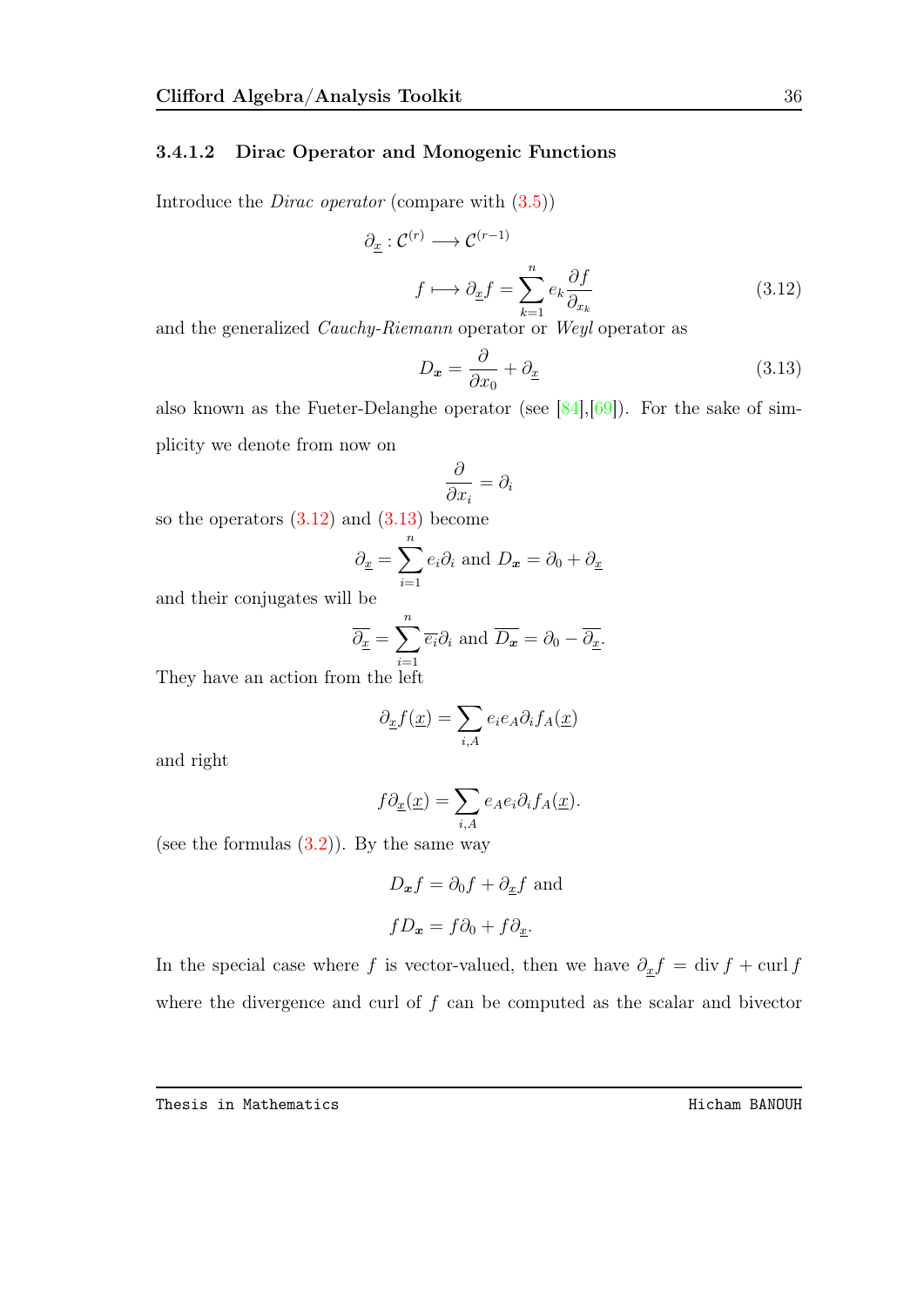#### 3.4.1.2 Dirac Operator and Monogenic Functions

Introduce the *Dirac operator* (compare with (3.5))

$$\partial_{\underline{x}} : \mathcal{C}^{(r)} \longrightarrow \mathcal{C}^{(r-1)}$$

$$f \longmapsto \partial_{\underline{x}} f = \sum_{k=1}^{n} e_k \frac{\partial f}{\partial_{x_k}} \tag{3.12}$$

and the generalized *Cauchy-Riemann* operator or *Weyl* operator as

$$D_{\boldsymbol{x}} = \frac{\partial}{\partial x_0} + \partial_{\underline{x}} \tag{3.13}$$

also known as the Fueter-Delanghe operator (see [84],[69]). For the sake of simplicity we denote from now on

$$\frac{\partial}{\partial x_i} = \partial_i$$

so the operators (3.12) and (3.13) become

$$\partial_{\underline{x}} = \sum_{i=1}^{n} e_i \partial_i \text{ and } D_{\boldsymbol{x}} = \partial_0 + \partial_{\underline{x}}$$

and their conjugates will be

$$\overline{\partial_{\underline{x}}} = \sum_{i=1}^{n} \overline{e_i} \partial_i \text{ and } \overline{D_{\boldsymbol{x}}} = \partial_0 - \overline{\partial_{\underline{x}}}.$$

They have an action from the left

$$\partial_{\underline{x}} f(\underline{x}) = \sum_{i,A} e_i e_A \partial_i f_A(\underline{x})$$

and right

$$f \partial_{\underline{x}}(\underline{x}) = \sum_{i,A} e_A e_i \partial_i f_A(\underline{x}).$$

(see the formulas (3.2)). By the same way

$$D_{\boldsymbol{x}} f = \partial_0 f + \partial_{\underline{x}} f \text{ and}$$

$$f D_{\boldsymbol{x}} = f \partial_0 + f \partial_{\underline{x}}.$$

In the special case where $f$ is vector-valued, then we have $\partial_{\underline{x}} f = \operatorname{div} f + \operatorname{curl} f$ where the divergence and curl of $f$ can be computed as the scalar and bivector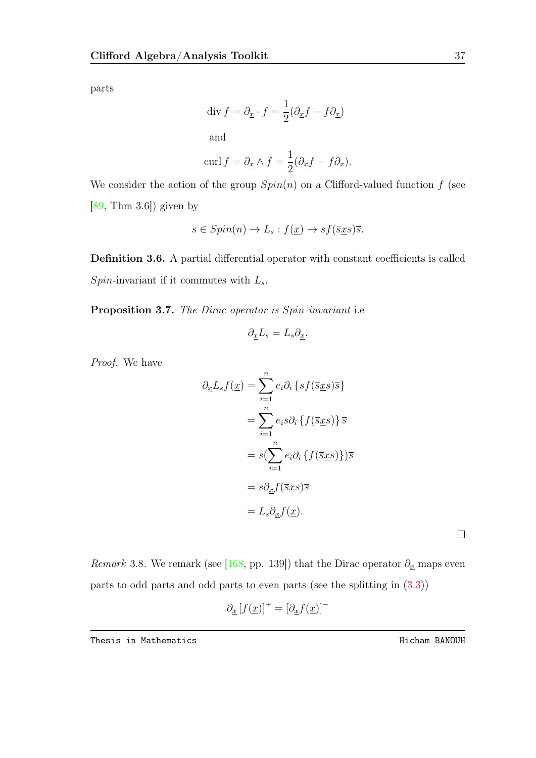parts

$$\operatorname{div} f = \partial_{\underline{x}} \cdot f = \frac{1}{2}(\partial_{\underline{x}} f + f \partial_{\underline{x}})$$

and

$$\operatorname{curl} f = \partial_{\underline{x}} \wedge f = \frac{1}{2}(\partial_{\underline{x}} f - f \partial_{\underline{x}}).$$

We consider the action of the group $Spin(n)$ on a Clifford-valued function $f$ (see [89, Thm 3.6]) given by

$$s \in Spin(n) \to L_s : f(\underline{x}) \to s f(\bar{s}\underline{x}s)\bar{s}.$$

**Definition 3.6.** A partial differential operator with constant coefficients is called *Spin*-invariant if it commutes with $L_s$.

**Proposition 3.7.** *The Dirac operator is Spin-invariant* i.e

$$\partial_{\underline{x}} L_s = L_s \partial_{\underline{x}}.$$

*Proof.* We have

$$\begin{aligned}
\partial_{\underline{x}} L_s f(\underline{x}) &= \sum_{i=1}^{n} e_i \partial_i \left\{ s f(\overline{s}\underline{x}s)\overline{s} \right\} \\
&= \sum_{i=1}^{n} e_i s \partial_i \left\{ f(\overline{s}\underline{x}s) \right\} \overline{s} \\
&= s\Big(\sum_{i=1}^{n} e_i \partial_i \left\{ f(\overline{s}\underline{x}s) \right\}\Big)\overline{s} \\
&= s \partial_{\underline{x}} f(\overline{s}\underline{x}s)\overline{s} \\
&= L_s \partial_{\underline{x}} f(\underline{x}).
\end{aligned}$$

$\square$

*Remark* 3.8. We remark (see [168, pp. 139]) that the Dirac operator $\partial_{\underline{x}}$ maps even parts to odd parts and odd parts to even parts (see the splitting in (3.3))

$$\partial_{\underline{x}} \left[ f(\underline{x}) \right]^{+} = \left[ \partial_{\underline{x}} f(\underline{x}) \right]^{-}$$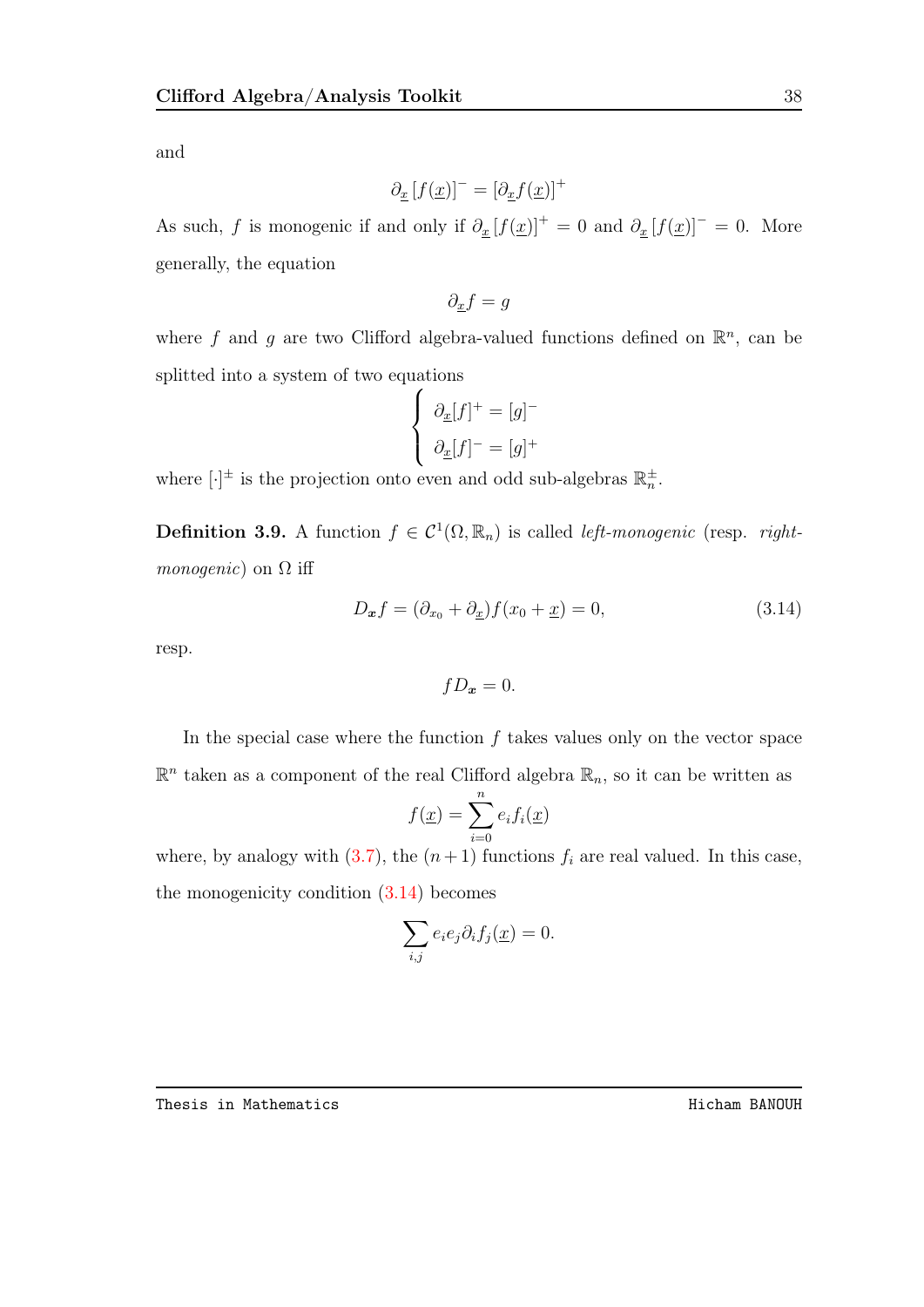and

$$\partial_{\underline{x}} [f(\underline{x})]^{-} = [\partial_{\underline{x}} f(\underline{x})]^{+}$$

As such, $f$ is monogenic if and only if $\partial_{\underline{x}} [f(\underline{x})]^{+} = 0$ and $\partial_{\underline{x}} [f(\underline{x})]^{-} = 0$. More generally, the equation

$$\partial_{\underline{x}} f = g$$

where $f$ and $g$ are two Clifford algebra-valued functions defined on $\mathbb{R}^n$, can be splitted into a system of two equations

$$\begin{cases} \partial_{\underline{x}} [f]^{+} = [g]^{-} \\ \partial_{\underline{x}} [f]^{-} = [g]^{+} \end{cases}$$

where $[\cdot]^{\pm}$ is the projection onto even and odd sub-algebras $\mathbb{R}_n^{\pm}$.

**Definition 3.9.** A function $f \in \mathcal{C}^1(\Omega, \mathbb{R}_n)$ is called *left-monogenic* (resp. *right-monogenic*) on $\Omega$ iff

$$D_{\boldsymbol{x}} f = (\partial_{x_0} + \partial_{\underline{x}}) f(x_0 + \underline{x}) = 0, \tag{3.14}$$

resp.

$$f D_{\boldsymbol{x}} = 0.$$

In the special case where the function $f$ takes values only on the vector space $\mathbb{R}^n$ taken as a component of the real Clifford algebra $\mathbb{R}_n$, so it can be written as

$$f(\underline{x}) = \sum_{i=0}^{n} e_i f_i(\underline{x})$$

where, by analogy with (3.7), the $(n+1)$ functions $f_i$ are real valued. In this case, the monogenicity condition (3.14) becomes

$$\sum_{i,j} e_i e_j \partial_i f_j(\underline{x}) = 0.$$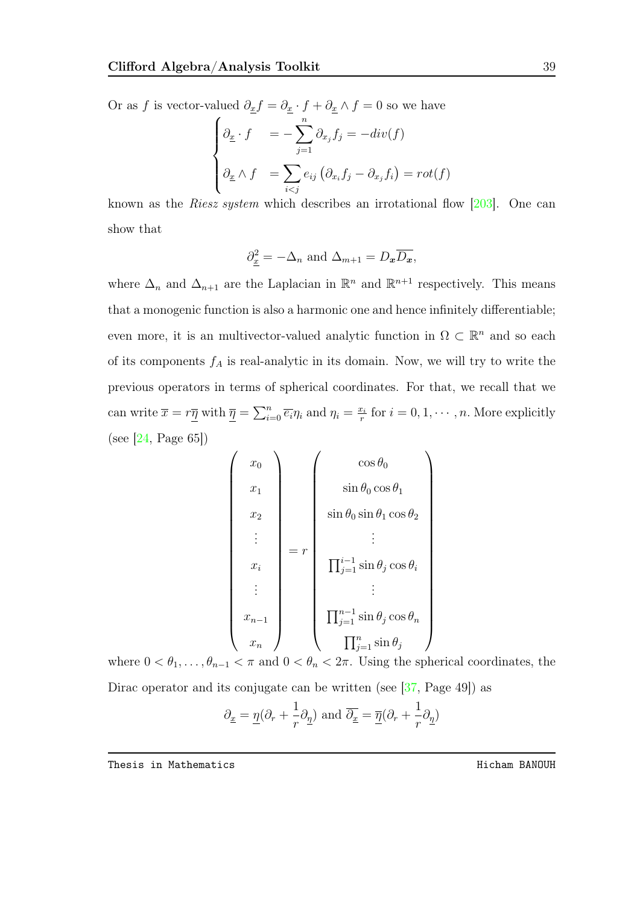Or as $f$ is vector-valued $\partial_{\underline{x}} f = \partial_{\underline{x}} \cdot f + \partial_{\underline{x}} \wedge f = 0$ so we have

$$
\begin{cases}
\partial_{\underline{x}} \cdot f & = - \displaystyle\sum_{j=1}^{n} \partial_{x_j} f_j = -div(f) \\[2ex]
\partial_{\underline{x}} \wedge f & = \displaystyle\sum_{i<j} e_{ij} \left( \partial_{x_i} f_j - \partial_{x_j} f_i \right) = rot(f)
\end{cases}
$$

known as the *Riesz system* which describes an irrotational flow [203]. One can show that

$$
\partial_{\underline{x}}^2 = -\Delta_n \text{ and } \Delta_{m+1} = D_{\boldsymbol{x}} \overline{D_{\boldsymbol{x}}},
$$

where $\Delta_n$ and $\Delta_{n+1}$ are the Laplacian in $\mathbb{R}^n$ and $\mathbb{R}^{n+1}$ respectively. This means that a monogenic function is also a harmonic one and hence infinitely differentiable; even more, it is an multivector-valued analytic function in $\Omega \subset \mathbb{R}^n$ and so each of its components $f_A$ is real-analytic in its domain. Now, we will try to write the previous operators in terms of spherical coordinates. For that, we recall that we can write $\overline{x} = r\overline{\underline{\eta}}$ with $\overline{\underline{\eta}} = \sum_{i=0}^{n} \overline{e_i} \eta_i$ and $\eta_i = \frac{x_i}{r}$ for $i = 0, 1, \cdots, n$. More explicitly (see [24, Page 65])

$$
\begin{pmatrix}
x_0 \\ x_1 \\ x_2 \\ \vdots \\ x_i \\ \vdots \\ x_{n-1} \\ x_n
\end{pmatrix}
= r
\begin{pmatrix}
\cos\theta_0 \\ \sin\theta_0 \cos\theta_1 \\ \sin\theta_0 \sin\theta_1 \cos\theta_2 \\ \vdots \\ \prod_{j=1}^{i-1} \sin\theta_j \cos\theta_i \\ \vdots \\ \prod_{j=1}^{n-1} \sin\theta_j \cos\theta_n \\ \prod_{j=1}^{n} \sin\theta_j
\end{pmatrix}
$$

where $0 < \theta_1, \ldots, \theta_{n-1} < \pi$ and $0 < \theta_n < 2\pi$. Using the spherical coordinates, the Dirac operator and its conjugate can be written (see [37, Page 49]) as

$$
\partial_{\underline{x}} = \underline{\eta}(\partial_r + \frac{1}{r}\partial_{\underline{\eta}}) \text{ and } \overline{\partial_{\underline{x}}} = \overline{\underline{\eta}}(\partial_r + \frac{1}{r}\partial_{\underline{\eta}})
$$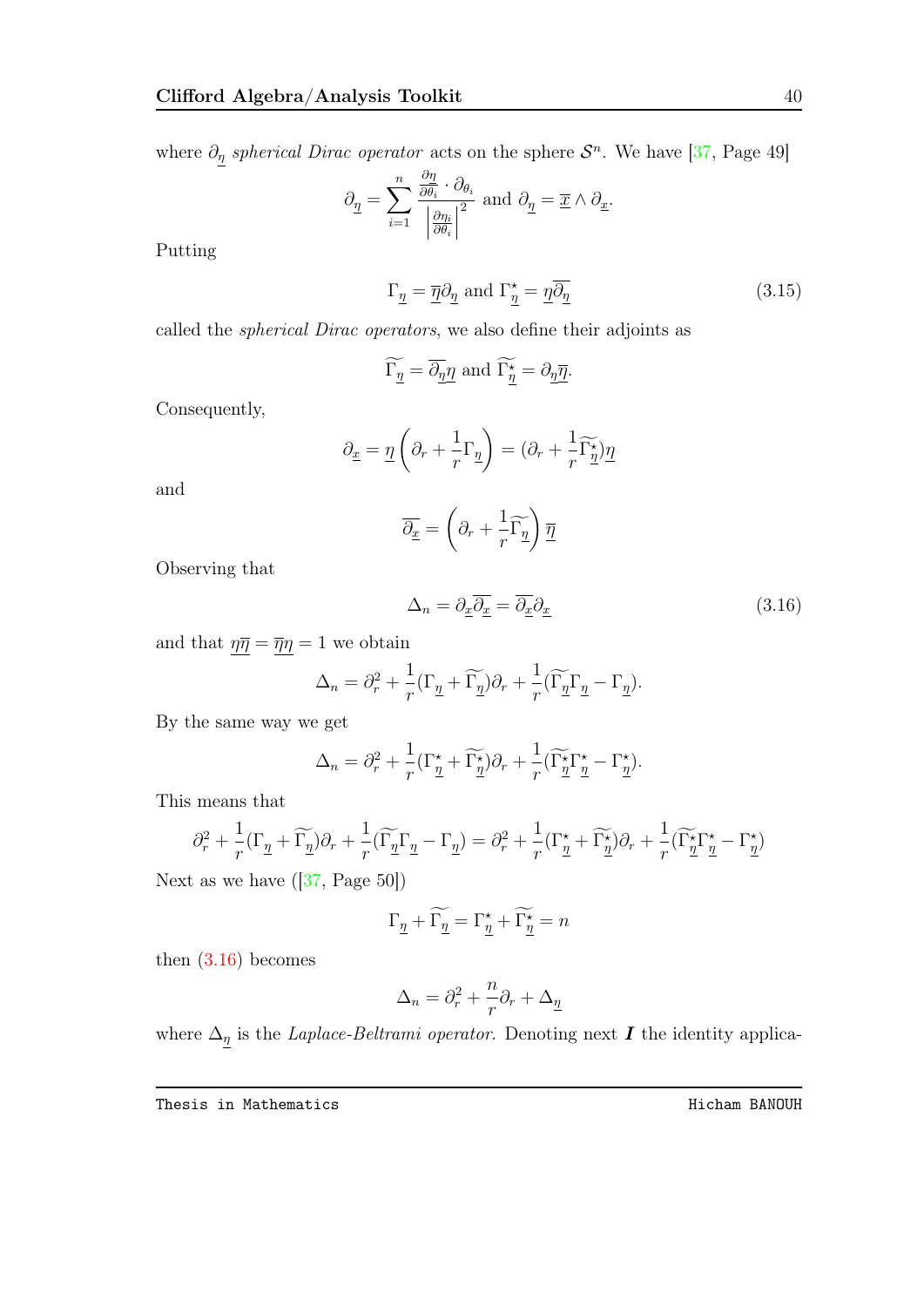where $\partial_{\underline{\eta}}$ *spherical Dirac operator* acts on the sphere $\mathcal{S}^n$. We have [37, Page 49]

$$\partial_{\underline{\eta}} = \sum_{i=1}^{n} \frac{\frac{\partial \underline{\eta}}{\partial \theta_i} \cdot \partial_{\theta_i}}{\left|\frac{\partial \eta_i}{\partial \theta_i}\right|^2} \text{ and } \partial_{\underline{\eta}} = \overline{\underline{x}} \wedge \partial_{\underline{x}}.$$

Putting

$$\Gamma_{\underline{\eta}} = \overline{\underline{\eta}}\partial_{\underline{\eta}} \text{ and } \Gamma^{\star}_{\underline{\eta}} = \underline{\eta}\overline{\partial_{\underline{\eta}}} \tag{3.15}$$

called the *spherical Dirac operators*, we also define their adjoints as

$$\widetilde{\Gamma_{\underline{\eta}}} = \overline{\partial_{\underline{\eta}}}\underline{\eta} \text{ and } \widetilde{\Gamma^{\star}_{\underline{\eta}}} = \partial_{\underline{\eta}}\overline{\underline{\eta}}.$$

Consequently,

$$\partial_{\underline{x}} = \underline{\eta}\left(\partial_r + \frac{1}{r}\Gamma_{\underline{\eta}}\right) = (\partial_r + \frac{1}{r}\widetilde{\Gamma^{\star}_{\underline{\eta}}})\underline{\eta}$$

and

$$\overline{\partial_{\underline{x}}} = \left(\partial_r + \frac{1}{r}\widetilde{\Gamma_{\underline{\eta}}}\right)\overline{\underline{\eta}}$$

Observing that

$$\Delta_n = \partial_{\underline{x}}\overline{\partial_{\underline{x}}} = \overline{\partial_{\underline{x}}}\partial_{\underline{x}} \tag{3.16}$$

and that $\underline{\eta}\overline{\underline{\eta}} = \overline{\underline{\eta}}\underline{\eta} = 1$ we obtain

$$\Delta_n = \partial_r^2 + \frac{1}{r}(\Gamma_{\underline{\eta}} + \widetilde{\Gamma_{\underline{\eta}}})\partial_r + \frac{1}{r}(\widetilde{\Gamma_{\underline{\eta}}}\Gamma_{\underline{\eta}} - \Gamma_{\underline{\eta}}).$$

By the same way we get

$$\Delta_n = \partial_r^2 + \frac{1}{r}(\Gamma^{\star}_{\underline{\eta}} + \widetilde{\Gamma^{\star}_{\underline{\eta}}})\partial_r + \frac{1}{r}(\widetilde{\Gamma^{\star}_{\underline{\eta}}}\Gamma^{\star}_{\underline{\eta}} - \Gamma^{\star}_{\underline{\eta}}).$$

This means that

$$\partial_r^2 + \frac{1}{r}(\Gamma_{\underline{\eta}} + \widetilde{\Gamma_{\underline{\eta}}})\partial_r + \frac{1}{r}(\widetilde{\Gamma_{\underline{\eta}}}\Gamma_{\underline{\eta}} - \Gamma_{\underline{\eta}}) = \partial_r^2 + \frac{1}{r}(\Gamma^{\star}_{\underline{\eta}} + \widetilde{\Gamma^{\star}_{\underline{\eta}}})\partial_r + \frac{1}{r}(\widetilde{\Gamma^{\star}_{\underline{\eta}}}\Gamma^{\star}_{\underline{\eta}} - \Gamma^{\star}_{\underline{\eta}})$$

Next as we have ([37, Page 50])

$$\Gamma_{\underline{\eta}} + \widetilde{\Gamma_{\underline{\eta}}} = \Gamma^{\star}_{\underline{\eta}} + \widetilde{\Gamma^{\star}_{\underline{\eta}}} = n$$

then (3.16) becomes

$$\Delta_n = \partial_r^2 + \frac{n}{r}\partial_r + \Delta_{\underline{\eta}}$$

where $\Delta_{\underline{\eta}}$ is the *Laplace-Beltrami operator*. Denoting next $\boldsymbol{I}$ the identity applica-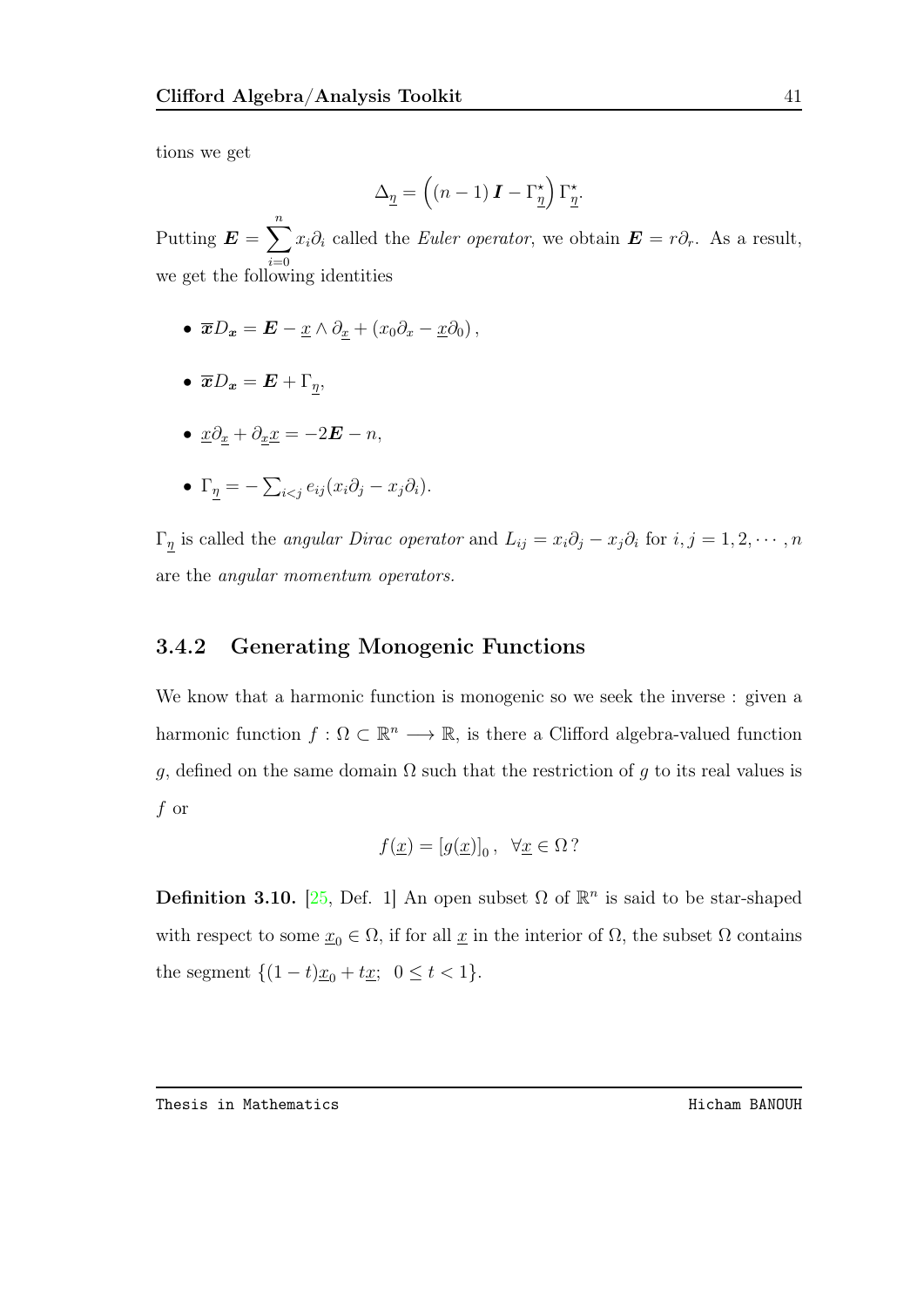tions we get

$$\Delta_{\underline{\eta}} = \left( (n-1)\, \boldsymbol{I} - \Gamma^{\star}_{\underline{\eta}} \right) \Gamma^{\star}_{\underline{\eta}}.$$

Putting $\boldsymbol{E} = \sum_{i=0}^{n} x_i \partial_i$ called the *Euler operator*, we obtain $\boldsymbol{E} = r\partial_r$. As a result, we get the following identities

- $\overline{\boldsymbol{x}} D_{\boldsymbol{x}} = \boldsymbol{E} - \underline{x} \wedge \partial_{\underline{x}} + (x_0 \partial_x - \underline{x} \partial_0)$,
- $\overline{\boldsymbol{x}} D_{\boldsymbol{x}} = \boldsymbol{E} + \Gamma_{\underline{\eta}}$,
- $\underline{x} \partial_{\underline{x}} + \partial_{\underline{x}} \underline{x} = -2\boldsymbol{E} - n$,
- $\Gamma_{\underline{\eta}} = -\sum_{i<j} e_{ij}(x_i \partial_j - x_j \partial_i)$.

$\Gamma_{\underline{\eta}}$ is called the *angular Dirac operator* and $L_{ij} = x_i \partial_j - x_j \partial_i$ for $i, j = 1, 2, \cdots, n$ are the *angular momentum operators.*

### 3.4.2 Generating Monogenic Functions

We know that a harmonic function is monogenic so we seek the inverse : given a harmonic function $f : \Omega \subset \mathbb{R}^n \longrightarrow \mathbb{R}$, is there a Clifford algebra-valued function $g$, defined on the same domain $\Omega$ such that the restriction of $g$ to its real values is $f$ or

$$f(\underline{x}) = [g(\underline{x})]_0 \,, \ \ \forall \underline{x} \in \Omega\,?$$

**Definition 3.10.** [25, Def. 1] An open subset $\Omega$ of $\mathbb{R}^n$ is said to be star-shaped with respect to some $\underline{x}_0 \in \Omega$, if for all $\underline{x}$ in the interior of $\Omega$, the subset $\Omega$ contains the segment $\{(1-t)\underline{x}_0 + t\underline{x}; \ \ 0 \leq t < 1\}$.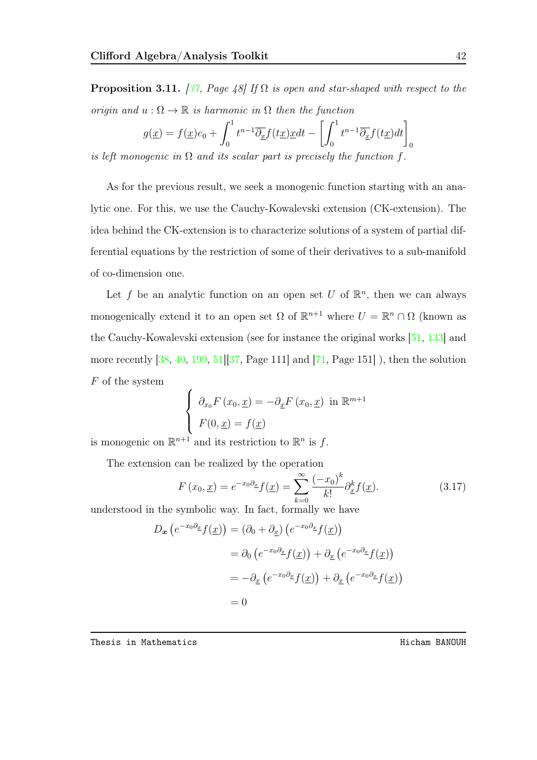**Proposition 3.11.** *[37, Page 48] If $\Omega$ is open and star-shaped with respect to the origin and $u : \Omega \to \mathbb{R}$ is harmonic in $\Omega$ then the function*

$$g(\underline{x}) = f(\underline{x})e_0 + \int_0^1 t^{n-1}\overline{\partial_{\underline{x}}} f(t\underline{x})\underline{x}dt - \left[\int_0^1 t^{n-1}\overline{\partial_{\underline{x}}} f(t\underline{x})dt\right]_0$$

*is left monogenic in $\Omega$ and its scalar part is precisely the function $f$.*

As for the previous result, we seek a monogenic function starting with an analytic one. For this, we use the Cauchy-Kowalevski extension (CK-extension). The idea behind the CK-extension is to characterize solutions of a system of partial differential equations by the restriction of some of their derivatives to a sub-manifold of co-dimension one.

Let $f$ be an analytic function on an open set $U$ of $\mathbb{R}^n$, then we can always monogenically extend it to an open set $\Omega$ of $\mathbb{R}^{n+1}$ where $U = \mathbb{R}^n \cap \Omega$ (known as the Cauchy-Kowalevski extension (see for instance the original works [51, 133] and more recently [38, 40, 199, 51][37, Page 111] and [71, Page 151] ), then the solution $F$ of the system

$$\begin{cases} \partial_{x_0} F(x_0, \underline{x}) = -\partial_{\underline{x}} F(x_0, \underline{x}) \text{ in } \mathbb{R}^{m+1} \\ F(0, \underline{x}) = f(\underline{x}) \end{cases}$$

is monogenic on $\mathbb{R}^{n+1}$ and its restriction to $\mathbb{R}^n$ is $f$.

The extension can be realized by the operation

$$F(x_0, \underline{x}) = e^{-x_0 \partial_{\underline{x}}} f(\underline{x}) = \sum_{k=0}^{\infty} \frac{(-x_0)^k}{k!} \partial_{\underline{x}}^k f(\underline{x}). \tag{3.17}$$

understood in the symbolic way. In fact, formally we have

$$\begin{aligned} D_{\boldsymbol{x}}\left(e^{-x_0 \partial_{\underline{x}}} f(\underline{x})\right) &= (\partial_0 + \partial_{\underline{x}})\left(e^{-x_0 \partial_{\underline{x}}} f(\underline{x})\right) \\ &= \partial_0\left(e^{-x_0 \partial_{\underline{x}}} f(\underline{x})\right) + \partial_{\underline{x}}\left(e^{-x_0 \partial_{\underline{x}}} f(\underline{x})\right) \\ &= -\partial_{\underline{x}}\left(e^{-x_0 \partial_{\underline{x}}} f(\underline{x})\right) + \partial_{\underline{x}}\left(e^{-x_0 \partial_{\underline{x}}} f(\underline{x})\right) \\ &= 0 \end{aligned}$$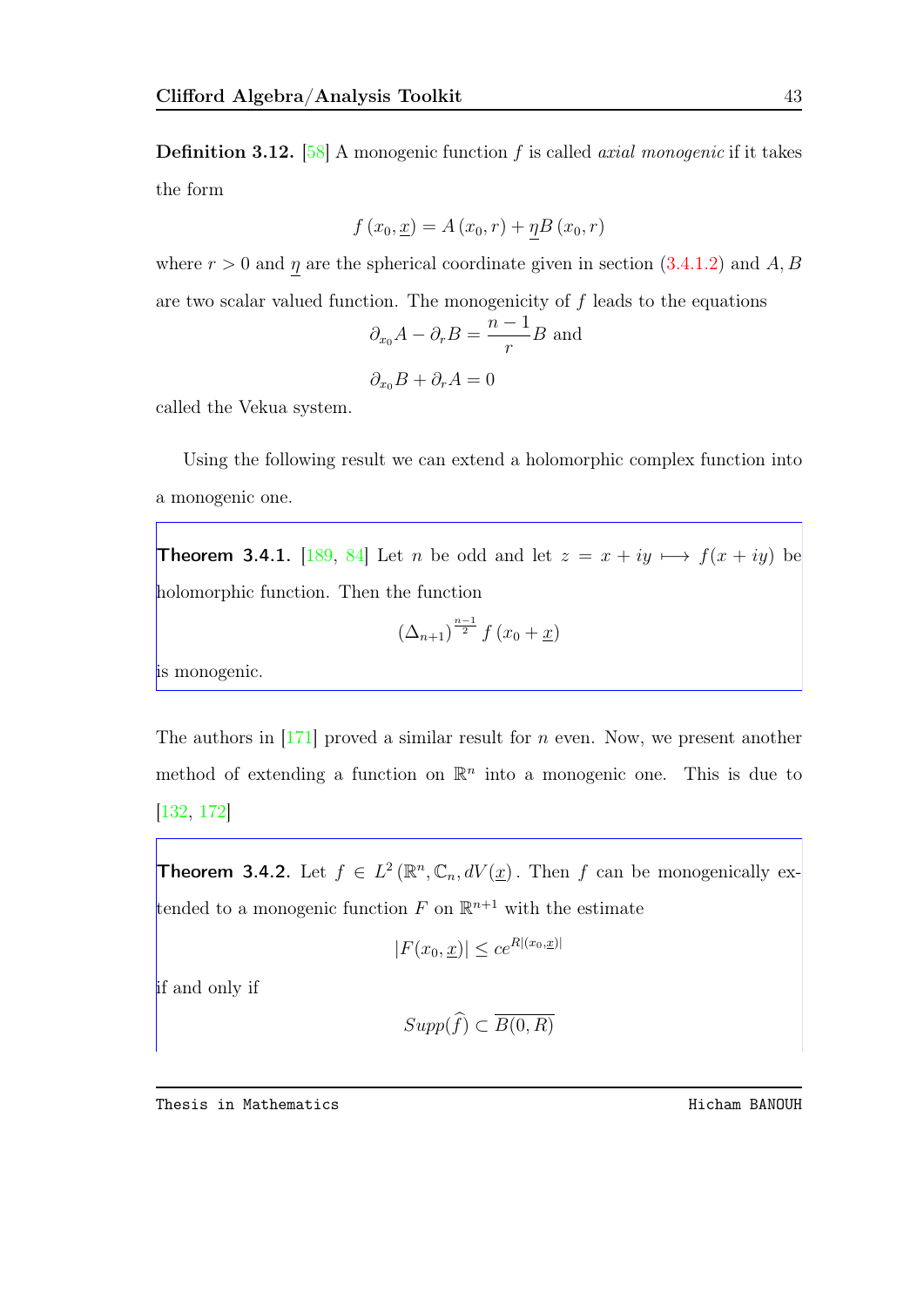**Definition 3.12.** [58] A monogenic function $f$ is called *axial monogenic* if it takes the form

$$f(x_0, \underline{x}) = A(x_0, r) + \underline{\eta} B(x_0, r)$$

where $r > 0$ and $\underline{\eta}$ are the spherical coordinate given in section (3.4.1.2) and $A, B$ are two scalar valued function. The monogenicity of $f$ leads to the equations

$$\partial_{x_0} A - \partial_r B = \frac{n-1}{r} B \text{ and}$$

$$\partial_{x_0} B + \partial_r A = 0$$

called the Vekua system.

Using the following result we can extend a holomorphic complex function into a monogenic one.

**Theorem 3.4.1.** [189, 84] Let $n$ be odd and let $z = x + iy \longmapsto f(x + iy)$ be holomorphic function. Then the function

$$(\Delta_{n+1})^{\frac{n-1}{2}} f(x_0 + \underline{x})$$

is monogenic.

The authors in [171] proved a similar result for $n$ even. Now, we present another method of extending a function on $\mathbb{R}^n$ into a monogenic one. This is due to [132, 172]

**Theorem 3.4.2.** Let $f \in L^2(\mathbb{R}^n, \mathbb{C}_n, dV(\underline{x}))$. Then $f$ can be monogenically extended to a monogenic function $F$ on $\mathbb{R}^{n+1}$ with the estimate

$$|F(x_0, \underline{x})| \leq c e^{R|(x_0, \underline{x})|}$$

if and only if

$$Supp(\widehat{f}) \subset \overline{B(0, R)}$$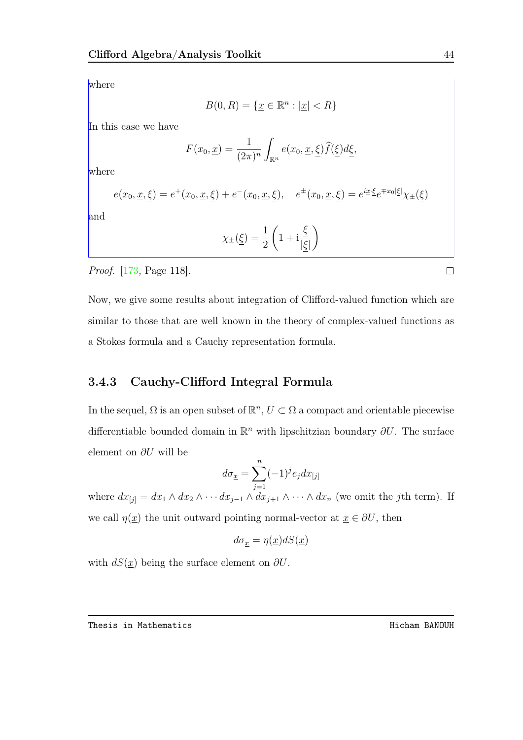where

$$B(0,R) = \{\underline{x} \in \mathbb{R}^n : |\underline{x}| < R\}$$

In this case we have

$$F(x_0, \underline{x}) = \frac{1}{(2\pi)^n} \int_{\mathbb{R}^n} e(x_0, \underline{x}, \underline{\xi}) \widehat{f}(\underline{\xi}) d\underline{\xi},$$

where

$$e(x_0, \underline{x}, \underline{\xi}) = e^+(x_0, \underline{x}, \underline{\xi}) + e^-(x_0, \underline{x}, \underline{\xi}), \quad e^\pm(x_0, \underline{x}, \underline{\xi}) = e^{i\underline{x}\cdot\underline{\xi}} e^{\mp x_0 |\underline{\xi}|} \chi_\pm(\underline{\xi})$$

and

$$\chi_\pm(\underline{\xi}) = \frac{1}{2}\left(1 + \mathrm{i}\frac{\underline{\xi}}{|\underline{\xi}|}\right)$$

*Proof.* [173, Page 118]. □

Now, we give some results about integration of Clifford-valued function which are similar to those that are well known in the theory of complex-valued functions as a Stokes formula and a Cauchy representation formula.

### 3.4.3 Cauchy-Clifford Integral Formula

In the sequel, $\Omega$ is an open subset of $\mathbb{R}^n$, $U \subset \Omega$ a compact and orientable piecewise differentiable bounded domain in $\mathbb{R}^n$ with lipschitzian boundary $\partial U$. The surface element on $\partial U$ will be

$$d\sigma_{\underline{x}} = \sum_{j=1}^{n} (-1)^j e_j dx_{[j]}$$

where $dx_{[j]} = dx_1 \wedge dx_2 \wedge \cdots dx_{j-1} \wedge dx_{j+1} \wedge \cdots \wedge dx_n$ (we omit the $j$th term). If we call $\eta(\underline{x})$ the unit outward pointing normal-vector at $\underline{x} \in \partial U$, then

$$d\sigma_{\underline{x}} = \eta(\underline{x}) dS(\underline{x})$$

with $dS(\underline{x})$ being the surface element on $\partial U$.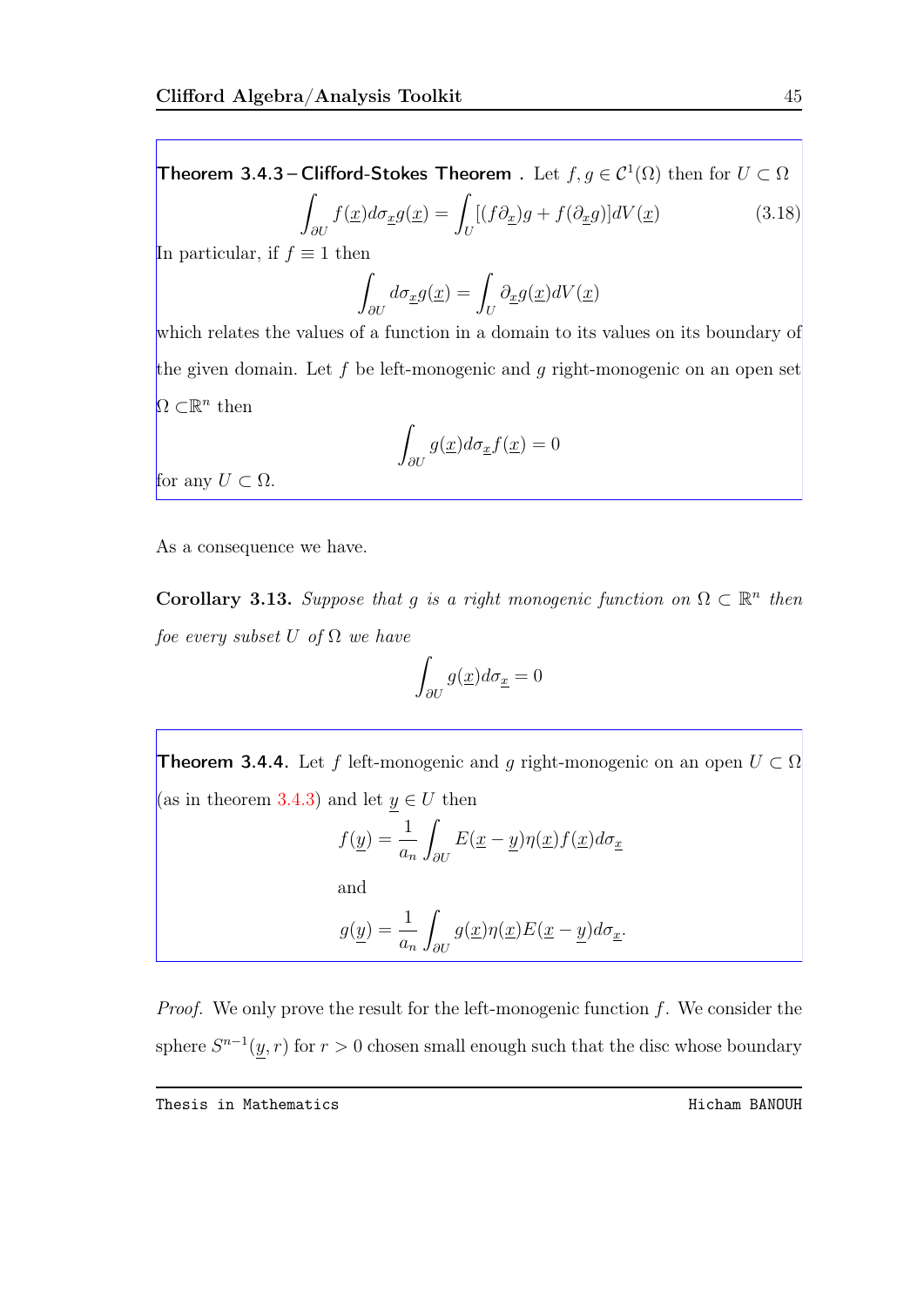**Theorem 3.4.3 – Clifford-Stokes Theorem .** Let $f, g \in \mathcal{C}^1(\Omega)$ then for $U \subset \Omega$

$$\int_{\partial U} f(\underline{x}) d\sigma_{\underline{x}} g(\underline{x}) = \int_U [(f\partial_{\underline{x}})g + f(\partial_{\underline{x}} g)] dV(\underline{x}) \tag{3.18}$$

In particular, if $f \equiv 1$ then

$$\int_{\partial U} d\sigma_{\underline{x}} g(\underline{x}) = \int_U \partial_{\underline{x}} g(\underline{x}) dV(\underline{x})$$

which relates the values of a function in a domain to its values on its boundary of the given domain. Let $f$ be left-monogenic and $g$ right-monogenic on an open set $\Omega \subset \mathbb{R}^n$ then

$$\int_{\partial U} g(\underline{x}) d\sigma_{\underline{x}} f(\underline{x}) = 0$$

for any $U \subset \Omega$.

As a consequence we have.

**Corollary 3.13.** *Suppose that $g$ is a right monogenic function on $\Omega \subset \mathbb{R}^n$ then foe every subset $U$ of $\Omega$ we have*

$$\int_{\partial U} g(\underline{x}) d\sigma_{\underline{x}} = 0$$

**Theorem 3.4.4.** Let $f$ left-monogenic and $g$ right-monogenic on an open $U \subset \Omega$ (as in theorem 3.4.3) and let $\underline{y} \in U$ then

$$f(\underline{y}) = \frac{1}{a_n} \int_{\partial U} E(\underline{x} - \underline{y}) \eta(\underline{x}) f(\underline{x}) d\sigma_{\underline{x}}$$

and

$$g(\underline{y}) = \frac{1}{a_n} \int_{\partial U} g(\underline{x}) \eta(\underline{x}) E(\underline{x} - \underline{y}) d\sigma_{\underline{x}}.$$

*Proof.* We only prove the result for the left-monogenic function $f$. We consider the sphere $S^{n-1}(\underline{y}, r)$ for $r > 0$ chosen small enough such that the disc whose boundary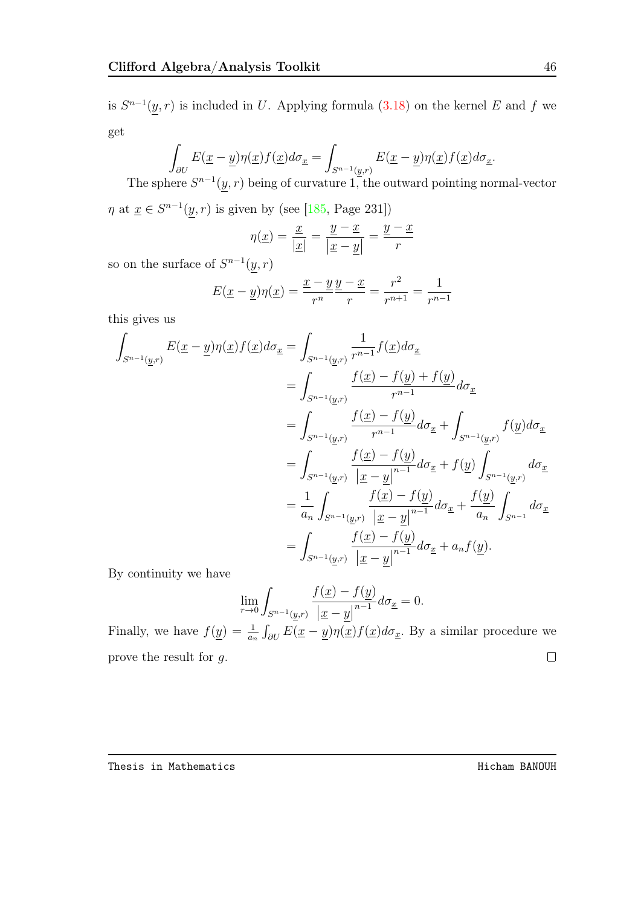is $S^{n-1}(\underline{y}, r)$ is included in $U$. Applying formula (3.18) on the kernel $E$ and $f$ we get

$$\int_{\partial U} E(\underline{x} - \underline{y})\eta(\underline{x}) f(\underline{x}) d\sigma_{\underline{x}} = \int_{S^{n-1}(\underline{y}, r)} E(\underline{x} - \underline{y})\eta(\underline{x}) f(\underline{x}) d\sigma_{\underline{x}}.$$

The sphere $S^{n-1}(\underline{y}, r)$ being of curvature 1, the outward pointing normal-vector $\eta$ at $\underline{x} \in S^{n-1}(\underline{y}, r)$ is given by (see [185, Page 231])

$$\eta(\underline{x}) = \frac{\underline{x}}{|\underline{x}|} = \frac{\underline{y} - \underline{x}}{|\underline{x} - \underline{y}|} = \frac{\underline{y} - \underline{x}}{r}$$

so on the surface of $S^{n-1}(\underline{y}, r)$

$$E(\underline{x} - \underline{y})\eta(\underline{x}) = \frac{\underline{x} - \underline{y}}{r^n} \frac{\underline{y} - \underline{x}}{r} = \frac{r^2}{r^{n+1}} = \frac{1}{r^{n-1}}$$

this gives us

$$\begin{aligned}
\int_{S^{n-1}(\underline{y}, r)} E(\underline{x} - \underline{y})\eta(\underline{x}) f(\underline{x}) d\sigma_{\underline{x}} &= \int_{S^{n-1}(\underline{y}, r)} \frac{1}{r^{n-1}} f(\underline{x}) d\sigma_{\underline{x}} \\
&= \int_{S^{n-1}(\underline{y}, r)} \frac{f(\underline{x}) - f(\underline{y}) + f(\underline{y})}{r^{n-1}} d\sigma_{\underline{x}} \\
&= \int_{S^{n-1}(\underline{y}, r)} \frac{f(\underline{x}) - f(\underline{y})}{r^{n-1}} d\sigma_{\underline{x}} + \int_{S^{n-1}(\underline{y}, r)} f(\underline{y}) d\sigma_{\underline{x}} \\
&= \int_{S^{n-1}(\underline{y}, r)} \frac{f(\underline{x}) - f(\underline{y})}{|\underline{x} - \underline{y}|^{n-1}} d\sigma_{\underline{x}} + f(\underline{y}) \int_{S^{n-1}(\underline{y}, r)} d\sigma_{\underline{x}} \\
&= \frac{1}{a_n} \int_{S^{n-1}(\underline{y}, r)} \frac{f(\underline{x}) - f(\underline{y})}{|\underline{x} - \underline{y}|^{n-1}} d\sigma_{\underline{x}} + \frac{f(\underline{y})}{a_n} \int_{S^{n-1}} d\sigma_{\underline{x}} \\
&= \int_{S^{n-1}(\underline{y}, r)} \frac{f(\underline{x}) - f(\underline{y})}{|\underline{x} - \underline{y}|^{n-1}} d\sigma_{\underline{x}} + a_n f(\underline{y}).
\end{aligned}$$

By continuity we have

$$\lim_{r \to 0} \int_{S^{n-1}(\underline{y}, r)} \frac{f(\underline{x}) - f(\underline{y})}{|\underline{x} - \underline{y}|^{n-1}} d\sigma_{\underline{x}} = 0.$$

Finally, we have $f(\underline{y}) = \frac{1}{a_n} \int_{\partial U} E(\underline{x} - \underline{y})\eta(\underline{x}) f(\underline{x}) d\sigma_{\underline{x}}$. By a similar procedure we prove the result for $g$. $\square$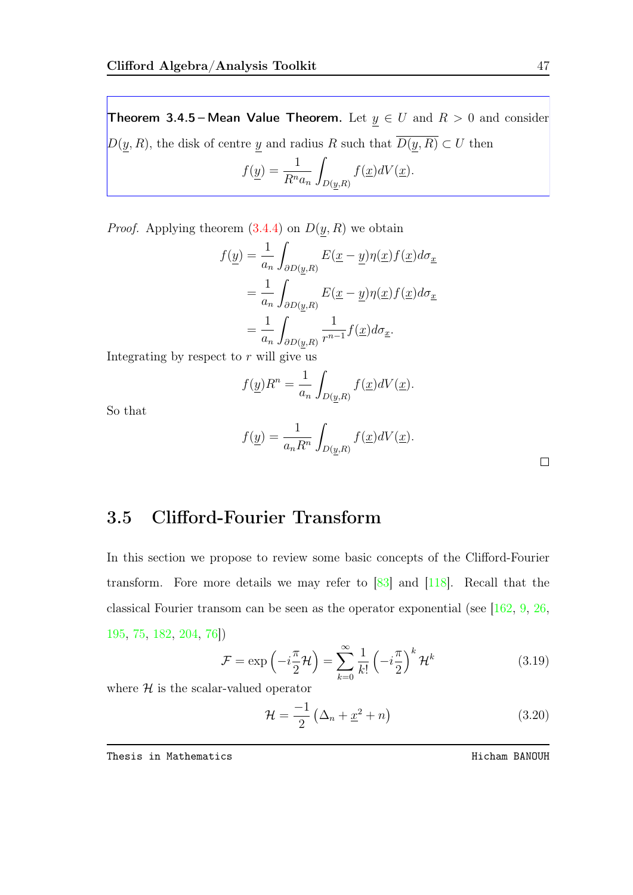**Theorem 3.4.5 – Mean Value Theorem.** Let $\underline{y} \in U$ and $R > 0$ and consider $D(\underline{y}, R)$, the disk of centre $\underline{y}$ and radius $R$ such that $\overline{D(\underline{y}, R)} \subset U$ then

$$f(\underline{y}) = \frac{1}{R^n a_n} \int_{D(\underline{y},R)} f(\underline{x}) dV(\underline{x}).$$

*Proof.* Applying theorem (3.4.4) on $D(\underline{y}, R)$ we obtain

$$\begin{aligned}
f(\underline{y}) &= \frac{1}{a_n} \int_{\partial D(\underline{y},R)} E(\underline{x} - \underline{y}) \eta(\underline{x}) f(\underline{x}) d\sigma_{\underline{x}} \\
&= \frac{1}{a_n} \int_{\partial D(\underline{y},R)} E(\underline{x} - \underline{y}) \eta(\underline{x}) f(\underline{x}) d\sigma_{\underline{x}} \\
&= \frac{1}{a_n} \int_{\partial D(\underline{y},R)} \frac{1}{r^{n-1}} f(\underline{x}) d\sigma_{\underline{x}}.
\end{aligned}$$

Integrating by respect to $r$ will give us

$$f(\underline{y}) R^n = \frac{1}{a_n} \int_{D(\underline{y},R)} f(\underline{x}) dV(\underline{x}).$$

So that

$$f(\underline{y}) = \frac{1}{a_n R^n} \int_{D(\underline{y},R)} f(\underline{x}) dV(\underline{x}).$$

□

## 3.5 Clifford-Fourier Transform

In this section we propose to review some basic concepts of the Clifford-Fourier transform. Fore more details we may refer to [83] and [118]. Recall that the classical Fourier transom can be seen as the operator exponential (see [162, 9, 26, 195, 75, 182, 204, 76])

$$\mathcal{F} = \exp\left(-i\frac{\pi}{2}\mathcal{H}\right) = \sum_{k=0}^{\infty} \frac{1}{k!} \left(-i\frac{\pi}{2}\right)^k \mathcal{H}^k \tag{3.19}$$

where $\mathcal{H}$ is the scalar-valued operator

$$\mathcal{H} = \frac{-1}{2}\left(\Delta_n + \underline{x}^2 + n\right) \tag{3.20}$$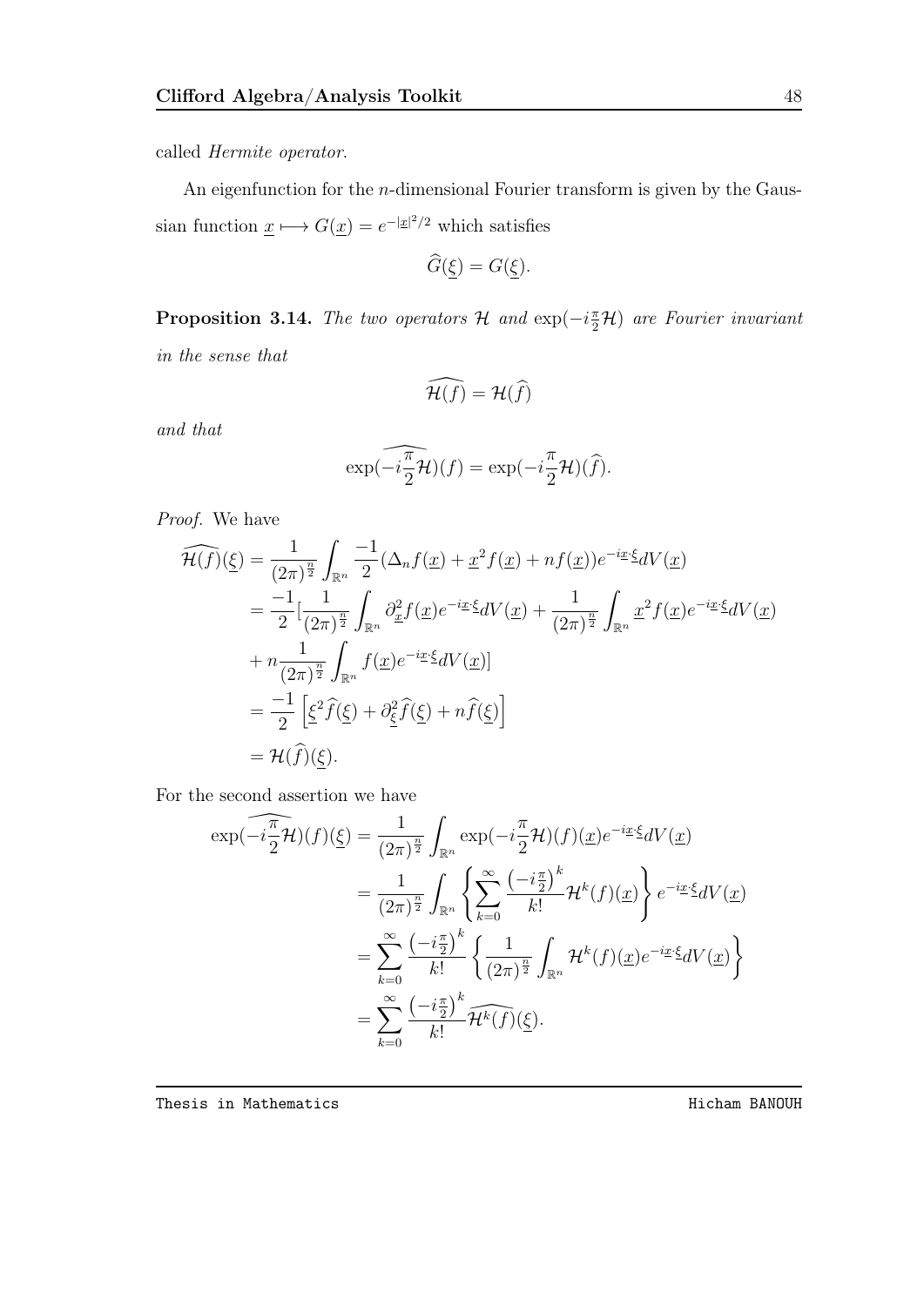called *Hermite operator*.

An eigenfunction for the $n$-dimensional Fourier transform is given by the Gaussian function $\underline{x} \longmapsto G(\underline{x}) = e^{-|\underline{x}|^2/2}$ which satisfies

$$\widehat{G}(\underline{\xi}) = G(\underline{\xi}).$$

**Proposition 3.14.** *The two operators $\mathcal{H}$ and $\exp(-i\frac{\pi}{2}\mathcal{H})$ are Fourier invariant in the sense that*

$$\widehat{\mathcal{H}(f)} = \mathcal{H}(\widehat{f})$$

*and that*

$$\widehat{\exp(-i\frac{\pi}{2}\mathcal{H})}(f) = \exp(-i\frac{\pi}{2}\mathcal{H})(\widehat{f}).$$

*Proof.* We have

$$\begin{aligned}
\widehat{\mathcal{H}(f)}(\underline{\xi}) &= \frac{1}{(2\pi)^{\frac{n}{2}}} \int_{\mathbb{R}^n} \frac{-1}{2}(\Delta_n f(\underline{x}) + \underline{x}^2 f(\underline{x}) + n f(\underline{x})) e^{-i\underline{x}\cdot\underline{\xi}} dV(\underline{x}) \\
&= \frac{-1}{2}[\frac{1}{(2\pi)^{\frac{n}{2}}} \int_{\mathbb{R}^n} \partial_{\underline{x}}^2 f(\underline{x}) e^{-i\underline{x}\cdot\underline{\xi}} dV(\underline{x}) + \frac{1}{(2\pi)^{\frac{n}{2}}} \int_{\mathbb{R}^n} \underline{x}^2 f(\underline{x}) e^{-i\underline{x}\cdot\underline{\xi}} dV(\underline{x}) \\
&+ n\frac{1}{(2\pi)^{\frac{n}{2}}} \int_{\mathbb{R}^n} f(\underline{x}) e^{-i\underline{x}\cdot\underline{\xi}} dV(\underline{x})] \\
&= \frac{-1}{2}\left[\underline{\xi}^2 \widehat{f}(\underline{\xi}) + \partial_{\underline{\xi}}^2 \widehat{f}(\underline{\xi}) + n\widehat{f}(\underline{\xi})\right] \\
&= \mathcal{H}(\widehat{f})(\underline{\xi}).
\end{aligned}$$

For the second assertion we have

$$\begin{aligned}
\widehat{\exp(-i\frac{\pi}{2}\mathcal{H})}(f)(\underline{\xi}) &= \frac{1}{(2\pi)^{\frac{n}{2}}} \int_{\mathbb{R}^n} \exp(-i\frac{\pi}{2}\mathcal{H})(f)(\underline{x}) e^{-i\underline{x}\cdot\underline{\xi}} dV(\underline{x}) \\
&= \frac{1}{(2\pi)^{\frac{n}{2}}} \int_{\mathbb{R}^n} \left\{ \sum_{k=0}^{\infty} \frac{\left(-i\frac{\pi}{2}\right)^k}{k!} \mathcal{H}^k(f)(\underline{x}) \right\} e^{-i\underline{x}\cdot\underline{\xi}} dV(\underline{x}) \\
&= \sum_{k=0}^{\infty} \frac{\left(-i\frac{\pi}{2}\right)^k}{k!} \left\{ \frac{1}{(2\pi)^{\frac{n}{2}}} \int_{\mathbb{R}^n} \mathcal{H}^k(f)(\underline{x}) e^{-i\underline{x}\cdot\underline{\xi}} dV(\underline{x}) \right\} \\
&= \sum_{k=0}^{\infty} \frac{\left(-i\frac{\pi}{2}\right)^k}{k!} \widehat{\mathcal{H}^k(f)}(\underline{\xi}).
\end{aligned}$$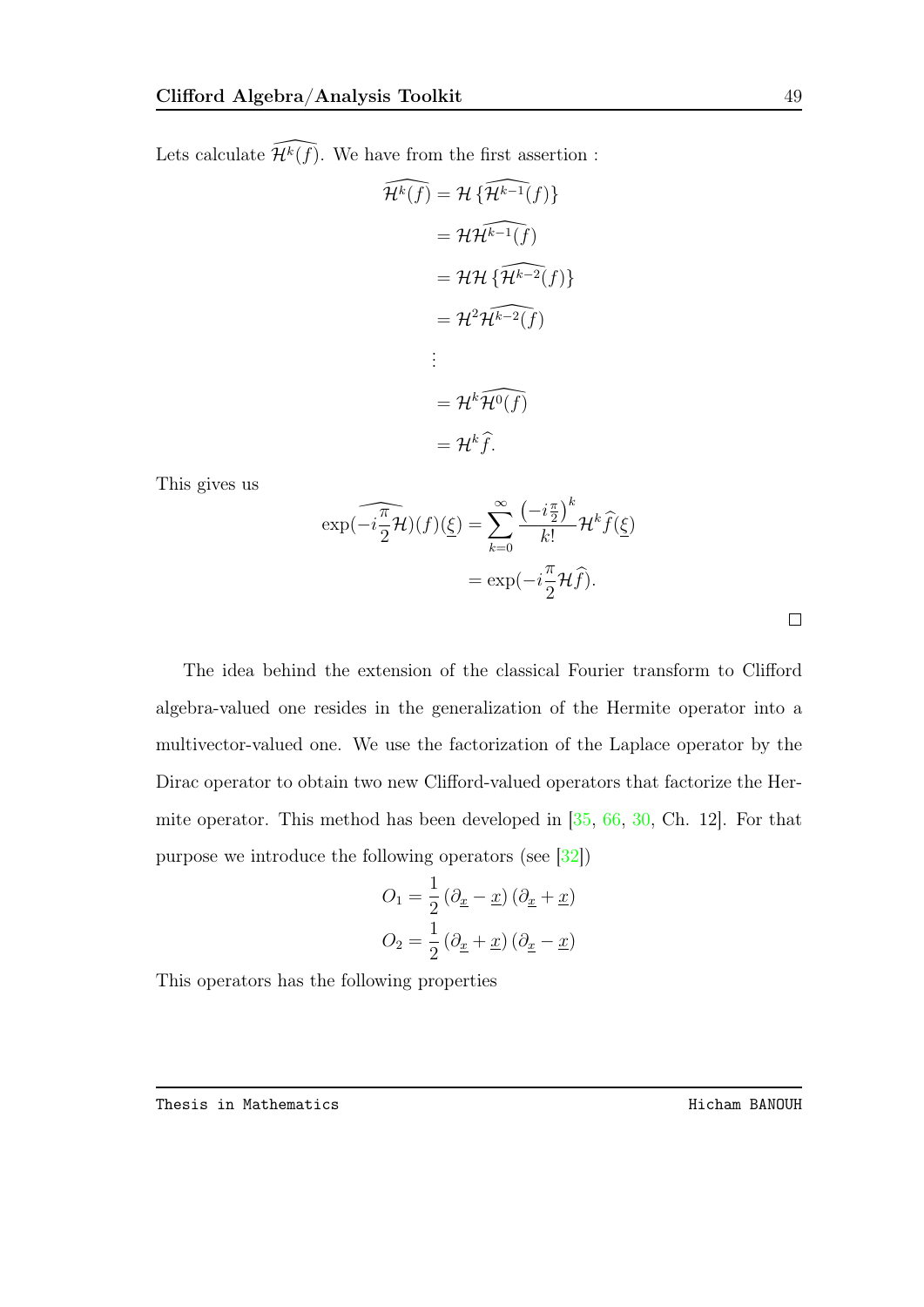Lets calculate $\widehat{\mathcal{H}^k(f)}$. We have from the first assertion :

$$
\begin{aligned}
\widehat{\mathcal{H}^k(f)} &= \mathcal{H}\{\widehat{\mathcal{H}^{k-1}(f)}\} \\
&= \mathcal{H}\widehat{\mathcal{H}^{k-1}(f)} \\
&= \mathcal{H}\mathcal{H}\{\widehat{\mathcal{H}^{k-2}(f)}\} \\
&= \mathcal{H}^2\widehat{\mathcal{H}^{k-2}(f)} \\
&\vdots \\
&= \mathcal{H}^k\widehat{\mathcal{H}^0(f)} \\
&= \mathcal{H}^k\widehat{f}.
\end{aligned}
$$

This gives us

$$
\begin{aligned}
\widehat{\exp(-i\frac{\pi}{2}\mathcal{H})(f)}(\underline{\xi}) &= \sum_{k=0}^{\infty}\frac{\left(-i\frac{\pi}{2}\right)^k}{k!}\mathcal{H}^k\widehat{f}(\underline{\xi}) \\
&= \exp(-i\frac{\pi}{2}\mathcal{H}\widehat{f}).
\end{aligned}
$$

□

The idea behind the extension of the classical Fourier transform to Clifford algebra-valued one resides in the generalization of the Hermite operator into a multivector-valued one. We use the factorization of the Laplace operator by the Dirac operator to obtain two new Clifford-valued operators that factorize the Hermite operator. This method has been developed in [35, 66, 30, Ch. 12]. For that purpose we introduce the following operators (see [32])

$$
O_1 = \frac{1}{2}\left(\partial_{\underline{x}} - \underline{x}\right)\left(\partial_{\underline{x}} + \underline{x}\right)
$$

$$
O_2 = \frac{1}{2}\left(\partial_{\underline{x}} + \underline{x}\right)\left(\partial_{\underline{x}} - \underline{x}\right)
$$

This operators has the following properties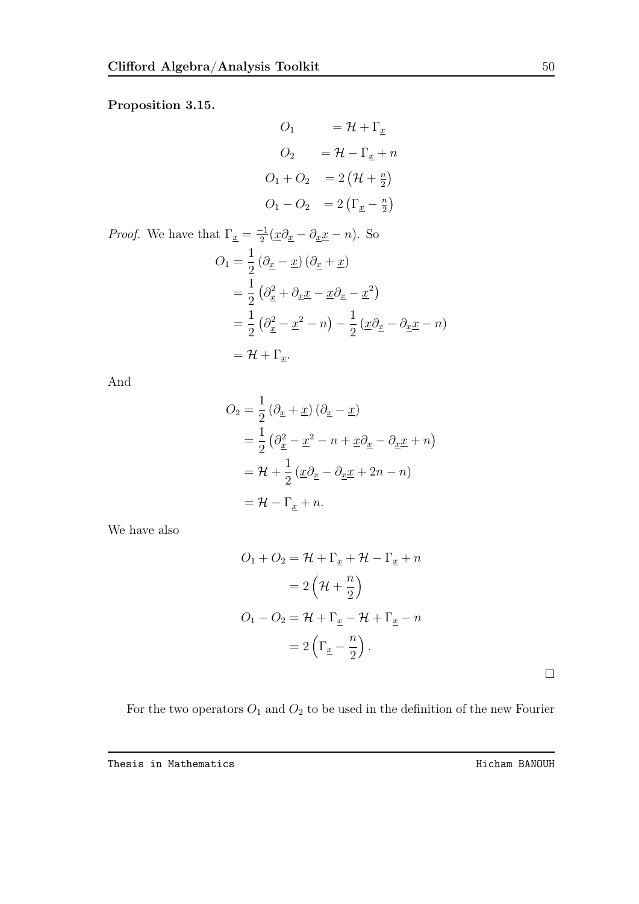**Proposition 3.15.**

$$
\begin{aligned}
O_1 \quad &= \mathcal{H} + \Gamma_{\underline{x}} \\
O_2 \quad &= \mathcal{H} - \Gamma_{\underline{x}} + n \\
O_1 + O_2 \quad &= 2\left(\mathcal{H} + \tfrac{n}{2}\right) \\
O_1 - O_2 \quad &= 2\left(\Gamma_{\underline{x}} - \tfrac{n}{2}\right)
\end{aligned}
$$

*Proof.* We have that $\Gamma_{\underline{x}} = \frac{-1}{2}(\underline{x}\partial_{\underline{x}} - \partial_{\underline{x}}\underline{x} - n)$. So

$$
\begin{aligned}
O_1 &= \frac{1}{2}\left(\partial_{\underline{x}} - \underline{x}\right)\left(\partial_{\underline{x}} + \underline{x}\right) \\
&= \frac{1}{2}\left(\partial_{\underline{x}}^2 + \partial_{\underline{x}}\underline{x} - \underline{x}\partial_{\underline{x}} - \underline{x}^2\right) \\
&= \frac{1}{2}\left(\partial_{\underline{x}}^2 - \underline{x}^2 - n\right) - \frac{1}{2}\left(\underline{x}\partial_{\underline{x}} - \partial_{\underline{x}}\underline{x} - n\right) \\
&= \mathcal{H} + \Gamma_{\underline{x}}.
\end{aligned}
$$

And

$$
\begin{aligned}
O_2 &= \frac{1}{2}\left(\partial_{\underline{x}} + \underline{x}\right)\left(\partial_{\underline{x}} - \underline{x}\right) \\
&= \frac{1}{2}\left(\partial_{\underline{x}}^2 - \underline{x}^2 - n + \underline{x}\partial_{\underline{x}} - \partial_{\underline{x}}\underline{x} + n\right) \\
&= \mathcal{H} + \frac{1}{2}\left(\underline{x}\partial_{\underline{x}} - \partial_{\underline{x}}\underline{x} + 2n - n\right) \\
&= \mathcal{H} - \Gamma_{\underline{x}} + n.
\end{aligned}
$$

We have also

$$
\begin{aligned}
O_1 + O_2 &= \mathcal{H} + \Gamma_{\underline{x}} + \mathcal{H} - \Gamma_{\underline{x}} + n \\
&= 2\left(\mathcal{H} + \frac{n}{2}\right) \\
O_1 - O_2 &= \mathcal{H} + \Gamma_{\underline{x}} - \mathcal{H} + \Gamma_{\underline{x}} - n \\
&= 2\left(\Gamma_{\underline{x}} - \frac{n}{2}\right).
\end{aligned}
$$

□

For the two operators $O_1$ and $O_2$ to be used in the definition of the new Fourier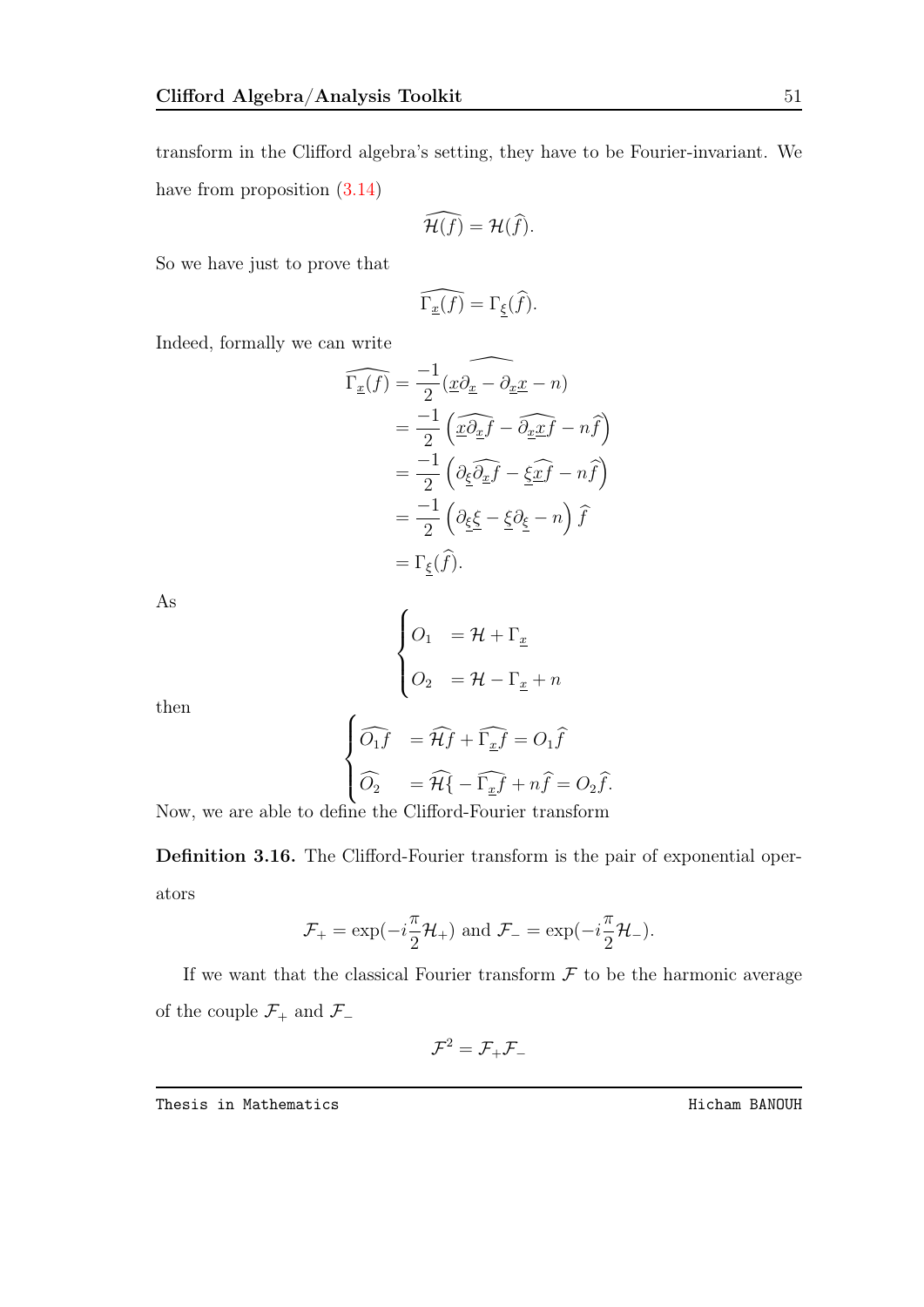transform in the Clifford algebra's setting, they have to be Fourier-invariant. We have from proposition (3.14)

$$\widehat{\mathcal{H}(f)} = \mathcal{H}(\widehat{f}).$$

So we have just to prove that

$$\widehat{\Gamma_{\underline{x}}(f)} = \Gamma_{\underline{\xi}}(\widehat{f}).$$

Indeed, formally we can write

$$\begin{aligned}
\widehat{\Gamma_{\underline{x}}(f)} &= \frac{-1}{2}(\widehat{\underline{x}\partial_{\underline{x}} - \partial_{\underline{x}}\underline{x}} - n) \\
&= \frac{-1}{2}\left(\widehat{\underline{x}\partial_{\underline{x}}f} - \widehat{\partial_{\underline{x}}\underline{x}f} - n\widehat{f}\right) \\
&= \frac{-1}{2}\left(\partial_{\underline{\xi}}\widehat{\partial_{\underline{x}}f} - \underline{\xi}\widehat{\underline{x}f} - n\widehat{f}\right) \\
&= \frac{-1}{2}\left(\partial_{\underline{\xi}}\underline{\xi} - \underline{\xi}\partial_{\underline{\xi}} - n\right)\widehat{f} \\
&= \Gamma_{\underline{\xi}}(\widehat{f}).
\end{aligned}$$

As

$$\begin{cases} O_1 &= \mathcal{H} + \Gamma_{\underline{x}} \\ O_2 &= \mathcal{H} - \Gamma_{\underline{x}} + n \end{cases}$$

then

$$\begin{cases} \widehat{O_1 f} &= \widehat{\mathcal{H}f} + \widehat{\Gamma_{\underline{x}}f} = O_1\widehat{f} \\ \widehat{O_2} &= \widehat{\mathcal{H}\{} - \widehat{\Gamma_{\underline{x}}f} + n\widehat{f} = O_2\widehat{f}. \end{cases}$$

Now, we are able to define the Clifford-Fourier transform

**Definition 3.16.** The Clifford-Fourier transform is the pair of exponential operators

$$\mathcal{F}_+ = \exp(-i\frac{\pi}{2}\mathcal{H}_+) \text{ and } \mathcal{F}_- = \exp(-i\frac{\pi}{2}\mathcal{H}_-).$$

If we want that the classical Fourier transform $\mathcal{F}$ to be the harmonic average of the couple $\mathcal{F}_+$ and $\mathcal{F}_-$

$$\mathcal{F}^2 = \mathcal{F}_+\mathcal{F}_-$$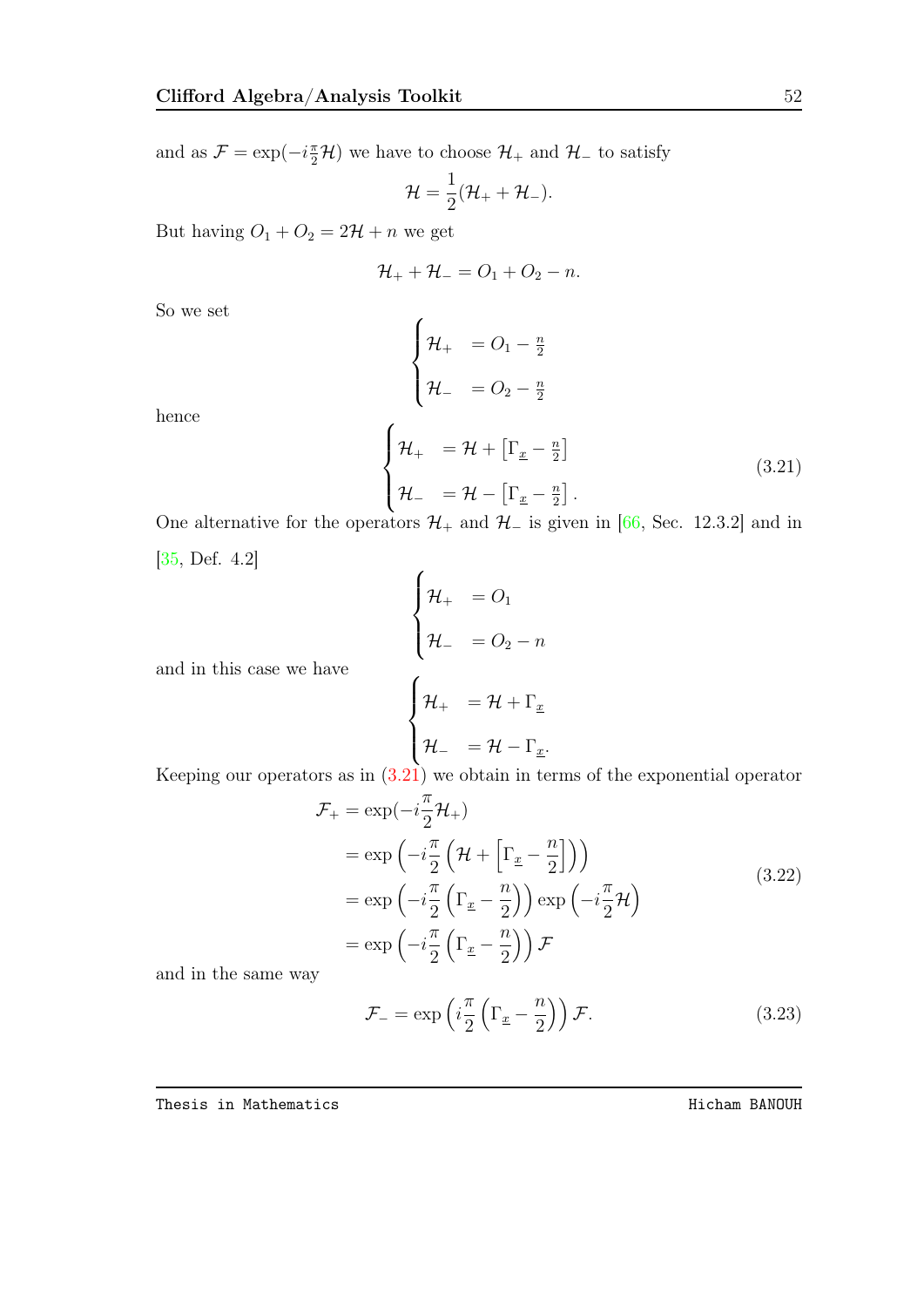and as $\mathcal{F} = \exp(-i\frac{\pi}{2}\mathcal{H})$ we have to choose $\mathcal{H}_+$ and $\mathcal{H}_-$ to satisfy

$$\mathcal{H} = \frac{1}{2}(\mathcal{H}_+ + \mathcal{H}_-).$$

But having $O_1 + O_2 = 2\mathcal{H} + n$ we get

$$\mathcal{H}_+ + \mathcal{H}_- = O_1 + O_2 - n.$$

So we set

$$\begin{cases} \mathcal{H}_+ &= O_1 - \frac{n}{2} \\ \mathcal{H}_- &= O_2 - \frac{n}{2} \end{cases}$$

hence

$$\begin{cases} \mathcal{H}_+ &= \mathcal{H} + \left[\Gamma_{\underline{x}} - \frac{n}{2}\right] \\ \mathcal{H}_- &= \mathcal{H} - \left[\Gamma_{\underline{x}} - \frac{n}{2}\right]. \end{cases} \tag{3.21}$$

One alternative for the operators $\mathcal{H}_+$ and $\mathcal{H}_-$ is given in [66, Sec. 12.3.2] and in [35, Def. 4.2]

$$\begin{cases} \mathcal{H}_+ &= O_1 \\ \mathcal{H}_- &= O_2 - n \end{cases}$$

and in this case we have

$$\begin{cases} \mathcal{H}_+ &= \mathcal{H} + \Gamma_{\underline{x}} \\ \mathcal{H}_- &= \mathcal{H} - \Gamma_{\underline{x}}. \end{cases}$$

Keeping our operators as in (3.21) we obtain in terms of the exponential operator

$$\begin{aligned} \mathcal{F}_+ &= \exp(-i\frac{\pi}{2}\mathcal{H}_+) \\ &= \exp\left(-i\frac{\pi}{2}\left(\mathcal{H} + \left[\Gamma_{\underline{x}} - \frac{n}{2}\right]\right)\right) \\ &= \exp\left(-i\frac{\pi}{2}\left(\Gamma_{\underline{x}} - \frac{n}{2}\right)\right)\exp\left(-i\frac{\pi}{2}\mathcal{H}\right) \\ &= \exp\left(-i\frac{\pi}{2}\left(\Gamma_{\underline{x}} - \frac{n}{2}\right)\right)\mathcal{F} \end{aligned} \tag{3.22}$$

and in the same way

$$\mathcal{F}_- = \exp\left(i\frac{\pi}{2}\left(\Gamma_{\underline{x}} - \frac{n}{2}\right)\right)\mathcal{F}. \tag{3.23}$$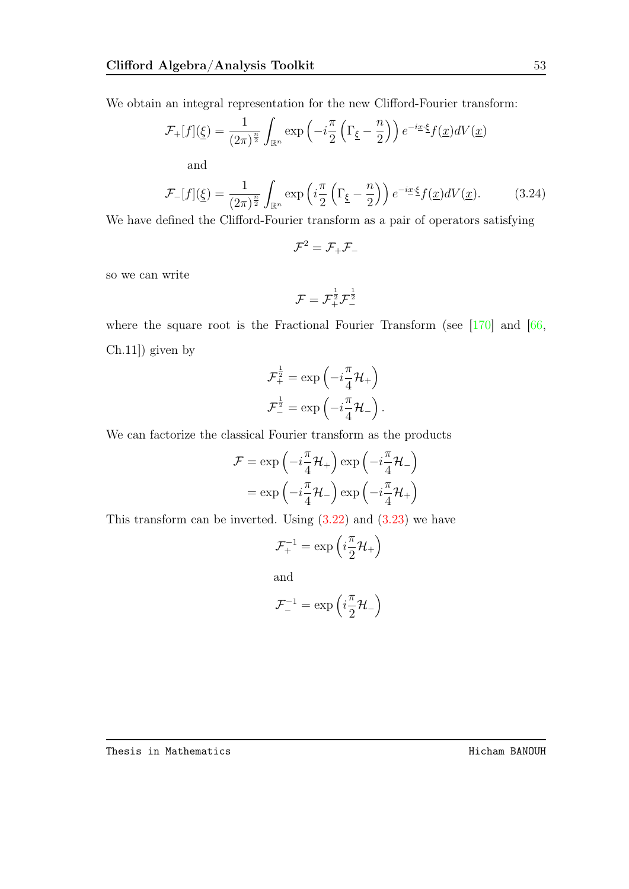We obtain an integral representation for the new Clifford-Fourier transform:

$$\mathcal{F}_{+}[f](\underline{\xi}) = \frac{1}{(2\pi)^{\frac{n}{2}}} \int_{\mathbb{R}^n} \exp\left(-i\frac{\pi}{2}\left(\Gamma_{\underline{\xi}} - \frac{n}{2}\right)\right) e^{-i\underline{x}\cdot\underline{\xi}} f(\underline{x}) dV(\underline{x})$$

and

$$\mathcal{F}_{-}[f](\underline{\xi}) = \frac{1}{(2\pi)^{\frac{n}{2}}} \int_{\mathbb{R}^n} \exp\left(i\frac{\pi}{2}\left(\Gamma_{\underline{\xi}} - \frac{n}{2}\right)\right) e^{-i\underline{x}\cdot\underline{\xi}} f(\underline{x}) dV(\underline{x}). \tag{3.24}$$

We have defined the Clifford-Fourier transform as a pair of operators satisfying

$$\mathcal{F}^2 = \mathcal{F}_{+}\mathcal{F}_{-}$$

so we can write

$$\mathcal{F} = \mathcal{F}_{+}^{\frac{1}{2}} \mathcal{F}_{-}^{\frac{1}{2}}$$

where the square root is the Fractional Fourier Transform (see [170] and [66, Ch.11]) given by

$$\mathcal{F}_{+}^{\frac{1}{2}} = \exp\left(-i\frac{\pi}{4}\mathcal{H}_{+}\right)$$
$$\mathcal{F}_{-}^{\frac{1}{2}} = \exp\left(-i\frac{\pi}{4}\mathcal{H}_{-}\right).$$

We can factorize the classical Fourier transform as the products

$$\begin{aligned}\mathcal{F} &= \exp\left(-i\frac{\pi}{4}\mathcal{H}_{+}\right)\exp\left(-i\frac{\pi}{4}\mathcal{H}_{-}\right) \\ &= \exp\left(-i\frac{\pi}{4}\mathcal{H}_{-}\right)\exp\left(-i\frac{\pi}{4}\mathcal{H}_{+}\right)\end{aligned}$$

This transform can be inverted. Using (3.22) and (3.23) we have

$$\mathcal{F}_{+}^{-1} = \exp\left(i\frac{\pi}{2}\mathcal{H}_{+}\right)$$

and

$$\mathcal{F}_{-}^{-1} = \exp\left(i\frac{\pi}{2}\mathcal{H}_{-}\right)$$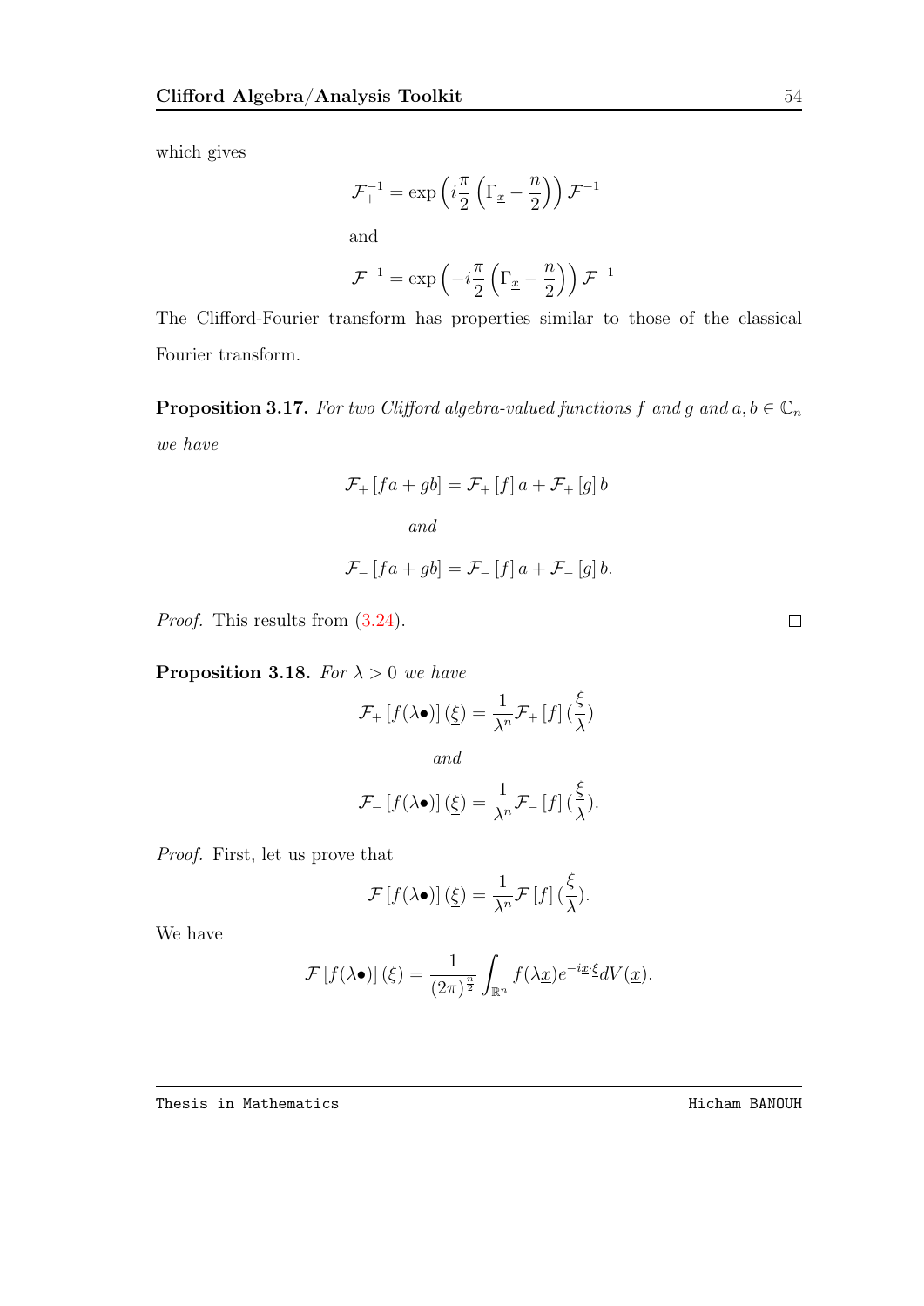which gives

$$\mathcal{F}_{+}^{-1} = \exp\left(i\frac{\pi}{2}\left(\Gamma_{\underline{x}} - \frac{n}{2}\right)\right)\mathcal{F}^{-1}$$

and

$$\mathcal{F}_{-}^{-1} = \exp\left(-i\frac{\pi}{2}\left(\Gamma_{\underline{x}} - \frac{n}{2}\right)\right)\mathcal{F}^{-1}$$

The Clifford-Fourier transform has properties similar to those of the classical Fourier transform.

**Proposition 3.17.** *For two Clifford algebra-valued functions $f$ and $g$ and $a, b \in \mathbb{C}_n$ we have*

$$\mathcal{F}_{+}\left[fa + gb\right] = \mathcal{F}_{+}\left[f\right]a + \mathcal{F}_{+}\left[g\right]b$$

*and*

$$\mathcal{F}_{-}\left[fa + gb\right] = \mathcal{F}_{-}\left[f\right]a + \mathcal{F}_{-}\left[g\right]b.$$

*Proof.* This results from (3.24). □

**Proposition 3.18.** *For $\lambda > 0$ we have*

$$\mathcal{F}_{+}\left[f(\lambda\bullet)\right](\underline{\xi}) = \frac{1}{\lambda^n}\mathcal{F}_{+}\left[f\right](\frac{\underline{\xi}}{\lambda})$$

*and*

$$\mathcal{F}_{-}\left[f(\lambda\bullet)\right](\underline{\xi}) = \frac{1}{\lambda^n}\mathcal{F}_{-}\left[f\right](\frac{\underline{\xi}}{\lambda}).$$

*Proof.* First, let us prove that

$$\mathcal{F}\left[f(\lambda\bullet)\right](\underline{\xi}) = \frac{1}{\lambda^n}\mathcal{F}\left[f\right](\frac{\underline{\xi}}{\lambda}).$$

We have

$$\mathcal{F}\left[f(\lambda\bullet)\right](\underline{\xi}) = \frac{1}{(2\pi)^{\frac{n}{2}}}\int_{\mathbb{R}^n} f(\lambda\underline{x})e^{-i\underline{x}\cdot\underline{\xi}}dV(\underline{x}).$$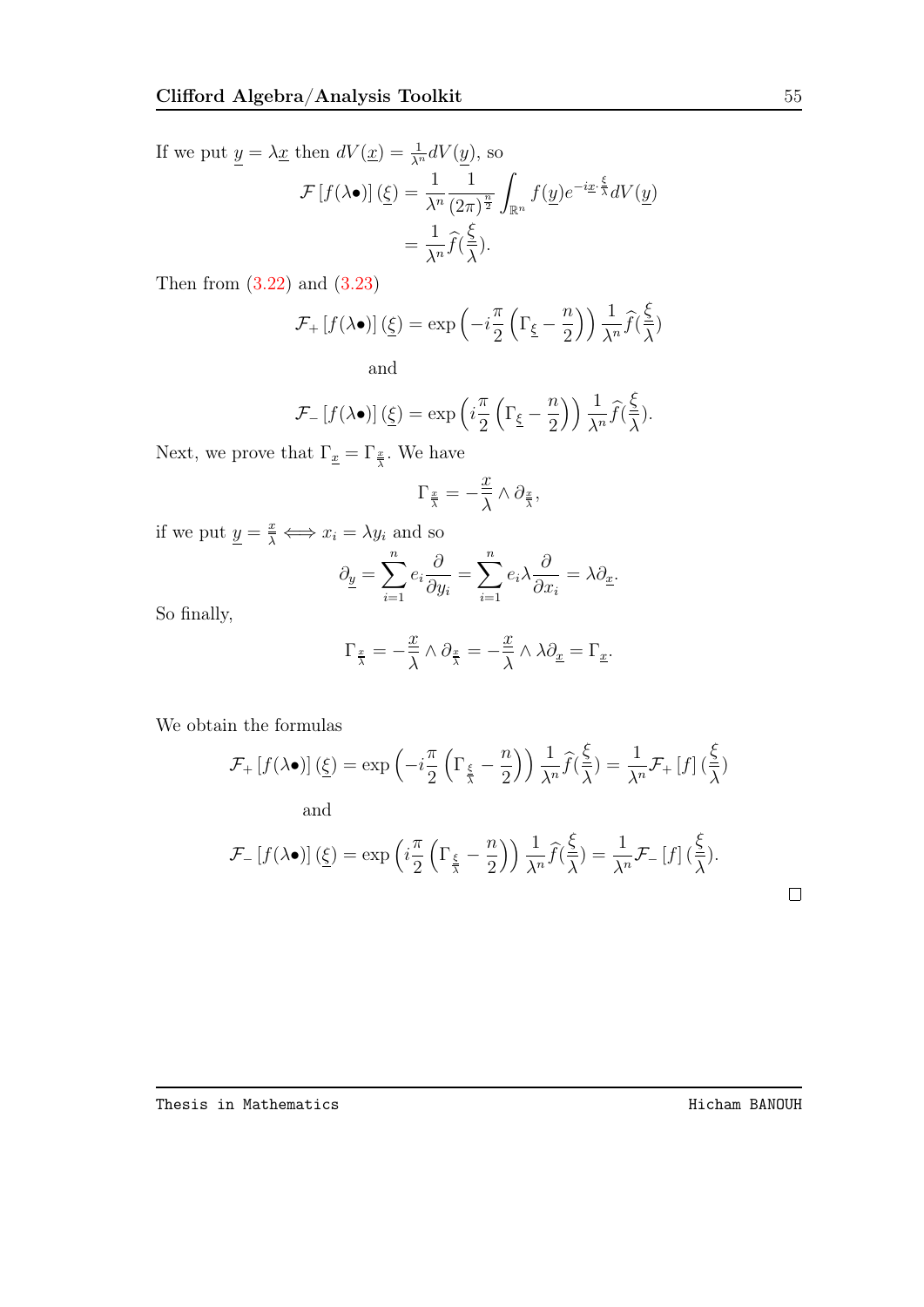If we put $\underline{y} = \lambda\underline{x}$ then $dV(\underline{x}) = \frac{1}{\lambda^n}dV(\underline{y})$, so

$$\mathcal{F}\left[f(\lambda\bullet)\right](\underline{\xi}) = \frac{1}{\lambda^n}\frac{1}{(2\pi)^{\frac{n}{2}}}\int_{\mathbb{R}^n} f(\underline{y})e^{-i\underline{x}\cdot\frac{\xi}{\lambda}}dV(\underline{y})$$
$$= \frac{1}{\lambda^n}\widehat{f}(\frac{\underline{\xi}}{\lambda}).$$

Then from (3.22) and (3.23)

$$\mathcal{F}_+\left[f(\lambda\bullet)\right](\underline{\xi}) = \exp\left(-i\frac{\pi}{2}\left(\Gamma_{\underline{\xi}} - \frac{n}{2}\right)\right)\frac{1}{\lambda^n}\widehat{f}(\frac{\underline{\xi}}{\lambda})$$

and

$$\mathcal{F}_-\left[f(\lambda\bullet)\right](\underline{\xi}) = \exp\left(i\frac{\pi}{2}\left(\Gamma_{\underline{\xi}} - \frac{n}{2}\right)\right)\frac{1}{\lambda^n}\widehat{f}(\frac{\underline{\xi}}{\lambda}).$$

Next, we prove that $\Gamma_{\underline{x}} = \Gamma_{\frac{\underline{x}}{\lambda}}$. We have

$$\Gamma_{\frac{\underline{x}}{\lambda}} = -\frac{\underline{x}}{\lambda}\wedge\partial_{\frac{\underline{x}}{\lambda}},$$

if we put $\underline{y} = \frac{\underline{x}}{\lambda} \Longleftrightarrow x_i = \lambda y_i$ and so

$$\partial_{\underline{y}} = \sum_{i=1}^{n} e_i\frac{\partial}{\partial y_i} = \sum_{i=1}^{n} e_i\lambda\frac{\partial}{\partial x_i} = \lambda\partial_{\underline{x}}.$$

So finally,

$$\Gamma_{\frac{\underline{x}}{\lambda}} = -\frac{\underline{x}}{\lambda}\wedge\partial_{\frac{\underline{x}}{\lambda}} = -\frac{\underline{x}}{\lambda}\wedge\lambda\partial_{\underline{x}} = \Gamma_{\underline{x}}.$$

We obtain the formulas

$$\mathcal{F}_+\left[f(\lambda\bullet)\right](\underline{\xi}) = \exp\left(-i\frac{\pi}{2}\left(\Gamma_{\frac{\underline{\xi}}{\lambda}} - \frac{n}{2}\right)\right)\frac{1}{\lambda^n}\widehat{f}(\frac{\underline{\xi}}{\lambda}) = \frac{1}{\lambda^n}\mathcal{F}_+\left[f\right](\frac{\underline{\xi}}{\lambda})$$

and

$$\mathcal{F}_-\left[f(\lambda\bullet)\right](\underline{\xi}) = \exp\left(i\frac{\pi}{2}\left(\Gamma_{\frac{\underline{\xi}}{\lambda}} - \frac{n}{2}\right)\right)\frac{1}{\lambda^n}\widehat{f}(\frac{\underline{\xi}}{\lambda}) = \frac{1}{\lambda^n}\mathcal{F}_-\left[f\right](\frac{\underline{\xi}}{\lambda}).$$

□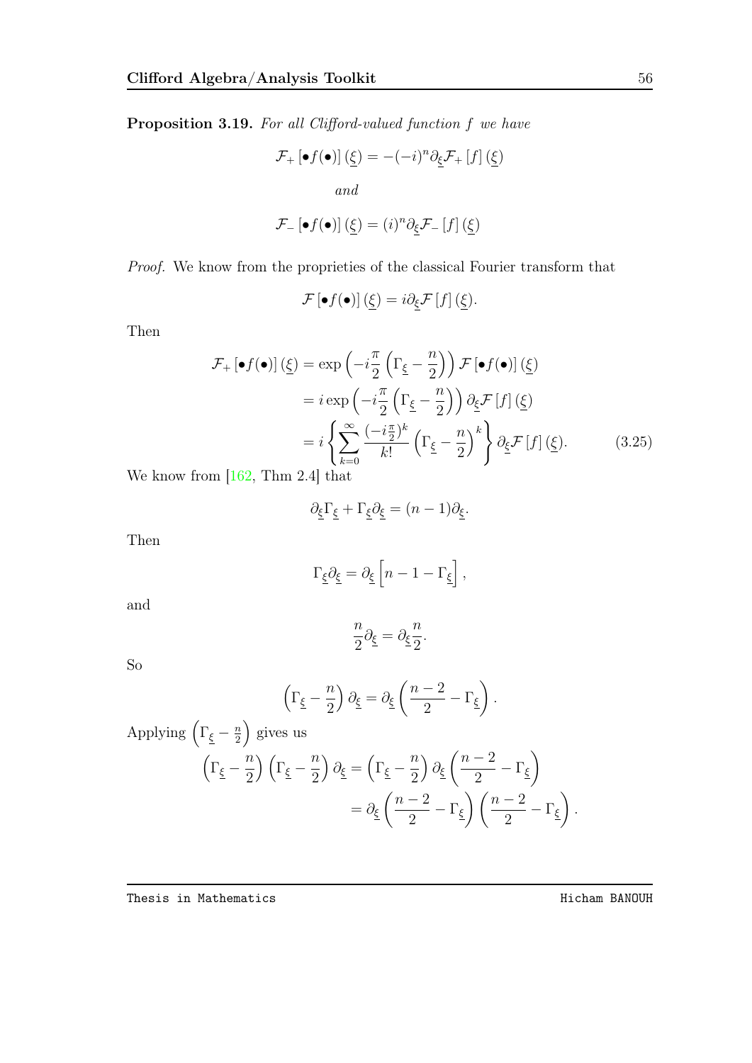**Proposition 3.19.** *For all Clifford-valued function $f$ we have*

$$\mathcal{F}_+\left[\bullet f(\bullet)\right](\underline{\xi}) = -(-i)^n \partial_{\underline{\xi}} \mathcal{F}_+\left[f\right](\underline{\xi})$$

*and*

$$\mathcal{F}_-\left[\bullet f(\bullet)\right](\underline{\xi}) = (i)^n \partial_{\underline{\xi}} \mathcal{F}_-\left[f\right](\underline{\xi})$$

*Proof.* We know from the proprieties of the classical Fourier transform that

$$\mathcal{F}\left[\bullet f(\bullet)\right](\underline{\xi}) = i\partial_{\underline{\xi}} \mathcal{F}\left[f\right](\underline{\xi}).$$

Then

$$\begin{aligned}
\mathcal{F}_+\left[\bullet f(\bullet)\right](\underline{\xi}) &= \exp\left(-i\frac{\pi}{2}\left(\Gamma_{\underline{\xi}} - \frac{n}{2}\right)\right)\mathcal{F}\left[\bullet f(\bullet)\right](\underline{\xi}) \\
&= i\exp\left(-i\frac{\pi}{2}\left(\Gamma_{\underline{\xi}} - \frac{n}{2}\right)\right)\partial_{\underline{\xi}}\mathcal{F}\left[f\right](\underline{\xi}) \\
&= i\left\{\sum_{k=0}^{\infty}\frac{(-i\frac{\pi}{2})^k}{k!}\left(\Gamma_{\underline{\xi}} - \frac{n}{2}\right)^k\right\}\partial_{\underline{\xi}}\mathcal{F}\left[f\right](\underline{\xi}). \qquad (3.25)
\end{aligned}$$

We know from [162, Thm 2.4] that

$$\partial_{\underline{\xi}}\Gamma_{\underline{\xi}} + \Gamma_{\underline{\xi}}\partial_{\underline{\xi}} = (n-1)\partial_{\underline{\xi}}.$$

Then

$$\Gamma_{\underline{\xi}}\partial_{\underline{\xi}} = \partial_{\underline{\xi}}\left[n - 1 - \Gamma_{\underline{\xi}}\right],$$

and

$$\frac{n}{2}\partial_{\underline{\xi}} = \partial_{\underline{\xi}}\frac{n}{2}.$$

So

$$\left(\Gamma_{\underline{\xi}} - \frac{n}{2}\right)\partial_{\underline{\xi}} = \partial_{\underline{\xi}}\left(\frac{n-2}{2} - \Gamma_{\underline{\xi}}\right).$$

Applying $\left(\Gamma_{\underline{\xi}} - \frac{n}{2}\right)$ gives us

$$\begin{aligned}
\left(\Gamma_{\underline{\xi}} - \frac{n}{2}\right)\left(\Gamma_{\underline{\xi}} - \frac{n}{2}\right)\partial_{\underline{\xi}} &= \left(\Gamma_{\underline{\xi}} - \frac{n}{2}\right)\partial_{\underline{\xi}}\left(\frac{n-2}{2} - \Gamma_{\underline{\xi}}\right) \\
&= \partial_{\underline{\xi}}\left(\frac{n-2}{2} - \Gamma_{\underline{\xi}}\right)\left(\frac{n-2}{2} - \Gamma_{\underline{\xi}}\right).
\end{aligned}$$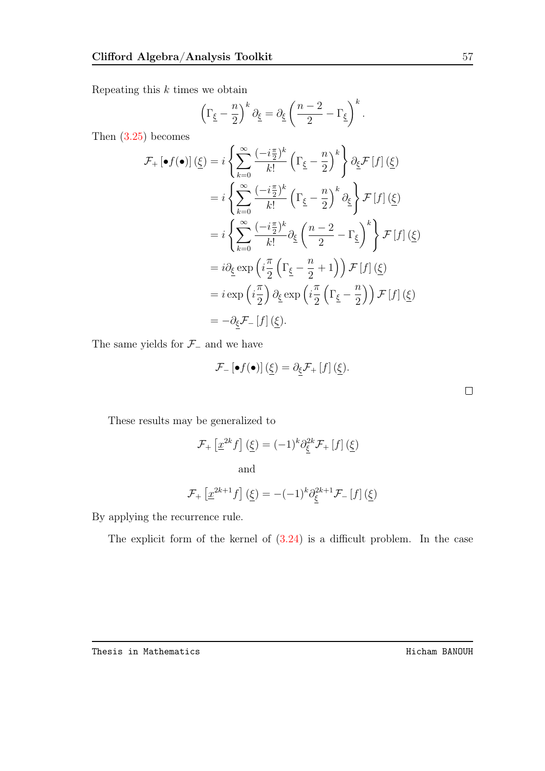Repeating this $k$ times we obtain

$$\left(\Gamma_{\underline{\xi}} - \frac{n}{2}\right)^k \partial_{\underline{\xi}} = \partial_{\underline{\xi}} \left(\frac{n-2}{2} - \Gamma_{\underline{\xi}}\right)^k.$$

Then (3.25) becomes

$$\begin{aligned}
\mathcal{F}_+ \left[\bullet f(\bullet)\right](\underline{\xi}) &= i \left\{ \sum_{k=0}^{\infty} \frac{(-i\frac{\pi}{2})^k}{k!} \left(\Gamma_{\underline{\xi}} - \frac{n}{2}\right)^k \right\} \partial_{\underline{\xi}} \mathcal{F}\left[f\right](\underline{\xi}) \\
&= i \left\{ \sum_{k=0}^{\infty} \frac{(-i\frac{\pi}{2})^k}{k!} \left(\Gamma_{\underline{\xi}} - \frac{n}{2}\right)^k \partial_{\underline{\xi}} \right\} \mathcal{F}\left[f\right](\underline{\xi}) \\
&= i \left\{ \sum_{k=0}^{\infty} \frac{(-i\frac{\pi}{2})^k}{k!} \partial_{\underline{\xi}} \left(\frac{n-2}{2} - \Gamma_{\underline{\xi}}\right)^k \right\} \mathcal{F}\left[f\right](\underline{\xi}) \\
&= i \partial_{\underline{\xi}} \exp\left(i\frac{\pi}{2}\left(\Gamma_{\underline{\xi}} - \frac{n}{2} + 1\right)\right) \mathcal{F}\left[f\right](\underline{\xi}) \\
&= i \exp\left(i\frac{\pi}{2}\right) \partial_{\underline{\xi}} \exp\left(i\frac{\pi}{2}\left(\Gamma_{\underline{\xi}} - \frac{n}{2}\right)\right) \mathcal{F}\left[f\right](\underline{\xi}) \\
&= -\partial_{\underline{\xi}} \mathcal{F}_-\left[f\right](\underline{\xi}).
\end{aligned}$$

The same yields for $\mathcal{F}_-$ and we have

$$\mathcal{F}_- \left[\bullet f(\bullet)\right](\underline{\xi}) = \partial_{\underline{\xi}} \mathcal{F}_+\left[f\right](\underline{\xi}).$$

□

These results may be generalized to

$$\mathcal{F}_+ \left[\underline{x}^{2k} f\right](\underline{\xi}) = (-1)^k \partial_{\underline{\xi}}^{2k} \mathcal{F}_+\left[f\right](\underline{\xi})$$

and

$$\mathcal{F}_+ \left[\underline{x}^{2k+1} f\right](\underline{\xi}) = -(-1)^k \partial_{\underline{\xi}}^{2k+1} \mathcal{F}_-\left[f\right](\underline{\xi})$$

By applying the recurrence rule.

The explicit form of the kernel of (3.24) is a difficult problem. In the case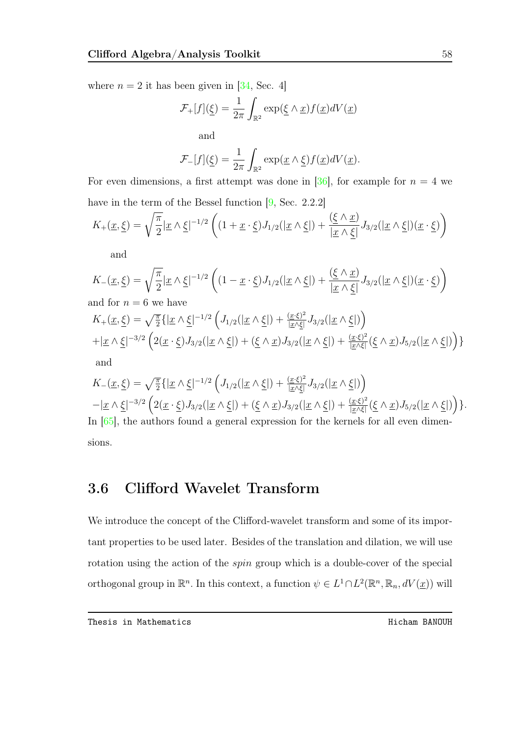where $n = 2$ it has been given in [34, Sec. 4]

$$\mathcal{F}_+[f](\underline{\xi}) = \frac{1}{2\pi}\int_{\mathbb{R}^2} \exp(\underline{\xi}\wedge\underline{x})f(\underline{x})dV(\underline{x})$$

and

$$\mathcal{F}_-[f](\underline{\xi}) = \frac{1}{2\pi}\int_{\mathbb{R}^2} \exp(\underline{x}\wedge\underline{\xi})f(\underline{x})dV(\underline{x}).$$

For even dimensions, a first attempt was done in [36], for example for $n = 4$ we have in the term of the Bessel function [9, Sec. 2.2.2]

$$K_+(\underline{x},\underline{\xi}) = \sqrt{\frac{\pi}{2}}|\underline{x}\wedge\underline{\xi}|^{-1/2}\left((1+\underline{x}\cdot\underline{\xi})J_{1/2}(|\underline{x}\wedge\underline{\xi}|) + \frac{(\underline{\xi}\wedge\underline{x})}{|\underline{x}\wedge\underline{\xi}|}J_{3/2}(|\underline{x}\wedge\underline{\xi}|)(\underline{x}\cdot\underline{\xi})\right)$$

and

$$K_-(\underline{x},\underline{\xi}) = \sqrt{\frac{\pi}{2}}|\underline{x}\wedge\underline{\xi}|^{-1/2}\left((1-\underline{x}\cdot\underline{\xi})J_{1/2}(|\underline{x}\wedge\underline{\xi}|) + \frac{(\underline{\xi}\wedge\underline{x})}{|\underline{x}\wedge\underline{\xi}|}J_{3/2}(|\underline{x}\wedge\underline{\xi}|)(\underline{x}\cdot\underline{\xi})\right)$$

and for $n = 6$ we have

$$K_+(\underline{x},\underline{\xi}) = \sqrt{\tfrac{\pi}{2}}\{|\underline{x}\wedge\underline{\xi}|^{-1/2}\left(J_{1/2}(|\underline{x}\wedge\underline{\xi}|) + \tfrac{(\underline{x}\cdot\underline{\xi})^2}{|\underline{x}\wedge\underline{\xi}|}J_{3/2}(|\underline{x}\wedge\underline{\xi}|)\right)$$
$$+|\underline{x}\wedge\underline{\xi}|^{-3/2}\left(2(\underline{x}\cdot\underline{\xi})J_{3/2}(|\underline{x}\wedge\underline{\xi}|) + (\underline{\xi}\wedge\underline{x})J_{3/2}(|\underline{x}\wedge\underline{\xi}|) + \tfrac{(\underline{x}\cdot\underline{\xi})^2}{|\underline{x}\wedge\underline{\xi}|}(\underline{\xi}\wedge\underline{x})J_{5/2}(|\underline{x}\wedge\underline{\xi}|)\right)\}$$

and

$$K_-(\underline{x},\underline{\xi}) = \sqrt{\tfrac{\pi}{2}}\{|\underline{x}\wedge\underline{\xi}|^{-1/2}\left(J_{1/2}(|\underline{x}\wedge\underline{\xi}|) + \tfrac{(\underline{x}\cdot\underline{\xi})^2}{|\underline{x}\wedge\underline{\xi}|}J_{3/2}(|\underline{x}\wedge\underline{\xi}|)\right)$$
$$-|\underline{x}\wedge\underline{\xi}|^{-3/2}\left(2(\underline{x}\cdot\underline{\xi})J_{3/2}(|\underline{x}\wedge\underline{\xi}|) + (\underline{\xi}\wedge\underline{x})J_{3/2}(|\underline{x}\wedge\underline{\xi}|) + \tfrac{(\underline{x}\cdot\underline{\xi})^2}{|\underline{x}\wedge\underline{\xi}|}(\underline{\xi}\wedge\underline{x})J_{5/2}(|\underline{x}\wedge\underline{\xi}|)\right)\}.$$

In [65], the authors found a general expression for the kernels for all even dimensions.

## 3.6 Clifford Wavelet Transform

We introduce the concept of the Clifford-wavelet transform and some of its important properties to be used later. Besides of the translation and dilation, we will use rotation using the action of the *spin* group which is a double-cover of the special orthogonal group in $\mathbb{R}^n$. In this context, a function $\psi \in L^1\cap L^2(\mathbb{R}^n, \mathbb{R}_n, dV(\underline{x}))$ will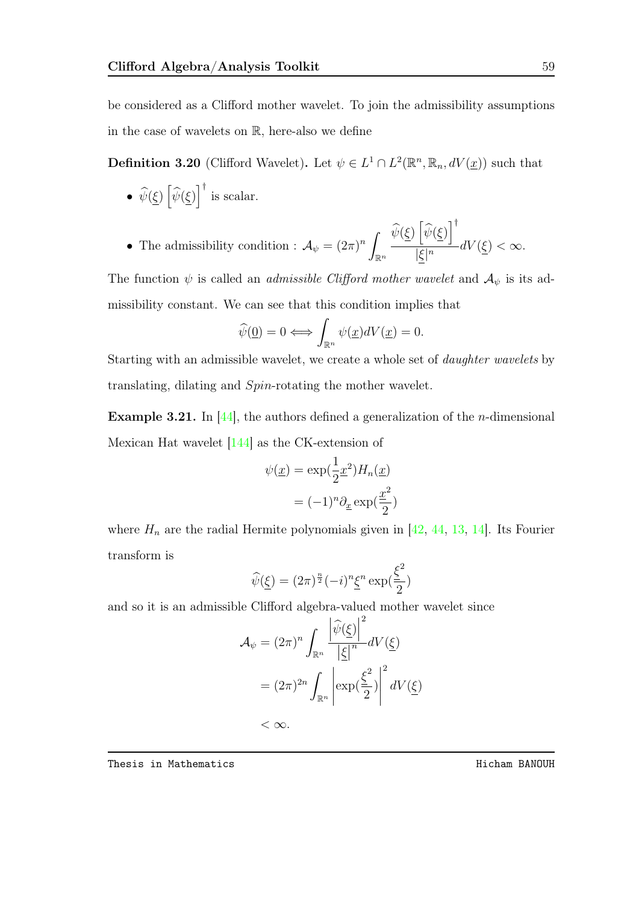be considered as a Clifford mother wavelet. To join the admissibility assumptions in the case of wavelets on $\mathbb{R}$, here-also we define

**Definition 3.20** (Clifford Wavelet)**.** Let $\psi \in L^1 \cap L^2(\mathbb{R}^n, \mathbb{R}_n, dV(\underline{x}))$ such that

- $\widehat{\psi}(\underline{\xi}) \left[\widehat{\psi}(\underline{\xi})\right]^{\dagger}$ is scalar.
- The admissibility condition : $\mathcal{A}_{\psi} = (2\pi)^n \int_{\mathbb{R}^n} \frac{\widehat{\psi}(\underline{\xi}) \left[\widehat{\psi}(\underline{\xi})\right]^{\dagger}}{|\underline{\xi}|^n} dV(\underline{\xi}) < \infty.$

The function $\psi$ is called an *admissible Clifford mother wavelet* and $\mathcal{A}_{\psi}$ is its admissibility constant. We can see that this condition implies that

$$\widehat{\psi}(\underline{0}) = 0 \Longleftrightarrow \int_{\mathbb{R}^n} \psi(\underline{x}) dV(\underline{x}) = 0.$$

Starting with an admissible wavelet, we create a whole set of *daughter wavelets* by translating, dilating and *Spin*-rotating the mother wavelet.

**Example 3.21.** In [44], the authors defined a generalization of the $n$-dimensional Mexican Hat wavelet [144] as the CK-extension of

$$\begin{aligned}\psi(\underline{x}) &= \exp(\frac{1}{2}\underline{x}^2) H_n(\underline{x}) \\ &= (-1)^n \partial_{\underline{x}} \exp(\frac{\underline{x}^2}{2})\end{aligned}$$

where $H_n$ are the radial Hermite polynomials given in [42, 44, 13, 14]. Its Fourier transform is

$$\widehat{\psi}(\underline{\xi}) = (2\pi)^{\frac{n}{2}} (-i)^n \underline{\xi}^n \exp(\frac{\underline{\xi}^2}{2})$$

and so it is an admissible Clifford algebra-valued mother wavelet since

$$\begin{aligned}\mathcal{A}_{\psi} &= (2\pi)^n \int_{\mathbb{R}^n} \frac{\left|\widehat{\psi}(\underline{\xi})\right|^2}{\left|\underline{\xi}\right|^n} dV(\underline{\xi}) \\ &= (2\pi)^{2n} \int_{\mathbb{R}^n} \left|\exp(\frac{\underline{\xi}^2}{2})\right|^2 dV(\underline{\xi}) \\ &< \infty.\end{aligned}$$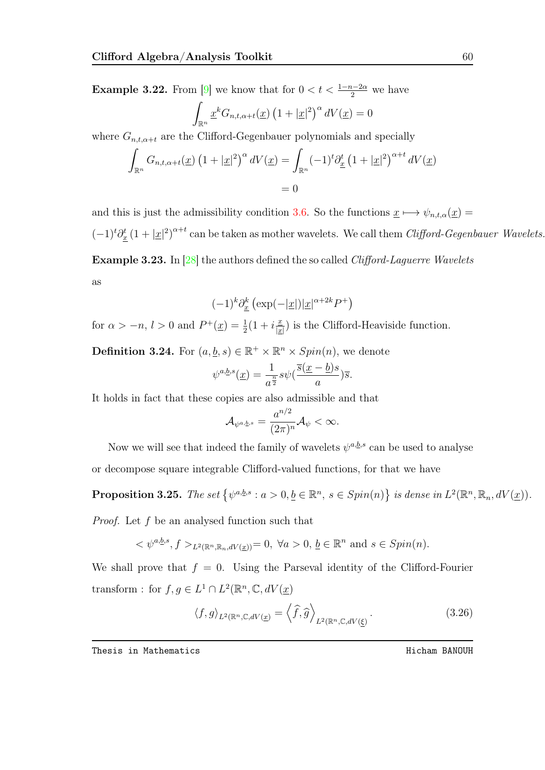**Example 3.22.** From [9] we know that for $0 < t < \frac{1-n-2\alpha}{2}$ we have

$$\int_{\mathbb{R}^n} \underline{x}^k G_{n,t,\alpha+t}(\underline{x}) \left(1+|\underline{x}|^2\right)^{\alpha} dV(\underline{x}) = 0$$

where $G_{n,t,\alpha+t}$ are the Clifford-Gegenbauer polynomials and specially

$$\begin{aligned}
\int_{\mathbb{R}^n} G_{n,t,\alpha+t}(\underline{x}) \left(1+|\underline{x}|^2\right)^{\alpha} dV(\underline{x}) &= \int_{\mathbb{R}^n} (-1)^t \partial_{\underline{x}}^t \left(1+|\underline{x}|^2\right)^{\alpha+t} dV(\underline{x}) \\
&= 0
\end{aligned}$$

and this is just the admissibility condition 3.6. So the functions $\underline{x} \longmapsto \psi_{n,t,\alpha}(\underline{x}) = (-1)^t \partial_{\underline{x}}^t \left(1+|\underline{x}|^2\right)^{\alpha+t}$ can be taken as mother wavelets. We call them *Clifford-Gegenbauer Wavelets*.

**Example 3.23.** In [28] the authors defined the so called *Clifford-Laguerre Wavelets* as

$$(-1)^k \partial_{\underline{x}}^k \left(\exp(-|\underline{x}|)|\underline{x}|^{\alpha+2k} P^+\right)$$

for $\alpha > -n$, $l > 0$ and $P^+(\underline{x}) = \frac{1}{2}(1 + i\frac{\underline{x}}{|\underline{x}|})$ is the Clifford-Heaviside function.

**Definition 3.24.** For $(a, \underline{b}, s) \in \mathbb{R}^+ \times \mathbb{R}^n \times Spin(n)$, we denote

$$\psi^{a,\underline{b},s}(\underline{x}) = \frac{1}{a^{\frac{n}{2}}} s\psi(\frac{\overline{s}(\underline{x}-\underline{b})s}{a})\overline{s}.$$

It holds in fact that these copies are also admissible and that

$$\mathcal{A}_{\psi^{a,\underline{b},s}} = \frac{a^{n/2}}{(2\pi)^n}\mathcal{A}_{\psi} < \infty.$$

Now we will see that indeed the family of wavelets $\psi^{a,\underline{b},s}$ can be used to analyse or decompose square integrable Clifford-valued functions, for that we have

**Proposition 3.25.** *The set* $\left\{\psi^{a,\underline{b},s} : a > 0, \underline{b} \in \mathbb{R}^n,\ s \in Spin(n)\right\}$ *is dense in* $L^2(\mathbb{R}^n, \mathbb{R}_n, dV(\underline{x}))$.

*Proof.* Let $f$ be an analysed function such that

$$< \psi^{a,\underline{b},s}, f >_{L^2(\mathbb{R}^n,\mathbb{R}_n,dV(\underline{x}))} = 0,\ \forall a > 0,\ \underline{b} \in \mathbb{R}^n \text{ and } s \in Spin(n).$$

We shall prove that $f = 0$. Using the Parseval identity of the Clifford-Fourier transform : for $f, g \in L^1 \cap L^2(\mathbb{R}^n, \mathbb{C}, dV(\underline{x})$

$$\langle f, g\rangle_{L^2(\mathbb{R}^n,\mathbb{C},dV(\underline{x})} = \left\langle \widehat{f}, \widehat{g}\right\rangle_{L^2(\mathbb{R}^n,\mathbb{C},dV(\underline{\xi})}. \tag{3.26}$$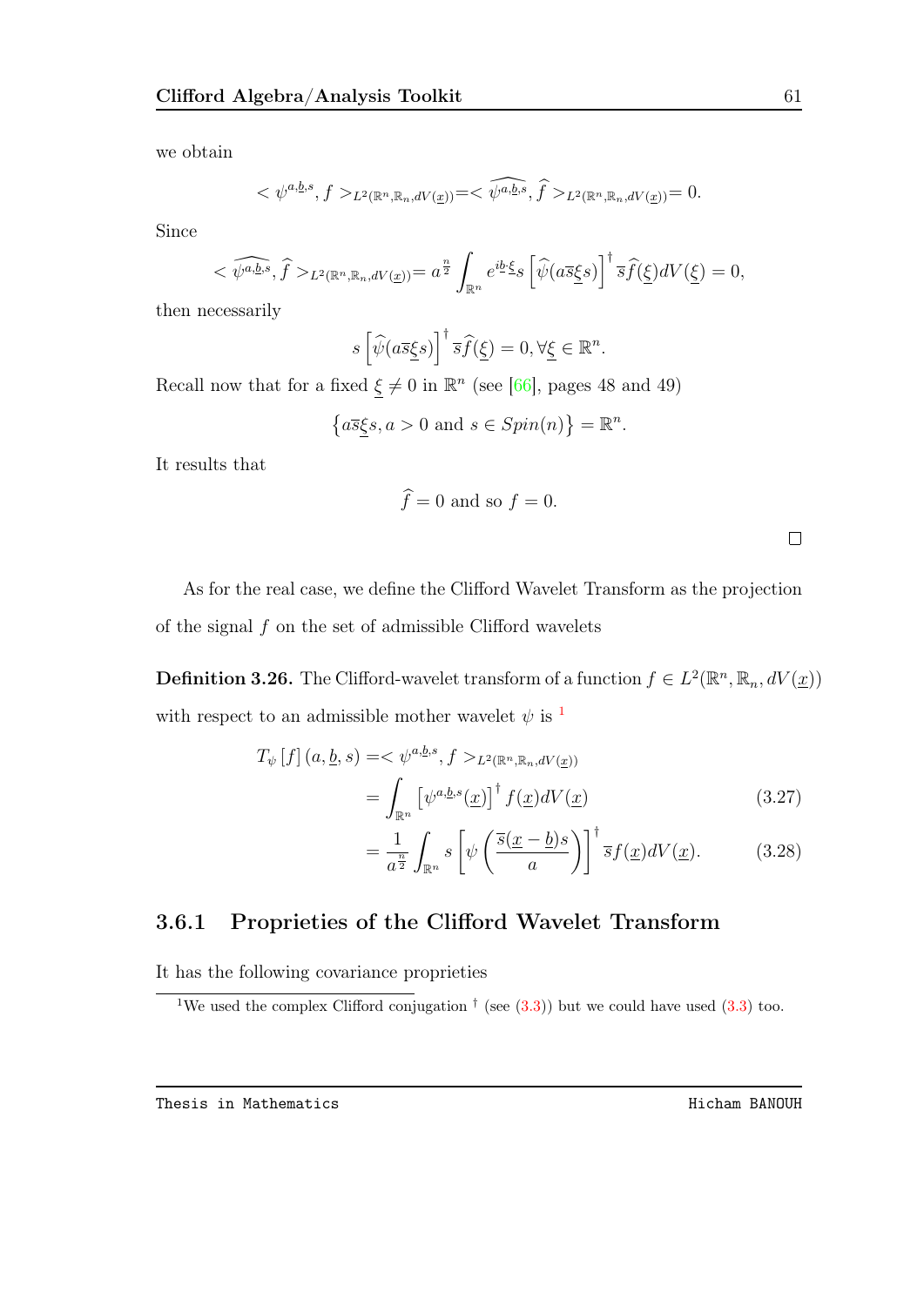we obtain

$$< \psi^{a,\underline{b},s}, f >_{L^2(\mathbb{R}^n,\mathbb{R}_n,dV(\underline{x}))} = < \widehat{\psi^{a,\underline{b},s}}, \widehat{f} >_{L^2(\mathbb{R}^n,\mathbb{R}_n,dV(\underline{x}))} = 0.$$

Since

$$< \widehat{\psi^{a,\underline{b},s}}, \widehat{f} >_{L^2(\mathbb{R}^n,\mathbb{R}_n,dV(\underline{x}))} = a^{\frac{n}{2}} \int_{\mathbb{R}^n} e^{i\underline{b}\cdot\underline{\xi}} s \left[\widehat{\psi}(a\overline{s}\underline{\xi}s)\right]^{\dagger} \overline{s}\widehat{f}(\underline{\xi}) dV(\underline{\xi}) = 0,$$

then necessarily

$$s\left[\widehat{\psi}(a\overline{s}\underline{\xi}s)\right]^{\dagger} \overline{s}\widehat{f}(\underline{\xi}) = 0, \forall \underline{\xi} \in \mathbb{R}^n.$$

Recall now that for a fixed $\underline{\xi} \neq 0$ in $\mathbb{R}^n$ (see [66], pages 48 and 49)

$$\left\{a\overline{s}\underline{\xi}s, a > 0 \text{ and } s \in Spin(n)\right\} = \mathbb{R}^n.$$

It results that

$$\widehat{f} = 0 \text{ and so } f = 0.$$

□

As for the real case, we define the Clifford Wavelet Transform as the projection of the signal $f$ on the set of admissible Clifford wavelets

**Definition 3.26.** The Clifford-wavelet transform of a function $f \in L^2(\mathbb{R}^n, \mathbb{R}_n, dV(\underline{x}))$ with respect to an admissible mother wavelet $\psi$ is [1]

$$\begin{aligned} T_{\psi}[f](a, \underline{b}, s) &= < \psi^{a,\underline{b},s}, f >_{L^2(\mathbb{R}^n,\mathbb{R}_n,dV(\underline{x}))} \\ &= \int_{\mathbb{R}^n} \left[\psi^{a,\underline{b},s}(\underline{x})\right]^{\dagger} f(\underline{x}) dV(\underline{x}) \qquad (3.27) \\ &= \frac{1}{a^{\frac{n}{2}}} \int_{\mathbb{R}^n} s\left[\psi\left(\frac{\overline{s}(\underline{x}-\underline{b})s}{a}\right)\right]^{\dagger} \overline{s} f(\underline{x}) dV(\underline{x}). \qquad (3.28) \end{aligned}$$

### 3.6.1 Proprieties of the Clifford Wavelet Transform

It has the following covariance proprieties

[1] We used the complex Clifford conjugation $^{\dagger}$ (see (3.3)) but we could have used (3.3) too.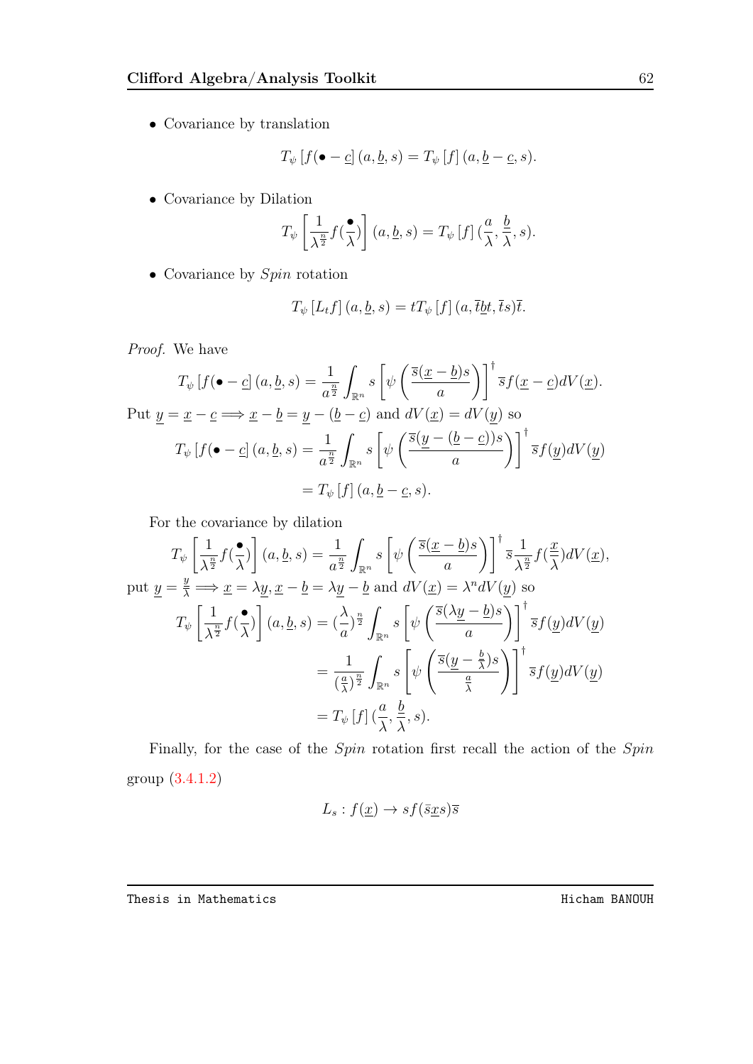- Covariance by translation

$$T_\psi\left[f(\bullet-\underline{c}\right](a,\underline{b},s)=T_\psi\left[f\right](a,\underline{b}-\underline{c},s).$$

- Covariance by Dilation

$$T_\psi\left[\frac{1}{\lambda^{\frac{n}{2}}}f(\frac{\bullet}{\lambda})\right](a,\underline{b},s)=T_\psi\left[f\right](\frac{a}{\lambda},\frac{\underline{b}}{\lambda},s).$$

- Covariance by *Spin* rotation

$$T_\psi\left[L_t f\right](a,\underline{b},s)=tT_\psi\left[f\right](a,\overline{t}\underline{b}t,\overline{t}s)\overline{t}.$$

*Proof.* We have

$$T_\psi\left[f(\bullet-\underline{c}\right](a,\underline{b},s)=\frac{1}{a^{\frac{n}{2}}}\int_{\mathbb{R}^n}s\left[\psi\left(\frac{\overline{s}(\underline{x}-\underline{b})s}{a}\right)\right]^\dagger\overline{s}f(\underline{x}-\underline{c})dV(\underline{x}).$$

Put $\underline{y}=\underline{x}-\underline{c}\Longrightarrow\underline{x}-\underline{b}=\underline{y}-(\underline{b}-\underline{c})$ and $dV(\underline{x})=dV(\underline{y})$ so

$$\begin{aligned}T_\psi\left[f(\bullet-\underline{c}\right](a,\underline{b},s)&=\frac{1}{a^{\frac{n}{2}}}\int_{\mathbb{R}^n}s\left[\psi\left(\frac{\overline{s}(\underline{y}-(\underline{b}-\underline{c}))s}{a}\right)\right]^\dagger\overline{s}f(\underline{y})dV(\underline{y})\\&=T_\psi\left[f\right](a,\underline{b}-\underline{c},s).\end{aligned}$$

For the covariance by dilation

$$T_\psi\left[\frac{1}{\lambda^{\frac{n}{2}}}f(\frac{\bullet}{\lambda})\right](a,\underline{b},s)=\frac{1}{a^{\frac{n}{2}}}\int_{\mathbb{R}^n}s\left[\psi\left(\frac{\overline{s}(\underline{x}-\underline{b})s}{a}\right)\right]^\dagger\overline{s}\frac{1}{\lambda^{\frac{n}{2}}}f(\frac{\underline{x}}{\lambda})dV(\underline{x}),$$

put $\underline{y}=\frac{\underline{y}}{\lambda}\Longrightarrow\underline{x}=\lambda\underline{y},\underline{x}-\underline{b}=\lambda\underline{y}-\underline{b}$ and $dV(\underline{x})=\lambda^n dV(\underline{y})$ so

$$\begin{aligned}T_\psi\left[\frac{1}{\lambda^{\frac{n}{2}}}f(\frac{\bullet}{\lambda})\right](a,\underline{b},s)&=(\frac{\lambda}{a})^{\frac{n}{2}}\int_{\mathbb{R}^n}s\left[\psi\left(\frac{\overline{s}(\lambda\underline{y}-\underline{b})s}{a}\right)\right]^\dagger\overline{s}f(\underline{y})dV(\underline{y})\\&=\frac{1}{(\frac{a}{\lambda})^{\frac{n}{2}}}\int_{\mathbb{R}^n}s\left[\psi\left(\frac{\overline{s}(\underline{y}-\frac{\underline{b}}{\lambda})s}{\frac{a}{\lambda}}\right)\right]^\dagger\overline{s}f(\underline{y})dV(\underline{y})\\&=T_\psi\left[f\right](\frac{a}{\lambda},\frac{\underline{b}}{\lambda},s).\end{aligned}$$

Finally, for the case of the *Spin* rotation first recall the action of the *Spin* group (3.4.1.2)

$$L_s:f(\underline{x})\to sf(\bar{s}\underline{x}s)\overline{s}$$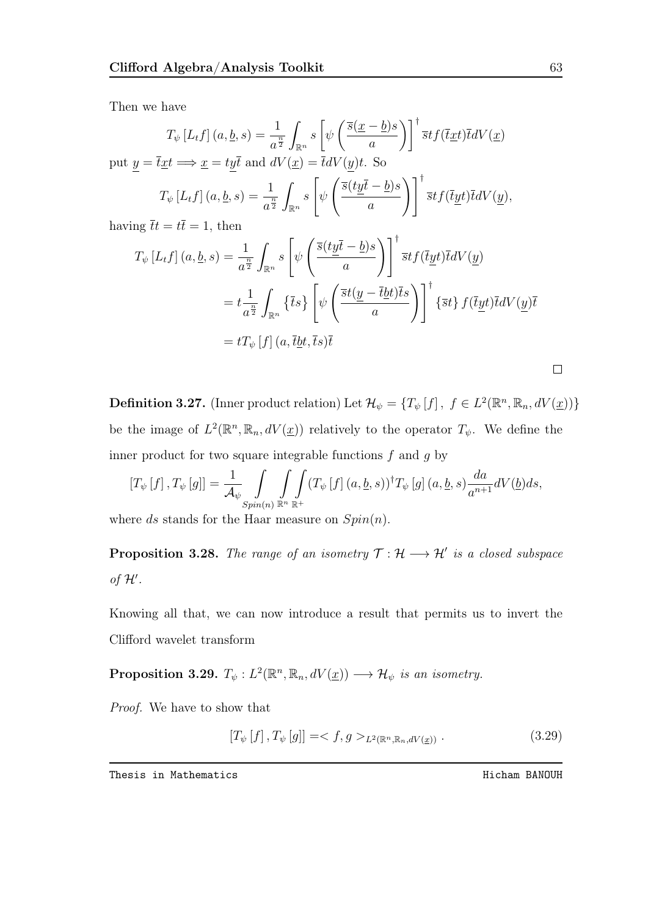Then we have

$$T_\psi\left[L_t f\right](a, \underline{b}, s) = \frac{1}{a^{\frac{n}{2}}}\int_{\mathbb{R}^n} s\left[\psi\left(\frac{\overline{s}(\underline{x}-\underline{b})s}{a}\right)\right]^\dagger \overline{s}tf(\overline{t}\underline{x}t)\overline{t}dV(\underline{x})$$

put $\underline{y} = \overline{t}\underline{x}t \Longrightarrow \underline{x} = t\underline{y}\overline{t}$ and $dV(\underline{x}) = \overline{t}dV(\underline{y})t$. So

$$T_\psi\left[L_t f\right](a, \underline{b}, s) = \frac{1}{a^{\frac{n}{2}}}\int_{\mathbb{R}^n} s\left[\psi\left(\frac{\overline{s}(t\underline{y}\overline{t}-\underline{b})s}{a}\right)\right]^\dagger \overline{s}tf(\overline{t}\underline{y}t)\overline{t}dV(\underline{y}),$$

having $\overline{t}t = t\overline{t} = 1$, then

$$\begin{aligned}
T_\psi\left[L_t f\right](a, \underline{b}, s) &= \frac{1}{a^{\frac{n}{2}}}\int_{\mathbb{R}^n} s\left[\psi\left(\frac{\overline{s}(t\underline{y}\overline{t}-\underline{b})s}{a}\right)\right]^\dagger \overline{s}tf(\overline{t}\underline{y}t)\overline{t}dV(\underline{y}) \\
&= t\frac{1}{a^{\frac{n}{2}}}\int_{\mathbb{R}^n} \left\{\overline{t}s\right\}\left[\psi\left(\frac{\overline{s}t(\underline{y}-\overline{t}\underline{b}t)\overline{t}s}{a}\right)\right]^\dagger \left\{\overline{s}t\right\} f(\overline{t}\underline{y}t)\overline{t}dV(\underline{y})\overline{t} \\
&= tT_\psi\left[f\right](a, \overline{t}\underline{b}t, \overline{t}s)\overline{t}
\end{aligned}$$

□

**Definition 3.27.** (Inner product relation) Let $\mathcal{H}_\psi = \left\{T_\psi\left[f\right],\ f \in L^2(\mathbb{R}^n, \mathbb{R}_n, dV(\underline{x}))\right\}$ be the image of $L^2(\mathbb{R}^n, \mathbb{R}_n, dV(\underline{x}))$ relatively to the operator $T_\psi$. We define the inner product for two square integrable functions $f$ and $g$ by

$$\left[T_\psi\left[f\right], T_\psi\left[g\right]\right] = \frac{1}{\mathcal{A}_\psi}\int_{Spin(n)}\int_{\mathbb{R}^n}\int_{\mathbb{R}^+}(T_\psi\left[f\right](a, \underline{b}, s))^\dagger T_\psi\left[g\right](a, \underline{b}, s)\frac{da}{a^{n+1}}dV(\underline{b})ds,$$

where $ds$ stands for the Haar measure on $Spin(n)$.

**Proposition 3.28.** *The range of an isometry $\mathcal{T} : \mathcal{H} \longrightarrow \mathcal{H}'$ is a closed subspace of $\mathcal{H}'$.*

Knowing all that, we can now introduce a result that permits us to invert the Clifford wavelet transform

**Proposition 3.29.** *$T_\psi : L^2(\mathbb{R}^n, \mathbb{R}_n, dV(\underline{x})) \longrightarrow \mathcal{H}_\psi$ is an isometry.*

*Proof.* We have to show that

$$\left[T_\psi\left[f\right], T_\psi\left[g\right]\right] = < f, g >_{L^2(\mathbb{R}^n, \mathbb{R}_n, dV(\underline{x}))}\ . \tag{3.29}$$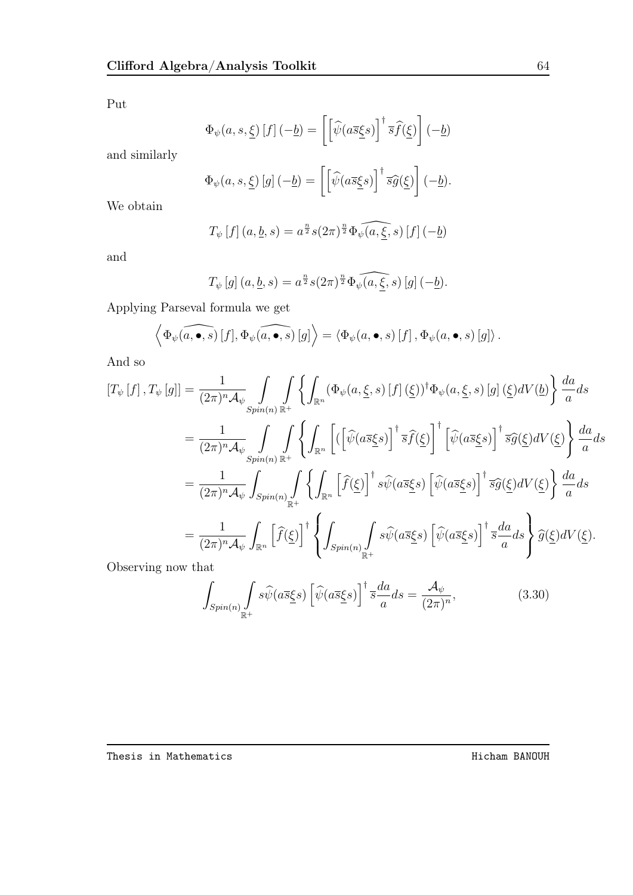Put

$$\Phi_\psi(a,s,\underline{\xi})\,[f]\,(-\underline{b}) = \left[\left[\widehat{\psi}(a\overline{s}\underline{\xi}s)\right]^\dagger \overline{s}\widehat{f}(\underline{\xi})\right](-\underline{b})$$

and similarly

$$\Phi_\psi(a,s,\underline{\xi})\,[g]\,(-\underline{b}) = \left[\left[\widehat{\psi}(a\overline{s}\underline{\xi}s)\right]^\dagger \overline{s}\widehat{g}(\underline{\xi})\right](-\underline{b}).$$

We obtain

$$T_\psi\,[f]\,(a,\underline{b},s) = a^{\frac{n}{2}}s(2\pi)^{\frac{n}{2}}\widehat{\Phi_\psi(a,\underline{\xi},s)}\,[f]\,(-\underline{b})$$

and

$$T_\psi\,[g]\,(a,\underline{b},s) = a^{\frac{n}{2}}s(2\pi)^{\frac{n}{2}}\widehat{\Phi_\psi(a,\underline{\xi},s)}\,[g]\,(-\underline{b}).$$

Applying Parseval formula we get

$$\left\langle \widehat{\Phi_\psi(a,\bullet,s)}\,[f], \widehat{\Phi_\psi(a,\bullet,s)}\,[g]\right\rangle = \left\langle \Phi_\psi(a,\bullet,s)\,[f]\,, \Phi_\psi(a,\bullet,s)\,[g]\right\rangle.$$

And so

$$\begin{aligned}
[T_\psi\,[f]\,, T_\psi\,[g]] &= \frac{1}{(2\pi)^n\mathcal{A}_\psi}\int\limits_{Spin(n)}\int\limits_{\mathbb{R}^+}\left\{\int_{\mathbb{R}^n}(\Phi_\psi(a,\underline{\xi},s)\,[f]\,(\underline{\xi}))^\dagger\Phi_\psi(a,\underline{\xi},s)\,[g]\,(\underline{\xi})dV(\underline{b})\right\}\frac{da}{a}ds \\
&= \frac{1}{(2\pi)^n\mathcal{A}_\psi}\int\limits_{Spin(n)}\int\limits_{\mathbb{R}^+}\left\{\int_{\mathbb{R}^n}\left[(\left[\widehat{\psi}(a\overline{s}\underline{\xi}s)\right]^\dagger\overline{s}\widehat{f}(\underline{\xi})\right]^\dagger\left[\widehat{\psi}(a\overline{s}\underline{\xi}s)\right]^\dagger\overline{s}\widehat{g}(\underline{\xi})dV(\underline{\xi})\right\}\frac{da}{a}ds \\
&= \frac{1}{(2\pi)^n\mathcal{A}_\psi}\int_{Spin(n)}\int\limits_{\mathbb{R}^+}\left\{\int_{\mathbb{R}^n}\left[\widehat{f}(\underline{\xi})\right]^\dagger s\widehat{\psi}(a\overline{s}\underline{\xi}s)\left[\widehat{\psi}(a\overline{s}\underline{\xi}s)\right]^\dagger\overline{s}\widehat{g}(\underline{\xi})dV(\underline{\xi})\right\}\frac{da}{a}ds \\
&= \frac{1}{(2\pi)^n\mathcal{A}_\psi}\int_{\mathbb{R}^n}\left[\widehat{f}(\underline{\xi})\right]^\dagger\left\{\int_{Spin(n)}\int\limits_{\mathbb{R}^+}s\widehat{\psi}(a\overline{s}\underline{\xi}s)\left[\widehat{\psi}(a\overline{s}\underline{\xi}s)\right]^\dagger\overline{s}\frac{da}{a}ds\right\}\widehat{g}(\underline{\xi})dV(\underline{\xi}).
\end{aligned}$$

Observing now that

$$\int_{Spin(n)}\int\limits_{\mathbb{R}^+}s\widehat{\psi}(a\overline{s}\underline{\xi}s)\left[\widehat{\psi}(a\overline{s}\underline{\xi}s)\right]^\dagger\overline{s}\frac{da}{a}ds = \frac{\mathcal{A}_\psi}{(2\pi)^n}, \tag{3.30}$$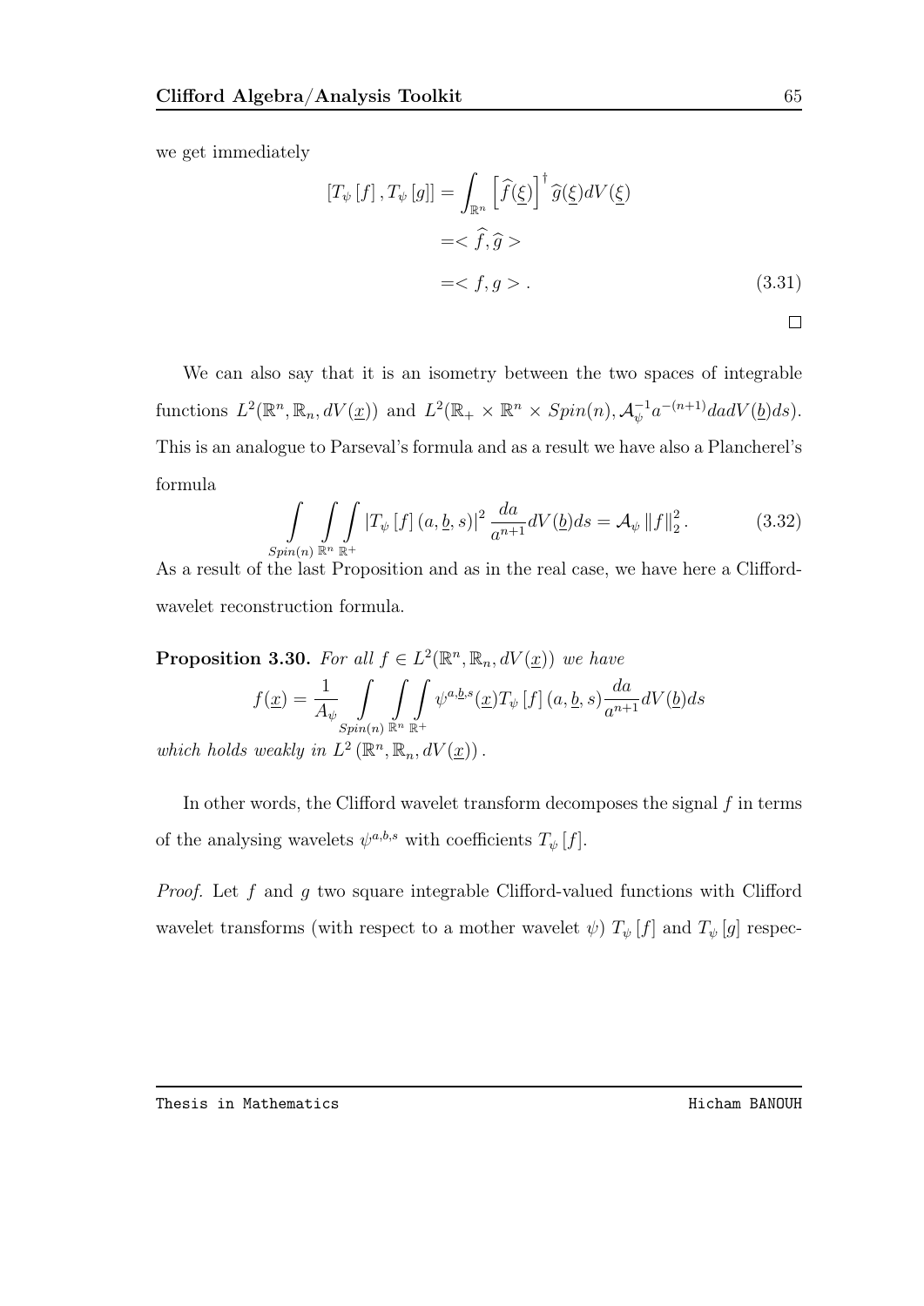we get immediately

$$
\begin{aligned}
\left[T_{\psi}[f], T_{\psi}[g]\right] &= \int_{\mathbb{R}^n} \left[\widehat{f}(\underline{\xi})\right]^{\dagger} \widehat{g}(\underline{\xi}) dV(\underline{\xi}) \\
&= < \widehat{f}, \widehat{g} > \\
&= < f, g > . \qquad (3.31)
\end{aligned}
$$

□

We can also say that it is an isometry between the two spaces of integrable functions $L^2(\mathbb{R}^n, \mathbb{R}_n, dV(\underline{x}))$ and $L^2(\mathbb{R}_+ \times \mathbb{R}^n \times Spin(n), \mathcal{A}_{\psi}^{-1} a^{-(n+1)} da dV(\underline{b}) ds)$. This is an analogue to Parseval's formula and as a result we have also a Plancherel's formula

$$
\int_{Spin(n)} \int_{\mathbb{R}^n} \int_{\mathbb{R}^+} \left| T_{\psi}[f](a, \underline{b}, s) \right|^2 \frac{da}{a^{n+1}} dV(\underline{b}) ds = \mathcal{A}_{\psi} \left\| f \right\|_2^2 . \qquad (3.32)
$$

As a result of the last Proposition and as in the real case, we have here a Clifford-wavelet reconstruction formula.

**Proposition 3.30.** *For all $f \in L^2(\mathbb{R}^n, \mathbb{R}_n, dV(\underline{x}))$ we have*

$$
f(\underline{x}) = \frac{1}{A_{\psi}} \int_{Spin(n)} \int_{\mathbb{R}^n} \int_{\mathbb{R}^+} \psi^{a,\underline{b},s}(\underline{x}) T_{\psi}[f](a, \underline{b}, s) \frac{da}{a^{n+1}} dV(\underline{b}) ds
$$

*which holds weakly in $L^2(\mathbb{R}^n, \mathbb{R}_n, dV(\underline{x}))$.*

In other words, the Clifford wavelet transform decomposes the signal $f$ in terms of the analysing wavelets $\psi^{a,b,s}$ with coefficients $T_{\psi}[f]$.

*Proof.* Let $f$ and $g$ two square integrable Clifford-valued functions with Clifford wavelet transforms (with respect to a mother wavelet $\psi$) $T_{\psi}[f]$ and $T_{\psi}[g]$ respec-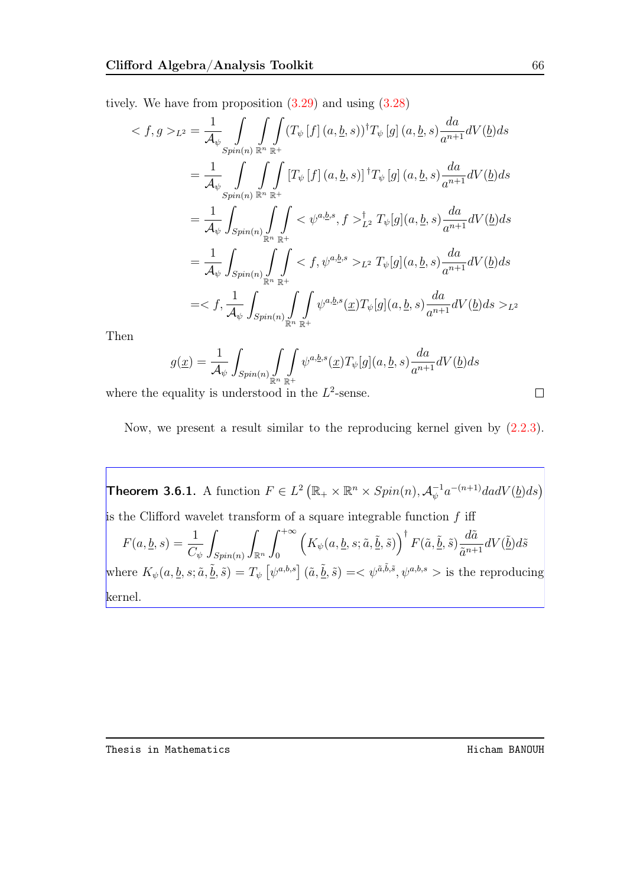tively. We have from proposition (3.29) and using (3.28)

$$
\begin{aligned}
< f, g >_{L^2} &= \frac{1}{\mathcal{A}_\psi} \int\limits_{Spin(n)} \int\limits_{\mathbb{R}^n} \int\limits_{\mathbb{R}^+} (T_\psi [f] (a, \underline{b}, s))^\dagger T_\psi [g] (a, \underline{b}, s) \frac{da}{a^{n+1}} dV(\underline{b}) ds \\
&= \frac{1}{\mathcal{A}_\psi} \int\limits_{Spin(n)} \int\limits_{\mathbb{R}^n} \int\limits_{\mathbb{R}^+} [T_\psi [f] (a, \underline{b}, s)]^\dagger T_\psi [g] (a, \underline{b}, s) \frac{da}{a^{n+1}} dV(\underline{b}) ds \\
&= \frac{1}{\mathcal{A}_\psi} \int_{Spin(n)} \int\limits_{\mathbb{R}^n} \int\limits_{\mathbb{R}^+} < \psi^{a,\underline{b},s}, f >_{L^2}^\dagger T_\psi[g](a, \underline{b}, s) \frac{da}{a^{n+1}} dV(\underline{b}) ds \\
&= \frac{1}{\mathcal{A}_\psi} \int_{Spin(n)} \int\limits_{\mathbb{R}^n} \int\limits_{\mathbb{R}^+} < f, \psi^{a,\underline{b},s} >_{L^2} T_\psi[g](a, \underline{b}, s) \frac{da}{a^{n+1}} dV(\underline{b}) ds \\
&= < f, \frac{1}{\mathcal{A}_\psi} \int_{Spin(n)} \int\limits_{\mathbb{R}^n} \int\limits_{\mathbb{R}^+} \psi^{a,\underline{b},s}(\underline{x}) T_\psi[g](a, \underline{b}, s) \frac{da}{a^{n+1}} dV(\underline{b}) ds >_{L^2}
\end{aligned}
$$

Then

$$
g(\underline{x}) = \frac{1}{\mathcal{A}_\psi} \int_{Spin(n)} \int\limits_{\mathbb{R}^n} \int\limits_{\mathbb{R}^+} \psi^{a,\underline{b},s}(\underline{x}) T_\psi[g](a, \underline{b}, s) \frac{da}{a^{n+1}} dV(\underline{b}) ds
$$

where the equality is understood in the $L^2$-sense. □

Now, we present a result similar to the reproducing kernel given by (2.2.3).

**Theorem 3.6.1.** A function $F \in L^2\left(\mathbb{R}_+ \times \mathbb{R}^n \times Spin(n), \mathcal{A}_\psi^{-1} a^{-(n+1)} da dV(\underline{b}) ds\right)$ is the Clifford wavelet transform of a square integrable function $f$ iff

$$
F(a, \underline{b}, s) = \frac{1}{C_\psi} \int_{Spin(n)} \int_{\mathbb{R}^n} \int_0^{+\infty} \left(K_\psi(a, \underline{b}, s; \tilde{a}, \tilde{\underline{b}}, \tilde{s})\right)^\dagger F(\tilde{a}, \tilde{\underline{b}}, \tilde{s}) \frac{d\tilde{a}}{\tilde{a}^{n+1}} dV(\tilde{\underline{b}}) d\tilde{s}
$$

where $K_\psi(a, \underline{b}, s; \tilde{a}, \tilde{\underline{b}}, \tilde{s}) = T_\psi\left[\psi^{a,b,s}\right](\tilde{a}, \tilde{\underline{b}}, \tilde{s}) =< \psi^{\tilde{a},\tilde{b},\tilde{s}}, \psi^{a,b,s} >$ is the reproducing kernel.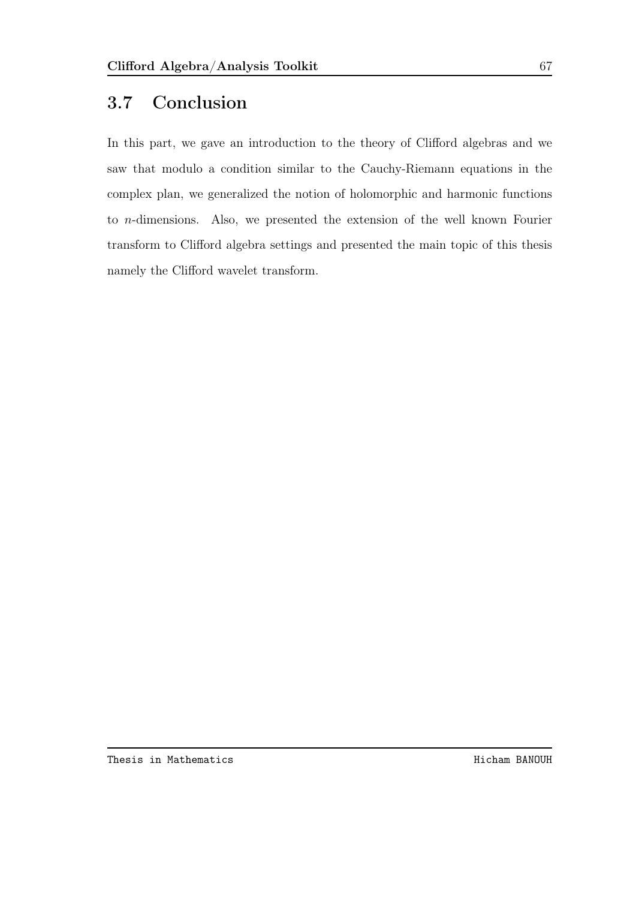## 3.7 Conclusion

In this part, we gave an introduction to the theory of Clifford algebras and we saw that modulo a condition similar to the Cauchy-Riemann equations in the complex plan, we generalized the notion of holomorphic and harmonic functions to $n$-dimensions. Also, we presented the extension of the well known Fourier transform to Clifford algebra settings and presented the main topic of this thesis namely the Clifford wavelet transform.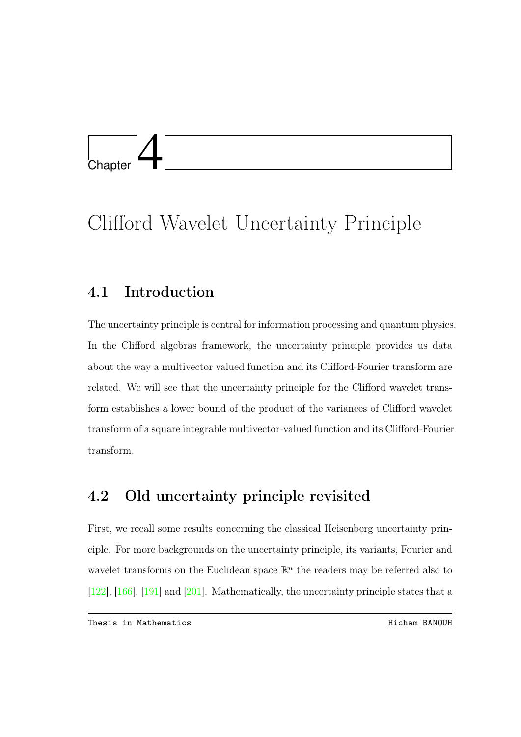# Chapter 4

# Clifford Wavelet Uncertainty Principle

## 4.1 Introduction

The uncertainty principle is central for information processing and quantum physics. In the Clifford algebras framework, the uncertainty principle provides us data about the way a multivector valued function and its Clifford-Fourier transform are related. We will see that the uncertainty principle for the Clifford wavelet transform establishes a lower bound of the product of the variances of Clifford wavelet transform of a square integrable multivector-valued function and its Clifford-Fourier transform.

## 4.2 Old uncertainty principle revisited

First, we recall some results concerning the classical Heisenberg uncertainty principle. For more backgrounds on the uncertainty principle, its variants, Fourier and wavelet transforms on the Euclidean space $\mathbb{R}^n$ the readers may be referred also to [122], [166], [191] and [201]. Mathematically, the uncertainty principle states that a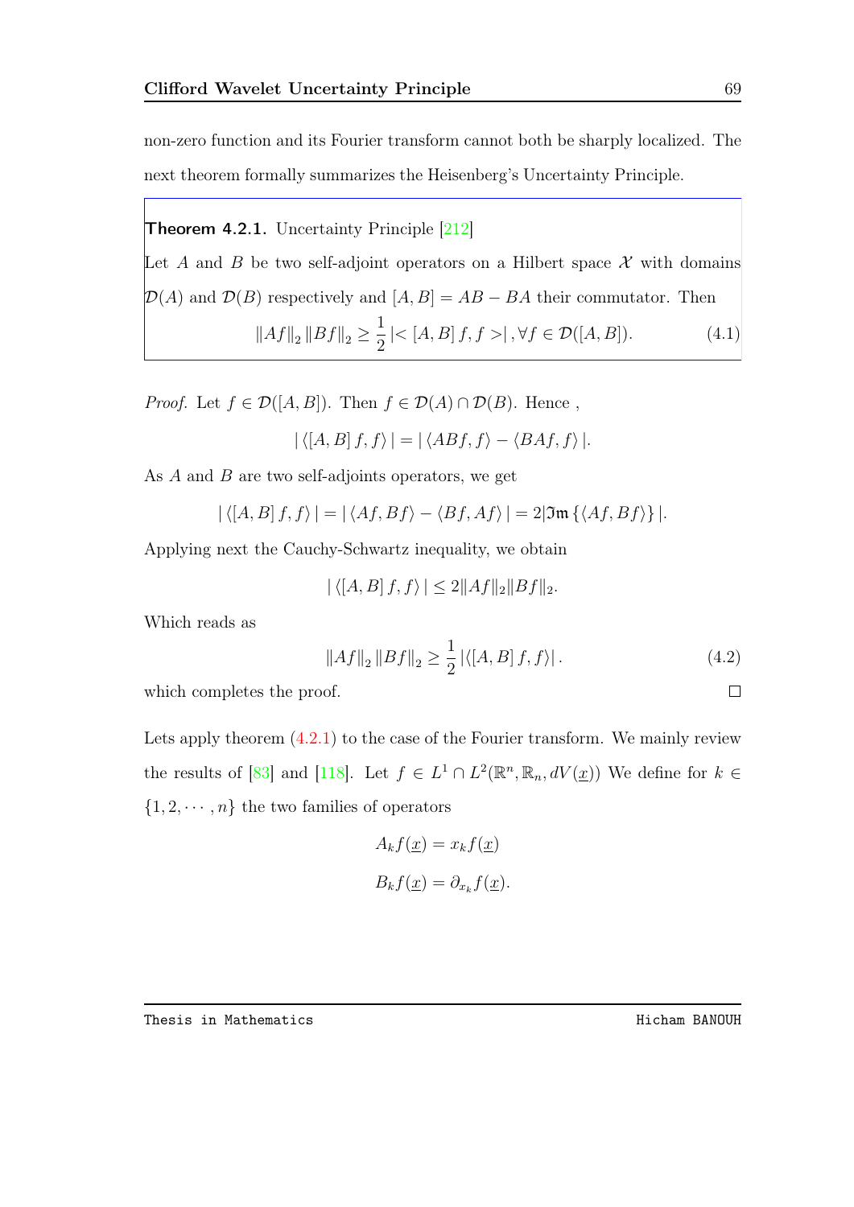non-zero function and its Fourier transform cannot both be sharply localized. The next theorem formally summarizes the Heisenberg's Uncertainty Principle.

**Theorem 4.2.1.** Uncertainty Principle [212]

Let $A$ and $B$ be two self-adjoint operators on a Hilbert space $\mathcal{X}$ with domains $\mathcal{D}(A)$ and $\mathcal{D}(B)$ respectively and $[A, B] = AB - BA$ their commutator. Then

$$\|Af\|_2 \|Bf\|_2 \geq \frac{1}{2} |< [A, B] f, f >| , \forall f \in \mathcal{D}([A, B]). \tag{4.1}$$

*Proof.* Let $f \in \mathcal{D}([A, B])$. Then $f \in \mathcal{D}(A) \cap \mathcal{D}(B)$. Hence ,

$$| \langle [A, B] f, f \rangle | = | \langle ABf, f \rangle - \langle BAf, f \rangle |.$$

As $A$ and $B$ are two self-adjoints operators, we get

$$| \langle [A, B] f, f \rangle | = | \langle Af, Bf \rangle - \langle Bf, Af \rangle | = 2|\mathfrak{Im} \{ \langle Af, Bf \rangle \} |.$$

Applying next the Cauchy-Schwartz inequality, we obtain

$$| \langle [A, B] f, f \rangle | \leq 2\|Af\|_2\|Bf\|_2.$$

Which reads as

$$\|Af\|_2 \|Bf\|_2 \geq \frac{1}{2} |\langle [A, B] f, f \rangle| . \tag{4.2}$$

which completes the proof. □

Lets apply theorem (4.2.1) to the case of the Fourier transform. We mainly review the results of [83] and [118]. Let $f \in L^1 \cap L^2(\mathbb{R}^n, \mathbb{R}_n, dV(\underline{x}))$ We define for $k \in \{1, 2, \cdots , n\}$ the two families of operators

$$A_k f(\underline{x}) = x_k f(\underline{x})$$

$$B_k f(\underline{x}) = \partial_{x_k} f(\underline{x}).$$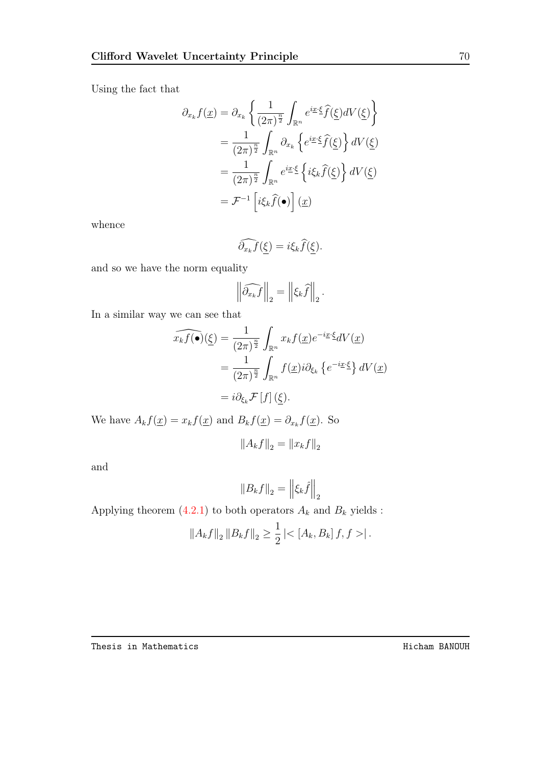Using the fact that

$$
\begin{aligned}
\partial_{x_k} f(\underline{x}) &= \partial_{x_k} \left\{ \frac{1}{(2\pi)^{\frac{n}{2}}} \int_{\mathbb{R}^n} e^{i\underline{x}\cdot\underline{\xi}} \widehat{f}(\underline{\xi}) dV(\underline{\xi}) \right\} \\
&= \frac{1}{(2\pi)^{\frac{n}{2}}} \int_{\mathbb{R}^n} \partial_{x_k} \left\{ e^{i\underline{x}\cdot\underline{\xi}} \widehat{f}(\underline{\xi}) \right\} dV(\underline{\xi}) \\
&= \frac{1}{(2\pi)^{\frac{n}{2}}} \int_{\mathbb{R}^n} e^{i\underline{x}\cdot\underline{\xi}} \left\{ i\xi_k \widehat{f}(\underline{\xi}) \right\} dV(\underline{\xi}) \\
&= \mathcal{F}^{-1} \left[ i\xi_k \widehat{f}(\bullet) \right] (\underline{x})
\end{aligned}
$$

whence

$$
\widehat{\partial_{x_k} f}(\underline{\xi}) = i\xi_k \widehat{f}(\underline{\xi}).
$$

and so we have the norm equality

$$
\left\| \widehat{\partial_{x_k} f} \right\|_2 = \left\| \xi_k \widehat{f} \right\|_2 .
$$

In a similar way we can see that

$$
\begin{aligned}
\widehat{x_k f(\bullet)}(\underline{\xi}) &= \frac{1}{(2\pi)^{\frac{n}{2}}} \int_{\mathbb{R}^n} x_k f(\underline{x}) e^{-i\underline{x}\cdot\underline{\xi}} dV(\underline{x}) \\
&= \frac{1}{(2\pi)^{\frac{n}{2}}} \int_{\mathbb{R}^n} f(\underline{x}) i\partial_{\xi_k} \left\{ e^{-i\underline{x}\cdot\underline{\xi}} \right\} dV(\underline{x}) \\
&= i\partial_{\xi_k} \mathcal{F}\left[f\right](\underline{\xi}).
\end{aligned}
$$

We have $A_k f(\underline{x}) = x_k f(\underline{x})$ and $B_k f(\underline{x}) = \partial_{x_k} f(\underline{x})$. So

$$
\|A_k f\|_2 = \|x_k f\|_2
$$

and

$$
\|B_k f\|_2 = \left\| \xi_k \hat{f} \right\|_2
$$

Applying theorem (4.2.1) to both operators $A_k$ and $B_k$ yields :

$$
\|A_k f\|_2 \|B_k f\|_2 \geq \frac{1}{2} \left| < \left[A_k, B_k\right] f, f > \right| .
$$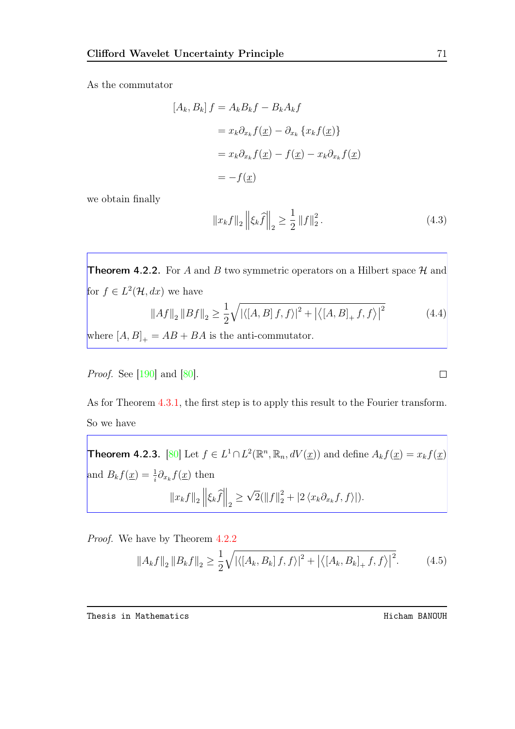As the commutator

$$
\begin{aligned}
[A_k, B_k]\, f &= A_k B_k f - B_k A_k f \\
&= x_k \partial_{x_k} f(\underline{x}) - \partial_{x_k} \{x_k f(\underline{x})\} \\
&= x_k \partial_{x_k} f(\underline{x}) - f(\underline{x}) - x_k \partial_{x_k} f(\underline{x}) \\
&= -f(\underline{x})
\end{aligned}
$$

we obtain finally

$$
\|x_k f\|_2 \left\|\xi_k \widehat{f}\right\|_2 \geq \frac{1}{2} \|f\|_2^2 . \tag{4.3}
$$

**Theorem 4.2.2.** For $A$ and $B$ two symmetric operators on a Hilbert space $\mathcal{H}$ and for $f \in L^2(\mathcal{H}, dx)$ we have

$$
\|Af\|_2 \|Bf\|_2 \geq \frac{1}{2} \sqrt{|\langle [A, B]\, f, f\rangle|^2 + \left|\left\langle [A, B]_+ f, f\right\rangle\right|^2} \tag{4.4}
$$

where $[A, B]_+ = AB + BA$ is the anti-commutator.

*Proof.* See [190] and [80]. □

As for Theorem 4.3.1, the first step is to apply this result to the Fourier transform. So we have

**Theorem 4.2.3.** [80] Let $f \in L^1 \cap L^2(\mathbb{R}^n, \mathbb{R}_n, dV(\underline{x}))$ and define $A_k f(\underline{x}) = x_k f(\underline{x})$ and $B_k f(\underline{x}) = \frac{1}{i} \partial_{x_k} f(\underline{x})$ then

$$
\|x_k f\|_2 \left\|\xi_k \widehat{f}\right\|_2 \geq \sqrt{2}(\|f\|_2^2 + |2 \langle x_k \partial_{x_k} f, f\rangle|).
$$

*Proof.* We have by Theorem 4.2.2

$$
\|A_k f\|_2 \|B_k f\|_2 \geq \frac{1}{2} \sqrt{|\langle [A_k, B_k]\, f, f\rangle|^2 + \left|\left\langle [A_k, B_k]_+ f, f\right\rangle\right|^2} . \tag{4.5}
$$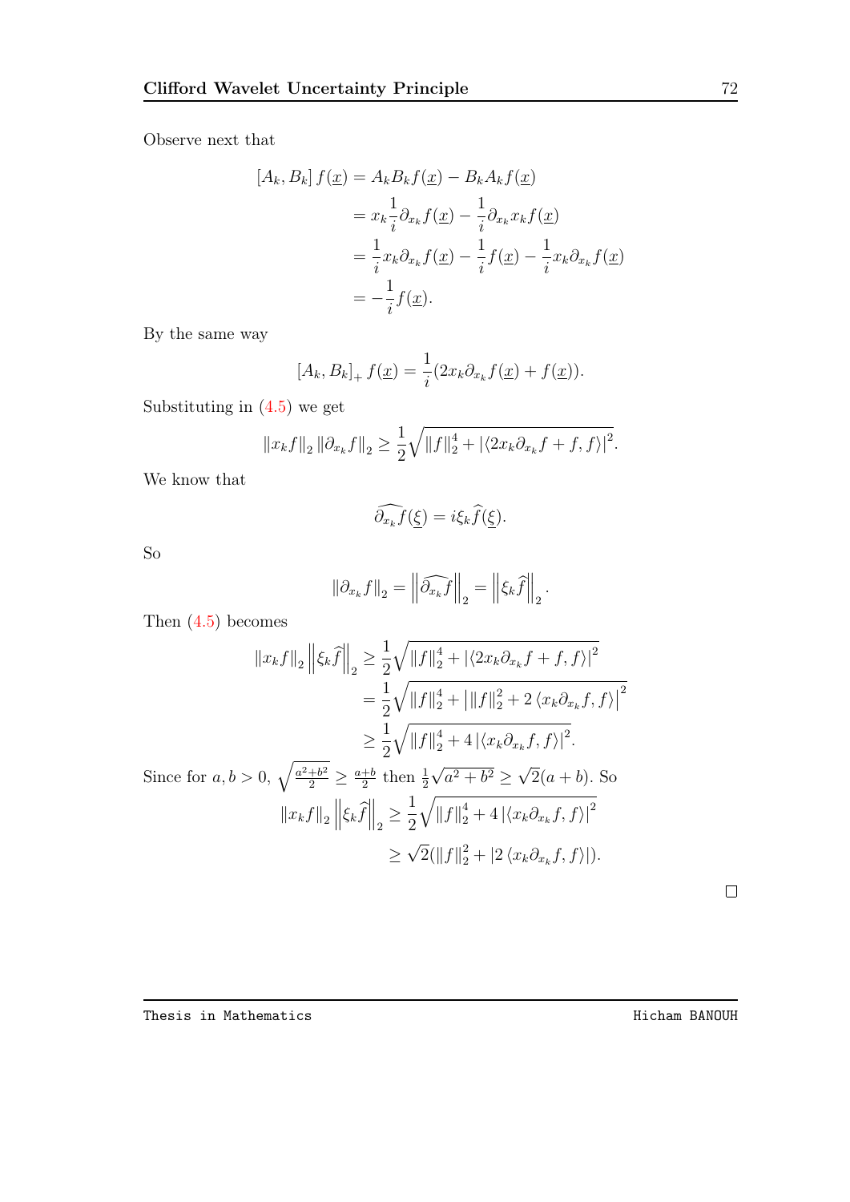Observe next that

$$
\begin{aligned}
[A_k, B_k]\, f(\underline{x}) &= A_k B_k f(\underline{x}) - B_k A_k f(\underline{x}) \\
&= x_k \frac{1}{i} \partial_{x_k} f(\underline{x}) - \frac{1}{i} \partial_{x_k} x_k f(\underline{x}) \\
&= \frac{1}{i} x_k \partial_{x_k} f(\underline{x}) - \frac{1}{i} f(\underline{x}) - \frac{1}{i} x_k \partial_{x_k} f(\underline{x}) \\
&= -\frac{1}{i} f(\underline{x}).
\end{aligned}
$$

By the same way

$$
[A_k, B_k]_+ \, f(\underline{x}) = \frac{1}{i}(2x_k \partial_{x_k} f(\underline{x}) + f(\underline{x})).
$$

Substituting in (4.5) we get

$$
\|x_k f\|_2 \, \|\partial_{x_k} f\|_2 \geq \frac{1}{2} \sqrt{\|f\|_2^4 + |\langle 2x_k \partial_{x_k} f + f, f \rangle|^2}.
$$

We know that

$$
\widehat{\partial_{x_k} f}(\underline{\xi}) = i \xi_k \widehat{f}(\underline{\xi}).
$$

So

$$
\|\partial_{x_k} f\|_2 = \left\| \widehat{\partial_{x_k} f} \right\|_2 = \left\| \xi_k \widehat{f} \right\|_2 .
$$

Then (4.5) becomes

$$
\begin{aligned}
\|x_k f\|_2 \left\| \xi_k \widehat{f} \right\|_2 &\geq \frac{1}{2} \sqrt{\|f\|_2^4 + |\langle 2x_k \partial_{x_k} f + f, f \rangle|^2} \\
&= \frac{1}{2} \sqrt{\|f\|_2^4 + \left| \|f\|_2^2 + 2 \langle x_k \partial_{x_k} f, f \rangle \right|^2} \\
&\geq \frac{1}{2} \sqrt{\|f\|_2^4 + 4 \left| \langle x_k \partial_{x_k} f, f \rangle \right|^2}.
\end{aligned}
$$

Since for $a, b > 0$, $\sqrt{\frac{a^2+b^2}{2}} \geq \frac{a+b}{2}$ then $\frac{1}{2}\sqrt{a^2+b^2} \geq \sqrt{2}(a+b)$. So

$$
\begin{aligned}
\|x_k f\|_2 \left\| \xi_k \widehat{f} \right\|_2 &\geq \frac{1}{2} \sqrt{\|f\|_2^4 + 4 \left| \langle x_k \partial_{x_k} f, f \rangle \right|^2} \\
&\geq \sqrt{2} (\|f\|_2^2 + |2 \langle x_k \partial_{x_k} f, f \rangle|).
\end{aligned}
$$

□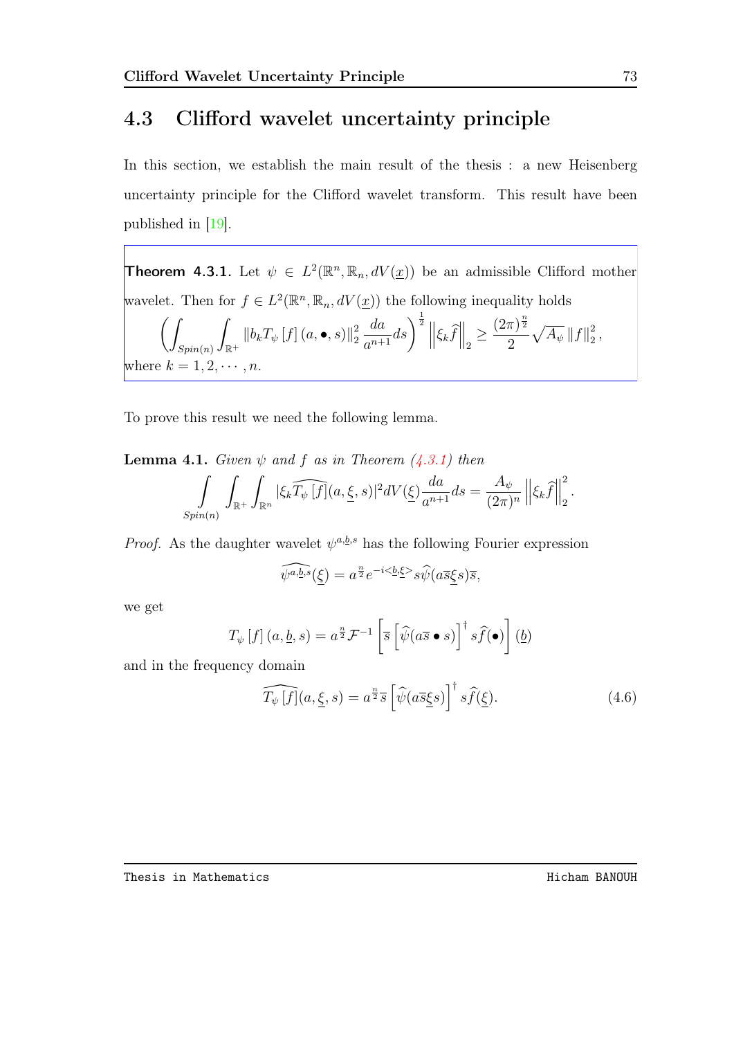## 4.3 Clifford wavelet uncertainty principle

In this section, we establish the main result of the thesis : a new Heisenberg uncertainty principle for the Clifford wavelet transform. This result have been published in [19].

**Theorem 4.3.1.** Let $\psi \in L^2(\mathbb{R}^n, \mathbb{R}_n, dV(\underline{x}))$ be an admissible Clifford mother wavelet. Then for $f \in L^2(\mathbb{R}^n, \mathbb{R}_n, dV(\underline{x}))$ the following inequality holds

$$\left( \int_{Spin(n)} \int_{\mathbb{R}^+} \left\| b_k T_\psi \left[ f \right] (a, \bullet, s) \right\|_2^2 \frac{da}{a^{n+1}} ds \right)^{\frac{1}{2}} \left\| \xi_k \widehat{f} \right\|_2 \geq \frac{(2\pi)^{\frac{n}{2}}}{2} \sqrt{A_\psi} \left\| f \right\|_2^2,$$

where $k = 1, 2, \cdots, n$.

To prove this result we need the following lemma.

**Lemma 4.1.** *Given $\psi$ and $f$ as in Theorem (4.3.1) then*

$$\int\limits_{Spin(n)} \int_{\mathbb{R}^+} \int_{\mathbb{R}^n} |\xi_k \widehat{T_\psi \left[ f \right]}(a, \underline{\xi}, s)|^2 dV(\underline{\xi}) \frac{da}{a^{n+1}} ds = \frac{A_\psi}{(2\pi)^n} \left\| \xi_k \widehat{f} \right\|_2^2.$$

*Proof.* As the daughter wavelet $\psi^{a,\underline{b},s}$ has the following Fourier expression

$$\widehat{\psi^{a,\underline{b},s}}(\underline{\xi}) = a^{\frac{n}{2}} e^{-i<\underline{b},\underline{\xi}>} s \widehat{\psi}(a \overline{s} \underline{\xi} s) \overline{s},$$

we get

$$T_\psi \left[ f \right] (a, \underline{b}, s) = a^{\frac{n}{2}} \mathcal{F}^{-1} \left[ \overline{s} \left[ \widehat{\psi}(a \overline{s} \bullet s) \right]^\dagger s \widehat{f}(\bullet) \right] (\underline{b})$$

and in the frequency domain

$$\widehat{T_\psi \left[ f \right]}(a, \underline{\xi}, s) = a^{\frac{n}{2}} \overline{s} \left[ \widehat{\psi}(a \overline{s} \underline{\xi} s) \right]^\dagger s \widehat{f}(\underline{\xi}). \tag{4.6}$$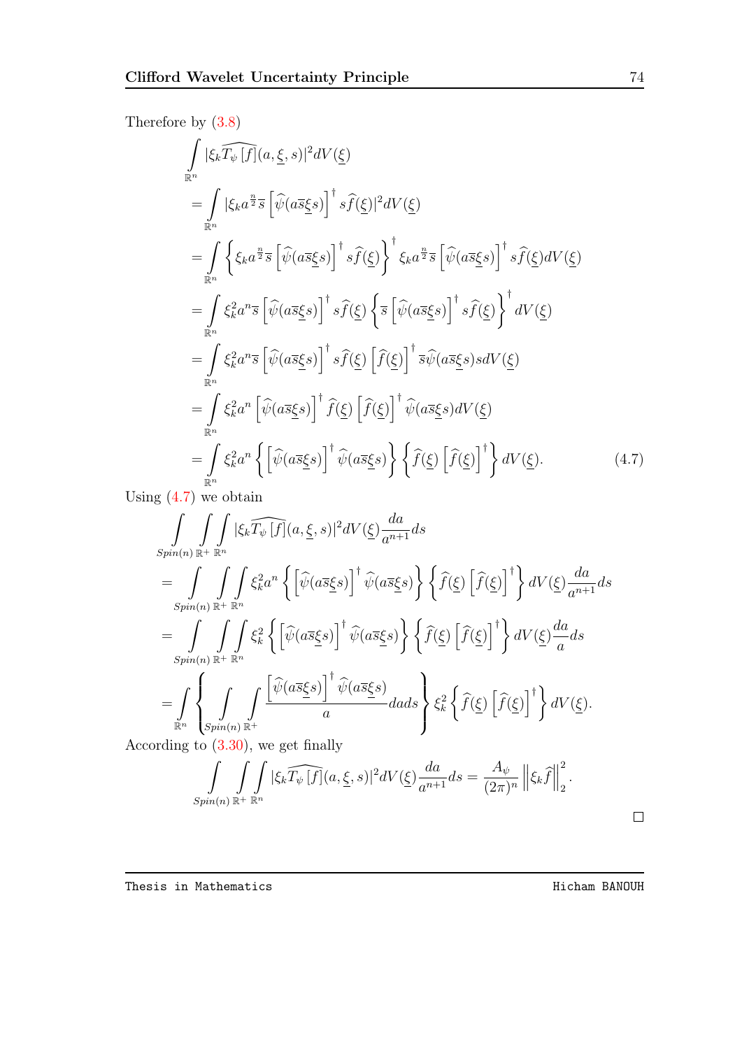Therefore by (3.8)

$$
\begin{aligned}
&\int_{\mathbb{R}^n} |\xi_k \widehat{T_\psi[f]}(a,\underline{\xi},s)|^2 dV(\underline{\xi}) \\
&= \int_{\mathbb{R}^n} |\xi_k a^{\frac{n}{2}} \overline{s}\left[\widehat{\psi}(a\overline{s}\underline{\xi}s)\right]^\dagger s\widehat{f}(\underline{\xi})|^2 dV(\underline{\xi}) \\
&= \int_{\mathbb{R}^n} \left\{\xi_k a^{\frac{n}{2}} \overline{s}\left[\widehat{\psi}(a\overline{s}\underline{\xi}s)\right]^\dagger s\widehat{f}(\underline{\xi})\right\}^\dagger \xi_k a^{\frac{n}{2}} \overline{s}\left[\widehat{\psi}(a\overline{s}\underline{\xi}s)\right]^\dagger s\widehat{f}(\underline{\xi}) dV(\underline{\xi}) \\
&= \int_{\mathbb{R}^n} \xi_k^2 a^n \overline{s}\left[\widehat{\psi}(a\overline{s}\underline{\xi}s)\right]^\dagger s\widehat{f}(\underline{\xi}) \left\{\overline{s}\left[\widehat{\psi}(a\overline{s}\underline{\xi}s)\right]^\dagger s\widehat{f}(\underline{\xi})\right\}^\dagger dV(\underline{\xi}) \\
&= \int_{\mathbb{R}^n} \xi_k^2 a^n \overline{s}\left[\widehat{\psi}(a\overline{s}\underline{\xi}s)\right]^\dagger s\widehat{f}(\underline{\xi}) \left[\widehat{f}(\underline{\xi})\right]^\dagger \overline{s}\widehat{\psi}(a\overline{s}\underline{\xi}s) s dV(\underline{\xi}) \\
&= \int_{\mathbb{R}^n} \xi_k^2 a^n \left[\widehat{\psi}(a\overline{s}\underline{\xi}s)\right]^\dagger \widehat{f}(\underline{\xi}) \left[\widehat{f}(\underline{\xi})\right]^\dagger \widehat{\psi}(a\overline{s}\underline{\xi}s) dV(\underline{\xi}) \\
&= \int_{\mathbb{R}^n} \xi_k^2 a^n \left\{\left[\widehat{\psi}(a\overline{s}\underline{\xi}s)\right]^\dagger \widehat{\psi}(a\overline{s}\underline{\xi}s)\right\} \left\{\widehat{f}(\underline{\xi}) \left[\widehat{f}(\underline{\xi})\right]^\dagger\right\} dV(\underline{\xi}). \qquad (4.7)
\end{aligned}
$$

Using (4.7) we obtain

$$
\begin{aligned}
&\int_{Spin(n)} \int_{\mathbb{R}^+} \int_{\mathbb{R}^n} |\xi_k \widehat{T_\psi[f]}(a,\underline{\xi},s)|^2 dV(\underline{\xi}) \frac{da}{a^{n+1}} ds \\
&= \int_{Spin(n)} \int_{\mathbb{R}^+} \int_{\mathbb{R}^n} \xi_k^2 a^n \left\{\left[\widehat{\psi}(a\overline{s}\underline{\xi}s)\right]^\dagger \widehat{\psi}(a\overline{s}\underline{\xi}s)\right\} \left\{\widehat{f}(\underline{\xi}) \left[\widehat{f}(\underline{\xi})\right]^\dagger\right\} dV(\underline{\xi}) \frac{da}{a^{n+1}} ds \\
&= \int_{Spin(n)} \int_{\mathbb{R}^+} \int_{\mathbb{R}^n} \xi_k^2 \left\{\left[\widehat{\psi}(a\overline{s}\underline{\xi}s)\right]^\dagger \widehat{\psi}(a\overline{s}\underline{\xi}s)\right\} \left\{\widehat{f}(\underline{\xi}) \left[\widehat{f}(\underline{\xi})\right]^\dagger\right\} dV(\underline{\xi}) \frac{da}{a} ds \\
&= \int_{\mathbb{R}^n} \left\{ \int_{Spin(n)} \int_{\mathbb{R}^+} \frac{\left[\widehat{\psi}(a\overline{s}\underline{\xi}s)\right]^\dagger \widehat{\psi}(a\overline{s}\underline{\xi}s)}{a} da ds \right\} \xi_k^2 \left\{\widehat{f}(\underline{\xi}) \left[\widehat{f}(\underline{\xi})\right]^\dagger\right\} dV(\underline{\xi}).
\end{aligned}
$$

According to (3.30), we get finally

$$
\int_{Spin(n)} \int_{\mathbb{R}^+} \int_{\mathbb{R}^n} |\xi_k \widehat{T_\psi[f]}(a,\underline{\xi},s)|^2 dV(\underline{\xi}) \frac{da}{a^{n+1}} ds = \frac{A_\psi}{(2\pi)^n} \left\|\xi_k \widehat{f}\right\|_2^2 .
$$

$\square$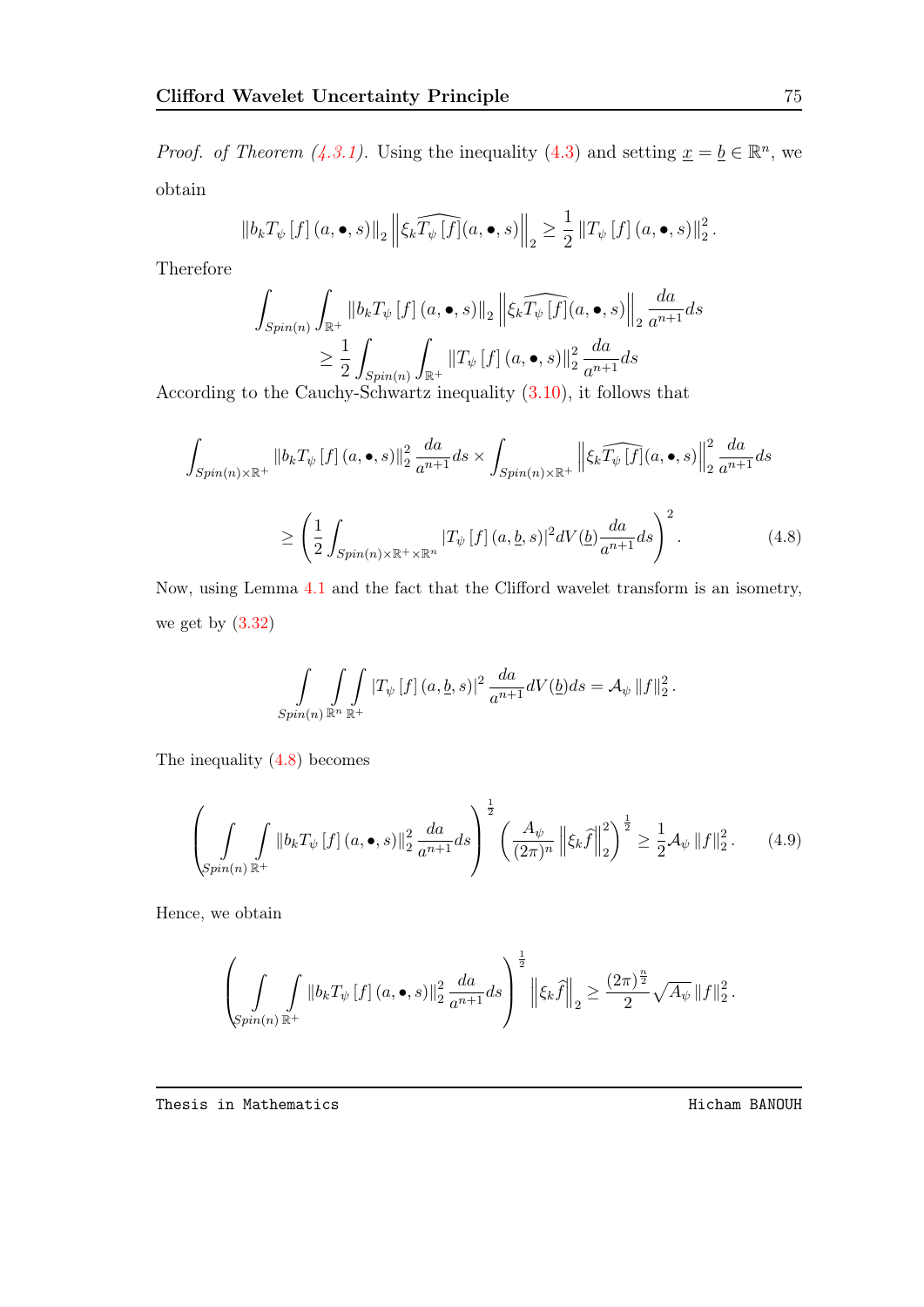*Proof. of Theorem (4.3.1).* Using the inequality (4.3) and setting $\underline{x} = \underline{b} \in \mathbb{R}^n$, we obtain

$$\left\| b_k T_\psi\left[f\right](a, \bullet, s) \right\|_2 \left\| \xi_k \widehat{T_\psi\left[f\right]}(a, \bullet, s) \right\|_2 \geq \frac{1}{2} \left\| T_\psi\left[f\right](a, \bullet, s) \right\|_2^2 .$$

Therefore

$$\int_{Spin(n)} \int_{\mathbb{R}^+} \left\| b_k T_\psi\left[f\right](a, \bullet, s) \right\|_2 \left\| \xi_k \widehat{T_\psi\left[f\right]}(a, \bullet, s) \right\|_2 \frac{da}{a^{n+1}} ds$$
$$\geq \frac{1}{2} \int_{Spin(n)} \int_{\mathbb{R}^+} \left\| T_\psi\left[f\right](a, \bullet, s) \right\|_2^2 \frac{da}{a^{n+1}} ds$$

According to the Cauchy-Schwartz inequality (3.10), it follows that

$$\int_{Spin(n) \times \mathbb{R}^+} \left\| b_k T_\psi\left[f\right](a, \bullet, s) \right\|_2^2 \frac{da}{a^{n+1}} ds \times \int_{Spin(n) \times \mathbb{R}^+} \left\| \xi_k \widehat{T_\psi\left[f\right]}(a, \bullet, s) \right\|_2^2 \frac{da}{a^{n+1}} ds$$
$$\geq \left( \frac{1}{2} \int_{Spin(n) \times \mathbb{R}^+ \times \mathbb{R}^n} \left| T_\psi\left[f\right](a, \underline{b}, s) \right|^2 dV(\underline{b}) \frac{da}{a^{n+1}} ds \right)^2 . \tag{4.8}$$

Now, using Lemma 4.1 and the fact that the Clifford wavelet transform is an isometry, we get by (3.32)

$$\int_{Spin(n)} \int_{\mathbb{R}^n} \int_{\mathbb{R}^+} \left| T_\psi\left[f\right](a, \underline{b}, s) \right|^2 \frac{da}{a^{n+1}} dV(\underline{b}) ds = \mathcal{A}_\psi \left\| f \right\|_2^2 .$$

The inequality (4.8) becomes

$$\left( \int_{Spin(n)} \int_{\mathbb{R}^+} \left\| b_k T_\psi\left[f\right](a, \bullet, s) \right\|_2^2 \frac{da}{a^{n+1}} ds \right)^{\frac{1}{2}} \left( \frac{A_\psi}{(2\pi)^n} \left\| \xi_k \widehat{f} \right\|_2^2 \right)^{\frac{1}{2}} \geq \frac{1}{2} \mathcal{A}_\psi \left\| f \right\|_2^2 . \tag{4.9}$$

Hence, we obtain

$$\left( \int_{Spin(n)} \int_{\mathbb{R}^+} \left\| b_k T_\psi\left[f\right](a, \bullet, s) \right\|_2^2 \frac{da}{a^{n+1}} ds \right)^{\frac{1}{2}} \left\| \xi_k \widehat{f} \right\|_2 \geq \frac{(2\pi)^{\frac{n}{2}}}{2} \sqrt{A_\psi} \left\| f \right\|_2^2 .$$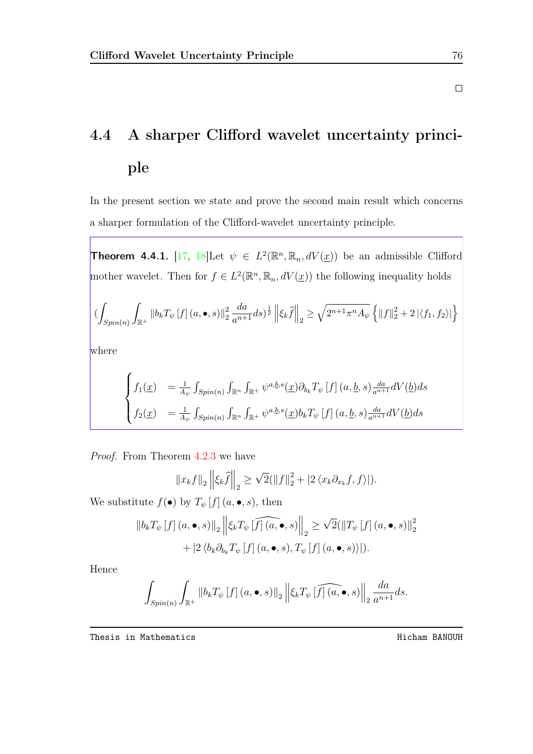□

## 4.4 A sharper Clifford wavelet uncertainty principle

In the present section we state and prove the second main result which concerns a sharper formulation of the Clifford-wavelet uncertainty principle.

**Theorem 4.4.1.** [17, 18]Let $\psi \in L^2(\mathbb{R}^n, \mathbb{R}_n, dV(\underline{x}))$ be an admissible Clifford mother wavelet. Then for $f \in L^2(\mathbb{R}^n, \mathbb{R}_n, dV(\underline{x}))$ the following inequality holds

$$(\int_{Spin(n)} \int_{\mathbb{R}^+} \|b_k T_\psi [f] (a, \bullet, s)\|_2^2 \frac{da}{a^{n+1}} ds)^{\frac{1}{2}} \left\|\xi_k \widehat{f}\right\|_2 \geq \sqrt{2^{n+1}\pi^n A_\psi} \left\{\|f\|_2^2 + 2 |\langle f_1, f_2 \rangle|\right\}$$

where

$$\begin{cases} f_1(\underline{x}) &= \frac{1}{A_\psi} \int_{Spin(n)} \int_{\mathbb{R}^n} \int_{\mathbb{R}^+} \psi^{a,\underline{b},s}(\underline{x}) \partial_{b_k} T_\psi [f] (a, \underline{b}, s) \frac{da}{a^{n+1}} dV(\underline{b}) ds \\ f_2(\underline{x}) &= \frac{1}{A_\psi} \int_{Spin(n)} \int_{\mathbb{R}^n} \int_{\mathbb{R}^+} \psi^{a,\underline{b},s}(\underline{x}) b_k T_\psi [f] (a, \underline{b}, s) \frac{da}{a^{n+1}} dV(\underline{b}) ds \end{cases}$$

*Proof.* From Theorem 4.2.3 we have

$$\|x_k f\|_2 \left\|\xi_k \widehat{f}\right\|_2 \geq \sqrt{2}(\|f\|_2^2 + |2 \langle x_k \partial_{x_k} f, f \rangle|).$$

We substitute $f(\bullet)$ by $T_\psi [f] (a, \bullet, s)$, then

$$\|b_k T_\psi [f] (a, \bullet, s)\|_2 \left\|\xi_k T_\psi \widehat{[f] (a, \bullet}, s)\right\|_2 \geq \sqrt{2}(\|T_\psi [f] (a, \bullet, s)\|_2^2 + |2 \langle b_k \partial_{b_k} T_\psi [f] (a, \bullet, s), T_\psi [f] (a, \bullet, s) \rangle|).$$

Hence

$$\int_{Spin(n)} \int_{\mathbb{R}^+} \|b_k T_\psi [f] (a, \bullet, s)\|_2 \left\|\xi_k T_\psi \widehat{[f] (a, \bullet}, s)\right\|_2 \frac{da}{a^{n+1}} ds.$$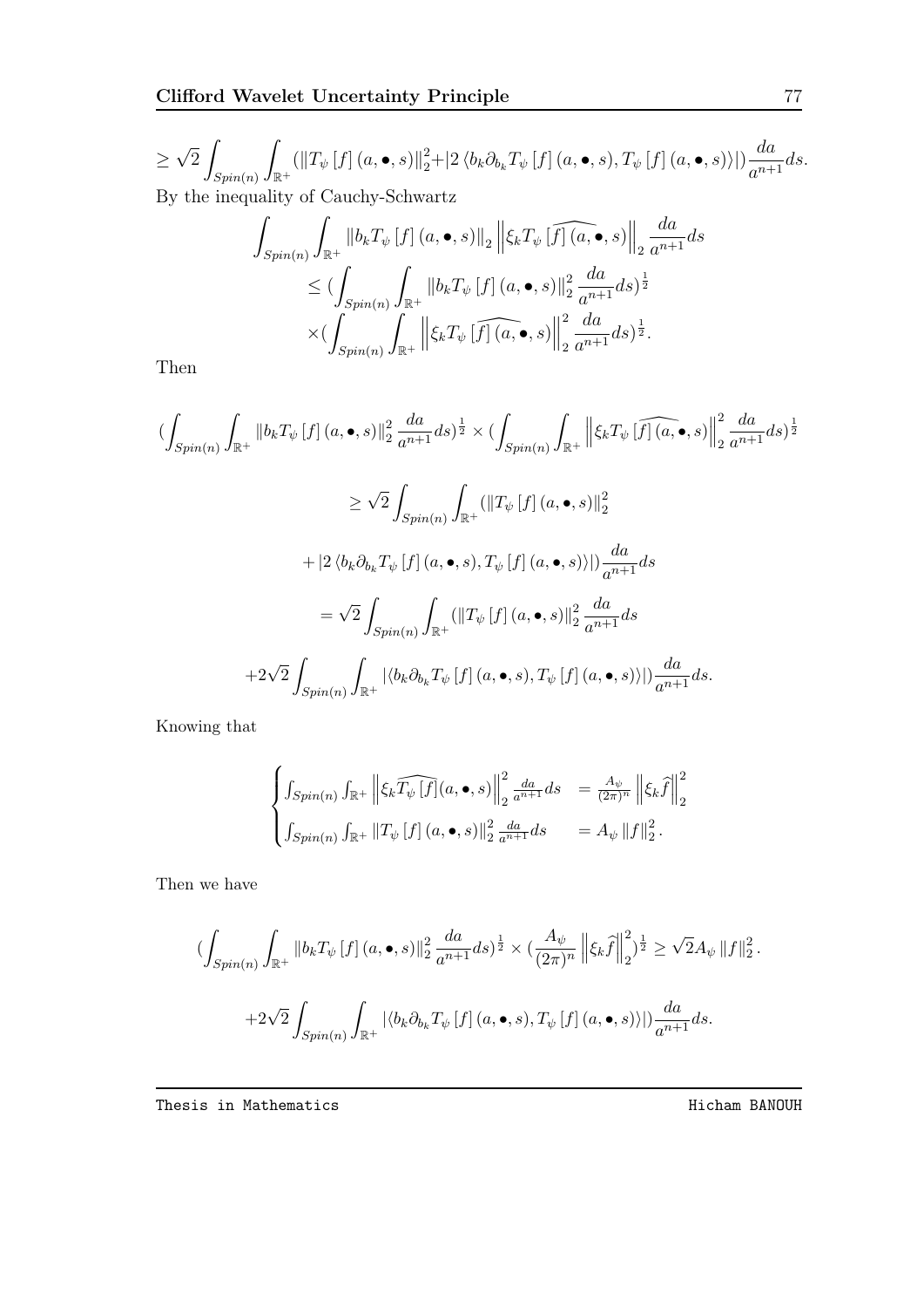$$\geq \sqrt{2}\int_{Spin(n)}\int_{\mathbb{R}^+}(\|T_\psi\left[f\right](a,\bullet,s)\|_2^2+|2\left\langle b_k\partial_{b_k}T_\psi\left[f\right](a,\bullet,s),T_\psi\left[f\right](a,\bullet,s)\right\rangle|)\frac{da}{a^{n+1}}ds.$$

By the inequality of Cauchy-Schwartz

$$\begin{aligned}
&\int_{Spin(n)}\int_{\mathbb{R}^+}\|b_kT_\psi\left[f\right](a,\bullet,s)\|_2\left\|\xi_kT_\psi\left[\widehat{f]\,(a,\bullet},s)\right\|_2\frac{da}{a^{n+1}}ds\\
&\quad\leq(\int_{Spin(n)}\int_{\mathbb{R}^+}\|b_kT_\psi\left[f\right](a,\bullet,s)\|_2^2\frac{da}{a^{n+1}}ds)^{\frac{1}{2}}\\
&\quad\times(\int_{Spin(n)}\int_{\mathbb{R}^+}\left\|\xi_kT_\psi\left[\widehat{f]\,(a,\bullet},s)\right\|_2^2\frac{da}{a^{n+1}}ds)^{\frac{1}{2}}.
\end{aligned}$$

Then

$$\begin{aligned}
(\int_{Spin(n)}\int_{\mathbb{R}^+}\|b_kT_\psi\left[f\right](a,\bullet,s)\|_2^2\frac{da}{a^{n+1}}ds)^{\frac{1}{2}}&\times(\int_{Spin(n)}\int_{\mathbb{R}^+}\left\|\xi_kT_\psi\left[\widehat{f]\,(a,\bullet},s)\right\|_2^2\frac{da}{a^{n+1}}ds)^{\frac{1}{2}}\\
&\geq\sqrt{2}\int_{Spin(n)}\int_{\mathbb{R}^+}(\|T_\psi\left[f\right](a,\bullet,s)\|_2^2\\
&+|2\left\langle b_k\partial_{b_k}T_\psi\left[f\right](a,\bullet,s),T_\psi\left[f\right](a,\bullet,s)\right\rangle|)\frac{da}{a^{n+1}}ds\\
&=\sqrt{2}\int_{Spin(n)}\int_{\mathbb{R}^+}(\|T_\psi\left[f\right](a,\bullet,s)\|_2^2\frac{da}{a^{n+1}}ds\\
&+2\sqrt{2}\int_{Spin(n)}\int_{\mathbb{R}^+}|\langle b_k\partial_{b_k}T_\psi\left[f\right](a,\bullet,s),T_\psi\left[f\right](a,\bullet,s)\rangle|)\frac{da}{a^{n+1}}ds.
\end{aligned}$$

Knowing that

$$\begin{cases}
\int_{Spin(n)}\int_{\mathbb{R}^+}\left\|\xi_k\widehat{T_\psi\left[f\right]}(a,\bullet,s)\right\|_2^2\frac{da}{a^{n+1}}ds &= \frac{A_\psi}{(2\pi)^n}\left\|\xi_k\widehat{f}\right\|_2^2\\
\int_{Spin(n)}\int_{\mathbb{R}^+}\|T_\psi\left[f\right](a,\bullet,s)\|_2^2\frac{da}{a^{n+1}}ds &= A_\psi\left\|f\right\|_2^2.
\end{cases}$$

Then we have

$$\begin{aligned}
(\int_{Spin(n)}\int_{\mathbb{R}^+}\|b_kT_\psi\left[f\right](a,\bullet,s)\|_2^2\frac{da}{a^{n+1}}ds)^{\frac{1}{2}}\times(\frac{A_\psi}{(2\pi)^n}\left\|\xi_k\widehat{f}\right\|_2^2)^{\frac{1}{2}}\geq\sqrt{2}A_\psi\left\|f\right\|_2^2.\\
+2\sqrt{2}\int_{Spin(n)}\int_{\mathbb{R}^+}|\langle b_k\partial_{b_k}T_\psi\left[f\right](a,\bullet,s),T_\psi\left[f\right](a,\bullet,s)\rangle|)\frac{da}{a^{n+1}}ds.
\end{aligned}$$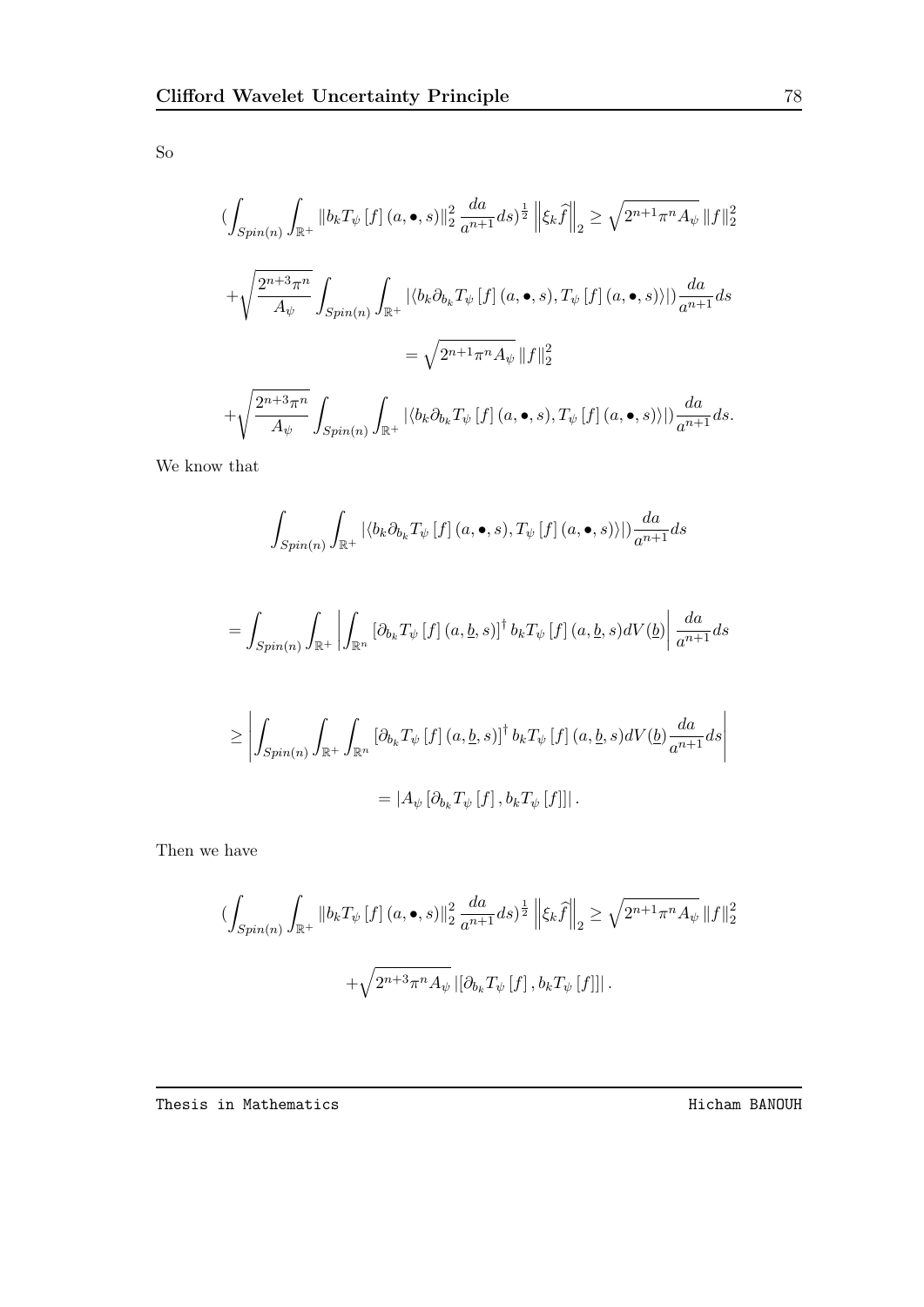So

$$(\int_{Spin(n)}\int_{\mathbb{R}^+}\|b_kT_\psi[f](a,\bullet,s)\|_2^2\frac{da}{a^{n+1}}ds)^{\frac{1}{2}}\left\|\xi_k\widehat{f}\right\|_2\geq\sqrt{2^{n+1}\pi^nA_\psi}\,\|f\|_2^2$$

$$+\sqrt{\frac{2^{n+3}\pi^n}{A_\psi}}\int_{Spin(n)}\int_{\mathbb{R}^+}|\langle b_k\partial_{b_k}T_\psi[f](a,\bullet,s),T_\psi[f](a,\bullet,s)\rangle|)\frac{da}{a^{n+1}}ds$$

$$=\sqrt{2^{n+1}\pi^nA_\psi}\,\|f\|_2^2$$

$$+\sqrt{\frac{2^{n+3}\pi^n}{A_\psi}}\int_{Spin(n)}\int_{\mathbb{R}^+}|\langle b_k\partial_{b_k}T_\psi[f](a,\bullet,s),T_\psi[f](a,\bullet,s)\rangle|)\frac{da}{a^{n+1}}ds.$$

We know that

$$\int_{Spin(n)}\int_{\mathbb{R}^+}|\langle b_k\partial_{b_k}T_\psi[f](a,\bullet,s),T_\psi[f](a,\bullet,s)\rangle|)\frac{da}{a^{n+1}}ds$$

$$=\int_{Spin(n)}\int_{\mathbb{R}^+}\left|\int_{\mathbb{R}^n}\left[\partial_{b_k}T_\psi[f](a,\underline{b},s)\right]^\dagger b_kT_\psi[f](a,\underline{b},s)dV(\underline{b})\right|\frac{da}{a^{n+1}}ds$$

$$\geq\left|\int_{Spin(n)}\int_{\mathbb{R}^+}\int_{\mathbb{R}^n}\left[\partial_{b_k}T_\psi[f](a,\underline{b},s)\right]^\dagger b_kT_\psi[f](a,\underline{b},s)dV(\underline{b})\frac{da}{a^{n+1}}ds\right|$$

$$=\left|A_\psi\left[\partial_{b_k}T_\psi[f],b_kT_\psi[f]\right]\right|.$$

Then we have

$$(\int_{Spin(n)}\int_{\mathbb{R}^+}\|b_kT_\psi[f](a,\bullet,s)\|_2^2\frac{da}{a^{n+1}}ds)^{\frac{1}{2}}\left\|\xi_k\widehat{f}\right\|_2\geq\sqrt{2^{n+1}\pi^nA_\psi}\,\|f\|_2^2$$

$$+\sqrt{2^{n+3}\pi^nA_\psi}\left|\left[\partial_{b_k}T_\psi[f],b_kT_\psi[f]\right]\right|.$$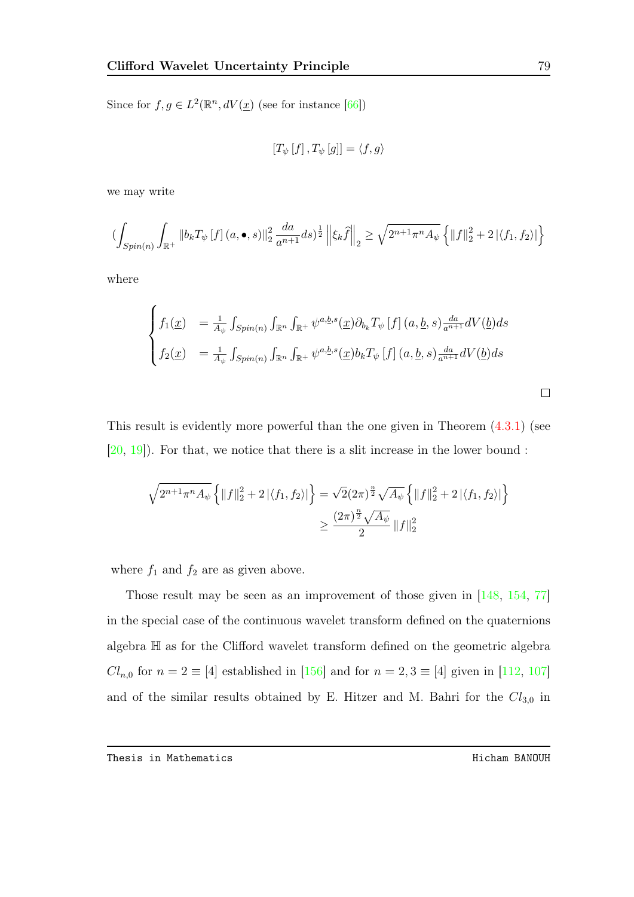Since for $f, g \in L^2(\mathbb{R}^n, dV(\underline{x})$ (see for instance [66])

$$[T_\psi [f], T_\psi [g]] = \langle f, g \rangle$$

we may write

$$(\int_{Spin(n)} \int_{\mathbb{R}^+} \|b_k T_\psi [f](a, \bullet, s)\|_2^2 \frac{da}{a^{n+1}} ds)^{\frac{1}{2}} \left\| \xi_k \widehat{f} \right\|_2 \geq \sqrt{2^{n+1}\pi^n A_\psi} \left\{ \|f\|_2^2 + 2 |\langle f_1, f_2 \rangle| \right\}$$

where

$$\begin{cases} f_1(\underline{x}) & = \frac{1}{A_\psi} \int_{Spin(n)} \int_{\mathbb{R}^n} \int_{\mathbb{R}^+} \psi^{a,\underline{b},s}(\underline{x}) \partial_{b_k} T_\psi [f](a, \underline{b}, s) \frac{da}{a^{n+1}} dV(\underline{b}) ds \\ f_2(\underline{x}) & = \frac{1}{A_\psi} \int_{Spin(n)} \int_{\mathbb{R}^n} \int_{\mathbb{R}^+} \psi^{a,\underline{b},s}(\underline{x}) b_k T_\psi [f](a, \underline{b}, s) \frac{da}{a^{n+1}} dV(\underline{b}) ds \end{cases}$$

□

This result is evidently more powerful than the one given in Theorem (4.3.1) (see [20, 19]). For that, we notice that there is a slit increase in the lower bound :

$$\begin{aligned} \sqrt{2^{n+1}\pi^n A_\psi} \left\{ \|f\|_2^2 + 2 |\langle f_1, f_2 \rangle| \right\} &= \sqrt{2}(2\pi)^{\frac{n}{2}} \sqrt{A_\psi} \left\{ \|f\|_2^2 + 2 |\langle f_1, f_2 \rangle| \right\} \\ &\geq \frac{(2\pi)^{\frac{n}{2}} \sqrt{A_\psi}}{2} \|f\|_2^2 \end{aligned}$$

where $f_1$ and $f_2$ are as given above.

Those result may be seen as an improvement of those given in [148, 154, 77] in the special case of the continuous wavelet transform defined on the quaternions algebra $\mathbb{H}$ as for the Clifford wavelet transform defined on the geometric algebra $Cl_{n,0}$ for $n = 2 \equiv [4]$ established in [156] and for $n = 2, 3 \equiv [4]$ given in [112, 107] and of the similar results obtained by E. Hitzer and M. Bahri for the $Cl_{3,0}$ in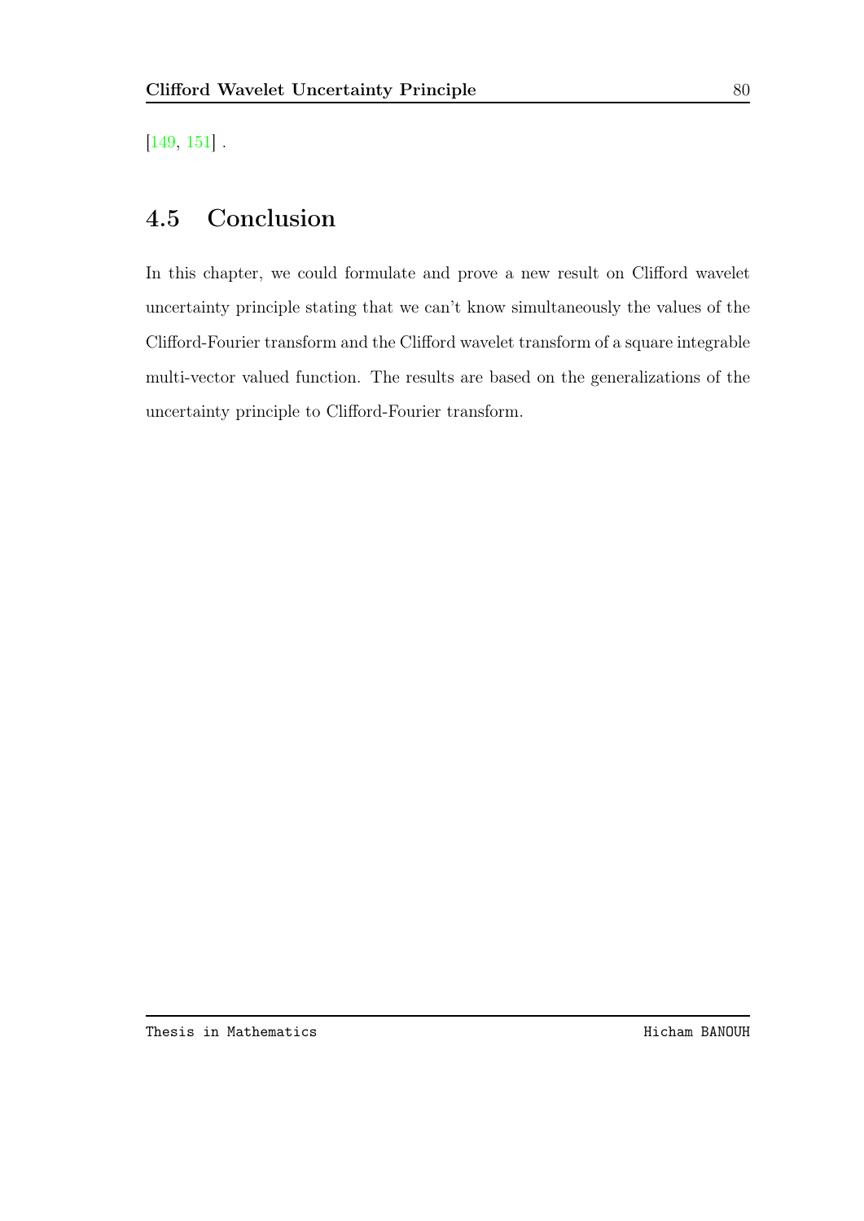[149, 151] .

## 4.5 Conclusion

In this chapter, we could formulate and prove a new result on Clifford wavelet uncertainty principle stating that we can't know simultaneously the values of the Clifford-Fourier transform and the Clifford wavelet transform of a square integrable multi-vector valued function. The results are based on the generalizations of the uncertainty principle to Clifford-Fourier transform.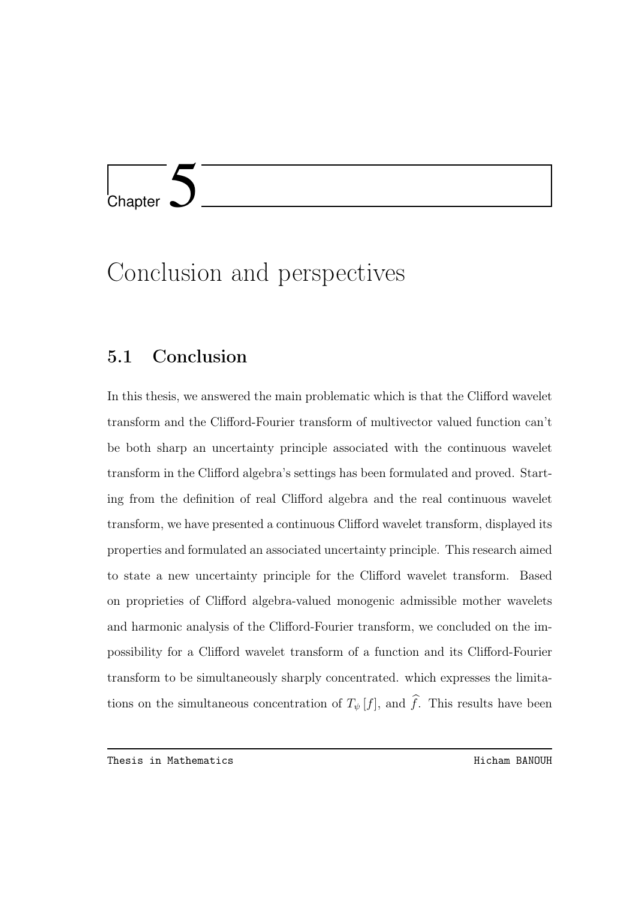# Chapter 5

# Conclusion and perspectives

## 5.1 Conclusion

In this thesis, we answered the main problematic which is that the Clifford wavelet transform and the Clifford-Fourier transform of multivector valued function can't be both sharp an uncertainty principle associated with the continuous wavelet transform in the Clifford algebra's settings has been formulated and proved. Starting from the definition of real Clifford algebra and the real continuous wavelet transform, we have presented a continuous Clifford wavelet transform, displayed its properties and formulated an associated uncertainty principle. This research aimed to state a new uncertainty principle for the Clifford wavelet transform. Based on proprieties of Clifford algebra-valued monogenic admissible mother wavelets and harmonic analysis of the Clifford-Fourier transform, we concluded on the impossibility for a Clifford wavelet transform of a function and its Clifford-Fourier transform to be simultaneously sharply concentrated. which expresses the limitations on the simultaneous concentration of $T_{\psi}[f]$, and $\widehat{f}$. This results have been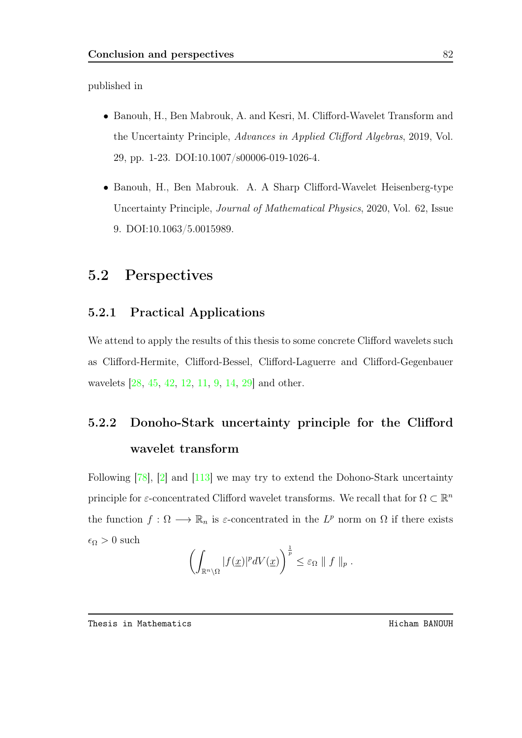published in

- Banouh, H., Ben Mabrouk, A. and Kesri, M. Clifford-Wavelet Transform and the Uncertainty Principle, *Advances in Applied Clifford Algebras*, 2019, Vol. 29, pp. 1-23. DOI:10.1007/s00006-019-1026-4.
- Banouh, H., Ben Mabrouk. A. A Sharp Clifford-Wavelet Heisenberg-type Uncertainty Principle, *Journal of Mathematical Physics*, 2020, Vol. 62, Issue 9. DOI:10.1063/5.0015989.

## 5.2 Perspectives

### 5.2.1 Practical Applications

We attend to apply the results of this thesis to some concrete Clifford wavelets such as Clifford-Hermite, Clifford-Bessel, Clifford-Laguerre and Clifford-Gegenbauer wavelets [28, 45, 42, 12, 11, 9, 14, 29] and other.

### 5.2.2 Donoho-Stark uncertainty principle for the Clifford wavelet transform

Following [78], [2] and [113] we may try to extend the Dohono-Stark uncertainty principle for $\varepsilon$-concentrated Clifford wavelet transforms. We recall that for $\Omega \subset \mathbb{R}^n$ the function $f : \Omega \longrightarrow \mathbb{R}_n$ is $\varepsilon$-concentrated in the $L^p$ norm on $\Omega$ if there exists $\epsilon_\Omega > 0$ such

$$\left( \int_{\mathbb{R}^n \setminus \Omega} |f(\underline{x})|^p dV(\underline{x}) \right)^{\frac{1}{p}} \leq \varepsilon_\Omega \parallel f \parallel_p .$$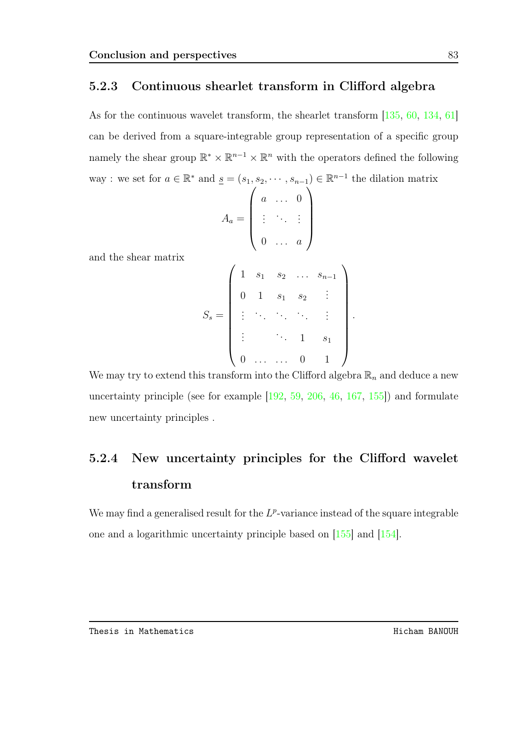### 5.2.3 Continuous shearlet transform in Clifford algebra

As for the continuous wavelet transform, the shearlet transform [135, 60, 134, 61] can be derived from a square-integrable group representation of a specific group namely the shear group $\mathbb{R}^* \times \mathbb{R}^{n-1} \times \mathbb{R}^n$ with the operators defined the following way : we set for $a \in \mathbb{R}^*$ and $\underline{s} = (s_1, s_2, \cdots, s_{n-1}) \in \mathbb{R}^{n-1}$ the dilation matrix

$$A_a = \begin{pmatrix} a & \dots & 0 \\ \vdots & \ddots & \vdots \\ 0 & \dots & a \end{pmatrix}$$

and the shear matrix

$$S_s = \begin{pmatrix} 1 & s_1 & s_2 & \dots & s_{n-1} \\ 0 & 1 & s_1 & s_2 & \vdots \\ \vdots & \ddots & \ddots & \ddots & \vdots \\ \vdots & & \ddots & 1 & s_1 \\ 0 & \dots & \dots & 0 & 1 \end{pmatrix}.$$

We may try to extend this transform into the Clifford algebra $\mathbb{R}_n$ and deduce a new uncertainty principle (see for example [192, 59, 206, 46, 167, 155]) and formulate new uncertainty principles .

### 5.2.4 New uncertainty principles for the Clifford wavelet transform

We may find a generalised result for the $L^p$-variance instead of the square integrable one and a logarithmic uncertainty principle based on [155] and [154].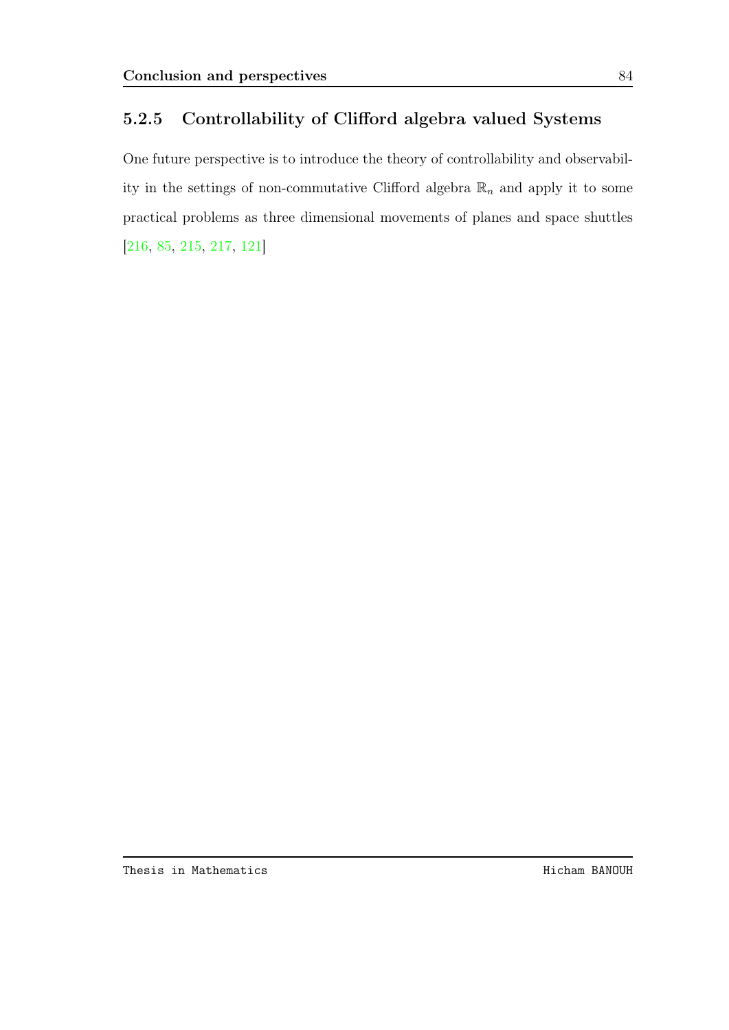### 5.2.5 Controllability of Clifford algebra valued Systems

One future perspective is to introduce the theory of controllability and observability in the settings of non-commutative Clifford algebra $\mathbb{R}_n$ and apply it to some practical problems as three dimensional movements of planes and space shuttles [216, 85, 215, 217, 121]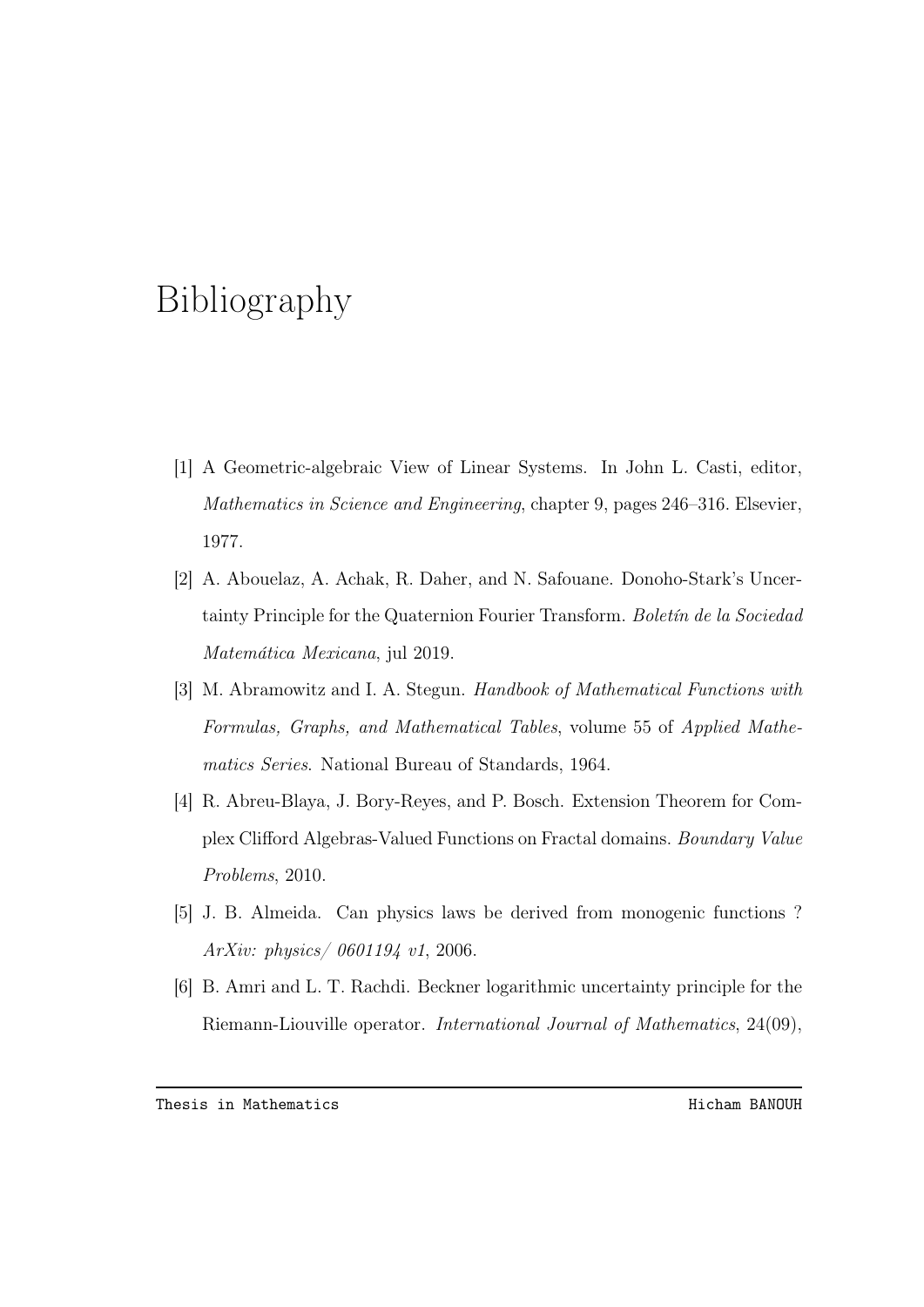# Bibliography

[1] A Geometric-algebraic View of Linear Systems. In John L. Casti, editor, *Mathematics in Science and Engineering*, chapter 9, pages 246–316. Elsevier, 1977.

[2] A. Abouelaz, A. Achak, R. Daher, and N. Safouane. Donoho-Stark's Uncertainty Principle for the Quaternion Fourier Transform. *Boletín de la Sociedad Matemática Mexicana*, jul 2019.

[3] M. Abramowitz and I. A. Stegun. *Handbook of Mathematical Functions with Formulas, Graphs, and Mathematical Tables*, volume 55 of *Applied Mathematics Series*. National Bureau of Standards, 1964.

[4] R. Abreu-Blaya, J. Bory-Reyes, and P. Bosch. Extension Theorem for Complex Clifford Algebras-Valued Functions on Fractal domains. *Boundary Value Problems*, 2010.

[5] J. B. Almeida. Can physics laws be derived from monogenic functions ? *ArXiv: physics/ 0601194 v1*, 2006.

[6] B. Amri and L. T. Rachdi. Beckner logarithmic uncertainty principle for the Riemann-Liouville operator. *International Journal of Mathematics*, 24(09),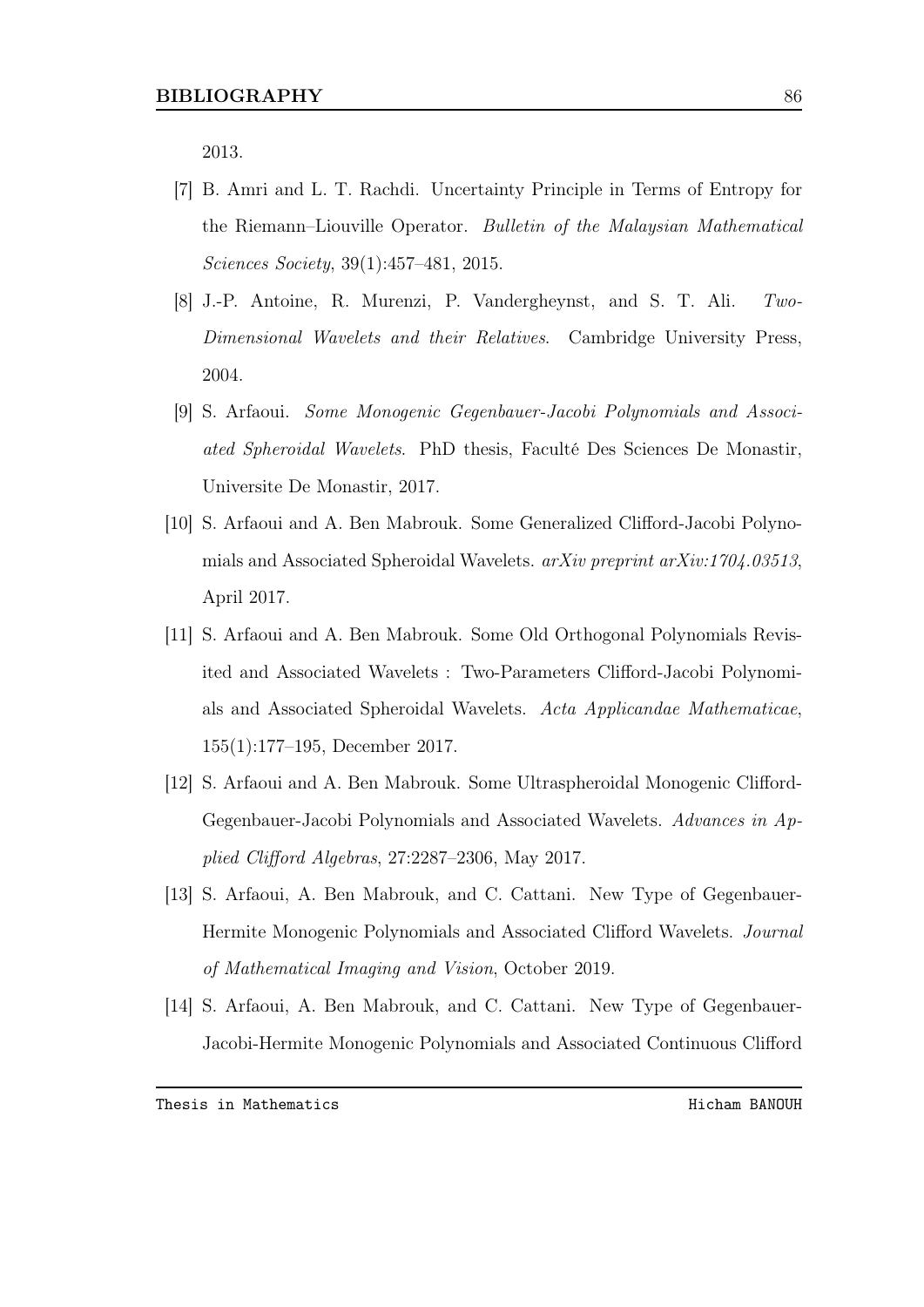2013.

[7] B. Amri and L. T. Rachdi. Uncertainty Principle in Terms of Entropy for the Riemann–Liouville Operator. *Bulletin of the Malaysian Mathematical Sciences Society*, 39(1):457–481, 2015.

[8] J.-P. Antoine, R. Murenzi, P. Vandergheynst, and S. T. Ali. *Two-Dimensional Wavelets and their Relatives*. Cambridge University Press, 2004.

[9] S. Arfaoui. *Some Monogenic Gegenbauer-Jacobi Polynomials and Associated Spheroidal Wavelets*. PhD thesis, Faculté Des Sciences De Monastir, Universite De Monastir, 2017.

[10] S. Arfaoui and A. Ben Mabrouk. Some Generalized Clifford-Jacobi Polynomials and Associated Spheroidal Wavelets. *arXiv preprint arXiv:1704.03513*, April 2017.

[11] S. Arfaoui and A. Ben Mabrouk. Some Old Orthogonal Polynomials Revisited and Associated Wavelets : Two-Parameters Clifford-Jacobi Polynomials and Associated Spheroidal Wavelets. *Acta Applicandae Mathematicae*, 155(1):177–195, December 2017.

[12] S. Arfaoui and A. Ben Mabrouk. Some Ultraspheroidal Monogenic Clifford-Gegenbauer-Jacobi Polynomials and Associated Wavelets. *Advances in Applied Clifford Algebras*, 27:2287–2306, May 2017.

[13] S. Arfaoui, A. Ben Mabrouk, and C. Cattani. New Type of Gegenbauer-Hermite Monogenic Polynomials and Associated Clifford Wavelets. *Journal of Mathematical Imaging and Vision*, October 2019.

[14] S. Arfaoui, A. Ben Mabrouk, and C. Cattani. New Type of Gegenbauer-Jacobi-Hermite Monogenic Polynomials and Associated Continuous Clifford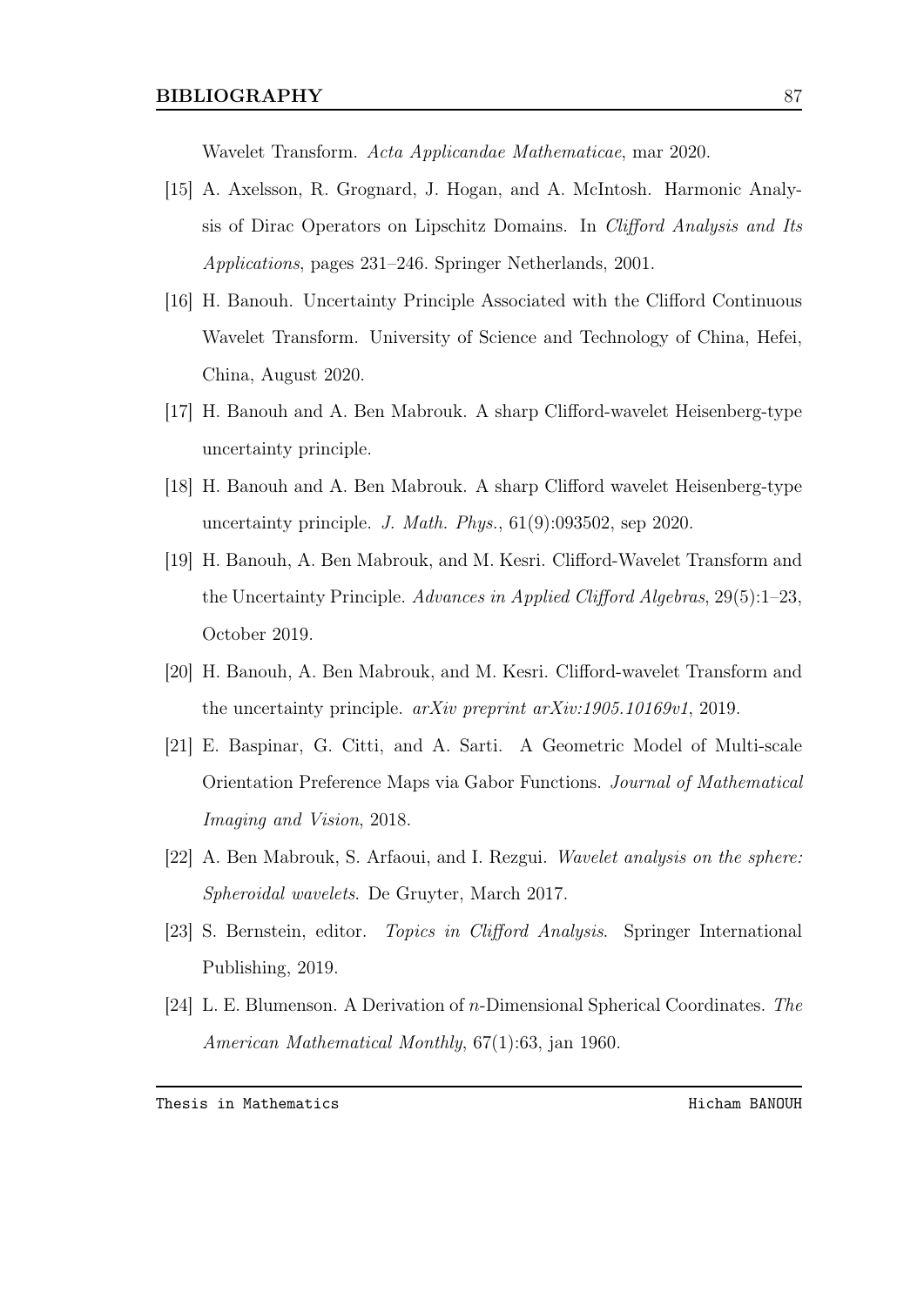Wavelet Transform. *Acta Applicandae Mathematicae*, mar 2020.

[15] A. Axelsson, R. Grognard, J. Hogan, and A. McIntosh. Harmonic Analysis of Dirac Operators on Lipschitz Domains. In *Clifford Analysis and Its Applications*, pages 231–246. Springer Netherlands, 2001.

[16] H. Banouh. Uncertainty Principle Associated with the Clifford Continuous Wavelet Transform. University of Science and Technology of China, Hefei, China, August 2020.

[17] H. Banouh and A. Ben Mabrouk. A sharp Clifford-wavelet Heisenberg-type uncertainty principle.

[18] H. Banouh and A. Ben Mabrouk. A sharp Clifford wavelet Heisenberg-type uncertainty principle. *J. Math. Phys.*, 61(9):093502, sep 2020.

[19] H. Banouh, A. Ben Mabrouk, and M. Kesri. Clifford-Wavelet Transform and the Uncertainty Principle. *Advances in Applied Clifford Algebras*, 29(5):1–23, October 2019.

[20] H. Banouh, A. Ben Mabrouk, and M. Kesri. Clifford-wavelet Transform and the uncertainty principle. *arXiv preprint arXiv:1905.10169v1*, 2019.

[21] E. Baspinar, G. Citti, and A. Sarti. A Geometric Model of Multi-scale Orientation Preference Maps via Gabor Functions. *Journal of Mathematical Imaging and Vision*, 2018.

[22] A. Ben Mabrouk, S. Arfaoui, and I. Rezgui. *Wavelet analysis on the sphere: Spheroidal wavelets*. De Gruyter, March 2017.

[23] S. Bernstein, editor. *Topics in Clifford Analysis*. Springer International Publishing, 2019.

[24] L. E. Blumenson. A Derivation of $n$-Dimensional Spherical Coordinates. *The American Mathematical Monthly*, 67(1):63, jan 1960.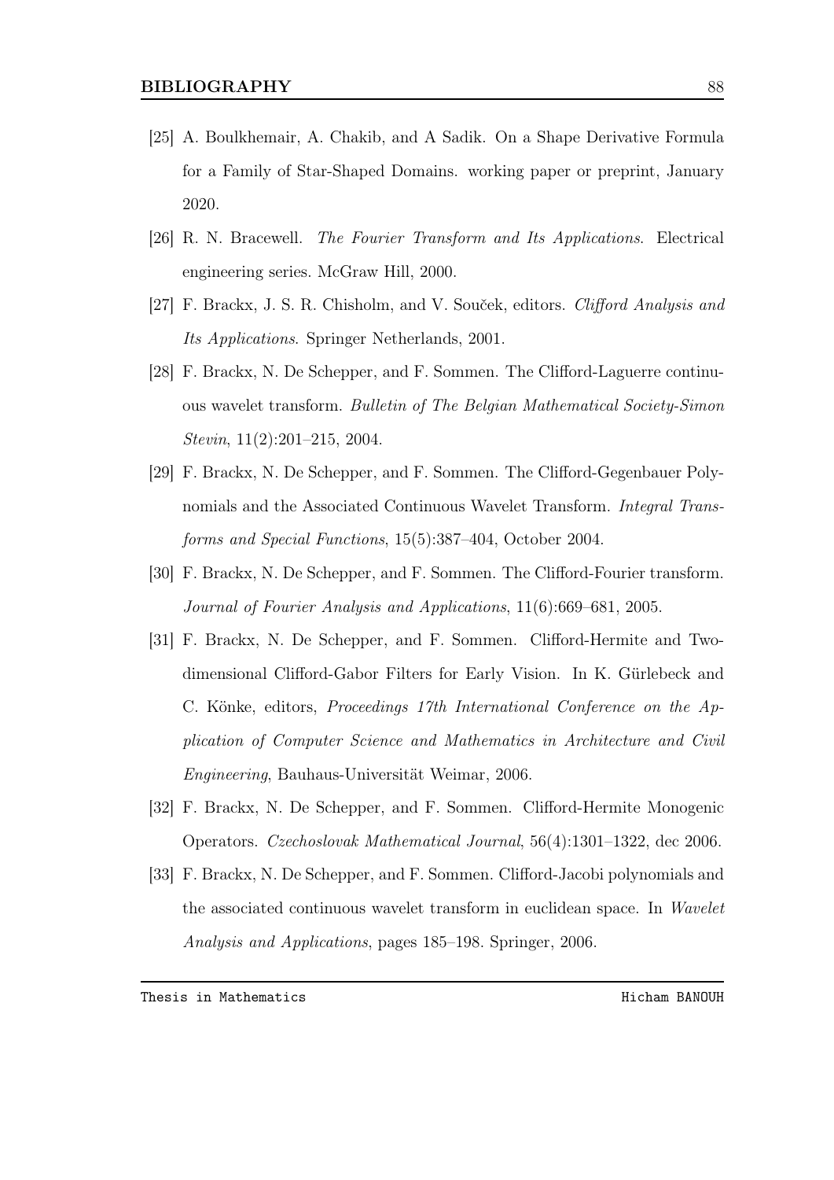[25] A. Boulkhemair, A. Chakib, and A Sadik. On a Shape Derivative Formula for a Family of Star-Shaped Domains. working paper or preprint, January 2020.

[26] R. N. Bracewell. *The Fourier Transform and Its Applications*. Electrical engineering series. McGraw Hill, 2000.

[27] F. Brackx, J. S. R. Chisholm, and V. Souček, editors. *Clifford Analysis and Its Applications*. Springer Netherlands, 2001.

[28] F. Brackx, N. De Schepper, and F. Sommen. The Clifford-Laguerre continuous wavelet transform. *Bulletin of The Belgian Mathematical Society-Simon Stevin*, 11(2):201–215, 2004.

[29] F. Brackx, N. De Schepper, and F. Sommen. The Clifford-Gegenbauer Polynomials and the Associated Continuous Wavelet Transform. *Integral Transforms and Special Functions*, 15(5):387–404, October 2004.

[30] F. Brackx, N. De Schepper, and F. Sommen. The Clifford-Fourier transform. *Journal of Fourier Analysis and Applications*, 11(6):669–681, 2005.

[31] F. Brackx, N. De Schepper, and F. Sommen. Clifford-Hermite and Two-dimensional Clifford-Gabor Filters for Early Vision. In K. Gürlebeck and C. Könke, editors, *Proceedings 17th International Conference on the Application of Computer Science and Mathematics in Architecture and Civil Engineering*, Bauhaus-Universität Weimar, 2006.

[32] F. Brackx, N. De Schepper, and F. Sommen. Clifford-Hermite Monogenic Operators. *Czechoslovak Mathematical Journal*, 56(4):1301–1322, dec 2006.

[33] F. Brackx, N. De Schepper, and F. Sommen. Clifford-Jacobi polynomials and the associated continuous wavelet transform in euclidean space. In *Wavelet Analysis and Applications*, pages 185–198. Springer, 2006.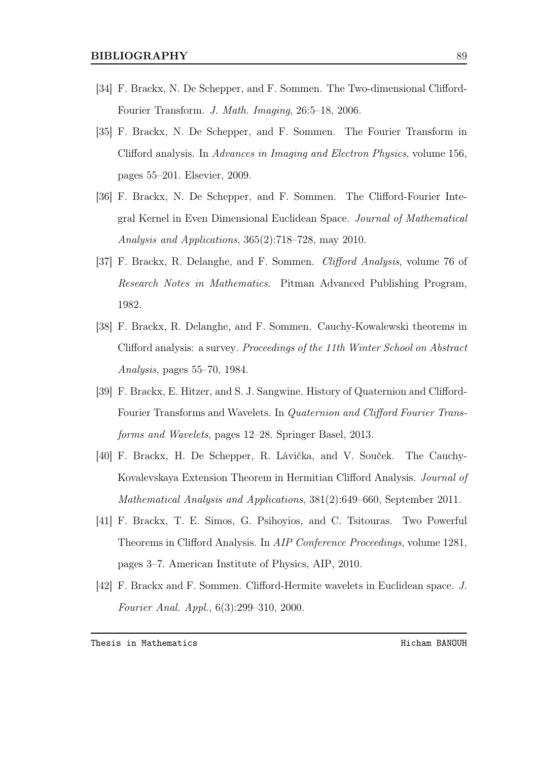[34] F. Brackx, N. De Schepper, and F. Sommen. The Two-dimensional Clifford-Fourier Transform. *J. Math. Imaging*, 26:5–18, 2006.

[35] F. Brackx, N. De Schepper, and F. Sommen. The Fourier Transform in Clifford analysis. In *Advances in Imaging and Electron Physics*, volume 156, pages 55–201. Elsevier, 2009.

[36] F. Brackx, N. De Schepper, and F. Sommen. The Clifford-Fourier Integral Kernel in Even Dimensional Euclidean Space. *Journal of Mathematical Analysis and Applications*, 365(2):718–728, may 2010.

[37] F. Brackx, R. Delanghe, and F. Sommen. *Clifford Analysis*, volume 76 of *Research Notes in Mathematics*. Pitman Advanced Publishing Program, 1982.

[38] F. Brackx, R. Delanghe, and F. Sommen. Cauchy-Kowalewski theorems in Clifford analysis: a survey. *Proceedings of the 11th Winter School on Abstract Analysis*, pages 55–70, 1984.

[39] F. Brackx, E. Hitzer, and S. J. Sangwine. History of Quaternion and Clifford-Fourier Transforms and Wavelets. In *Quaternion and Clifford Fourier Transforms and Wavelets*, pages 12–28. Springer Basel, 2013.

[40] F. Brackx, H. De Schepper, R. Lávička, and V. Souček. The Cauchy-Kovalevskaya Extension Theorem in Hermitian Clifford Analysis. *Journal of Mathematical Analysis and Applications*, 381(2):649–660, September 2011.

[41] F. Brackx, T. E. Simos, G. Psihoyios, and C. Tsitouras. Two Powerful Theorems in Clifford Analysis. In *AIP Conference Proceedings*, volume 1281, pages 3–7. American Institute of Physics, AIP, 2010.

[42] F. Brackx and F. Sommen. Clifford-Hermite wavelets in Euclidean space. *J. Fourier Anal. Appl.*, 6(3):299–310, 2000.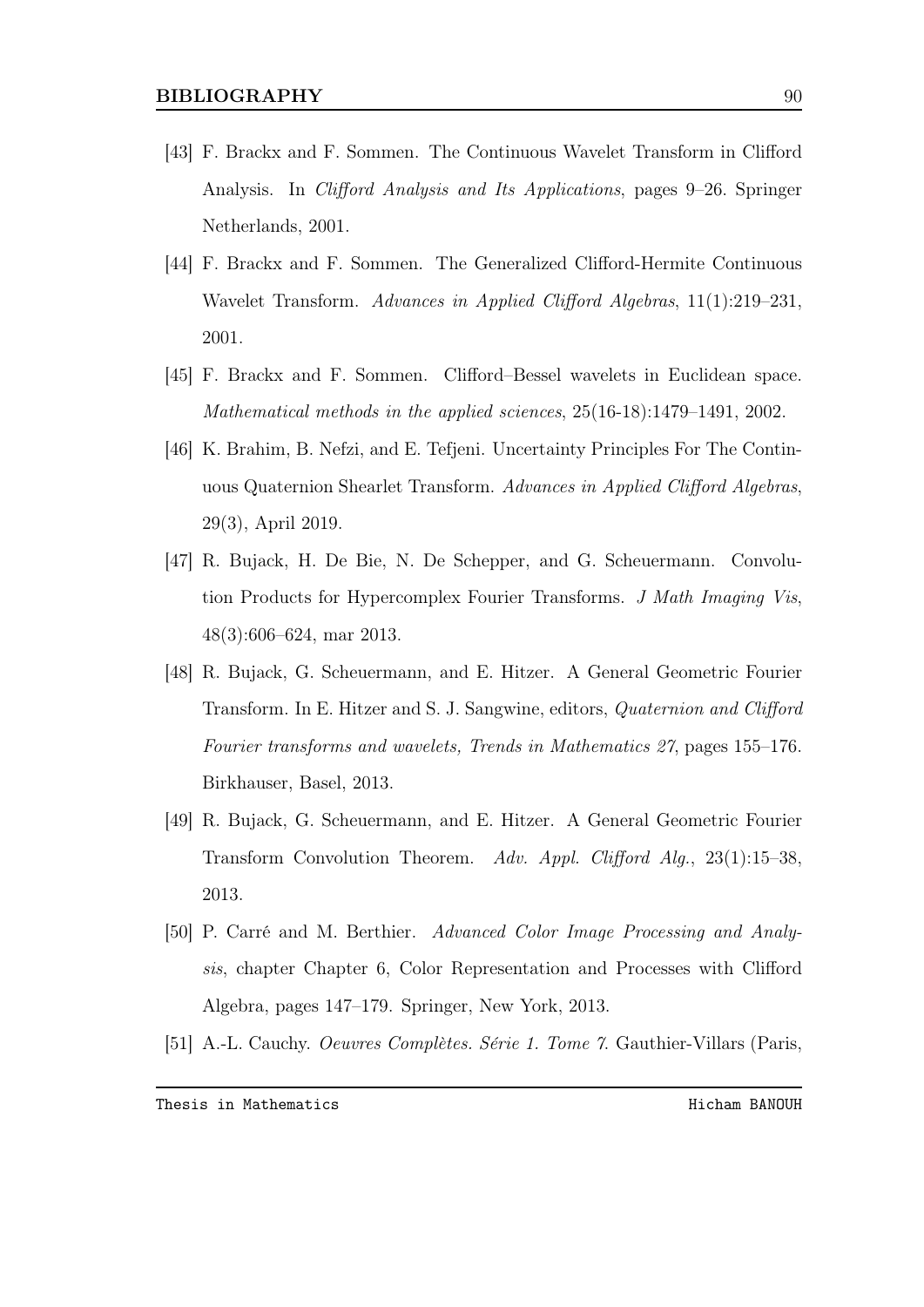[43] F. Brackx and F. Sommen. The Continuous Wavelet Transform in Clifford Analysis. In *Clifford Analysis and Its Applications*, pages 9–26. Springer Netherlands, 2001.

[44] F. Brackx and F. Sommen. The Generalized Clifford-Hermite Continuous Wavelet Transform. *Advances in Applied Clifford Algebras*, 11(1):219–231, 2001.

[45] F. Brackx and F. Sommen. Clifford–Bessel wavelets in Euclidean space. *Mathematical methods in the applied sciences*, 25(16-18):1479–1491, 2002.

[46] K. Brahim, B. Nefzi, and E. Tefjeni. Uncertainty Principles For The Continuous Quaternion Shearlet Transform. *Advances in Applied Clifford Algebras*, 29(3), April 2019.

[47] R. Bujack, H. De Bie, N. De Schepper, and G. Scheuermann. Convolution Products for Hypercomplex Fourier Transforms. *J Math Imaging Vis*, 48(3):606–624, mar 2013.

[48] R. Bujack, G. Scheuermann, and E. Hitzer. A General Geometric Fourier Transform. In E. Hitzer and S. J. Sangwine, editors, *Quaternion and Clifford Fourier transforms and wavelets, Trends in Mathematics 27*, pages 155–176. Birkhauser, Basel, 2013.

[49] R. Bujack, G. Scheuermann, and E. Hitzer. A General Geometric Fourier Transform Convolution Theorem. *Adv. Appl. Clifford Alg.*, 23(1):15–38, 2013.

[50] P. Carré and M. Berthier. *Advanced Color Image Processing and Analysis*, chapter Chapter 6, Color Representation and Processes with Clifford Algebra, pages 147–179. Springer, New York, 2013.

[51] A.-L. Cauchy. *Oeuvres Complètes. Série 1. Tome 7.* Gauthier-Villars (Paris,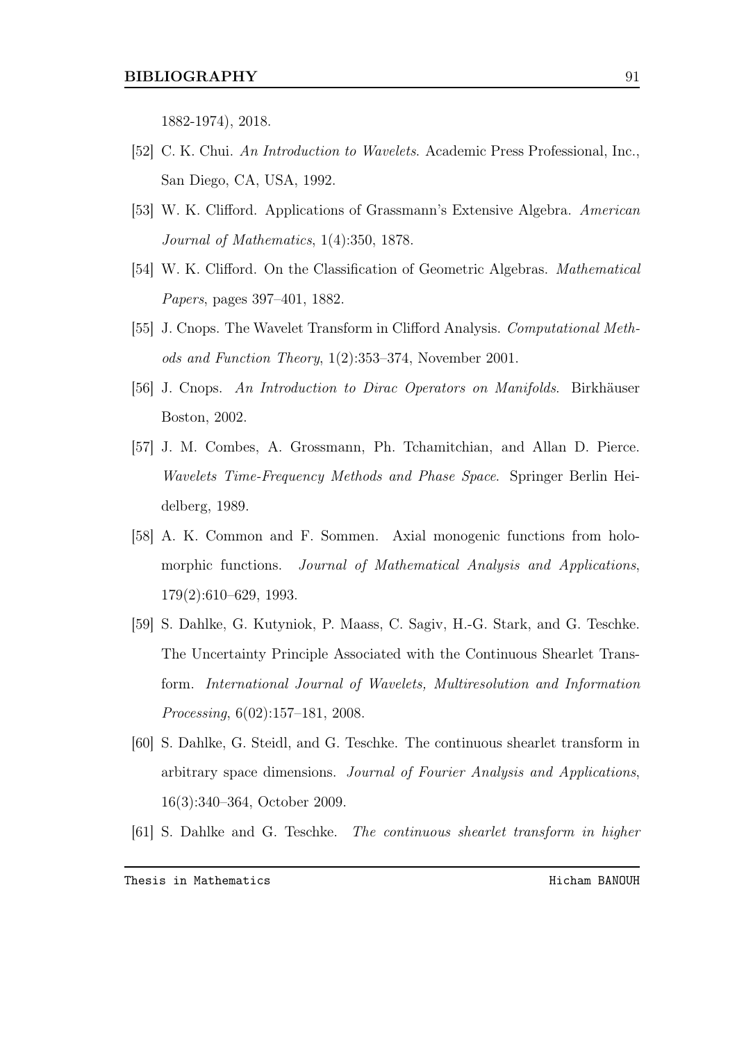1882-1974), 2018.

[52] C. K. Chui. *An Introduction to Wavelets*. Academic Press Professional, Inc., San Diego, CA, USA, 1992.

[53] W. K. Clifford. Applications of Grassmann's Extensive Algebra. *American Journal of Mathematics*, 1(4):350, 1878.

[54] W. K. Clifford. On the Classification of Geometric Algebras. *Mathematical Papers*, pages 397–401, 1882.

[55] J. Cnops. The Wavelet Transform in Clifford Analysis. *Computational Methods and Function Theory*, 1(2):353–374, November 2001.

[56] J. Cnops. *An Introduction to Dirac Operators on Manifolds*. Birkhäuser Boston, 2002.

[57] J. M. Combes, A. Grossmann, Ph. Tchamitchian, and Allan D. Pierce. *Wavelets Time-Frequency Methods and Phase Space*. Springer Berlin Heidelberg, 1989.

[58] A. K. Common and F. Sommen. Axial monogenic functions from holomorphic functions. *Journal of Mathematical Analysis and Applications*, 179(2):610–629, 1993.

[59] S. Dahlke, G. Kutyniok, P. Maass, C. Sagiv, H.-G. Stark, and G. Teschke. The Uncertainty Principle Associated with the Continuous Shearlet Transform. *International Journal of Wavelets, Multiresolution and Information Processing*, 6(02):157–181, 2008.

[60] S. Dahlke, G. Steidl, and G. Teschke. The continuous shearlet transform in arbitrary space dimensions. *Journal of Fourier Analysis and Applications*, 16(3):340–364, October 2009.

[61] S. Dahlke and G. Teschke. *The continuous shearlet transform in higher*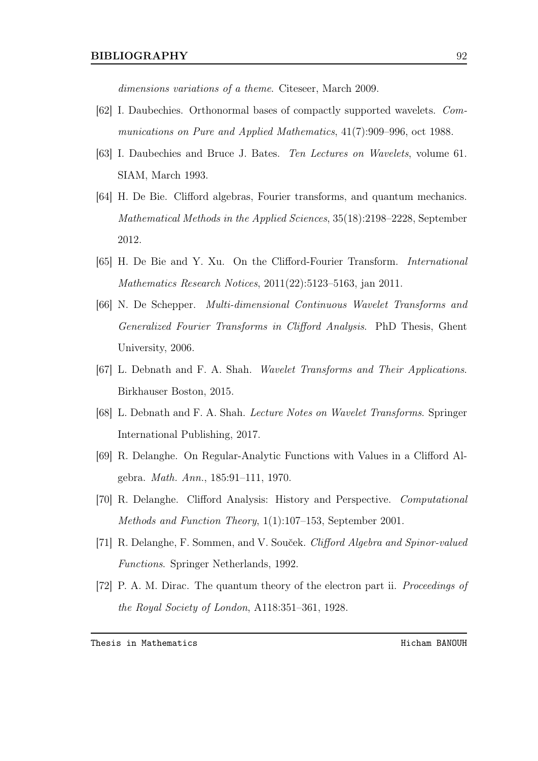*dimensions variations of a theme*. Citeseer, March 2009.

[62] I. Daubechies. Orthonormal bases of compactly supported wavelets. *Communications on Pure and Applied Mathematics*, 41(7):909–996, oct 1988.

[63] I. Daubechies and Bruce J. Bates. *Ten Lectures on Wavelets*, volume 61. SIAM, March 1993.

[64] H. De Bie. Clifford algebras, Fourier transforms, and quantum mechanics. *Mathematical Methods in the Applied Sciences*, 35(18):2198–2228, September 2012.

[65] H. De Bie and Y. Xu. On the Clifford-Fourier Transform. *International Mathematics Research Notices*, 2011(22):5123–5163, jan 2011.

[66] N. De Schepper. *Multi-dimensional Continuous Wavelet Transforms and Generalized Fourier Transforms in Clifford Analysis*. PhD Thesis, Ghent University, 2006.

[67] L. Debnath and F. A. Shah. *Wavelet Transforms and Their Applications*. Birkhauser Boston, 2015.

[68] L. Debnath and F. A. Shah. *Lecture Notes on Wavelet Transforms*. Springer International Publishing, 2017.

[69] R. Delanghe. On Regular-Analytic Functions with Values in a Clifford Algebra. *Math. Ann.*, 185:91–111, 1970.

[70] R. Delanghe. Clifford Analysis: History and Perspective. *Computational Methods and Function Theory*, 1(1):107–153, September 2001.

[71] R. Delanghe, F. Sommen, and V. Souček. *Clifford Algebra and Spinor-valued Functions*. Springer Netherlands, 1992.

[72] P. A. M. Dirac. The quantum theory of the electron part ii. *Proceedings of the Royal Society of London*, A118:351–361, 1928.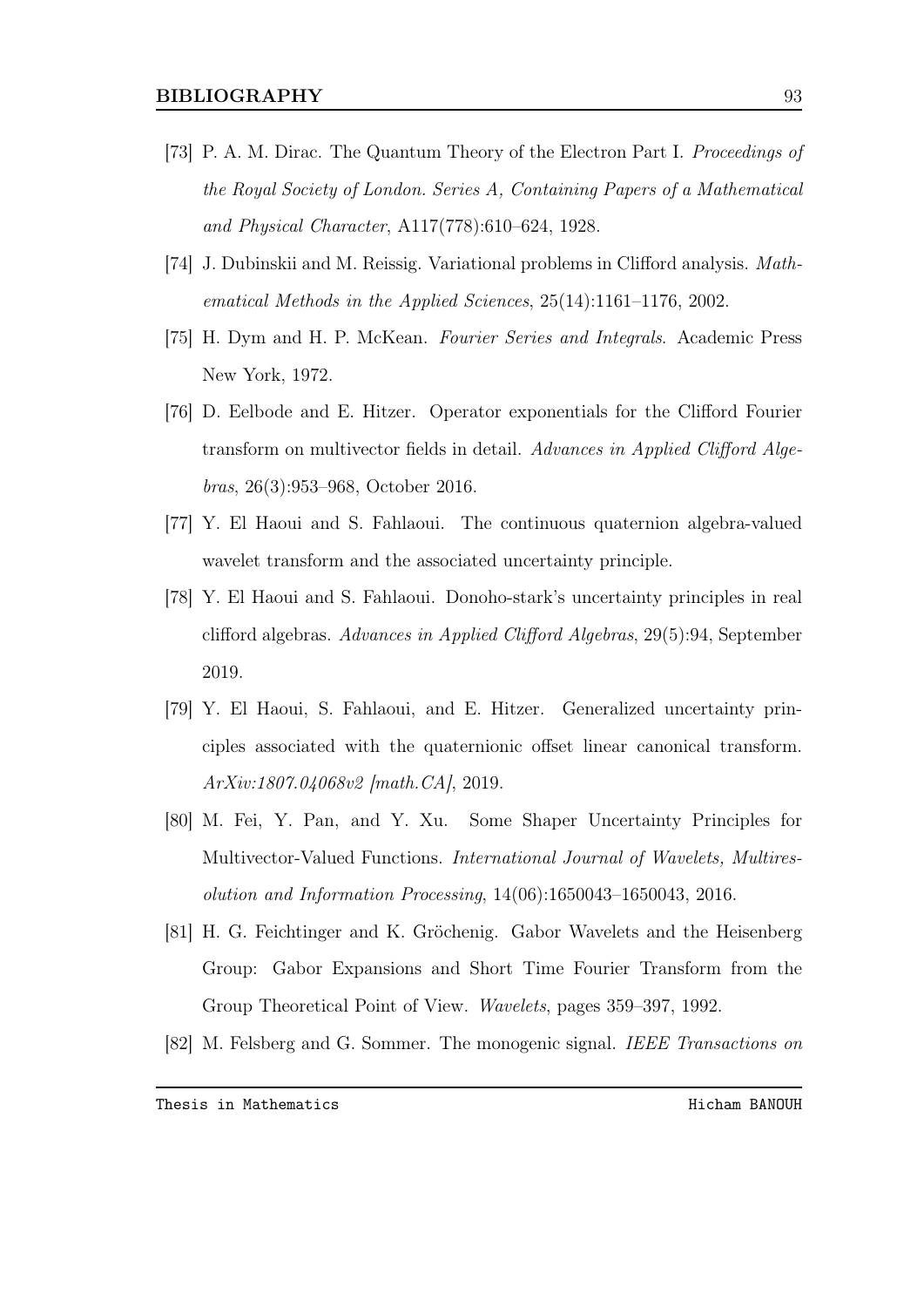[73] P. A. M. Dirac. The Quantum Theory of the Electron Part I. *Proceedings of the Royal Society of London. Series A, Containing Papers of a Mathematical and Physical Character*, A117(778):610–624, 1928.

[74] J. Dubinskii and M. Reissig. Variational problems in Clifford analysis. *Mathematical Methods in the Applied Sciences*, 25(14):1161–1176, 2002.

[75] H. Dym and H. P. McKean. *Fourier Series and Integrals*. Academic Press New York, 1972.

[76] D. Eelbode and E. Hitzer. Operator exponentials for the Clifford Fourier transform on multivector fields in detail. *Advances in Applied Clifford Algebras*, 26(3):953–968, October 2016.

[77] Y. El Haoui and S. Fahlaoui. The continuous quaternion algebra-valued wavelet transform and the associated uncertainty principle.

[78] Y. El Haoui and S. Fahlaoui. Donoho-stark's uncertainty principles in real clifford algebras. *Advances in Applied Clifford Algebras*, 29(5):94, September 2019.

[79] Y. El Haoui, S. Fahlaoui, and E. Hitzer. Generalized uncertainty principles associated with the quaternionic offset linear canonical transform. *ArXiv:1807.04068v2 [math.CA]*, 2019.

[80] M. Fei, Y. Pan, and Y. Xu. Some Shaper Uncertainty Principles for Multivector-Valued Functions. *International Journal of Wavelets, Multiresolution and Information Processing*, 14(06):1650043–1650043, 2016.

[81] H. G. Feichtinger and K. Gröchenig. Gabor Wavelets and the Heisenberg Group: Gabor Expansions and Short Time Fourier Transform from the Group Theoretical Point of View. *Wavelets*, pages 359–397, 1992.

[82] M. Felsberg and G. Sommer. The monogenic signal. *IEEE Transactions on*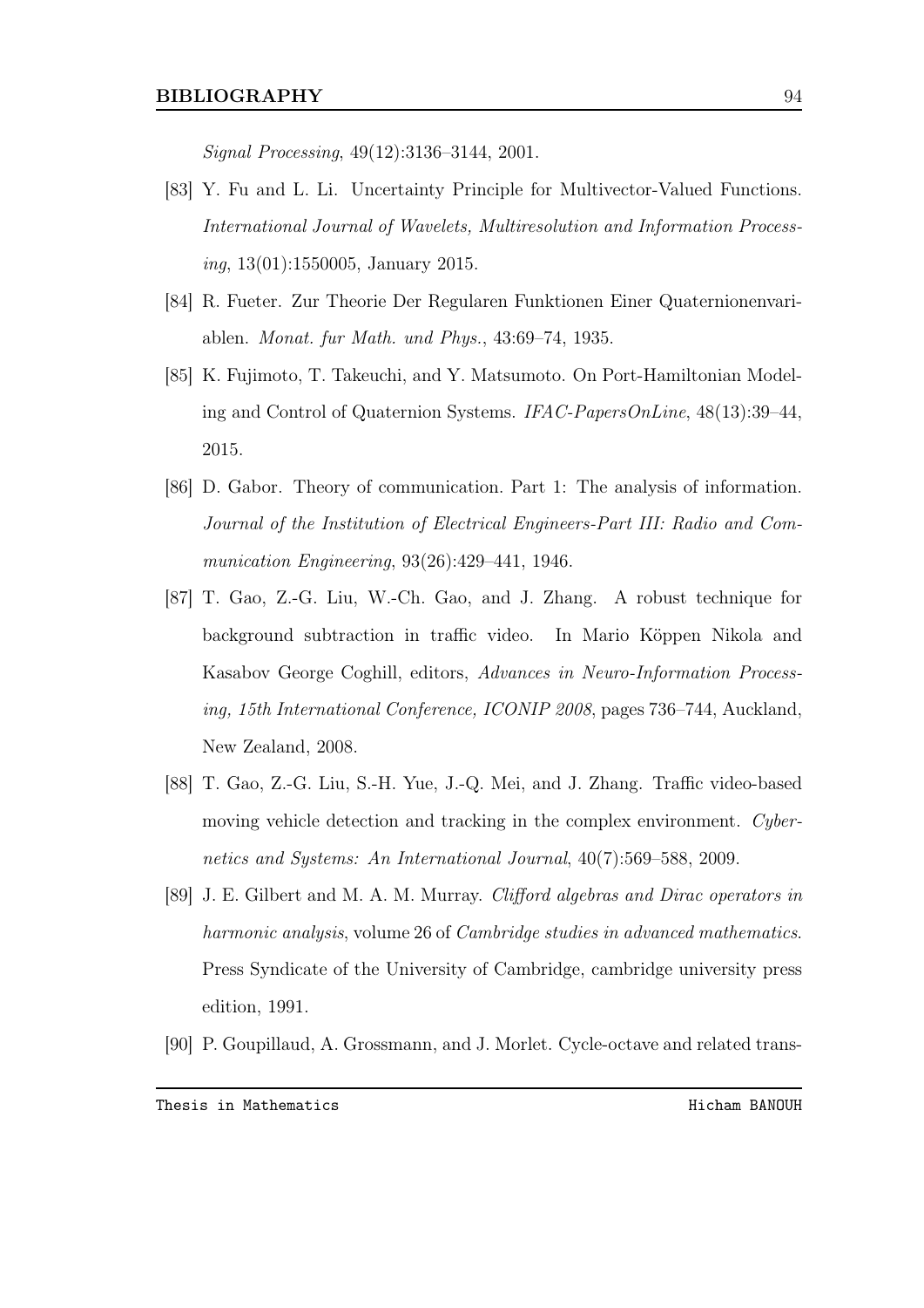*Signal Processing*, 49(12):3136–3144, 2001.

[83] Y. Fu and L. Li. Uncertainty Principle for Multivector-Valued Functions. *International Journal of Wavelets, Multiresolution and Information Processing*, 13(01):1550005, January 2015.

[84] R. Fueter. Zur Theorie Der Regularen Funktionen Einer Quaternionenvariablen. *Monat. fur Math. und Phys.*, 43:69–74, 1935.

[85] K. Fujimoto, T. Takeuchi, and Y. Matsumoto. On Port-Hamiltonian Modeling and Control of Quaternion Systems. *IFAC-PapersOnLine*, 48(13):39–44, 2015.

[86] D. Gabor. Theory of communication. Part 1: The analysis of information. *Journal of the Institution of Electrical Engineers-Part III: Radio and Communication Engineering*, 93(26):429–441, 1946.

[87] T. Gao, Z.-G. Liu, W.-Ch. Gao, and J. Zhang. A robust technique for background subtraction in traffic video. In Mario Köppen Nikola and Kasabov George Coghill, editors, *Advances in Neuro-Information Processing, 15th International Conference, ICONIP 2008*, pages 736–744, Auckland, New Zealand, 2008.

[88] T. Gao, Z.-G. Liu, S.-H. Yue, J.-Q. Mei, and J. Zhang. Traffic video-based moving vehicle detection and tracking in the complex environment. *Cybernetics and Systems: An International Journal*, 40(7):569–588, 2009.

[89] J. E. Gilbert and M. A. M. Murray. *Clifford algebras and Dirac operators in harmonic analysis*, volume 26 of *Cambridge studies in advanced mathematics*. Press Syndicate of the University of Cambridge, cambridge university press edition, 1991.

[90] P. Goupillaud, A. Grossmann, and J. Morlet. Cycle-octave and related trans-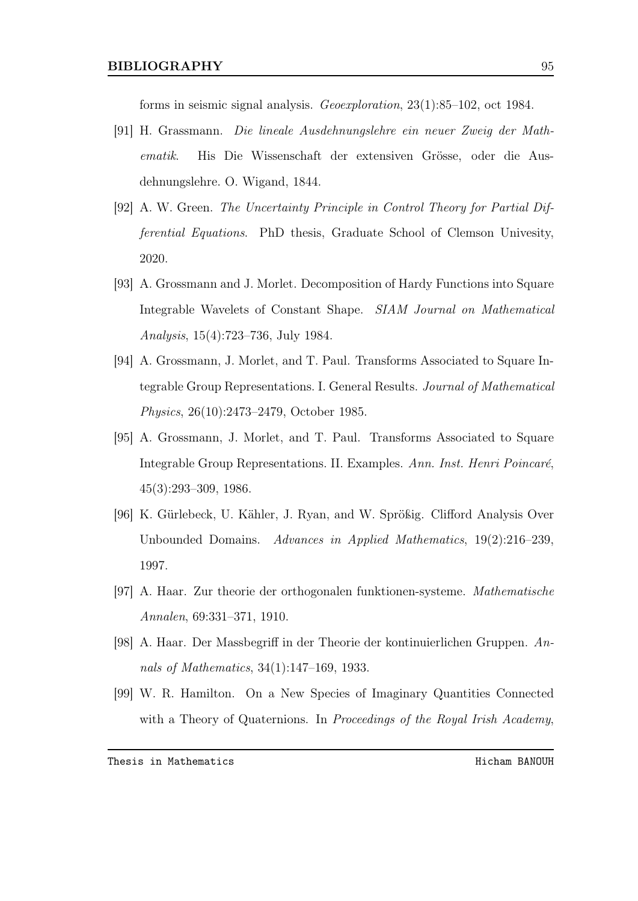forms in seismic signal analysis. *Geoexploration*, 23(1):85–102, oct 1984.

[91] H. Grassmann. *Die lineale Ausdehnungslehre ein neuer Zweig der Mathematik*. His Die Wissenschaft der extensiven Grösse, oder die Ausdehnungslehre. O. Wigand, 1844.

[92] A. W. Green. *The Uncertainty Principle in Control Theory for Partial Differential Equations*. PhD thesis, Graduate School of Clemson Univesity, 2020.

[93] A. Grossmann and J. Morlet. Decomposition of Hardy Functions into Square Integrable Wavelets of Constant Shape. *SIAM Journal on Mathematical Analysis*, 15(4):723–736, July 1984.

[94] A. Grossmann, J. Morlet, and T. Paul. Transforms Associated to Square Integrable Group Representations. I. General Results. *Journal of Mathematical Physics*, 26(10):2473–2479, October 1985.

[95] A. Grossmann, J. Morlet, and T. Paul. Transforms Associated to Square Integrable Group Representations. II. Examples. *Ann. Inst. Henri Poincaré*, 45(3):293–309, 1986.

[96] K. Gürlebeck, U. Kähler, J. Ryan, and W. Sprößig. Clifford Analysis Over Unbounded Domains. *Advances in Applied Mathematics*, 19(2):216–239, 1997.

[97] A. Haar. Zur theorie der orthogonalen funktionen-systeme. *Mathematische Annalen*, 69:331–371, 1910.

[98] A. Haar. Der Massbegriff in der Theorie der kontinuierlichen Gruppen. *Annals of Mathematics*, 34(1):147–169, 1933.

[99] W. R. Hamilton. On a New Species of Imaginary Quantities Connected with a Theory of Quaternions. In *Proceedings of the Royal Irish Academy*,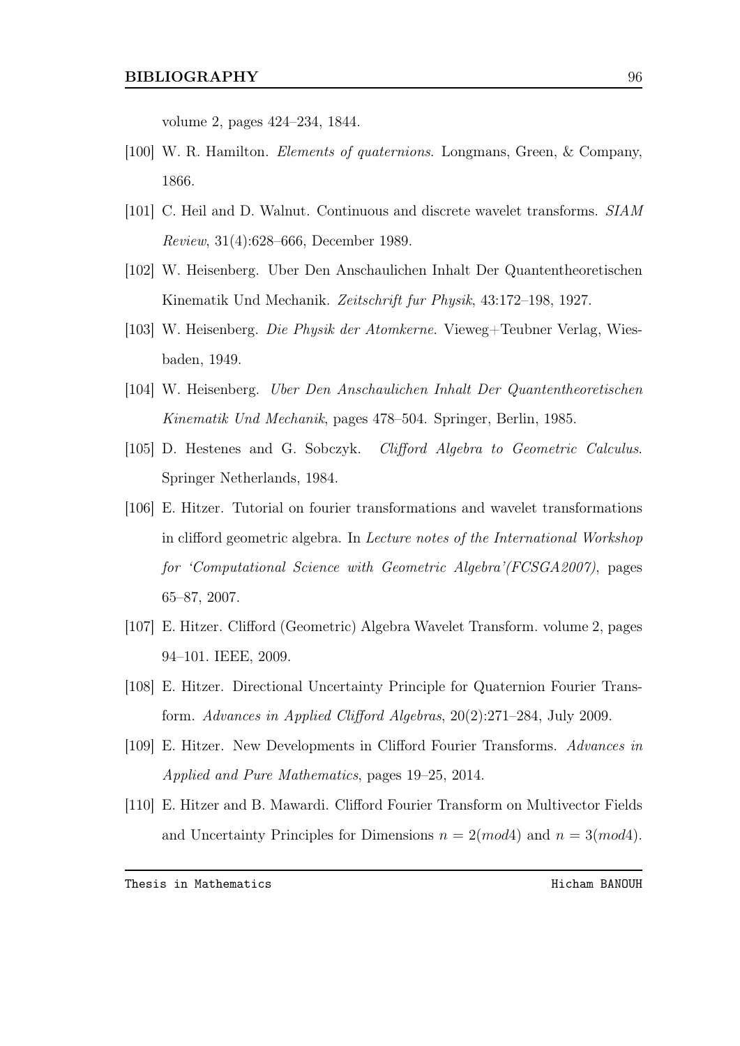volume 2, pages 424–234, 1844.

[100] W. R. Hamilton. *Elements of quaternions*. Longmans, Green, & Company, 1866.

[101] C. Heil and D. Walnut. Continuous and discrete wavelet transforms. *SIAM Review*, 31(4):628–666, December 1989.

[102] W. Heisenberg. Uber Den Anschaulichen Inhalt Der Quantentheoretischen Kinematik Und Mechanik. *Zeitschrift fur Physik*, 43:172–198, 1927.

[103] W. Heisenberg. *Die Physik der Atomkerne*. Vieweg+Teubner Verlag, Wiesbaden, 1949.

[104] W. Heisenberg. *Uber Den Anschaulichen Inhalt Der Quantentheoretischen Kinematik Und Mechanik*, pages 478–504. Springer, Berlin, 1985.

[105] D. Hestenes and G. Sobczyk. *Clifford Algebra to Geometric Calculus*. Springer Netherlands, 1984.

[106] E. Hitzer. Tutorial on fourier transformations and wavelet transformations in clifford geometric algebra. In *Lecture notes of the International Workshop for 'Computational Science with Geometric Algebra'(FCSGA2007)*, pages 65–87, 2007.

[107] E. Hitzer. Clifford (Geometric) Algebra Wavelet Transform. volume 2, pages 94–101. IEEE, 2009.

[108] E. Hitzer. Directional Uncertainty Principle for Quaternion Fourier Transform. *Advances in Applied Clifford Algebras*, 20(2):271–284, July 2009.

[109] E. Hitzer. New Developments in Clifford Fourier Transforms. *Advances in Applied and Pure Mathematics*, pages 19–25, 2014.

[110] E. Hitzer and B. Mawardi. Clifford Fourier Transform on Multivector Fields and Uncertainty Principles for Dimensions $n = 2(mod4)$ and $n = 3(mod4)$.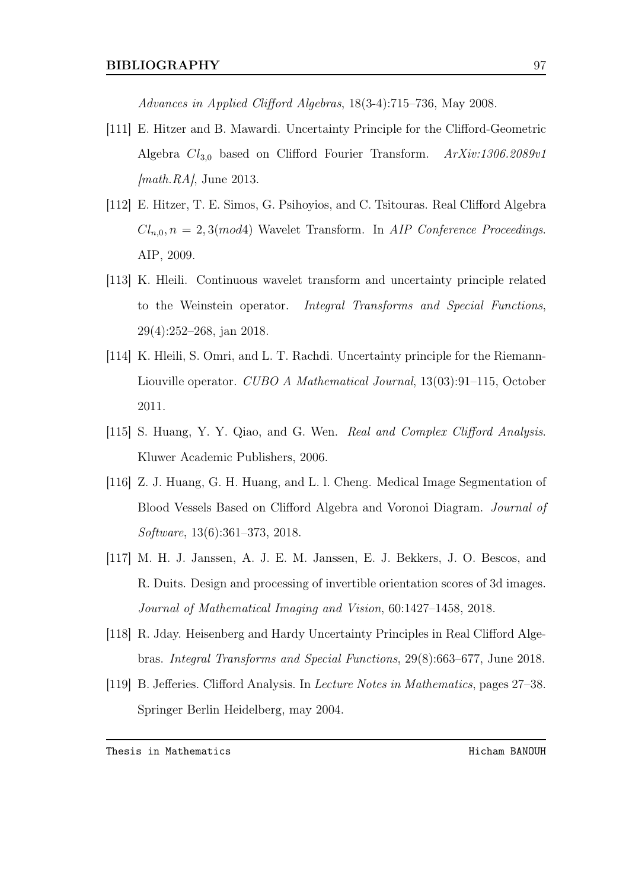*Advances in Applied Clifford Algebras*, 18(3-4):715–736, May 2008.

[111] E. Hitzer and B. Mawardi. Uncertainty Principle for the Clifford-Geometric Algebra $Cl_{3,0}$ based on Clifford Fourier Transform. *ArXiv:1306.2089v1 [math.RA]*, June 2013.

[112] E. Hitzer, T. E. Simos, G. Psihoyios, and C. Tsitouras. Real Clifford Algebra $Cl_{n,0}, n = 2, 3(mod4)$ Wavelet Transform. In *AIP Conference Proceedings*. AIP, 2009.

[113] K. Hleili. Continuous wavelet transform and uncertainty principle related to the Weinstein operator. *Integral Transforms and Special Functions*, 29(4):252–268, jan 2018.

[114] K. Hleili, S. Omri, and L. T. Rachdi. Uncertainty principle for the Riemann-Liouville operator. *CUBO A Mathematical Journal*, 13(03):91–115, October 2011.

[115] S. Huang, Y. Y. Qiao, and G. Wen. *Real and Complex Clifford Analysis*. Kluwer Academic Publishers, 2006.

[116] Z. J. Huang, G. H. Huang, and L. l. Cheng. Medical Image Segmentation of Blood Vessels Based on Clifford Algebra and Voronoi Diagram. *Journal of Software*, 13(6):361–373, 2018.

[117] M. H. J. Janssen, A. J. E. M. Janssen, E. J. Bekkers, J. O. Bescos, and R. Duits. Design and processing of invertible orientation scores of 3d images. *Journal of Mathematical Imaging and Vision*, 60:1427–1458, 2018.

[118] R. Jday. Heisenberg and Hardy Uncertainty Principles in Real Clifford Algebras. *Integral Transforms and Special Functions*, 29(8):663–677, June 2018.

[119] B. Jefferies. Clifford Analysis. In *Lecture Notes in Mathematics*, pages 27–38. Springer Berlin Heidelberg, may 2004.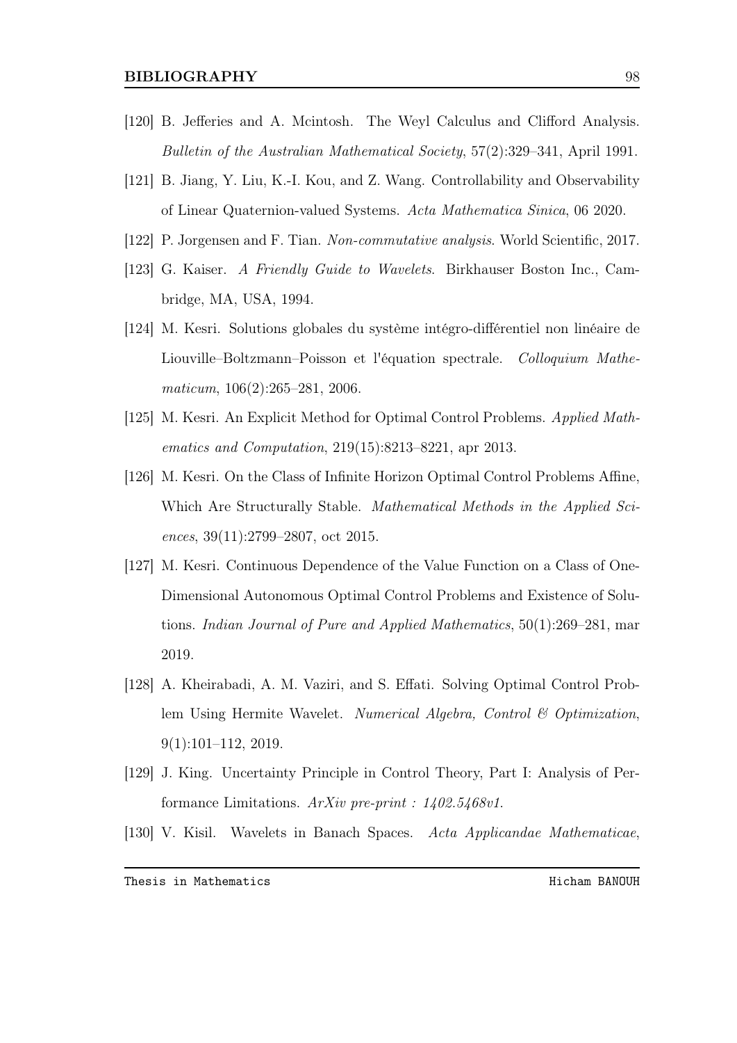[120] B. Jefferies and A. Mcintosh. The Weyl Calculus and Clifford Analysis. *Bulletin of the Australian Mathematical Society*, 57(2):329–341, April 1991.

[121] B. Jiang, Y. Liu, K.-I. Kou, and Z. Wang. Controllability and Observability of Linear Quaternion-valued Systems. *Acta Mathematica Sinica*, 06 2020.

[122] P. Jorgensen and F. Tian. *Non-commutative analysis*. World Scientific, 2017.

[123] G. Kaiser. *A Friendly Guide to Wavelets*. Birkhauser Boston Inc., Cambridge, MA, USA, 1994.

[124] M. Kesri. Solutions globales du système intégro-différentiel non linéaire de Liouville–Boltzmann–Poisson et l'équation spectrale. *Colloquium Mathematicum*, 106(2):265–281, 2006.

[125] M. Kesri. An Explicit Method for Optimal Control Problems. *Applied Mathematics and Computation*, 219(15):8213–8221, apr 2013.

[126] M. Kesri. On the Class of Infinite Horizon Optimal Control Problems Affine, Which Are Structurally Stable. *Mathematical Methods in the Applied Sciences*, 39(11):2799–2807, oct 2015.

[127] M. Kesri. Continuous Dependence of the Value Function on a Class of One-Dimensional Autonomous Optimal Control Problems and Existence of Solutions. *Indian Journal of Pure and Applied Mathematics*, 50(1):269–281, mar 2019.

[128] A. Kheirabadi, A. M. Vaziri, and S. Effati. Solving Optimal Control Problem Using Hermite Wavelet. *Numerical Algebra, Control & Optimization*, 9(1):101–112, 2019.

[129] J. King. Uncertainty Principle in Control Theory, Part I: Analysis of Performance Limitations. *ArXiv pre-print : 1402.5468v1.*

[130] V. Kisil. Wavelets in Banach Spaces. *Acta Applicandae Mathematicae*,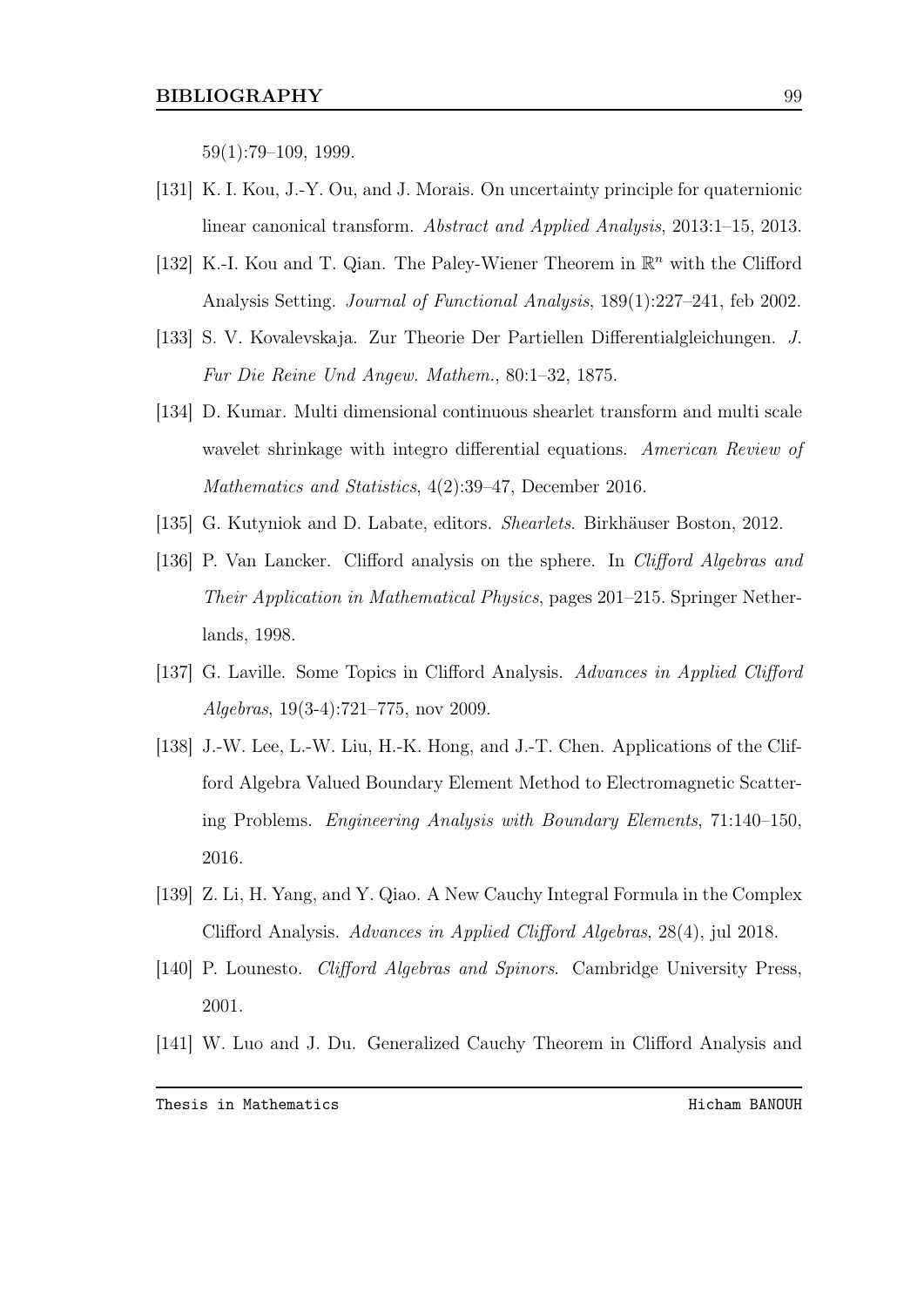59(1):79–109, 1999.

[131] K. I. Kou, J.-Y. Ou, and J. Morais. On uncertainty principle for quaternionic linear canonical transform. *Abstract and Applied Analysis*, 2013:1–15, 2013.

[132] K.-I. Kou and T. Qian. The Paley-Wiener Theorem in $\mathbb{R}^n$ with the Clifford Analysis Setting. *Journal of Functional Analysis*, 189(1):227–241, feb 2002.

[133] S. V. Kovalevskaja. Zur Theorie Der Partiellen Differentialgleichungen. *J. Fur Die Reine Und Angew. Mathem.*, 80:1–32, 1875.

[134] D. Kumar. Multi dimensional continuous shearlet transform and multi scale wavelet shrinkage with integro differential equations. *American Review of Mathematics and Statistics*, 4(2):39–47, December 2016.

[135] G. Kutyniok and D. Labate, editors. *Shearlets*. Birkhäuser Boston, 2012.

[136] P. Van Lancker. Clifford analysis on the sphere. In *Clifford Algebras and Their Application in Mathematical Physics*, pages 201–215. Springer Netherlands, 1998.

[137] G. Laville. Some Topics in Clifford Analysis. *Advances in Applied Clifford Algebras*, 19(3-4):721–775, nov 2009.

[138] J.-W. Lee, L.-W. Liu, H.-K. Hong, and J.-T. Chen. Applications of the Clifford Algebra Valued Boundary Element Method to Electromagnetic Scattering Problems. *Engineering Analysis with Boundary Elements*, 71:140–150, 2016.

[139] Z. Li, H. Yang, and Y. Qiao. A New Cauchy Integral Formula in the Complex Clifford Analysis. *Advances in Applied Clifford Algebras*, 28(4), jul 2018.

[140] P. Lounesto. *Clifford Algebras and Spinors*. Cambridge University Press, 2001.

[141] W. Luo and J. Du. Generalized Cauchy Theorem in Clifford Analysis and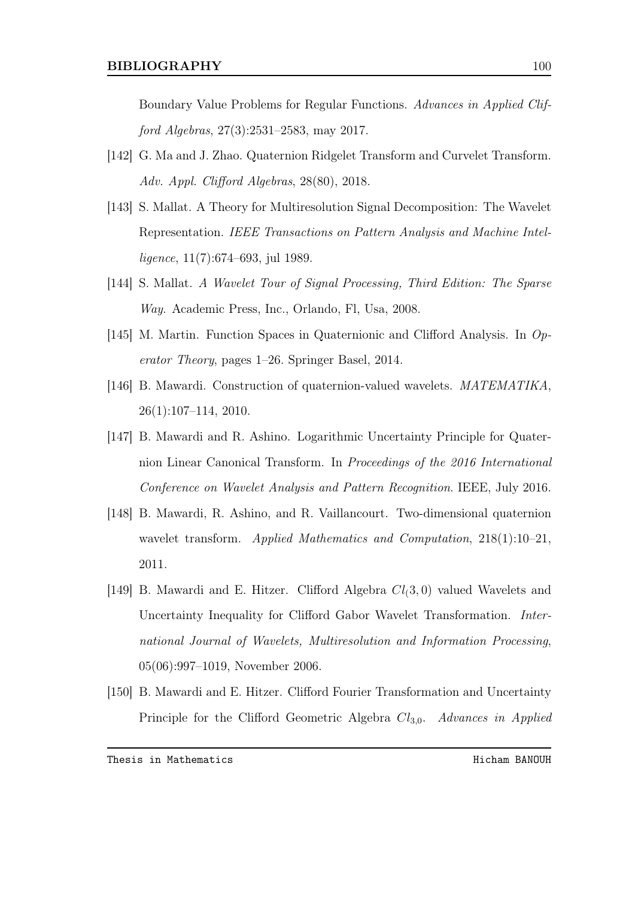Boundary Value Problems for Regular Functions. *Advances in Applied Clifford Algebras*, 27(3):2531–2583, may 2017.

[142] G. Ma and J. Zhao. Quaternion Ridgelet Transform and Curvelet Transform. *Adv. Appl. Clifford Algebras*, 28(80), 2018.

[143] S. Mallat. A Theory for Multiresolution Signal Decomposition: The Wavelet Representation. *IEEE Transactions on Pattern Analysis and Machine Intelligence*, 11(7):674–693, jul 1989.

[144] S. Mallat. *A Wavelet Tour of Signal Processing, Third Edition: The Sparse Way*. Academic Press, Inc., Orlando, Fl, Usa, 2008.

[145] M. Martin. Function Spaces in Quaternionic and Clifford Analysis. In *Operator Theory*, pages 1–26. Springer Basel, 2014.

[146] B. Mawardi. Construction of quaternion-valued wavelets. *MATEMATIKA*, 26(1):107–114, 2010.

[147] B. Mawardi and R. Ashino. Logarithmic Uncertainty Principle for Quaternion Linear Canonical Transform. In *Proceedings of the 2016 International Conference on Wavelet Analysis and Pattern Recognition*. IEEE, July 2016.

[148] B. Mawardi, R. Ashino, and R. Vaillancourt. Two-dimensional quaternion wavelet transform. *Applied Mathematics and Computation*, 218(1):10–21, 2011.

[149] B. Mawardi and E. Hitzer. Clifford Algebra $Cl_(3,0)$ valued Wavelets and Uncertainty Inequality for Clifford Gabor Wavelet Transformation. *International Journal of Wavelets, Multiresolution and Information Processing*, 05(06):997–1019, November 2006.

[150] B. Mawardi and E. Hitzer. Clifford Fourier Transformation and Uncertainty Principle for the Clifford Geometric Algebra $Cl_{3,0}$. *Advances in Applied*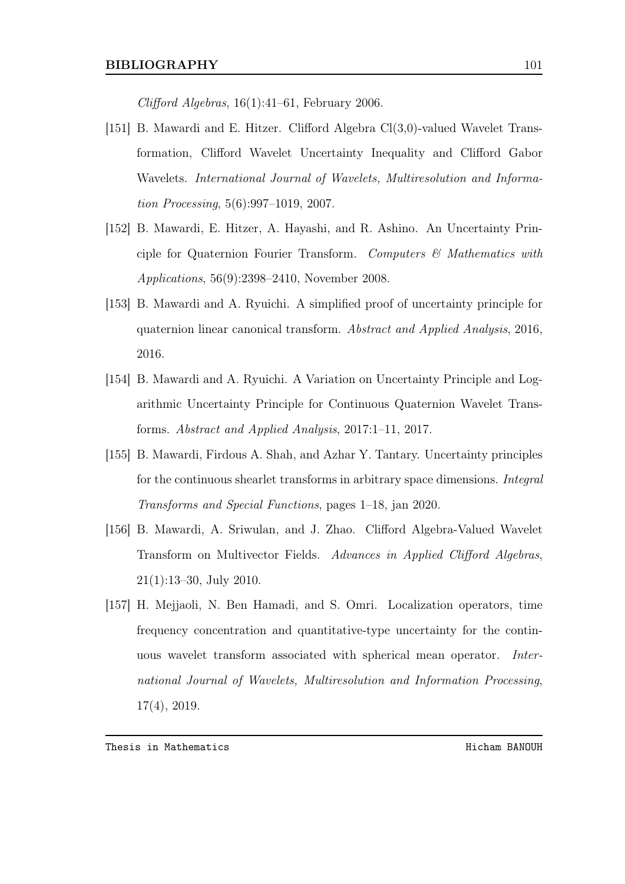*Clifford Algebras*, 16(1):41–61, February 2006.

[151] B. Mawardi and E. Hitzer. Clifford Algebra Cl(3,0)-valued Wavelet Transformation, Clifford Wavelet Uncertainty Inequality and Clifford Gabor Wavelets. *International Journal of Wavelets, Multiresolution and Information Processing*, 5(6):997–1019, 2007.

[152] B. Mawardi, E. Hitzer, A. Hayashi, and R. Ashino. An Uncertainty Principle for Quaternion Fourier Transform. *Computers & Mathematics with Applications*, 56(9):2398–2410, November 2008.

[153] B. Mawardi and A. Ryuichi. A simplified proof of uncertainty principle for quaternion linear canonical transform. *Abstract and Applied Analysis*, 2016, 2016.

[154] B. Mawardi and A. Ryuichi. A Variation on Uncertainty Principle and Logarithmic Uncertainty Principle for Continuous Quaternion Wavelet Transforms. *Abstract and Applied Analysis*, 2017:1–11, 2017.

[155] B. Mawardi, Firdous A. Shah, and Azhar Y. Tantary. Uncertainty principles for the continuous shearlet transforms in arbitrary space dimensions. *Integral Transforms and Special Functions*, pages 1–18, jan 2020.

[156] B. Mawardi, A. Sriwulan, and J. Zhao. Clifford Algebra-Valued Wavelet Transform on Multivector Fields. *Advances in Applied Clifford Algebras*, 21(1):13–30, July 2010.

[157] H. Mejjaoli, N. Ben Hamadi, and S. Omri. Localization operators, time frequency concentration and quantitative-type uncertainty for the continuous wavelet transform associated with spherical mean operator. *International Journal of Wavelets, Multiresolution and Information Processing*, 17(4), 2019.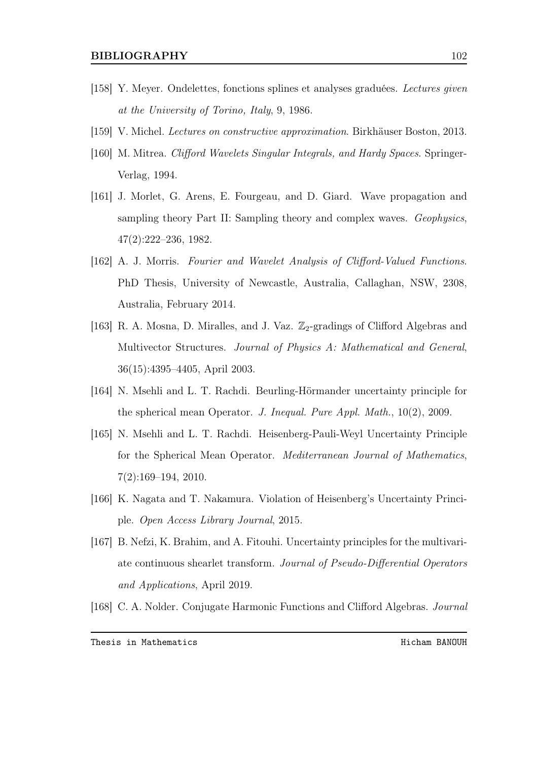[158] Y. Meyer. Ondelettes, fonctions splines et analyses graduées. *Lectures given at the University of Torino, Italy*, 9, 1986.

[159] V. Michel. *Lectures on constructive approximation*. Birkhäuser Boston, 2013.

[160] M. Mitrea. *Clifford Wavelets Singular Integrals, and Hardy Spaces*. Springer-Verlag, 1994.

[161] J. Morlet, G. Arens, E. Fourgeau, and D. Giard. Wave propagation and sampling theory Part II: Sampling theory and complex waves. *Geophysics*, 47(2):222–236, 1982.

[162] A. J. Morris. *Fourier and Wavelet Analysis of Clifford-Valued Functions*. PhD Thesis, University of Newcastle, Australia, Callaghan, NSW, 2308, Australia, February 2014.

[163] R. A. Mosna, D. Miralles, and J. Vaz. $\mathbb{Z}_2$-gradings of Clifford Algebras and Multivector Structures. *Journal of Physics A: Mathematical and General*, 36(15):4395–4405, April 2003.

[164] N. Msehli and L. T. Rachdi. Beurling-Hörmander uncertainty principle for the spherical mean Operator. *J. Inequal. Pure Appl. Math.*, 10(2), 2009.

[165] N. Msehli and L. T. Rachdi. Heisenberg-Pauli-Weyl Uncertainty Principle for the Spherical Mean Operator. *Mediterranean Journal of Mathematics*, 7(2):169–194, 2010.

[166] K. Nagata and T. Nakamura. Violation of Heisenberg's Uncertainty Principle. *Open Access Library Journal*, 2015.

[167] B. Nefzi, K. Brahim, and A. Fitouhi. Uncertainty principles for the multivariate continuous shearlet transform. *Journal of Pseudo-Differential Operators and Applications*, April 2019.

[168] C. A. Nolder. Conjugate Harmonic Functions and Clifford Algebras. *Journal*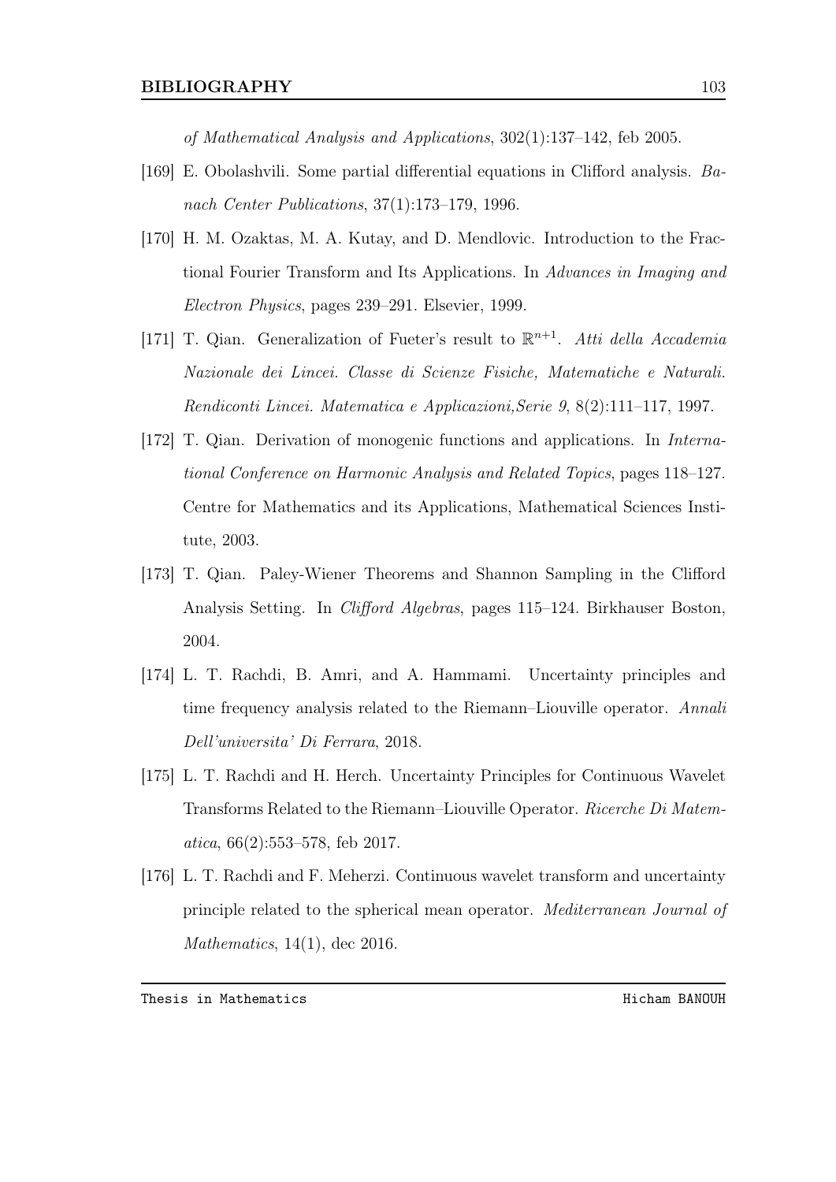*of Mathematical Analysis and Applications*, 302(1):137–142, feb 2005.

[169] E. Obolashvili. Some partial differential equations in Clifford analysis. *Banach Center Publications*, 37(1):173–179, 1996.

[170] H. M. Ozaktas, M. A. Kutay, and D. Mendlovic. Introduction to the Fractional Fourier Transform and Its Applications. In *Advances in Imaging and Electron Physics*, pages 239–291. Elsevier, 1999.

[171] T. Qian. Generalization of Fueter's result to $\mathbb{R}^{n+1}$. *Atti della Accademia Nazionale dei Lincei. Classe di Scienze Fisiche, Matematiche e Naturali. Rendiconti Lincei. Matematica e Applicazioni,Serie 9*, 8(2):111–117, 1997.

[172] T. Qian. Derivation of monogenic functions and applications. In *International Conference on Harmonic Analysis and Related Topics*, pages 118–127. Centre for Mathematics and its Applications, Mathematical Sciences Institute, 2003.

[173] T. Qian. Paley-Wiener Theorems and Shannon Sampling in the Clifford Analysis Setting. In *Clifford Algebras*, pages 115–124. Birkhauser Boston, 2004.

[174] L. T. Rachdi, B. Amri, and A. Hammami. Uncertainty principles and time frequency analysis related to the Riemann–Liouville operator. *Annali Dell'universita' Di Ferrara*, 2018.

[175] L. T. Rachdi and H. Herch. Uncertainty Principles for Continuous Wavelet Transforms Related to the Riemann–Liouville Operator. *Ricerche Di Matematica*, 66(2):553–578, feb 2017.

[176] L. T. Rachdi and F. Meherzi. Continuous wavelet transform and uncertainty principle related to the spherical mean operator. *Mediterranean Journal of Mathematics*, 14(1), dec 2016.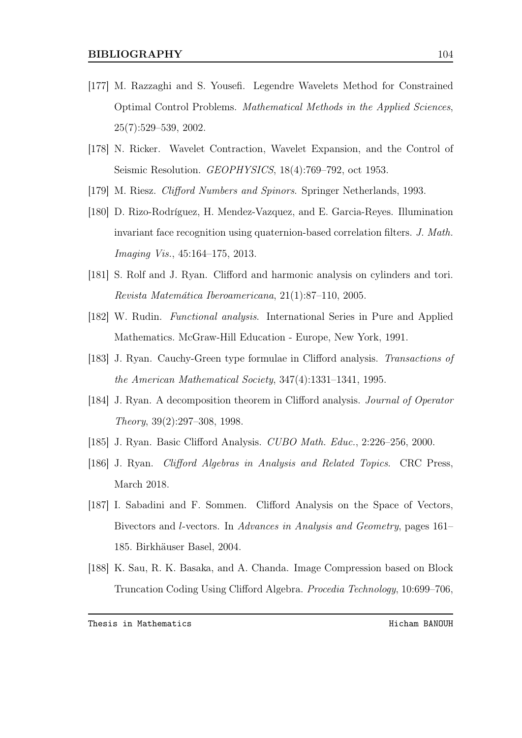[177] M. Razzaghi and S. Yousefi. Legendre Wavelets Method for Constrained Optimal Control Problems. *Mathematical Methods in the Applied Sciences*, 25(7):529–539, 2002.

[178] N. Ricker. Wavelet Contraction, Wavelet Expansion, and the Control of Seismic Resolution. *GEOPHYSICS*, 18(4):769–792, oct 1953.

[179] M. Riesz. *Clifford Numbers and Spinors*. Springer Netherlands, 1993.

[180] D. Rizo-Rodríguez, H. Mendez-Vazquez, and E. Garcia-Reyes. Illumination invariant face recognition using quaternion-based correlation filters. *J. Math. Imaging Vis.*, 45:164–175, 2013.

[181] S. Rolf and J. Ryan. Clifford and harmonic analysis on cylinders and tori. *Revista Matemática Iberoamericana*, 21(1):87–110, 2005.

[182] W. Rudin. *Functional analysis*. International Series in Pure and Applied Mathematics. McGraw-Hill Education - Europe, New York, 1991.

[183] J. Ryan. Cauchy-Green type formulae in Clifford analysis. *Transactions of the American Mathematical Society*, 347(4):1331–1341, 1995.

[184] J. Ryan. A decomposition theorem in Clifford analysis. *Journal of Operator Theory*, 39(2):297–308, 1998.

[185] J. Ryan. Basic Clifford Analysis. *CUBO Math. Educ.*, 2:226–256, 2000.

[186] J. Ryan. *Clifford Algebras in Analysis and Related Topics*. CRC Press, March 2018.

[187] I. Sabadini and F. Sommen. Clifford Analysis on the Space of Vectors, Bivectors and $l$-vectors. In *Advances in Analysis and Geometry*, pages 161–185. Birkhäuser Basel, 2004.

[188] K. Sau, R. K. Basaka, and A. Chanda. Image Compression based on Block Truncation Coding Using Clifford Algebra. *Procedia Technology*, 10:699–706,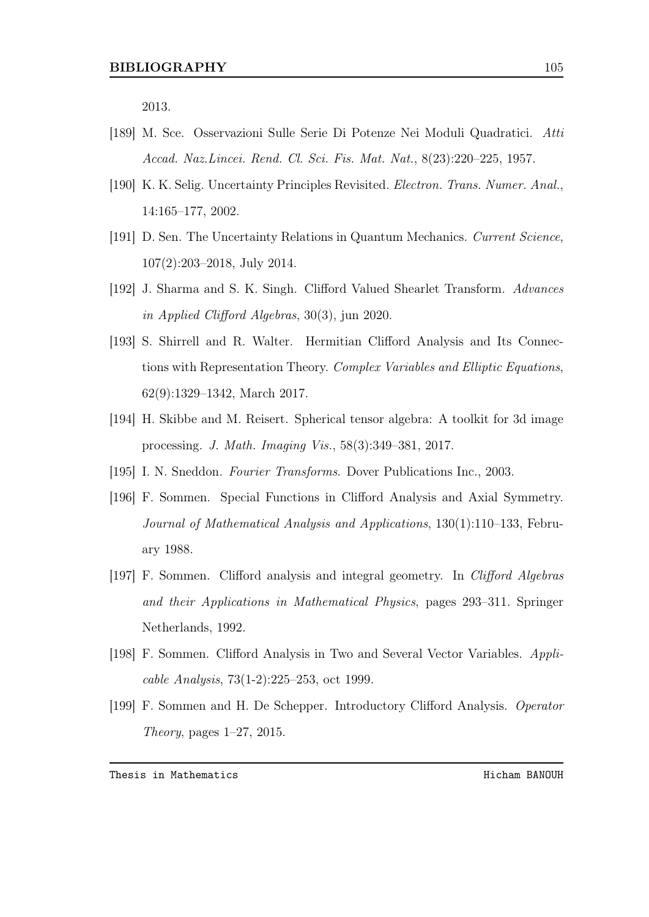2013.

[189] M. Sce. Osservazioni Sulle Serie Di Potenze Nei Moduli Quadratici. *Atti Accad. Naz.Lincei. Rend. Cl. Sci. Fis. Mat. Nat.*, 8(23):220–225, 1957.

[190] K. K. Selig. Uncertainty Principles Revisited. *Electron. Trans. Numer. Anal.*, 14:165–177, 2002.

[191] D. Sen. The Uncertainty Relations in Quantum Mechanics. *Current Science*, 107(2):203–2018, July 2014.

[192] J. Sharma and S. K. Singh. Clifford Valued Shearlet Transform. *Advances in Applied Clifford Algebras*, 30(3), jun 2020.

[193] S. Shirrell and R. Walter. Hermitian Clifford Analysis and Its Connections with Representation Theory. *Complex Variables and Elliptic Equations*, 62(9):1329–1342, March 2017.

[194] H. Skibbe and M. Reisert. Spherical tensor algebra: A toolkit for 3d image processing. *J. Math. Imaging Vis.*, 58(3):349–381, 2017.

[195] I. N. Sneddon. *Fourier Transforms*. Dover Publications Inc., 2003.

[196] F. Sommen. Special Functions in Clifford Analysis and Axial Symmetry. *Journal of Mathematical Analysis and Applications*, 130(1):110–133, February 1988.

[197] F. Sommen. Clifford analysis and integral geometry. In *Clifford Algebras and their Applications in Mathematical Physics*, pages 293–311. Springer Netherlands, 1992.

[198] F. Sommen. Clifford Analysis in Two and Several Vector Variables. *Applicable Analysis*, 73(1-2):225–253, oct 1999.

[199] F. Sommen and H. De Schepper. Introductory Clifford Analysis. *Operator Theory*, pages 1–27, 2015.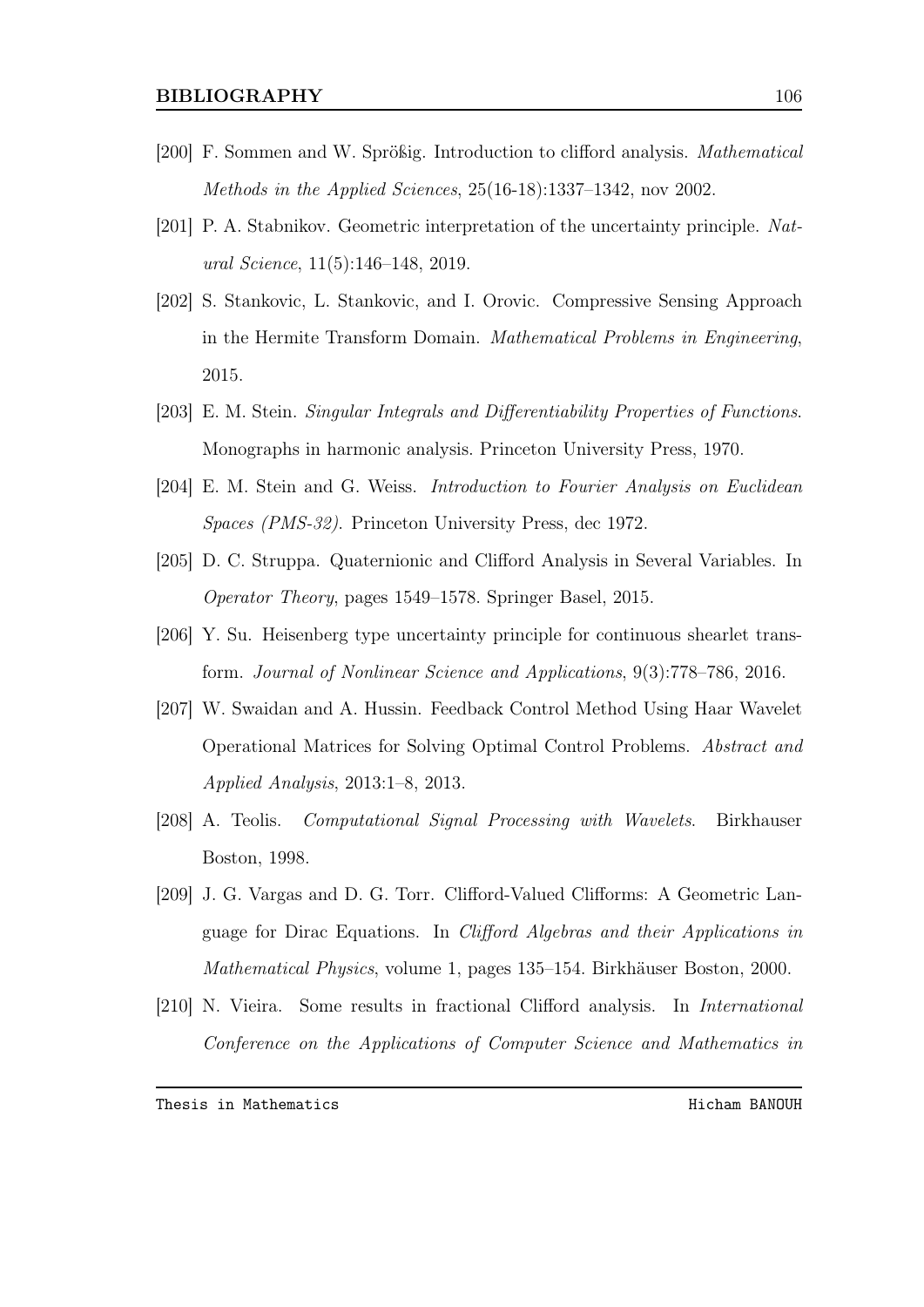[200] F. Sommen and W. Sprößig. Introduction to clifford analysis. *Mathematical Methods in the Applied Sciences*, 25(16-18):1337–1342, nov 2002.

[201] P. A. Stabnikov. Geometric interpretation of the uncertainty principle. *Natural Science*, 11(5):146–148, 2019.

[202] S. Stankovic, L. Stankovic, and I. Orovic. Compressive Sensing Approach in the Hermite Transform Domain. *Mathematical Problems in Engineering*, 2015.

[203] E. M. Stein. *Singular Integrals and Differentiability Properties of Functions*. Monographs in harmonic analysis. Princeton University Press, 1970.

[204] E. M. Stein and G. Weiss. *Introduction to Fourier Analysis on Euclidean Spaces (PMS-32)*. Princeton University Press, dec 1972.

[205] D. C. Struppa. Quaternionic and Clifford Analysis in Several Variables. In *Operator Theory*, pages 1549–1578. Springer Basel, 2015.

[206] Y. Su. Heisenberg type uncertainty principle for continuous shearlet transform. *Journal of Nonlinear Science and Applications*, 9(3):778–786, 2016.

[207] W. Swaidan and A. Hussin. Feedback Control Method Using Haar Wavelet Operational Matrices for Solving Optimal Control Problems. *Abstract and Applied Analysis*, 2013:1–8, 2013.

[208] A. Teolis. *Computational Signal Processing with Wavelets*. Birkhauser Boston, 1998.

[209] J. G. Vargas and D. G. Torr. Clifford-Valued Clifforms: A Geometric Language for Dirac Equations. In *Clifford Algebras and their Applications in Mathematical Physics*, volume 1, pages 135–154. Birkhäuser Boston, 2000.

[210] N. Vieira. Some results in fractional Clifford analysis. In *International Conference on the Applications of Computer Science and Mathematics in*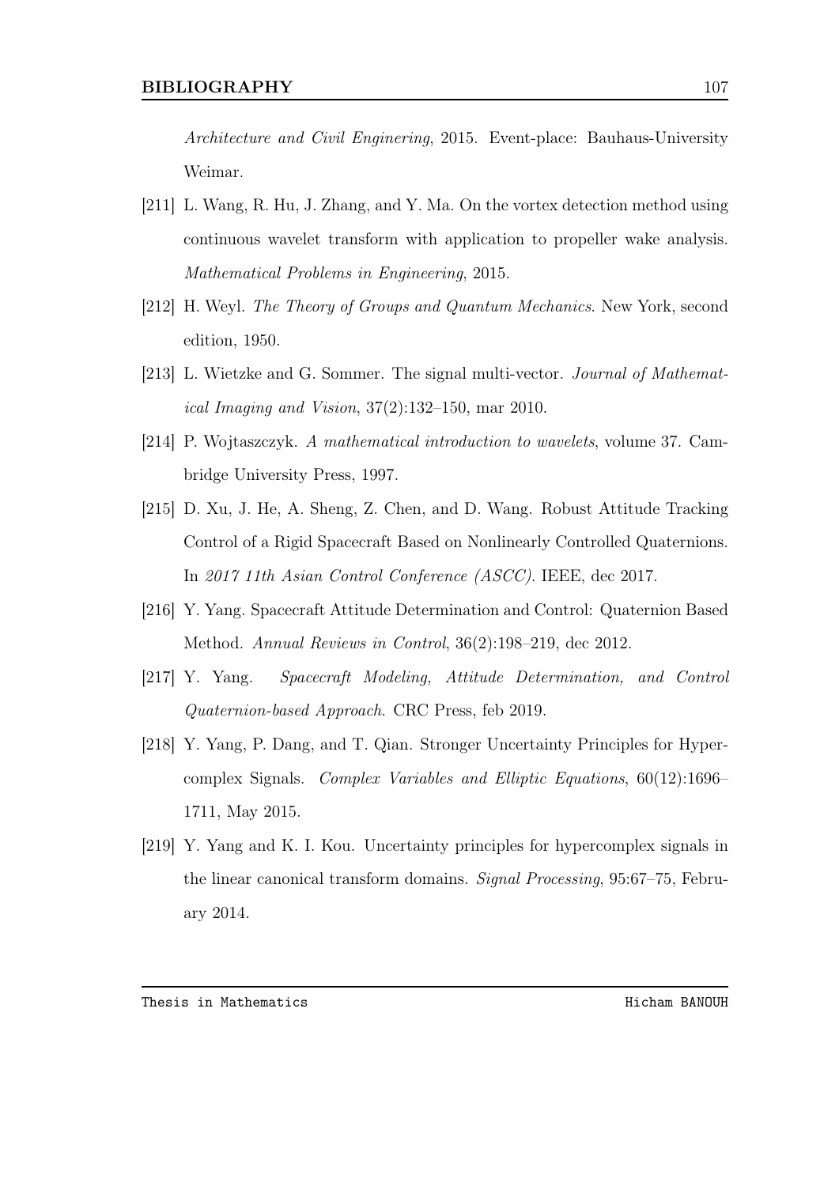*Architecture and Civil Enginering*, 2015. Event-place: Bauhaus-University Weimar.

[211] L. Wang, R. Hu, J. Zhang, and Y. Ma. On the vortex detection method using continuous wavelet transform with application to propeller wake analysis. *Mathematical Problems in Engineering*, 2015.

[212] H. Weyl. *The Theory of Groups and Quantum Mechanics*. New York, second edition, 1950.

[213] L. Wietzke and G. Sommer. The signal multi-vector. *Journal of Mathematical Imaging and Vision*, 37(2):132–150, mar 2010.

[214] P. Wojtaszczyk. *A mathematical introduction to wavelets*, volume 37. Cambridge University Press, 1997.

[215] D. Xu, J. He, A. Sheng, Z. Chen, and D. Wang. Robust Attitude Tracking Control of a Rigid Spacecraft Based on Nonlinearly Controlled Quaternions. In *2017 11th Asian Control Conference (ASCC)*. IEEE, dec 2017.

[216] Y. Yang. Spacecraft Attitude Determination and Control: Quaternion Based Method. *Annual Reviews in Control*, 36(2):198–219, dec 2012.

[217] Y. Yang. *Spacecraft Modeling, Attitude Determination, and Control Quaternion-based Approach*. CRC Press, feb 2019.

[218] Y. Yang, P. Dang, and T. Qian. Stronger Uncertainty Principles for Hypercomplex Signals. *Complex Variables and Elliptic Equations*, 60(12):1696–1711, May 2015.

[219] Y. Yang and K. I. Kou. Uncertainty principles for hypercomplex signals in the linear canonical transform domains. *Signal Processing*, 95:67–75, February 2014.